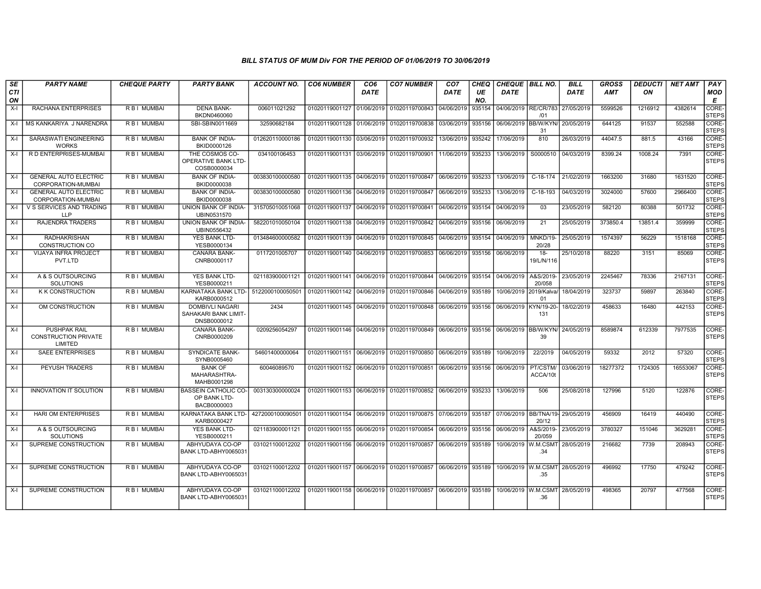*BILL STATUS OF MUM Div FOR THE PERIOD OF 01/06/2019 TO 30/06/2019*

| SECTION | PARTY NAME | CHEQUE PARTY | PARTY BANK | ACCOUNT NO. | CO6 NUMBER | CO6 DATE | CO7 NUMBER | CO7 DATE | CHEQUE NO. | CHEQUE DATE | BILL NO. | BILL DATE | GROSS AMT | DEDUCTION | NET AMT | PAY MODE |
|---|---|---|---|---|---|---|---|---|---|---|---|---|---|---|---|---|
| X-I | RACHANA ENTERPRISES | R B I MUMBAI | DENA BANK-BKDN0460060 | 006011021292 | 01020119001127 | 01/06/2019 | 01020119700843 | 04/06/2019 | 935154 | 04/06/2019 | RE/CR/783/01 | 27/05/2019 | 5599526 | 1216912 | 4382614 | CORE-STEPS |
| X-I | MS KANKARIYA J NARENDRA | R B I MUMBAI | SBI-SBIN0011669 | 32590682184 | 01020119001128 | 01/06/2019 | 01020119700838 | 03/06/2019 | 935156 | 06/06/2019 | BB/W/KYN/31 | 20/05/2019 | 644125 | 91537 | 552588 | CORE-STEPS |
| X-I | SARASWATI ENGINEERING WORKS | R B I MUMBAI | BANK OF INDIA-BKID0000126 | 012620110000186 | 01020119001130 | 03/06/2019 | 01020119700932 | 13/06/2019 | 935242 | 17/06/2019 | 810 | 26/03/2019 | 44047.5 | 881.5 | 43166 | CORE-STEPS |
| X-I | R D ENTERPRISES-MUMBAI | R B I MUMBAI | THE COSMOS CO-OPERATIVE BANK LTD-COSB0000034 | 034100106453 | 01020119001131 | 03/06/2019 | 01020119700901 | 11/06/2019 | 935233 | 13/06/2019 | S0000510 | 04/03/2019 | 8399.24 | 1008.24 | 7391 | CORE-STEPS |
| X-I | GENERAL AUTO ELECTRIC CORPORATION-MUMBAI | R B I MUMBAI | BANK OF INDIA-BKID0000038 | 003830100000580 | 01020119001135 | 04/06/2019 | 01020119700847 | 06/06/2019 | 935233 | 13/06/2019 | C-18-174 | 21/02/2019 | 1663200 | 31680 | 1631520 | CORE-STEPS |
| X-I | GENERAL AUTO ELECTRIC CORPORATION-MUMBAI | R B I MUMBAI | BANK OF INDIA-BKID0000038 | 003830100000580 | 01020119001136 | 04/06/2019 | 01020119700847 | 06/06/2019 | 935233 | 13/06/2019 | C-18-193 | 04/03/2019 | 3024000 | 57600 | 2966400 | CORE-STEPS |
| X-I | V S SERVICES AND TRADING LLP | R B I MUMBAI | UNION BANK OF INDIA-UBIN0531570 | 315705010051068 | 01020119001137 | 04/06/2019 | 01020119700841 | 04/06/2019 | 935154 | 04/06/2019 | 03 | 23/05/2019 | 582120 | 80388 | 501732 | CORE-STEPS |
| X-I | RAJENDRA TRADERS | R B I MUMBAI | UNION BANK OF INDIA-UBIN0556432 | 582201010050104 | 01020119001138 | 04/06/2019 | 01020119700842 | 04/06/2019 | 935156 | 06/06/2019 | 21 | 25/05/2019 | 373850.4 | 13851.4 | 359999 | CORE-STEPS |
| X-I | RADHAKRISHAN CONSTRUCTION CO | R B I MUMBAI | YES BANK LTD-YESB0000134 | 013484600000582 | 01020119001139 | 04/06/2019 | 01020119700845 | 04/06/2019 | 935154 | 04/06/2019 | MNKD/19-20/28 | 25/05/2019 | 1574397 | 56229 | 1518168 | CORE-STEPS |
| X-I | VIJAYA INFRA PROJECT PVT.LTD | R B I MUMBAI | CANARA BANK-CNRB0000117 | 0117201005707 | 01020119001140 | 04/06/2019 | 01020119700853 | 06/06/2019 | 935156 | 06/06/2019 | 18-19/L/N/116 | 25/10/2018 | 88220 | 3151 | 85069 | CORE-STEPS |
| X-I | A & S OUTSOURCING SOLUTIONS | R B I MUMBAI | YES BANK LTD-YESB0000211 | 021183900001121 | 01020119001141 | 04/06/2019 | 01020119700844 | 04/06/2019 | 935154 | 04/06/2019 | A&S/2019-20/058 | 23/05/2019 | 2245467 | 78336 | 2167131 | CORE-STEPS |
| X-I | K K CONSTRUCTION | R B I MUMBAI | KARNATAKA BANK LTD-KARB0000512 | 5122000100050501 | 01020119001142 | 04/06/2019 | 01020119700846 | 04/06/2019 | 935189 | 10/06/2019 | 2019/Kalva/01 | 18/04/2019 | 323737 | 59897 | 263840 | CORE-STEPS |
| X-I | OM CONSTRUCTION | R B I MUMBAI | DOMBIVLI NAGARI SAHAKARI BANK LIMIT-DNSB0000012 | 2434 | 01020119001145 | 04/06/2019 | 01020119700848 | 06/06/2019 | 935156 | 06/06/2019 | KYN/19-20-131 | 18/02/2019 | 458633 | 16480 | 442153 | CORE-STEPS |
| X-I | PUSHPAK RAIL CONSTRUCTION PRIVATE LIMITED | R B I MUMBAI | CANARA BANK-CNRB0000209 | 0209256054297 | 01020119001146 | 04/06/2019 | 01020119700849 | 06/06/2019 | 935156 | 06/06/2019 | BB/W/KYN/39 | 24/05/2019 | 8589874 | 612339 | 7977535 | CORE-STEPS |
| X-I | SAEE ENTERPRISES | R B I MUMBAI | SYNDICATE BANK-SYNB0005460 | 54601400000064 | 01020119001151 | 06/06/2019 | 01020119700850 | 06/06/2019 | 935189 | 10/06/2019 | 22/2019 | 04/05/2019 | 59332 | 2012 | 57320 | CORE-STEPS |
| X-I | PEYUSH TRADERS | R B I MUMBAI | BANK OF MAHARASHTRA-MAHB0001298 | 60046089570 | 01020119001152 | 06/06/2019 | 01020119700851 | 06/06/2019 | 935156 | 06/06/2019 | PT/CSTM/ACCA/10t | 03/06/2019 | 18277372 | 1724305 | 16553067 | CORE-STEPS |
| X-I | INNOVATION IT SOLUTION | R B I MUMBAI | BASSEIN CATHOLIC CO-OP BANK LTD-BACB0000003 | 003130300000024 | 01020119001153 | 06/06/2019 | 01020119700852 | 06/06/2019 | 935233 | 13/06/2019 | 506 | 25/08/2018 | 127996 | 5120 | 122876 | CORE-STEPS |
| X-I | HARI OM ENTERPRISES | R B I MUMBAI | KARNATAKA BANK LTD-KARB0000427 | 4272000100090501 | 01020119001154 | 06/06/2019 | 01020119700875 | 07/06/2019 | 935187 | 07/06/2019 | BB/TNA/19-20/12 | 29/05/2019 | 456909 | 16419 | 440490 | CORE-STEPS |
| X-I | A & S OUTSOURCING SOLUTIONS | R B I MUMBAI | YES BANK LTD-YESB0000211 | 021183900001121 | 01020119001155 | 06/06/2019 | 01020119700854 | 06/06/2019 | 935156 | 06/06/2019 | A&S/2019-20/059 | 23/05/2019 | 3780327 | 151046 | 3629281 | CORE-STEPS |
| X-I | SUPREME CONSTRUCTION | R B I MUMBAI | ABHYUDAYA CO-OP BANK LTD-ABHY0065031 | 031021100012202 | 01020119001156 | 06/06/2019 | 01020119700857 | 06/06/2019 | 935189 | 10/06/2019 | W.M.CSMT.34 | 28/05/2019 | 216682 | 7739 | 208943 | CORE-STEPS |
| X-I | SUPREME CONSTRUCTION | R B I MUMBAI | ABHYUDAYA CO-OP BANK LTD-ABHY0065031 | 031021100012202 | 01020119001157 | 06/06/2019 | 01020119700857 | 06/06/2019 | 935189 | 10/06/2019 | W.M.CSMT.35 | 28/05/2019 | 496992 | 17750 | 479242 | CORE-STEPS |
| X-I | SUPREME CONSTRUCTION | R B I MUMBAI | ABHYUDAYA CO-OP BANK LTD-ABHY0065031 | 031021100012202 | 01020119001158 | 06/06/2019 | 01020119700857 | 06/06/2019 | 935189 | 10/06/2019 | W.M.CSMT.36 | 28/05/2019 | 498365 | 20797 | 477568 | CORE-STEPS |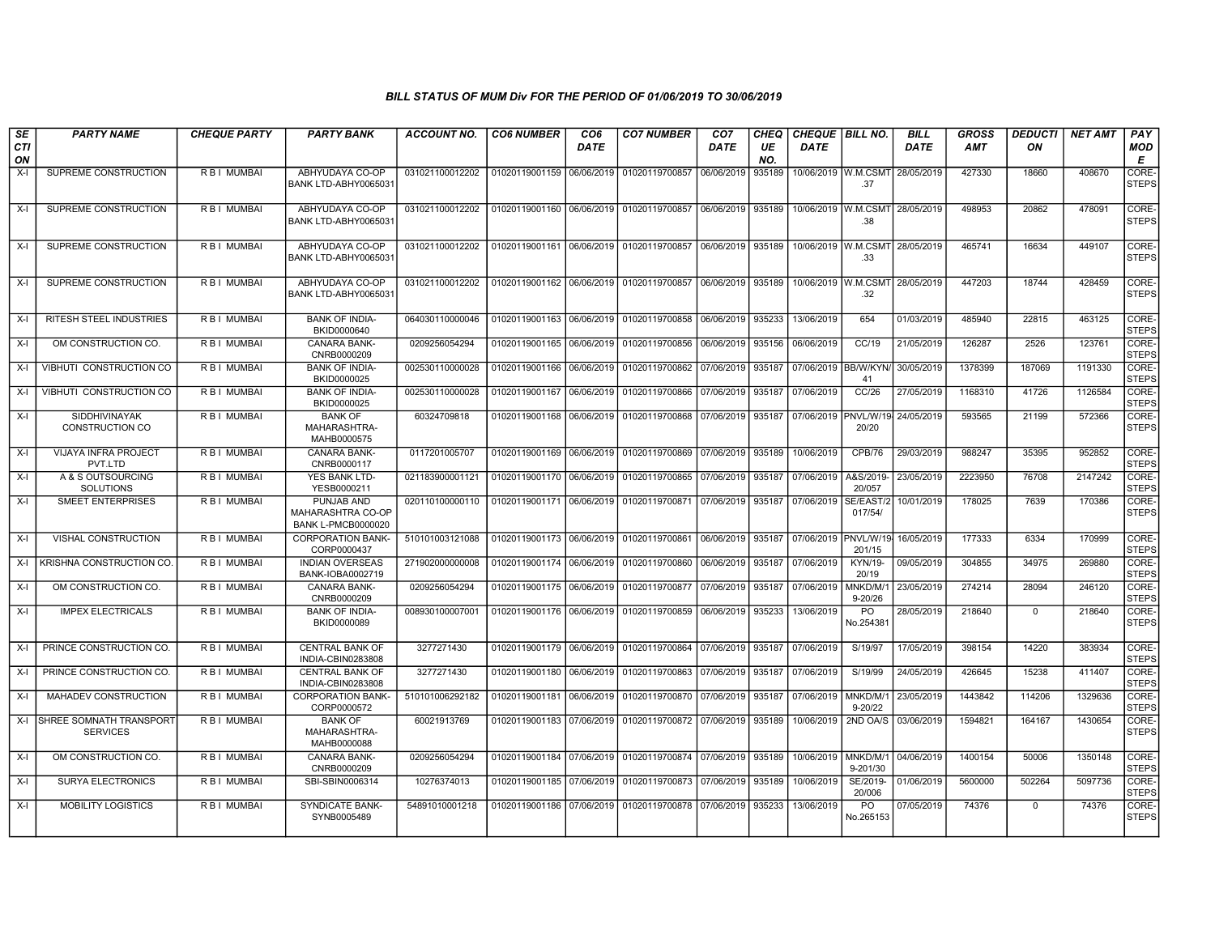## BILL STATUS OF MUM Div FOR THE PERIOD OF 01/06/2019 TO 30/06/2019

| SECTION | PARTY NAME | CHEQUE PARTY | PARTY BANK | ACCOUNT NO. | CO6 NUMBER | CO6 DATE | CO7 NUMBER | CO7 DATE | CHEQUE NO. | CHEQUE DATE | BILL NO. | BILL DATE | GROSS AMT | DEDUCTION | NET AMT | PAY MODE |
|---|---|---|---|---|---|---|---|---|---|---|---|---|---|---|---|---|
| X-I | SUPREME CONSTRUCTION | R B I MUMBAI | ABHYUDAYA CO-OP BANK LTD-ABHY0065031 | 031021100012202 | 01020119001159 | 06/06/2019 | 01020119700857 | 06/06/2019 | 935189 | 10/06/2019 | W.M.CSMT.37 | 28/05/2019 | 427330 | 18660 | 408670 | CORE-STEPS |
| X-I | SUPREME CONSTRUCTION | R B I MUMBAI | ABHYUDAYA CO-OP BANK LTD-ABHY0065031 | 031021100012202 | 01020119001160 | 06/06/2019 | 01020119700857 | 06/06/2019 | 935189 | 10/06/2019 | W.M.CSMT.38 | 28/05/2019 | 498953 | 20862 | 478091 | CORE-STEPS |
| X-I | SUPREME CONSTRUCTION | R B I MUMBAI | ABHYUDAYA CO-OP BANK LTD-ABHY0065031 | 031021100012202 | 01020119001161 | 06/06/2019 | 01020119700857 | 06/06/2019 | 935189 | 10/06/2019 | W.M.CSMT.33 | 28/05/2019 | 465741 | 16634 | 449107 | CORE-STEPS |
| X-I | SUPREME CONSTRUCTION | R B I MUMBAI | ABHYUDAYA CO-OP BANK LTD-ABHY0065031 | 031021100012202 | 01020119001162 | 06/06/2019 | 01020119700857 | 06/06/2019 | 935189 | 10/06/2019 | W.M.CSMT.32 | 28/05/2019 | 447203 | 18744 | 428459 | CORE-STEPS |
| X-I | RITESH STEEL INDUSTRIES | R B I MUMBAI | BANK OF INDIA-BKID0000640 | 064030110000046 | 01020119001163 | 06/06/2019 | 01020119700858 | 06/06/2019 | 935233 | 13/06/2019 | 654 | 01/03/2019 | 485940 | 22815 | 463125 | CORE-STEPS |
| X-I | OM CONSTRUCTION CO. | R B I MUMBAI | CANARA BANK-CNRB0000209 | 0209256054294 | 01020119001165 | 06/06/2019 | 01020119700856 | 06/06/2019 | 935156 | 06/06/2019 | CC/19 | 21/05/2019 | 126287 | 2526 | 123761 | CORE-STEPS |
| X-I | VIBHUTI CONSTRUCTION CO | R B I MUMBAI | BANK OF INDIA-BKID0000025 | 002530110000028 | 01020119001166 | 06/06/2019 | 01020119700862 | 07/06/2019 | 935187 | 07/06/2019 | BB/W/KYN/41 | 30/05/2019 | 1378399 | 187069 | 1191330 | CORE-STEPS |
| X-I | VIBHUTI CONSTRUCTION CO | R B I MUMBAI | BANK OF INDIA-BKID0000025 | 002530110000028 | 01020119001167 | 06/06/2019 | 01020119700866 | 07/06/2019 | 935187 | 07/06/2019 | CC/26 | 27/05/2019 | 1168310 | 41726 | 1126584 | CORE-STEPS |
| X-I | SIDDHIVINAYAK CONSTRUCTION CO | R B I MUMBAI | BANK OF MAHARASHTRA-MAHB0000575 | 60324709818 | 01020119001168 | 06/06/2019 | 01020119700868 | 07/06/2019 | 935187 | 07/06/2019 | PNVL/W/19-20/20 | 24/05/2019 | 593565 | 21199 | 572366 | CORE-STEPS |
| X-I | VIJAYA INFRA PROJECT PVT.LTD | R B I MUMBAI | CANARA BANK-CNRB0000117 | 0117201005707 | 01020119001169 | 06/06/2019 | 01020119700869 | 07/06/2019 | 935189 | 10/06/2019 | CPB/76 | 29/03/2019 | 988247 | 35395 | 952852 | CORE-STEPS |
| X-I | A & S OUTSOURCING SOLUTIONS | R B I MUMBAI | YES BANK LTD-YESB0000211 | 021183900001121 | 01020119001170 | 06/06/2019 | 01020119700865 | 07/06/2019 | 935187 | 07/06/2019 | A&S/2019-20/057 | 23/05/2019 | 2223950 | 76708 | 2147242 | CORE-STEPS |
| X-I | SMEET ENTERPRISES | R B I MUMBAI | PUNJAB AND MAHARASHTRA CO-OP BANK L-PMCB0000020 | 020110100000110 | 01020119001171 | 06/06/2019 | 01020119700871 | 07/06/2019 | 935187 | 07/06/2019 | SE/EAST/2017/54/ | 10/01/2019 | 178025 | 7639 | 170386 | CORE-STEPS |
| X-I | VISHAL CONSTRUCTION | R B I MUMBAI | CORPORATION BANK-CORP0000437 | 510101003121088 | 01020119001173 | 06/06/2019 | 01020119700861 | 06/06/2019 | 935187 | 07/06/2019 | PNVL/W/19-201/15 | 16/05/2019 | 177333 | 6334 | 170999 | CORE-STEPS |
| X-I | KRISHNA CONSTRUCTION CO. | R B I MUMBAI | INDIAN OVERSEAS BANK-IOBA0002719 | 271902000000008 | 01020119001174 | 06/06/2019 | 01020119700860 | 06/06/2019 | 935187 | 07/06/2019 | KYN/19-20/19 | 09/05/2019 | 304855 | 34975 | 269880 | CORE-STEPS |
| X-I | OM CONSTRUCTION CO. | R B I MUMBAI | CANARA BANK-CNRB0000209 | 0209256054294 | 01020119001175 | 06/06/2019 | 01020119700877 | 07/06/2019 | 935187 | 07/06/2019 | MNKD/M/19-20/26 | 23/05/2019 | 274214 | 28094 | 246120 | CORE-STEPS |
| X-I | IMPEX ELECTRICALS | R B I MUMBAI | BANK OF INDIA-BKID0000089 | 008930100007001 | 01020119001176 | 06/06/2019 | 01020119700859 | 06/06/2019 | 935233 | 13/06/2019 | PO No.254381 | 28/05/2019 | 218640 | 0 | 218640 | CORE-STEPS |
| X-I | PRINCE CONSTRUCTION CO. | R B I MUMBAI | CENTRAL BANK OF INDIA-CBIN0283808 | 3277271430 | 01020119001179 | 06/06/2019 | 01020119700864 | 07/06/2019 | 935187 | 07/06/2019 | S/19/97 | 17/05/2019 | 398154 | 14220 | 383934 | CORE-STEPS |
| X-I | PRINCE CONSTRUCTION CO. | R B I MUMBAI | CENTRAL BANK OF INDIA-CBIN0283808 | 3277271430 | 01020119001180 | 06/06/2019 | 01020119700863 | 07/06/2019 | 935187 | 07/06/2019 | S/19/99 | 24/05/2019 | 426645 | 15238 | 411407 | CORE-STEPS |
| X-I | MAHADEV CONSTRUCTION | R B I MUMBAI | CORPORATION BANK-CORP0000572 | 510101006292182 | 01020119001181 | 06/06/2019 | 01020119700870 | 07/06/2019 | 935187 | 07/06/2019 | MNKD/M/19-20/22 | 23/05/2019 | 1443842 | 114206 | 1329636 | CORE-STEPS |
| X-I | SHREE SOMNATH TRANSPORT SERVICES | R B I MUMBAI | BANK OF MAHARASHTRA-MAHB0000088 | 60021913769 | 01020119001183 | 07/06/2019 | 01020119700872 | 07/06/2019 | 935189 | 10/06/2019 | 2ND OA/S | 03/06/2019 | 1594821 | 164167 | 1430654 | CORE-STEPS |
| X-I | OM CONSTRUCTION CO. | R B I MUMBAI | CANARA BANK-CNRB0000209 | 0209256054294 | 01020119001184 | 07/06/2019 | 01020119700874 | 07/06/2019 | 935189 | 10/06/2019 | MNKD/M/19-201/30 | 04/06/2019 | 1400154 | 50006 | 1350148 | CORE-STEPS |
| X-I | SURYA ELECTRONICS | R B I MUMBAI | SBI-SBIN0006314 | 10276374013 | 01020119001185 | 07/06/2019 | 01020119700873 | 07/06/2019 | 935189 | 10/06/2019 | SE/2019-20/006 | 01/06/2019 | 5600000 | 502264 | 5097736 | CORE-STEPS |
| X-I | MOBILITY LOGISTICS | R B I MUMBAI | SYNDICATE BANK-SYNB0005489 | 54891010001218 | 01020119001186 | 07/06/2019 | 01020119700878 | 07/06/2019 | 935233 | 13/06/2019 | PO No.265153 | 07/05/2019 | 74376 | 0 | 74376 | CORE-STEPS |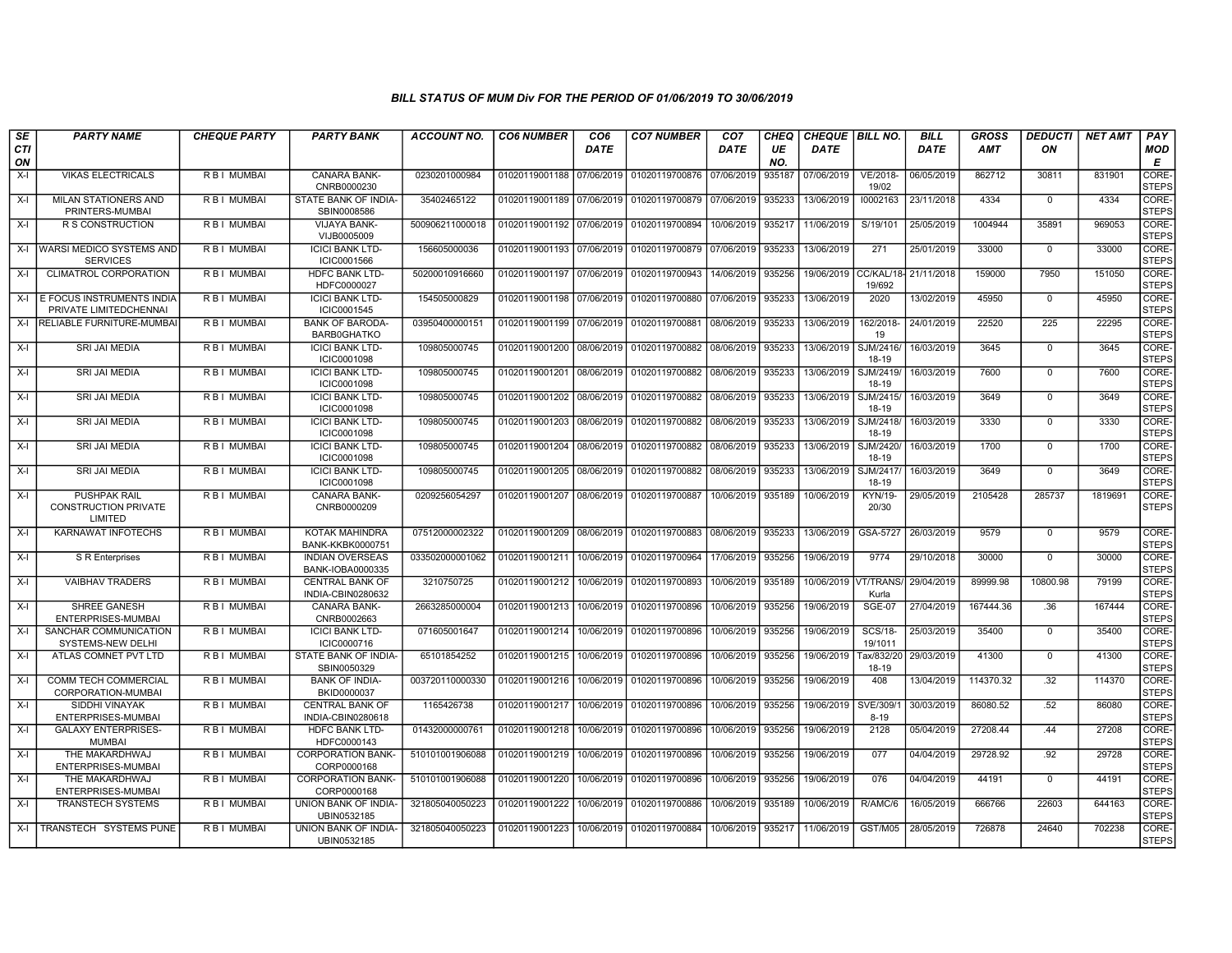# BILL STATUS OF MUM Div FOR THE PERIOD OF 01/06/2019 TO 30/06/2019

| SECTION | PARTY NAME | CHEQUE PARTY | PARTY BANK | ACCOUNT NO. | CO6 NUMBER | CO6 DATE | CO7 NUMBER | CO7 DATE | CHEQUE NO. | CHEQUE DATE | BILL NO. | BILL DATE | GROSS AMT | DEDUCTION | NET AMT | PAY MODE |
|---|---|---|---|---|---|---|---|---|---|---|---|---|---|---|---|---|
| X-I | VIKAS ELECTRICALS | R B I MUMBAI | CANARA BANK-CNRB0000230 | 0230201000984 | 01020119001188 | 07/06/2019 | 01020119700876 | 07/06/2019 | 935187 | 07/06/2019 | VE/2018-19/02 | 06/05/2019 | 862712 | 30811 | 831901 | CORE-STEPS |
| X-I | MILAN STATIONERS AND PRINTERS-MUMBAI | R B I MUMBAI | STATE BANK OF INDIA-SBIN0008586 | 35402465122 | 01020119001189 | 07/06/2019 | 01020119700879 | 07/06/2019 | 935233 | 13/06/2019 | I0002163 | 23/11/2018 | 4334 | 0 | 4334 | CORE-STEPS |
| X-I | R S CONSTRUCTION | R B I MUMBAI | VIJAYA BANK-VIJB0005009 | 500906211000018 | 01020119001192 | 07/06/2019 | 01020119700894 | 10/06/2019 | 935217 | 11/06/2019 | S/19/101 | 25/05/2019 | 1004944 | 35891 | 969053 | CORE-STEPS |
| X-I | WARSI MEDICO SYSTEMS AND SERVICES | R B I MUMBAI | ICICI BANK LTD-ICIC0001566 | 156605000036 | 01020119001193 | 07/06/2019 | 01020119700879 | 07/06/2019 | 935233 | 13/06/2019 | 271 | 25/01/2019 | 33000 | 0 | 33000 | CORE-STEPS |
| X-I | CLIMATROL CORPORATION | R B I MUMBAI | HDFC BANK LTD-HDFC0000027 | 50200010916660 | 01020119001197 | 07/06/2019 | 01020119700943 | 14/06/2019 | 935256 | 19/06/2019 | CC/KAL/18-19/692 | 21/11/2018 | 159000 | 7950 | 151050 | CORE-STEPS |
| X-I | E FOCUS INSTRUMENTS INDIA PRIVATE LIMITEDCHENNAI | R B I MUMBAI | ICICI BANK LTD-ICIC0001545 | 154505000829 | 01020119001198 | 07/06/2019 | 01020119700880 | 07/06/2019 | 935233 | 13/06/2019 | 2020 | 13/02/2019 | 45950 | 0 | 45950 | CORE-STEPS |
| X-I | RELIABLE FURNITURE-MUMBAI | R B I MUMBAI | BANK OF BARODA-BARB0GHATKO | 03950400000151 | 01020119001199 | 07/06/2019 | 01020119700881 | 08/06/2019 | 935233 | 13/06/2019 | 162/2018-19 | 24/01/2019 | 22520 | 225 | 22295 | CORE-STEPS |
| X-I | SRI JAI MEDIA | R B I MUMBAI | ICICI BANK LTD-ICIC0001098 | 109805000745 | 01020119001200 | 08/06/2019 | 01020119700882 | 08/06/2019 | 935233 | 13/06/2019 | SJM/2416/18-19 | 16/03/2019 | 3645 | 0 | 3645 | CORE-STEPS |
| X-I | SRI JAI MEDIA | R B I MUMBAI | ICICI BANK LTD-ICIC0001098 | 109805000745 | 01020119001201 | 08/06/2019 | 01020119700882 | 08/06/2019 | 935233 | 13/06/2019 | SJM/2419/18-19 | 16/03/2019 | 7600 | 0 | 7600 | CORE-STEPS |
| X-I | SRI JAI MEDIA | R B I MUMBAI | ICICI BANK LTD-ICIC0001098 | 109805000745 | 01020119001202 | 08/06/2019 | 01020119700882 | 08/06/2019 | 935233 | 13/06/2019 | SJM/2415/18-19 | 16/03/2019 | 3649 | 0 | 3649 | CORE-STEPS |
| X-I | SRI JAI MEDIA | R B I MUMBAI | ICICI BANK LTD-ICIC0001098 | 109805000745 | 01020119001203 | 08/06/2019 | 01020119700882 | 08/06/2019 | 935233 | 13/06/2019 | SJM/2418/18-19 | 16/03/2019 | 3330 | 0 | 3330 | CORE-STEPS |
| X-I | SRI JAI MEDIA | R B I MUMBAI | ICICI BANK LTD-ICIC0001098 | 109805000745 | 01020119001204 | 08/06/2019 | 01020119700882 | 08/06/2019 | 935233 | 13/06/2019 | SJM/2420/18-19 | 16/03/2019 | 1700 | 0 | 1700 | CORE-STEPS |
| X-I | SRI JAI MEDIA | R B I MUMBAI | ICICI BANK LTD-ICIC0001098 | 109805000745 | 01020119001205 | 08/06/2019 | 01020119700882 | 08/06/2019 | 935233 | 13/06/2019 | SJM/2417/18-19 | 16/03/2019 | 3649 | 0 | 3649 | CORE-STEPS |
| X-I | PUSHPAK RAIL CONSTRUCTION PRIVATE LIMITED | R B I MUMBAI | CANARA BANK-CNRB0000209 | 0209256054297 | 01020119001207 | 08/06/2019 | 01020119700887 | 10/06/2019 | 935189 | 10/06/2019 | KYN/19-20/30 | 29/05/2019 | 2105428 | 285737 | 1819691 | CORE-STEPS |
| X-I | KARNAWAT INFOTECHS | R B I MUMBAI | KOTAK MAHINDRA BANK-KKBK0000751 | 07512000002322 | 01020119001209 | 08/06/2019 | 01020119700883 | 08/06/2019 | 935233 | 13/06/2019 | GSA-5727 | 26/03/2019 | 9579 | 0 | 9579 | CORE-STEPS |
| X-I | S R Enterprises | R B I MUMBAI | INDIAN OVERSEAS BANK-IOBA0000335 | 033502000001062 | 01020119001211 | 10/06/2019 | 01020119700964 | 17/06/2019 | 935256 | 19/06/2019 | 9774 | 29/10/2018 | 30000 | 0 | 30000 | CORE-STEPS |
| X-I | VAIBHAV TRADERS | R B I MUMBAI | CENTRAL BANK OF INDIA-CBIN0280632 | 3210750725 | 01020119001212 | 10/06/2019 | 01020119700893 | 10/06/2019 | 935189 | 10/06/2019 | VT/TRANS/Kurla | 29/04/2019 | 89999.98 | 10800.98 | 79199 | CORE-STEPS |
| X-I | SHREE GANESH ENTERPRISES-MUMBAI | R B I MUMBAI | CANARA BANK-CNRB0002663 | 2663285000004 | 01020119001213 | 10/06/2019 | 01020119700896 | 10/06/2019 | 935256 | 19/06/2019 | SGE-07 | 27/04/2019 | 167444.36 | .36 | 167444 | CORE-STEPS |
| X-I | SANCHAR COMMUNICATION SYSTEMS-NEW DELHI | R B I MUMBAI | ICICI BANK LTD-ICIC0000716 | 071605001647 | 01020119001214 | 10/06/2019 | 01020119700896 | 10/06/2019 | 935256 | 19/06/2019 | SCS/18-19/1011 | 25/03/2019 | 35400 | 0 | 35400 | CORE-STEPS |
| X-I | ATLAS COMNET PVT LTD | R B I MUMBAI | STATE BANK OF INDIA-SBIN0050329 | 65101854252 | 01020119001215 | 10/06/2019 | 01020119700896 | 10/06/2019 | 935256 | 19/06/2019 | Tax/832/20 18-19 | 29/03/2019 | 41300 | 0 | 41300 | CORE-STEPS |
| X-I | COMM TECH COMMERCIAL CORPORATION-MUMBAI | R B I MUMBAI | BANK OF INDIA-BKID0000037 | 003720110000330 | 01020119001216 | 10/06/2019 | 01020119700896 | 10/06/2019 | 935256 | 19/06/2019 | 408 | 13/04/2019 | 114370.32 | .32 | 114370 | CORE-STEPS |
| X-I | SIDDHI VINAYAK ENTERPRISES-MUMBAI | R B I MUMBAI | CENTRAL BANK OF INDIA-CBIN0280618 | 1165426738 | 01020119001217 | 10/06/2019 | 01020119700896 | 10/06/2019 | 935256 | 19/06/2019 | SVE/309/18-19 | 30/03/2019 | 86080.52 | .52 | 86080 | CORE-STEPS |
| X-I | GALAXY ENTERPRISES-MUMBAI | R B I MUMBAI | HDFC BANK LTD-HDFC0000143 | 01432000000761 | 01020119001218 | 10/06/2019 | 01020119700896 | 10/06/2019 | 935256 | 19/06/2019 | 2128 | 05/04/2019 | 27208.44 | .44 | 27208 | CORE-STEPS |
| X-I | THE MAKARDHWAJ ENTERPRISES-MUMBAI | R B I MUMBAI | CORPORATION BANK-CORP0000168 | 510101001906088 | 01020119001219 | 10/06/2019 | 01020119700896 | 10/06/2019 | 935256 | 19/06/2019 | 077 | 04/04/2019 | 29728.92 | .92 | 29728 | CORE-STEPS |
| X-I | THE MAKARDHWAJ ENTERPRISES-MUMBAI | R B I MUMBAI | CORPORATION BANK-CORP0000168 | 510101001906088 | 01020119001220 | 10/06/2019 | 01020119700896 | 10/06/2019 | 935256 | 19/06/2019 | 076 | 04/04/2019 | 44191 | 0 | 44191 | CORE-STEPS |
| X-I | TRANSTECH SYSTEMS | R B I MUMBAI | UNION BANK OF INDIA-UBIN0532185 | 321805040050223 | 01020119001222 | 10/06/2019 | 01020119700886 | 10/06/2019 | 935189 | 10/06/2019 | R/AMC/6 | 16/05/2019 | 666766 | 22603 | 644163 | CORE-STEPS |
| X-I | TRANSTECH SYSTEMS PUNE | R B I MUMBAI | UNION BANK OF INDIA-UBIN0532185 | 321805040050223 | 01020119001223 | 10/06/2019 | 01020119700884 | 10/06/2019 | 935217 | 11/06/2019 | GST/M05 | 28/05/2019 | 726878 | 24640 | 702238 | CORE-STEPS |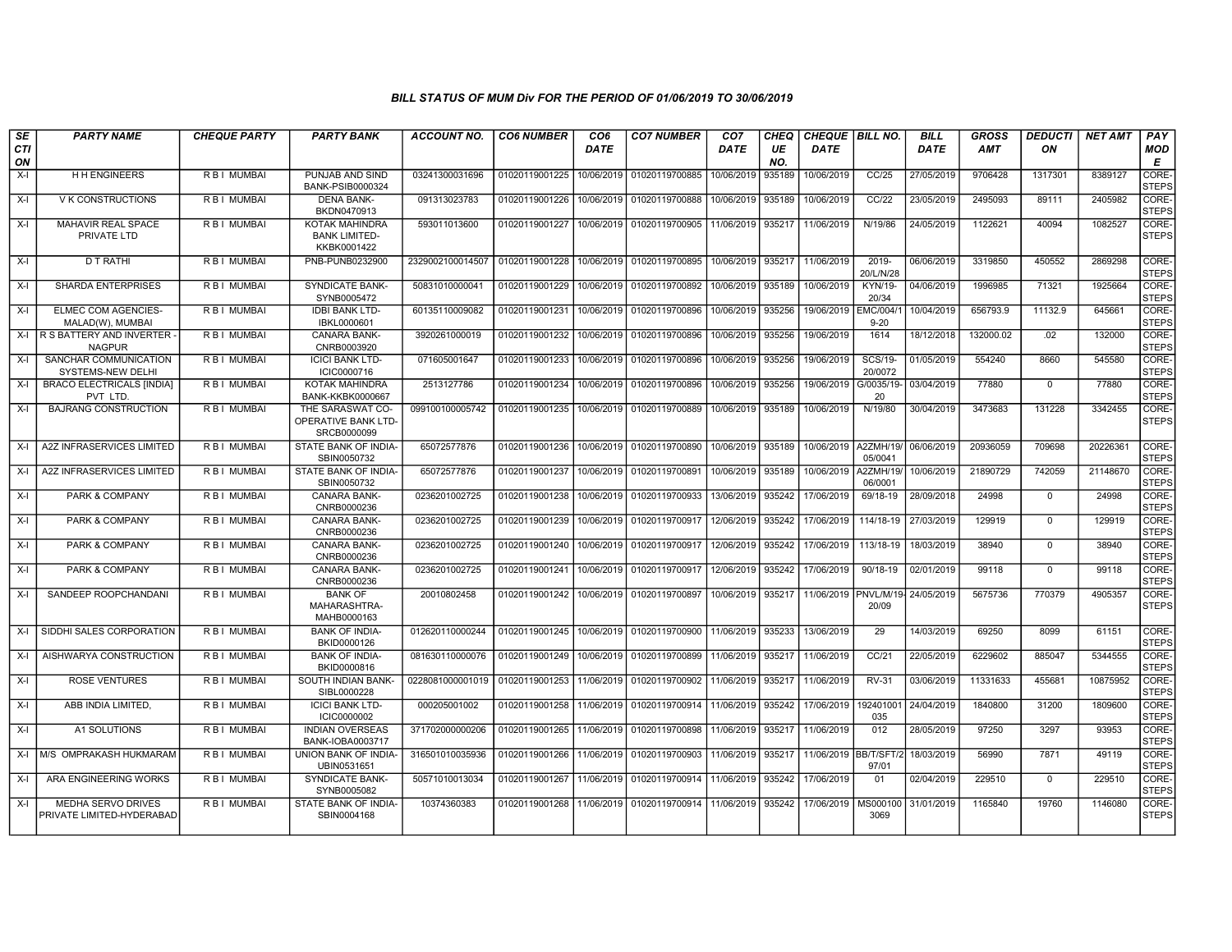# BILL STATUS OF MUM Div FOR THE PERIOD OF 01/06/2019 TO 30/06/2019

| SECTION | PARTY NAME | CHEQUE PARTY | PARTY BANK | ACCOUNT NO. | CO6 NUMBER | CO6 DATE | CO7 NUMBER | CO7 DATE | CHEQUE NO. | CHEQUE DATE | BILL NO. | BILL DATE | GROSS AMT | DEDUCTION | NET AMT | PAY MODE |
|---|---|---|---|---|---|---|---|---|---|---|---|---|---|---|---|---|
| X-I | H H ENGINEERS | R B I MUMBAI | PUNJAB AND SIND BANK-PSIB0000324 | 03241300031696 | 01020119001225 | 10/06/2019 | 01020119700885 | 10/06/2019 | 935189 | 10/06/2019 | CC/25 | 27/05/2019 | 9706428 | 1317301 | 8389127 | CORE-STEPS |
| X-I | V K CONSTRUCTIONS | R B I MUMBAI | DENA BANK-BKDN0470913 | 091313023783 | 01020119001226 | 10/06/2019 | 01020119700888 | 10/06/2019 | 935189 | 10/06/2019 | CC/22 | 23/05/2019 | 2495093 | 89111 | 2405982 | CORE-STEPS |
| X-I | MAHAVIR REAL SPACE PRIVATE LTD | R B I MUMBAI | KOTAK MAHINDRA BANK LIMITED-KKBK0001422 | 593011013600 | 01020119001227 | 10/06/2019 | 01020119700905 | 11/06/2019 | 935217 | 11/06/2019 | N/19/86 | 24/05/2019 | 1122621 | 40094 | 1082527 | CORE-STEPS |
| X-I | D T RATHI | R B I MUMBAI | PNB-PUNB0232900 | 2329002100014507 | 01020119001228 | 10/06/2019 | 01020119700895 | 10/06/2019 | 935217 | 11/06/2019 | 2019-20/L/N/28 | 06/06/2019 | 3319850 | 450552 | 2869298 | CORE-STEPS |
| X-I | SHARDA ENTERPRISES | R B I MUMBAI | SYNDICATE BANK-SYNB0005472 | 50831010000041 | 01020119001229 | 10/06/2019 | 01020119700892 | 10/06/2019 | 935189 | 10/06/2019 | KYN/19-20/34 | 04/06/2019 | 1996985 | 71321 | 1925664 | CORE-STEPS |
| X-I | ELMEC COM AGENCIES-MALAD(W), MUMBAI | R B I MUMBAI | IDBI BANK LTD-IBKL0000601 | 60135110009082 | 01020119001231 | 10/06/2019 | 01020119700896 | 10/06/2019 | 935256 | 19/06/2019 | EMC/004/19-20 | 10/04/2019 | 656793.9 | 11132.9 | 645661 | CORE-STEPS |
| X-I | R S BATTERY AND INVERTER - NAGPUR | R B I MUMBAI | CANARA BANK-CNRB0003920 | 3920261000019 | 01020119001232 | 10/06/2019 | 01020119700896 | 10/06/2019 | 935256 | 19/06/2019 | 1614 | 18/12/2018 | 132000.02 | .02 | 132000 | CORE-STEPS |
| X-I | SANCHAR COMMUNICATION SYSTEMS-NEW DELHI | R B I MUMBAI | ICICI BANK LTD-ICIC0000716 | 071605001647 | 01020119001233 | 10/06/2019 | 01020119700896 | 10/06/2019 | 935256 | 19/06/2019 | SCS/19-20/0072 | 01/05/2019 | 554240 | 8660 | 545580 | CORE-STEPS |
| X-I | BRACO ELECTRICALS [INDIA] PVT LTD. | R B I MUMBAI | KOTAK MAHINDRA BANK-KKBK0000667 | 2513127786 | 01020119001234 | 10/06/2019 | 01020119700896 | 10/06/2019 | 935256 | 19/06/2019 | G/0035/19-20 | 03/04/2019 | 77880 | 0 | 77880 | CORE-STEPS |
| X-I | BAJRANG CONSTRUCTION | R B I MUMBAI | THE SARASWAT CO-OPERATIVE BANK LTD-SRCB0000099 | 099100100005742 | 01020119001235 | 10/06/2019 | 01020119700889 | 10/06/2019 | 935189 | 10/06/2019 | N/19/80 | 30/04/2019 | 3473683 | 131228 | 3342455 | CORE-STEPS |
| X-I | A2Z INFRASERVICES LIMITED | R B I MUMBAI | STATE BANK OF INDIA-SBIN0050732 | 65072577876 | 01020119001236 | 10/06/2019 | 01020119700890 | 10/06/2019 | 935189 | 10/06/2019 | A2ZMH/19/05/0041 | 06/06/2019 | 20936059 | 709698 | 20226361 | CORE-STEPS |
| X-I | A2Z INFRASERVICES LIMITED | R B I MUMBAI | STATE BANK OF INDIA-SBIN0050732 | 65072577876 | 01020119001237 | 10/06/2019 | 01020119700891 | 10/06/2019 | 935189 | 10/06/2019 | A2ZMH/19/06/0001 | 10/06/2019 | 21890729 | 742059 | 21148670 | CORE-STEPS |
| X-I | PARK & COMPANY | R B I MUMBAI | CANARA BANK-CNRB0000236 | 0236201002725 | 01020119001238 | 10/06/2019 | 01020119700933 | 13/06/2019 | 935242 | 17/06/2019 | 69/18-19 | 28/09/2018 | 24998 | 0 | 24998 | CORE-STEPS |
| X-I | PARK & COMPANY | R B I MUMBAI | CANARA BANK-CNRB0000236 | 0236201002725 | 01020119001239 | 10/06/2019 | 01020119700917 | 12/06/2019 | 935242 | 17/06/2019 | 114/18-19 | 27/03/2019 | 129919 | 0 | 129919 | CORE-STEPS |
| X-I | PARK & COMPANY | R B I MUMBAI | CANARA BANK-CNRB0000236 | 0236201002725 | 01020119001240 | 10/06/2019 | 01020119700917 | 12/06/2019 | 935242 | 17/06/2019 | 113/18-19 | 18/03/2019 | 38940 | 0 | 38940 | CORE-STEPS |
| X-I | PARK & COMPANY | R B I MUMBAI | CANARA BANK-CNRB0000236 | 0236201002725 | 01020119001241 | 10/06/2019 | 01020119700917 | 12/06/2019 | 935242 | 17/06/2019 | 90/18-19 | 02/01/2019 | 99118 | 0 | 99118 | CORE-STEPS |
| X-I | SANDEEP ROOPCHANDANI | R B I MUMBAI | BANK OF MAHARASHTRA-MAHB0000163 | 20010802458 | 01020119001242 | 10/06/2019 | 01020119700897 | 10/06/2019 | 935217 | 11/06/2019 | PNVL/M/19-20/09 | 24/05/2019 | 5675736 | 770379 | 4905357 | CORE-STEPS |
| X-I | SIDDHI SALES CORPORATION | R B I MUMBAI | BANK OF INDIA-BKID0000126 | 012620110000244 | 01020119001245 | 10/06/2019 | 01020119700900 | 11/06/2019 | 935233 | 13/06/2019 | 29 | 14/03/2019 | 69250 | 8099 | 61151 | CORE-STEPS |
| X-I | AISHWARYA CONSTRUCTION | R B I MUMBAI | BANK OF INDIA-BKID0000816 | 081630110000076 | 01020119001249 | 10/06/2019 | 01020119700899 | 11/06/2019 | 935217 | 11/06/2019 | CC/21 | 22/05/2019 | 6229602 | 885047 | 5344555 | CORE-STEPS |
| X-I | ROSE VENTURES | R B I MUMBAI | SOUTH INDIAN BANK-SIBL0000228 | 0228081000001019 | 01020119001253 | 11/06/2019 | 01020119700902 | 11/06/2019 | 935217 | 11/06/2019 | RV-31 | 03/06/2019 | 11331633 | 455681 | 10875952 | CORE-STEPS |
| X-I | ABB INDIA LIMITED, | R B I MUMBAI | ICICI BANK LTD-ICIC0000002 | 000205001002 | 01020119001258 | 11/06/2019 | 01020119700914 | 11/06/2019 | 935242 | 17/06/2019 | 192401001035 | 24/04/2019 | 1840800 | 31200 | 1809600 | CORE-STEPS |
| X-I | A1 SOLUTIONS | R B I MUMBAI | INDIAN OVERSEAS BANK-IOBA0003717 | 371702000000206 | 01020119001265 | 11/06/2019 | 01020119700898 | 11/06/2019 | 935217 | 11/06/2019 | 012 | 28/05/2019 | 97250 | 3297 | 93953 | CORE-STEPS |
| X-I | M/S OMPRAKASH HUKMARAM | R B I MUMBAI | UNION BANK OF INDIA-UBIN0531651 | 316501010035936 | 01020119001266 | 11/06/2019 | 01020119700903 | 11/06/2019 | 935217 | 11/06/2019 | BB/T/SFT/297/01 | 18/03/2019 | 56990 | 7871 | 49119 | CORE-STEPS |
| X-I | ARA ENGINEERING WORKS | R B I MUMBAI | SYNDICATE BANK-SYNB0005082 | 50571010013034 | 01020119001267 | 11/06/2019 | 01020119700914 | 11/06/2019 | 935242 | 17/06/2019 | 01 | 02/04/2019 | 229510 | 0 | 229510 | CORE-STEPS |
| X-I | MEDHA SERVO DRIVES PRIVATE LIMITED-HYDERABAD | R B I MUMBAI | STATE BANK OF INDIA-SBIN0004168 | 10374360383 | 01020119001268 | 11/06/2019 | 01020119700914 | 11/06/2019 | 935242 | 17/06/2019 | MS0001003069 | 31/01/2019 | 1165840 | 19760 | 1146080 | CORE-STEPS |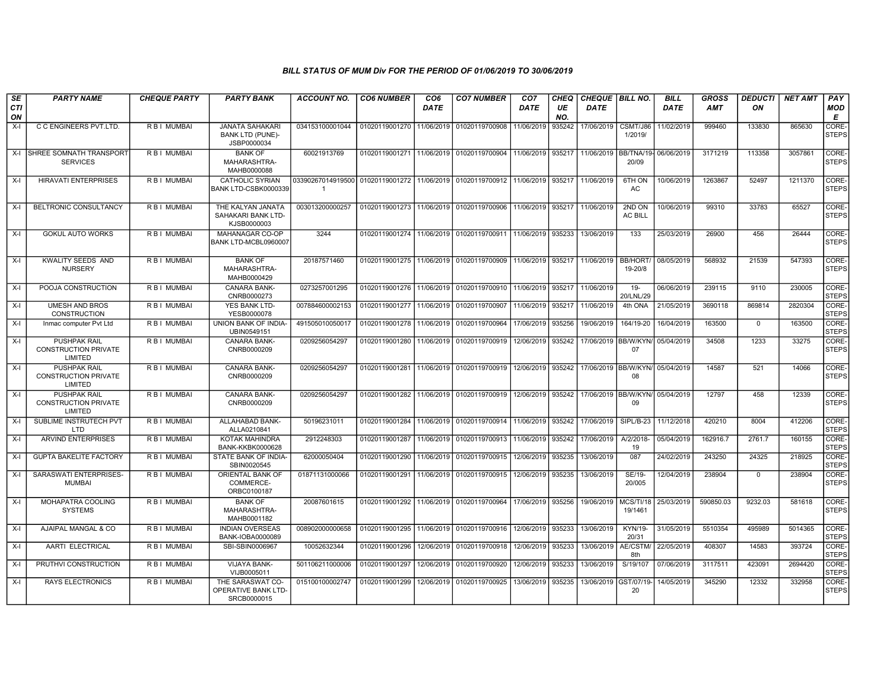## BILL STATUS OF MUM Div FOR THE PERIOD OF 01/06/2019 TO 30/06/2019

| SECTION | PARTY NAME | CHEQUE PARTY | PARTY BANK | ACCOUNT NO. | CO6 NUMBER | CO6 DATE | CO7 NUMBER | CO7 DATE | CHEQUE NO. | CHEQUE DATE | BILL NO. | BILL DATE | GROSS AMT | DEDUCTION | NET AMT | PAY MODE |
|---|---|---|---|---|---|---|---|---|---|---|---|---|---|---|---|---|
| X-I | C C ENGINEERS PVT.LTD. | R B I MUMBAI | JANATA SAHAKARI BANK LTD (PUNE)-JSBP0000034 | 034153100001044 | 01020119001270 | 11/06/2019 | 01020119700908 | 11/06/2019 | 935242 | 17/06/2019 | CSMT/J86 1/2019/ | 11/02/2019 | 999460 | 133830 | 865630 | CORE-STEPS |
| X-I | SHREE SOMNATH TRANSPORT SERVICES | R B I MUMBAI | BANK OF MAHARASHTRA-MAHB0000088 | 60021913769 | 01020119001271 | 11/06/2019 | 01020119700904 | 11/06/2019 | 935217 | 11/06/2019 | BB/TNA/19-20/09 | 06/06/2019 | 3171219 | 113358 | 3057861 | CORE-STEPS |
| X-I | HIRAVATI ENTERPRISES | R B I MUMBAI | CATHOLIC SYRIAN BANK LTD-CSBK0000339 | 033902670149195001 | 01020119001272 | 11/06/2019 | 01020119700912 | 11/06/2019 | 935217 | 11/06/2019 | 6TH ON AC | 10/06/2019 | 1263867 | 52497 | 1211370 | CORE-STEPS |
| X-I | BELTRONIC CONSULTANCY | R B I MUMBAI | THE KALYAN JANATA SAHAKARI BANK LTD-KJSB0000003 | 003013200000257 | 01020119001273 | 11/06/2019 | 01020119700906 | 11/06/2019 | 935217 | 11/06/2019 | 2ND ON AC BILL | 10/06/2019 | 99310 | 33783 | 65527 | CORE-STEPS |
| X-I | GOKUL AUTO WORKS | R B I MUMBAI | MAHANAGAR CO-OP BANK LTD-MCBL0960007 | 3244 | 01020119001274 | 11/06/2019 | 01020119700911 | 11/06/2019 | 935233 | 13/06/2019 | 133 | 25/03/2019 | 26900 | 456 | 26444 | CORE-STEPS |
| X-I | KWALITY SEEDS AND NURSERY | R B I MUMBAI | BANK OF MAHARASHTRA-MAHB0000429 | 20187571460 | 01020119001275 | 11/06/2019 | 01020119700909 | 11/06/2019 | 935217 | 11/06/2019 | BB/HORT/19-20/8 | 08/05/2019 | 568932 | 21539 | 547393 | CORE-STEPS |
| X-I | POOJA CONSTRUCTION | R B I MUMBAI | CANARA BANK-CNRB0000273 | 0273257001295 | 01020119001276 | 11/06/2019 | 01020119700910 | 11/06/2019 | 935217 | 11/06/2019 | 19-20/LNL/29 | 06/06/2019 | 239115 | 9110 | 230005 | CORE-STEPS |
| X-I | UMESH AND BROS CONSTRUCTION | R B I MUMBAI | YES BANK LTD-YESB0000078 | 007884600002153 | 01020119001277 | 11/06/2019 | 01020119700907 | 11/06/2019 | 935217 | 11/06/2019 | 4th ONA | 21/05/2019 | 3690118 | 869814 | 2820304 | CORE-STEPS |
| X-I | Inmac computer Pvt Ltd | R B I MUMBAI | UNION BANK OF INDIA-UBIN0549151 | 491505010050017 | 01020119001278 | 11/06/2019 | 01020119700964 | 17/06/2019 | 935256 | 19/06/2019 | 164/19-20 | 16/04/2019 | 163500 | 0 | 163500 | CORE-STEPS |
| X-I | PUSHPAK RAIL CONSTRUCTION PRIVATE LIMITED | R B I MUMBAI | CANARA BANK-CNRB0000209 | 0209256054297 | 01020119001280 | 11/06/2019 | 01020119700919 | 12/06/2019 | 935242 | 17/06/2019 | BB/W/KYN/07 | 05/04/2019 | 34508 | 1233 | 33275 | CORE-STEPS |
| X-I | PUSHPAK RAIL CONSTRUCTION PRIVATE LIMITED | R B I MUMBAI | CANARA BANK-CNRB0000209 | 0209256054297 | 01020119001281 | 11/06/2019 | 01020119700919 | 12/06/2019 | 935242 | 17/06/2019 | BB/W/KYN/08 | 05/04/2019 | 14587 | 521 | 14066 | CORE-STEPS |
| X-I | PUSHPAK RAIL CONSTRUCTION PRIVATE LIMITED | R B I MUMBAI | CANARA BANK-CNRB0000209 | 0209256054297 | 01020119001282 | 11/06/2019 | 01020119700919 | 12/06/2019 | 935242 | 17/06/2019 | BB/W/KYN/09 | 05/04/2019 | 12797 | 458 | 12339 | CORE-STEPS |
| X-I | SUBLIME INSTRUTECH PVT LTD | R B I MUMBAI | ALLAHABAD BANK-ALLA0210841 | 50196231011 | 01020119001284 | 11/06/2019 | 01020119700914 | 11/06/2019 | 935242 | 17/06/2019 | SIPL/B-23 | 11/12/2018 | 420210 | 8004 | 412206 | CORE-STEPS |
| X-I | ARVIND ENTERPRISES | R B I MUMBAI | KOTAK MAHINDRA BANK-KKBK0000628 | 2912248303 | 01020119001287 | 11/06/2019 | 01020119700913 | 11/06/2019 | 935242 | 17/06/2019 | A/2/2018-19 | 05/04/2019 | 162916.7 | 2761.7 | 160155 | CORE-STEPS |
| X-I | GUPTA BAKELITE FACTORY | R B I MUMBAI | STATE BANK OF INDIA-SBIN0020545 | 62000050404 | 01020119001290 | 11/06/2019 | 01020119700915 | 12/06/2019 | 935235 | 13/06/2019 | 087 | 24/02/2019 | 243250 | 24325 | 218925 | CORE-STEPS |
| X-I | SARASWATI ENTERPRISES-MUMBAI | R B I MUMBAI | ORIENTAL BANK OF COMMERCE-ORBC0100187 | 01871131000066 | 01020119001291 | 11/06/2019 | 01020119700915 | 12/06/2019 | 935235 | 13/06/2019 | SE/19-20/005 | 12/04/2019 | 238904 | 0 | 238904 | CORE-STEPS |
| X-I | MOHAPATRA COOLING SYSTEMS | R B I MUMBAI | BANK OF MAHARASHTRA-MAHB0001182 | 20087601615 | 01020119001292 | 11/06/2019 | 01020119700964 | 17/06/2019 | 935256 | 19/06/2019 | MCS/TI/18 19/1461 | 25/03/2019 | 590850.03 | 9232.03 | 581618 | CORE-STEPS |
| X-I | AJAIPAL MANGAL & CO | R B I MUMBAI | INDIAN OVERSEAS BANK-IOBA0000089 | 008902000000658 | 01020119001295 | 11/06/2019 | 01020119700916 | 12/06/2019 | 935233 | 13/06/2019 | KYN/19-20/31 | 31/05/2019 | 5510354 | 495989 | 5014365 | CORE-STEPS |
| X-I | AARTI ELECTRICAL | R B I MUMBAI | SBI-SBIN0006967 | 10052632344 | 01020119001296 | 12/06/2019 | 01020119700918 | 12/06/2019 | 935233 | 13/06/2019 | AE/CSTM/8th | 22/05/2019 | 408307 | 14583 | 393724 | CORE-STEPS |
| X-I | PRUTHVI CONSTRUCTION | R B I MUMBAI | VIJAYA BANK-VIJB0005011 | 501106211000006 | 01020119001297 | 12/06/2019 | 01020119700920 | 12/06/2019 | 935233 | 13/06/2019 | S/19/107 | 07/06/2019 | 3117511 | 423091 | 2694420 | CORE-STEPS |
| X-I | RAYS ELECTRONICS | R B I MUMBAI | THE SARASWAT CO-OPERATIVE BANK LTD-SRCB0000015 | 015100100002747 | 01020119001299 | 12/06/2019 | 01020119700925 | 13/06/2019 | 935235 | 13/06/2019 | GST/07/19-20 | 14/05/2019 | 345290 | 12332 | 332958 | CORE-STEPS |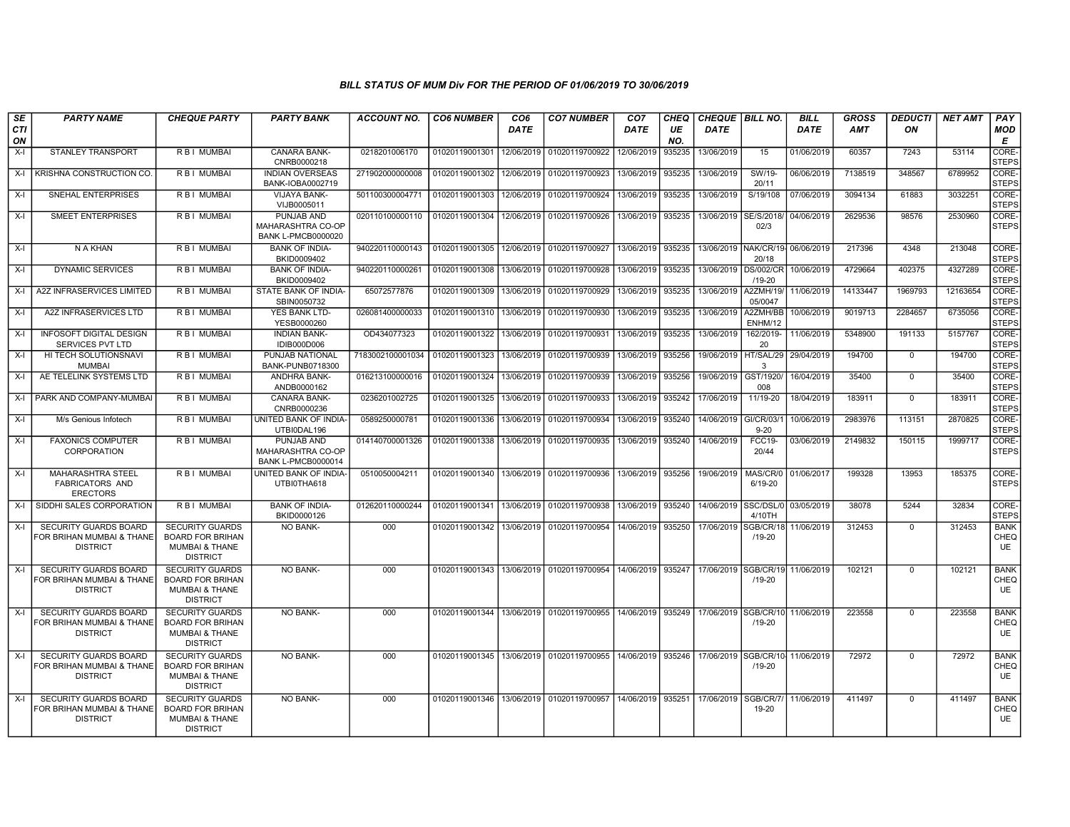### BILL STATUS OF MUM Div FOR THE PERIOD OF 01/06/2019 TO 30/06/2019

| SECTION | PARTY NAME | CHEQUE PARTY | PARTY BANK | ACCOUNT NO. | CO6 NUMBER | CO6 DATE | CO7 NUMBER | CO7 DATE | CHEQUE NO. | CHEQUE DATE | BILL NO. | BILL DATE | GROSS AMT | DEDUCTION | NET AMT | PAY MODE |
|---|---|---|---|---|---|---|---|---|---|---|---|---|---|---|---|---|
| X-I | STANLEY TRANSPORT | R B I MUMBAI | CANARA BANK-CNRB0000218 | 0218201006170 | 01020119001301 | 12/06/2019 | 01020119700922 | 12/06/2019 | 935235 | 13/06/2019 | 15 | 01/06/2019 | 60357 | 7243 | 53114 | CORE-STEPS |
| X-I | KRISHNA CONSTRUCTION CO. | R B I MUMBAI | INDIAN OVERSEAS BANK-IOBA0002719 | 271902000000008 | 01020119001302 | 12/06/2019 | 01020119700923 | 13/06/2019 | 935235 | 13/06/2019 | SW/19-20/11 | 06/06/2019 | 7138519 | 348567 | 6789952 | CORE-STEPS |
| X-I | SNEHAL ENTERPRISES | R B I MUMBAI | VIJAYA BANK-VIJB0005011 | 501100300004771 | 01020119001303 | 12/06/2019 | 01020119700924 | 13/06/2019 | 935235 | 13/06/2019 | S/19/108 | 07/06/2019 | 3094134 | 61883 | 3032251 | CORE-STEPS |
| X-I | SMEET ENTERPRISES | R B I MUMBAI | PUNJAB AND MAHARASHTRA CO-OP BANK L-PMCB0000020 | 020110100000110 | 01020119001304 | 12/06/2019 | 01020119700926 | 13/06/2019 | 935235 | 13/06/2019 | SE/S/2018/02/3 | 04/06/2019 | 2629536 | 98576 | 2530960 | CORE-STEPS |
| X-I | N A KHAN | R B I MUMBAI | BANK OF INDIA-BKID0009402 | 940220110000143 | 01020119001305 | 12/06/2019 | 01020119700927 | 13/06/2019 | 935235 | 13/06/2019 | NAK/CR/19-20/18 | 06/06/2019 | 217396 | 4348 | 213048 | CORE-STEPS |
| X-I | DYNAMIC SERVICES | R B I MUMBAI | BANK OF INDIA-BKID0009402 | 940220110000261 | 01020119001308 | 13/06/2019 | 01020119700928 | 13/06/2019 | 935235 | 13/06/2019 | DS/002/CR/19-20 | 10/06/2019 | 4729664 | 402375 | 4327289 | CORE-STEPS |
| X-I | A2Z INFRASERVICES LIMITED | R B I MUMBAI | STATE BANK OF INDIA-SBIN0050732 | 65072577876 | 01020119001309 | 13/06/2019 | 01020119700929 | 13/06/2019 | 935235 | 13/06/2019 | A2ZMH/19/05/0047 | 11/06/2019 | 14133447 | 1969793 | 12163654 | CORE-STEPS |
| X-I | A2Z INFRASERVICES LTD | R B I MUMBAI | YES BANK LTD-YESB0000260 | 026081400000033 | 01020119001310 | 13/06/2019 | 01020119700930 | 13/06/2019 | 935235 | 13/06/2019 | A2ZMH/BBENHM/12 | 10/06/2019 | 9019713 | 2284657 | 6735056 | CORE-STEPS |
| X-I | INFOSOFT DIGITAL DESIGN SERVICES PVT LTD | R B I MUMBAI | INDIAN BANK-IDIB000D006 | OD434077323 | 01020119001322 | 13/06/2019 | 01020119700931 | 13/06/2019 | 935235 | 13/06/2019 | 162/2019-20 | 11/06/2019 | 5348900 | 191133 | 5157767 | CORE-STEPS |
| X-I | HI TECH SOLUTIONSNAVI MUMBAI | R B I MUMBAI | PUNJAB NATIONAL BANK-PUNB0718300 | 7183002100001034 | 01020119001323 | 13/06/2019 | 01020119700939 | 13/06/2019 | 935256 | 19/06/2019 | HT/SAL/293 | 29/04/2019 | 194700 | 0 | 194700 | CORE-STEPS |
| X-I | AE TELELINK SYSTEMS LTD | R B I MUMBAI | ANDHRA BANK-ANDB0000162 | 016213100000016 | 01020119001324 | 13/06/2019 | 01020119700939 | 13/06/2019 | 935256 | 19/06/2019 | GST/1920/008 | 16/04/2019 | 35400 | 0 | 35400 | CORE-STEPS |
| X-I | PARK AND COMPANY-MUMBAI | R B I MUMBAI | CANARA BANK-CNRB0000236 | 0236201002725 | 01020119001325 | 13/06/2019 | 01020119700933 | 13/06/2019 | 935242 | 17/06/2019 | 11/19-20 | 18/04/2019 | 183911 | 0 | 183911 | CORE-STEPS |
| X-I | M/s Genious Infotech | R B I MUMBAI | UNITED BANK OF INDIA-UTBI0DAL196 | 0589250000781 | 01020119001336 | 13/06/2019 | 01020119700934 | 13/06/2019 | 935240 | 14/06/2019 | GI/CR/03/19-20 | 10/06/2019 | 2983976 | 113151 | 2870825 | CORE-STEPS |
| X-I | FAXONICS COMPUTER CORPORATION | R B I MUMBAI | PUNJAB AND MAHARASHTRA CO-OP BANK L-PMCB0000014 | 014140700001326 | 01020119001338 | 13/06/2019 | 01020119700935 | 13/06/2019 | 935240 | 14/06/2019 | FCC19-20/44 | 03/06/2019 | 2149832 | 150115 | 1999717 | CORE-STEPS |
| X-I | MAHARASHTRA STEEL FABRICATORS AND ERECTORS | R B I MUMBAI | UNITED BANK OF INDIA-UTBI0THA618 | 0510050004211 | 01020119001340 | 13/06/2019 | 01020119700936 | 13/06/2019 | 935256 | 19/06/2019 | MAS/CR/06/19-20 | 01/06/2017 | 199328 | 13953 | 185375 | CORE-STEPS |
| X-I | SIDDHI SALES CORPORATION | R B I MUMBAI | BANK OF INDIA-BKID0000126 | 012620110000244 | 01020119001341 | 13/06/2019 | 01020119700938 | 13/06/2019 | 935240 | 14/06/2019 | SSC/DSL/04/10TH | 03/05/2019 | 38078 | 5244 | 32834 | CORE-STEPS |
| X-I | SECURITY GUARDS BOARD FOR BRIHAN MUMBAI & THANE DISTRICT | SECURITY GUARDS BOARD FOR BRIHAN MUMBAI & THANE DISTRICT | NO BANK- | 000 | 01020119001342 | 13/06/2019 | 01020119700954 | 14/06/2019 | 935250 | 17/06/2019 | SGB/CR/18/19-20 | 11/06/2019 | 312453 | 0 | 312453 | BANK CHEQUE |
| X-I | SECURITY GUARDS BOARD FOR BRIHAN MUMBAI & THANE DISTRICT | SECURITY GUARDS BOARD FOR BRIHAN MUMBAI & THANE DISTRICT | NO BANK- | 000 | 01020119001343 | 13/06/2019 | 01020119700954 | 14/06/2019 | 935247 | 17/06/2019 | SGB/CR/19/19-20 | 11/06/2019 | 102121 | 0 | 102121 | BANK CHEQUE |
| X-I | SECURITY GUARDS BOARD FOR BRIHAN MUMBAI & THANE DISTRICT | SECURITY GUARDS BOARD FOR BRIHAN MUMBAI & THANE DISTRICT | NO BANK- | 000 | 01020119001344 | 13/06/2019 | 01020119700955 | 14/06/2019 | 935249 | 17/06/2019 | SGB/CR/10/19-20 | 11/06/2019 | 223558 | 0 | 223558 | BANK CHEQUE |
| X-I | SECURITY GUARDS BOARD FOR BRIHAN MUMBAI & THANE DISTRICT | SECURITY GUARDS BOARD FOR BRIHAN MUMBAI & THANE DISTRICT | NO BANK- | 000 | 01020119001345 | 13/06/2019 | 01020119700955 | 14/06/2019 | 935246 | 17/06/2019 | SGB/CR/10-/19-20 | 11/06/2019 | 72972 | 0 | 72972 | BANK CHEQUE |
| X-I | SECURITY GUARDS BOARD FOR BRIHAN MUMBAI & THANE DISTRICT | SECURITY GUARDS BOARD FOR BRIHAN MUMBAI & THANE DISTRICT | NO BANK- | 000 | 01020119001346 | 13/06/2019 | 01020119700957 | 14/06/2019 | 935251 | 17/06/2019 | SGB/CR/7/19-20 | 11/06/2019 | 411497 | 0 | 411497 | BANK CHEQUE |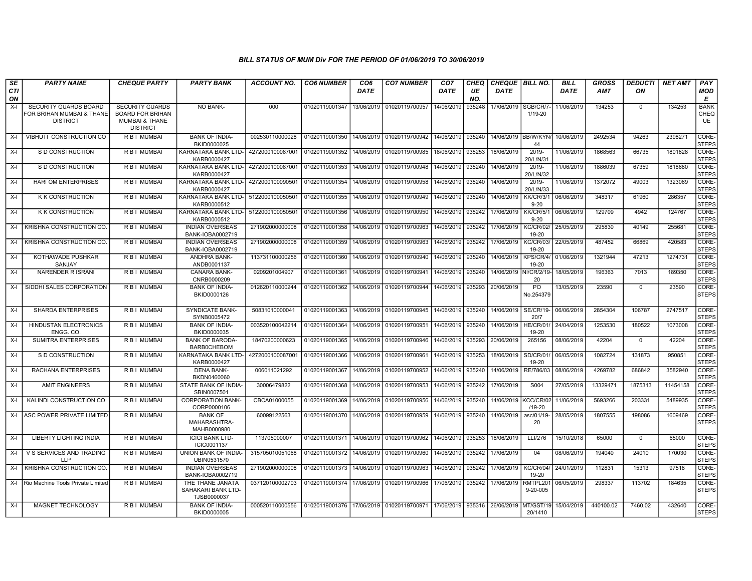### BILL STATUS OF MUM Div FOR THE PERIOD OF 01/06/2019 TO 30/06/2019

| SECTION | PARTY NAME | CHEQUE PARTY | PARTY BANK | ACCOUNT NO. | CO6 NUMBER | CO6 DATE | CO7 NUMBER | CO7 DATE | CHEQUE NO. | CHEQUE DATE | BILL NO. | BILL DATE | GROSS AMT | DEDUCTION | NET AMT | PAY MODE |
|---|---|---|---|---|---|---|---|---|---|---|---|---|---|---|---|---|
| X-I | SECURITY GUARDS BOARD FOR BRIHAN MUMBAI & THANE DISTRICT | SECURITY GUARDS BOARD FOR BRIHAN MUMBAI & THANE DISTRICT | NO BANK- | 000 | 01020119001347 | 13/06/2019 | 01020119700957 | 14/06/2019 | 935248 | 17/06/2019 | SGB/CR/7-1/19-20 | 11/06/2019 | 134253 | 0 | 134253 | BANK CHEQUE |
| X-I | VIBHUTI CONSTRUCTION CO | R B I MUMBAI | BANK OF INDIA-BKID0000025 | 002530110000028 | 01020119001350 | 14/06/2019 | 01020119700942 | 14/06/2019 | 935240 | 14/06/2019 | BB/W/KYN/44 | 10/06/2019 | 2492534 | 94263 | 2398271 | CORE-STEPS |
| X-I | S D CONSTRUCTION | R B I MUMBAI | KARNATAKA BANK LTD-KARB0000427 | 4272000100087001 | 01020119001352 | 14/06/2019 | 01020119700985 | 18/06/2019 | 935253 | 18/06/2019 | 2019-20/L/N/31 | 11/06/2019 | 1868563 | 66735 | 1801828 | CORE-STEPS |
| X-I | S D CONSTRUCTION | R B I MUMBAI | KARNATAKA BANK LTD-KARB0000427 | 4272000100087001 | 01020119001353 | 14/06/2019 | 01020119700948 | 14/06/2019 | 935240 | 14/06/2019 | 2019-20/L/N/32 | 11/06/2019 | 1886039 | 67359 | 1818680 | CORE-STEPS |
| X-I | HARI OM ENTERPRISES | R B I MUMBAI | KARNATAKA BANK LTD-KARB0000427 | 4272000100090501 | 01020119001354 | 14/06/2019 | 01020119700958 | 14/06/2019 | 935240 | 14/06/2019 | 2019-20/L/N/33 | 11/06/2019 | 1372072 | 49003 | 1323069 | CORE-STEPS |
| X-I | K K CONSTRUCTION | R B I MUMBAI | KARNATAKA BANK LTD-KARB0000512 | 5122000100050501 | 01020119001355 | 14/06/2019 | 01020119700949 | 14/06/2019 | 935240 | 14/06/2019 | KK/CR/3/19-20 | 06/06/2019 | 348317 | 61960 | 286357 | CORE-STEPS |
| X-I | K K CONSTRUCTION | R B I MUMBAI | KARNATAKA BANK LTD-KARB0000512 | 5122000100050501 | 01020119001356 | 14/06/2019 | 01020119700950 | 14/06/2019 | 935242 | 17/06/2019 | KK/CR/5/19-20 | 06/06/2019 | 129709 | 4942 | 124767 | CORE-STEPS |
| X-I | KRISHNA CONSTRUCTION CO. | R B I MUMBAI | INDIAN OVERSEAS BANK-IOBA0002719 | 271902000000008 | 01020119001358 | 14/06/2019 | 01020119700963 | 14/06/2019 | 935242 | 17/06/2019 | KC/CR/02/19-20 | 25/05/2019 | 295830 | 40149 | 255681 | CORE-STEPS |
| X-I | KRISHNA CONSTRUCTION CO. | R B I MUMBAI | INDIAN OVERSEAS BANK-IOBA0002719 | 271902000000008 | 01020119001359 | 14/06/2019 | 01020119700963 | 14/06/2019 | 935242 | 17/06/2019 | KC/CR/03/19-20 | 22/05/2019 | 487452 | 66869 | 420583 | CORE-STEPS |
| X-I | KOTHAWADE PUSHKAR SANJAY | R B I MUMBAI | ANDHRA BANK-ANDB0001137 | 113731100000256 | 01020119001360 | 14/06/2019 | 01020119700940 | 14/06/2019 | 935240 | 14/06/2019 | KPS/CR/4/19-20 | 01/06/2019 | 1321944 | 47213 | 1274731 | CORE-STEPS |
| X-I | NARENDER R ISRANI | R B I MUMBAI | CANARA BANK-CNRB0000209 | 0209201004907 | 01020119001361 | 14/06/2019 | 01020119700941 | 14/06/2019 | 935240 | 14/06/2019 | NI/CR/2/19-20 | 18/05/2019 | 196363 | 7013 | 189350 | CORE-STEPS |
| X-I | SIDDHI SALES CORPORATION | R B I MUMBAI | BANK OF INDIA-BKID0000126 | 012620110000244 | 01020119001362 | 14/06/2019 | 01020119700944 | 14/06/2019 | 935293 | 20/06/2019 | PO No.254379 | 13/05/2019 | 23590 | 0 | 23590 | CORE-STEPS |
| X-I | SHARDA ENTERPRISES | R B I MUMBAI | SYNDICATE BANK-SYNB0005472 | 50831010000041 | 01020119001363 | 14/06/2019 | 01020119700945 | 14/06/2019 | 935240 | 14/06/2019 | SE/CR/19-20/7 | 06/06/2019 | 2854304 | 106787 | 2747517 | CORE-STEPS |
| X-I | HINDUSTAN ELECTRONICS ENGG. CO. | R B I MUMBAI | BANK OF INDIA-BKID0000035 | 003520100042214 | 01020119001364 | 14/06/2019 | 01020119700951 | 14/06/2019 | 935240 | 14/06/2019 | HE/CR/01/19-20 | 24/04/2019 | 1253530 | 180522 | 1073008 | CORE-STEPS |
| X-I | SUMITRA ENTERPRISES | R B I MUMBAI | BANK OF BARODA-BARB0CHEBOM | 18470200000623 | 01020119001365 | 14/06/2019 | 01020119700946 | 14/06/2019 | 935293 | 20/06/2019 | 265156 | 08/06/2019 | 42204 | 0 | 42204 | CORE-STEPS |
| X-I | S D CONSTRUCTION | R B I MUMBAI | KARNATAKA BANK LTD-KARB0000427 | 4272000100087001 | 01020119001366 | 14/06/2019 | 01020119700961 | 14/06/2019 | 935253 | 18/06/2019 | SD/CR/01/19-20 | 06/05/2019 | 1082724 | 131873 | 950851 | CORE-STEPS |
| X-I | RACHANA ENTERPRISES | R B I MUMBAI | DENA BANK-BKDN0460060 | 006011021292 | 01020119001367 | 14/06/2019 | 01020119700952 | 14/06/2019 | 935240 | 14/06/2019 | RE/786/03 | 08/06/2019 | 4269782 | 686842 | 3582940 | CORE-STEPS |
| X-I | AMIT ENGINEERS | R B I MUMBAI | STATE BANK OF INDIA-SBIN0007501 | 30006479822 | 01020119001368 | 14/06/2019 | 01020119700953 | 14/06/2019 | 935242 | 17/06/2019 | S004 | 27/05/2019 | 13329471 | 1875313 | 11454158 | CORE-STEPS |
| X-I | KALINDI CONSTRUCTION CO | R B I MUMBAI | CORPORATION BANK-CORP0000106 | CBCA01000055 | 01020119001369 | 14/06/2019 | 01020119700956 | 14/06/2019 | 935240 | 14/06/2019 | KCC/CR/02/19-20 | 11/06/2019 | 5693266 | 203331 | 5489935 | CORE-STEPS |
| X-I | ASC POWER PRIVATE LIMITED | R B I MUMBAI | BANK OF MAHARASHTRA-MAHB0000980 | 60099122563 | 01020119001370 | 14/06/2019 | 01020119700959 | 14/06/2019 | 935240 | 14/06/2019 | asc/01/19-20 | 28/05/2019 | 1807555 | 198086 | 1609469 | CORE-STEPS |
| X-I | LIBERTY LIGHTING INDIA | R B I MUMBAI | ICICI BANK LTD-ICIC0001137 | 113705000007 | 01020119001371 | 14/06/2019 | 01020119700962 | 14/06/2019 | 935253 | 18/06/2019 | LLI/276 | 15/10/2018 | 65000 | 0 | 65000 | CORE-STEPS |
| X-I | V S SERVICES AND TRADING LLP | R B I MUMBAI | UNION BANK OF INDIA-UBIN0531570 | 315705010051068 | 01020119001372 | 14/06/2019 | 01020119700960 | 14/06/2019 | 935242 | 17/06/2019 | 04 | 08/06/2019 | 194040 | 24010 | 170030 | CORE-STEPS |
| X-I | KRISHNA CONSTRUCTION CO. | R B I MUMBAI | INDIAN OVERSEAS BANK-IOBA0002719 | 271902000000008 | 01020119001373 | 14/06/2019 | 01020119700963 | 14/06/2019 | 935242 | 17/06/2019 | KC/CR/04/19-20 | 24/01/2019 | 112831 | 15313 | 97518 | CORE-STEPS |
| X-I | Rio Machine Tools Private Limited | R B I MUMBAI | THE THANE JANATA SAHAKARI BANK LTD-TJSB0000037 | 037120100002703 | 01020119001374 | 17/06/2019 | 01020119700966 | 17/06/2019 | 935242 | 17/06/2019 | RMTPL2019-20-005 | 06/05/2019 | 298337 | 113702 | 184635 | CORE-STEPS |
| X-I | MAGNET TECHNOLOGY | R B I MUMBAI | BANK OF INDIA-BKID0000005 | 000520110000556 | 01020119001376 | 17/06/2019 | 01020119700971 | 17/06/2019 | 935316 | 26/06/2019 | MT/GST/1920/1410 | 15/04/2019 | 440100.02 | 7460.02 | 432640 | CORE-STEPS |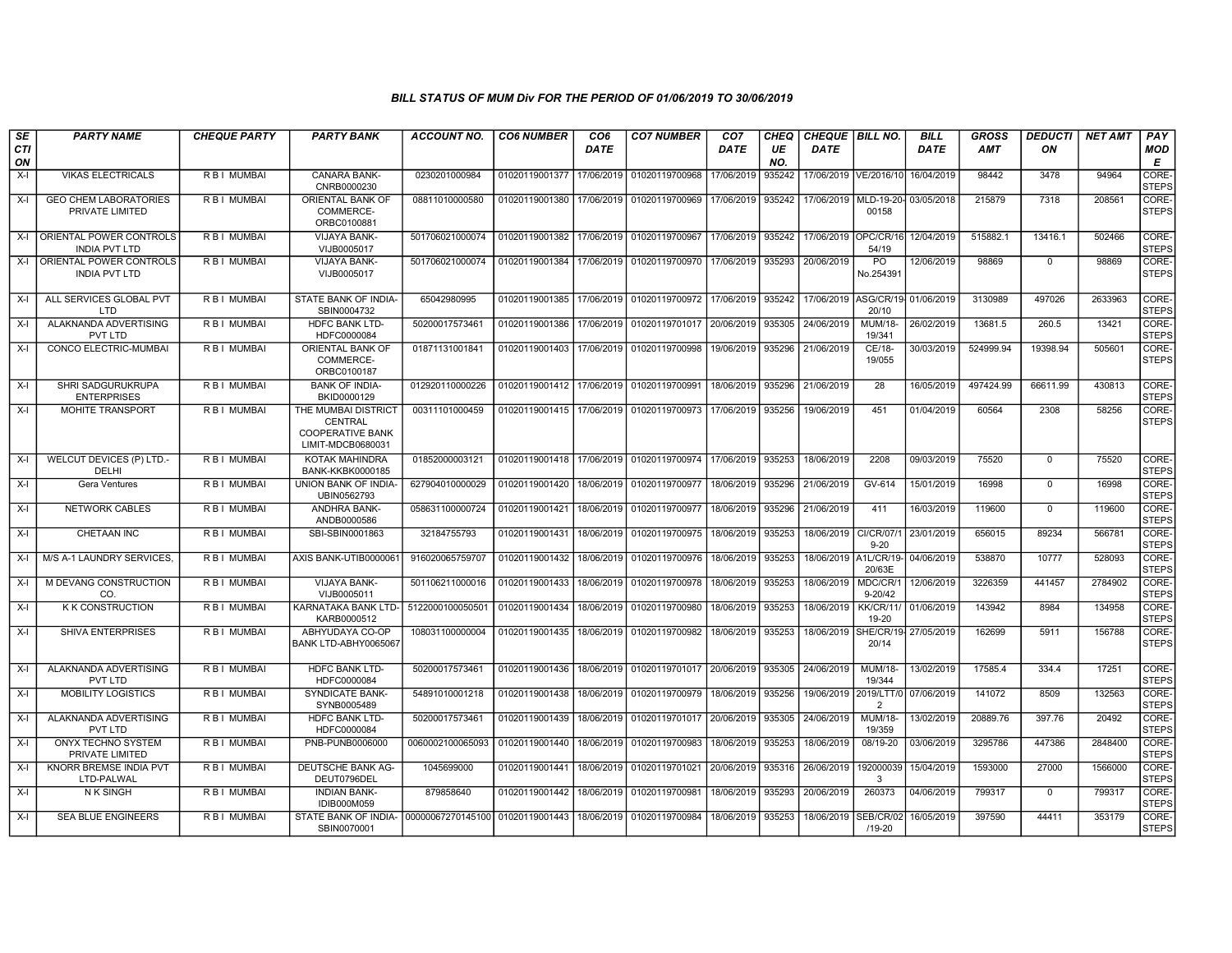## BILL STATUS OF MUM Div FOR THE PERIOD OF 01/06/2019 TO 30/06/2019

| SECTION | PARTY NAME | CHEQUE PARTY | PARTY BANK | ACCOUNT NO. | CO6 NUMBER | CO6 DATE | CO7 NUMBER | CO7 DATE | CHEQUE NO. | CHEQUE DATE | BILL NO. | BILL DATE | GROSS AMT | DEDUCTION | NET AMT | PAY MODE |
|---|---|---|---|---|---|---|---|---|---|---|---|---|---|---|---|---|
| X-I | VIKAS ELECTRICALS | R B I MUMBAI | CANARA BANK-CNRB0000230 | 0230201000984 | 01020119001377 | 17/06/2019 | 01020119700968 | 17/06/2019 | 935242 | 17/06/2019 | VE/2016/10 | 16/04/2019 | 98442 | 3478 | 94964 | CORE-STEPS |
| X-I | GEO CHEM LABORATORIES PRIVATE LIMITED | R B I MUMBAI | ORIENTAL BANK OF COMMERCE-ORBC0100881 | 08811010000580 | 01020119001380 | 17/06/2019 | 01020119700969 | 17/06/2019 | 935242 | 17/06/2019 | MLD-19-20-00158 | 03/05/2018 | 215879 | 7318 | 208561 | CORE-STEPS |
| X-I | ORIENTAL POWER CONTROLS INDIA PVT LTD | R B I MUMBAI | VIJAYA BANK-VIJB0005017 | 501706021000074 | 01020119001382 | 17/06/2019 | 01020119700967 | 17/06/2019 | 935242 | 17/06/2019 | OPC/CR/16 54/19 | 12/04/2019 | 515882.1 | 13416.1 | 502466 | CORE-STEPS |
| X-I | ORIENTAL POWER CONTROLS INDIA PVT LTD | R B I MUMBAI | VIJAYA BANK-VIJB0005017 | 501706021000074 | 01020119001384 | 17/06/2019 | 01020119700970 | 17/06/2019 | 935293 | 20/06/2019 | PO No.254391 | 12/06/2019 | 98869 | 0 | 98869 | CORE-STEPS |
| X-I | ALL SERVICES GLOBAL PVT LTD | R B I MUMBAI | STATE BANK OF INDIA-SBIN0004732 | 65042980995 | 01020119001385 | 17/06/2019 | 01020119700972 | 17/06/2019 | 935242 | 17/06/2019 | ASG/CR/19-20/10 | 01/06/2019 | 3130989 | 497026 | 2633963 | CORE-STEPS |
| X-I | ALAKNANDA ADVERTISING PVT LTD | R B I MUMBAI | HDFC BANK LTD-HDFC0000084 | 50200017573461 | 01020119001386 | 17/06/2019 | 01020119701017 | 20/06/2019 | 935305 | 24/06/2019 | MUM/18-19/341 | 26/02/2019 | 13681.5 | 260.5 | 13421 | CORE-STEPS |
| X-I | CONCO ELECTRIC-MUMBAI | R B I MUMBAI | ORIENTAL BANK OF COMMERCE-ORBC0100187 | 01871131001841 | 01020119001403 | 17/06/2019 | 01020119700998 | 19/06/2019 | 935296 | 21/06/2019 | CE/18-19/055 | 30/03/2019 | 524999.94 | 19398.94 | 505601 | CORE-STEPS |
| X-I | SHRI SADGURUKRUPA ENTERPRISES | R B I MUMBAI | BANK OF INDIA-BKID0000129 | 012920110000226 | 01020119001412 | 17/06/2019 | 01020119700991 | 18/06/2019 | 935296 | 21/06/2019 | 28 | 16/05/2019 | 497424.99 | 66611.99 | 430813 | CORE-STEPS |
| X-I | MOHITE TRANSPORT | R B I MUMBAI | THE MUMBAI DISTRICT CENTRAL COOPERATIVE BANK LIMIT-MDCB0680031 | 00311101000459 | 01020119001415 | 17/06/2019 | 01020119700973 | 17/06/2019 | 935256 | 19/06/2019 | 451 | 01/04/2019 | 60564 | 2308 | 58256 | CORE-STEPS |
| X-I | WELCUT DEVICES (P) LTD.-DELHI | R B I MUMBAI | KOTAK MAHINDRA BANK-KKBK0000185 | 01852000003121 | 01020119001418 | 17/06/2019 | 01020119700974 | 17/06/2019 | 935253 | 18/06/2019 | 2208 | 09/03/2019 | 75520 | 0 | 75520 | CORE-STEPS |
| X-I | Gera Ventures | R B I MUMBAI | UNION BANK OF INDIA-UBIN0562793 | 627904010000029 | 01020119001420 | 18/06/2019 | 01020119700977 | 18/06/2019 | 935296 | 21/06/2019 | GV-614 | 15/01/2019 | 16998 | 0 | 16998 | CORE-STEPS |
| X-I | NETWORK CABLES | R B I MUMBAI | ANDHRA BANK-ANDB0000586 | 058631100000724 | 01020119001421 | 18/06/2019 | 01020119700977 | 18/06/2019 | 935296 | 21/06/2019 | 411 | 16/03/2019 | 119600 | 0 | 119600 | CORE-STEPS |
| X-I | CHETAAN INC | R B I MUMBAI | SBI-SBIN0001863 | 32184755793 | 01020119001431 | 18/06/2019 | 01020119700975 | 18/06/2019 | 935253 | 18/06/2019 | CI/CR/07/19-20 | 23/01/2019 | 656015 | 89234 | 566781 | CORE-STEPS |
| X-I | M/S A-1 LAUNDRY SERVICES, | R B I MUMBAI | AXIS BANK-UTIB0000061 | 916020065759707 | 01020119001432 | 18/06/2019 | 01020119700976 | 18/06/2019 | 935253 | 18/06/2019 | A1L/CR/19-20/63E | 04/06/2019 | 538870 | 10777 | 528093 | CORE-STEPS |
| X-I | M DEVANG CONSTRUCTION CO. | R B I MUMBAI | VIJAYA BANK-VIJB0005011 | 501106211000016 | 01020119001433 | 18/06/2019 | 01020119700978 | 18/06/2019 | 935253 | 18/06/2019 | MDC/CR/19-20/42 | 12/06/2019 | 3226359 | 441457 | 2784902 | CORE-STEPS |
| X-I | K K CONSTRUCTION | R B I MUMBAI | KARNATAKA BANK LTD-KARB0000512 | 5122000100050501 | 01020119001434 | 18/06/2019 | 01020119700980 | 18/06/2019 | 935253 | 18/06/2019 | KK/CR/11/19-20 | 01/06/2019 | 143942 | 8984 | 134958 | CORE-STEPS |
| X-I | SHIVA ENTERPRISES | R B I MUMBAI | ABHYUDAYA CO-OP BANK LTD-ABHY0065067 | 108031100000004 | 01020119001435 | 18/06/2019 | 01020119700982 | 18/06/2019 | 935253 | 18/06/2019 | SHE/CR/19-20/14 | 27/05/2019 | 162699 | 5911 | 156788 | CORE-STEPS |
| X-I | ALAKNANDA ADVERTISING PVT LTD | R B I MUMBAI | HDFC BANK LTD-HDFC0000084 | 50200017573461 | 01020119001436 | 18/06/2019 | 01020119701017 | 20/06/2019 | 935305 | 24/06/2019 | MUM/18-19/344 | 13/02/2019 | 17585.4 | 334.4 | 17251 | CORE-STEPS |
| X-I | MOBILITY LOGISTICS | R B I MUMBAI | SYNDICATE BANK-SYNB0005489 | 54891010001218 | 01020119001438 | 18/06/2019 | 01020119700979 | 18/06/2019 | 935256 | 19/06/2019 | 2019/LTT/02 | 07/06/2019 | 141072 | 8509 | 132563 | CORE-STEPS |
| X-I | ALAKNANDA ADVERTISING PVT LTD | R B I MUMBAI | HDFC BANK LTD-HDFC0000084 | 50200017573461 | 01020119001439 | 18/06/2019 | 01020119701017 | 20/06/2019 | 935305 | 24/06/2019 | MUM/18-19/359 | 13/02/2019 | 20889.76 | 397.76 | 20492 | CORE-STEPS |
| X-I | ONYX TECHNO SYSTEM PRIVATE LIMITED | R B I MUMBAI | PNB-PUNB0006000 | 0060002100065093 | 01020119001440 | 18/06/2019 | 01020119700983 | 18/06/2019 | 935253 | 18/06/2019 | 08/19-20 | 03/06/2019 | 3295786 | 447386 | 2848400 | CORE-STEPS |
| X-I | KNORR BREMSE INDIA PVT LTD-PALWAL | R B I MUMBAI | DEUTSCHE BANK AG-DEUT0796DEL | 1045699000 | 01020119001441 | 18/06/2019 | 01020119701021 | 20/06/2019 | 935316 | 26/06/2019 | 1920000393 | 15/04/2019 | 1593000 | 27000 | 1566000 | CORE-STEPS |
| X-I | N K SINGH | R B I MUMBAI | INDIAN BANK-IDIB000M059 | 879858640 | 01020119001442 | 18/06/2019 | 01020119700981 | 18/06/2019 | 935293 | 20/06/2019 | 260373 | 04/06/2019 | 799317 | 0 | 799317 | CORE-STEPS |
| X-I | SEA BLUE ENGINEERS | R B I MUMBAI | STATE BANK OF INDIA-SBIN0070001 | 00000067270145100 | 01020119001443 | 18/06/2019 | 01020119700984 | 18/06/2019 | 935253 | 18/06/2019 | SEB/CR/02/19-20 | 16/05/2019 | 397590 | 44411 | 353179 | CORE-STEPS |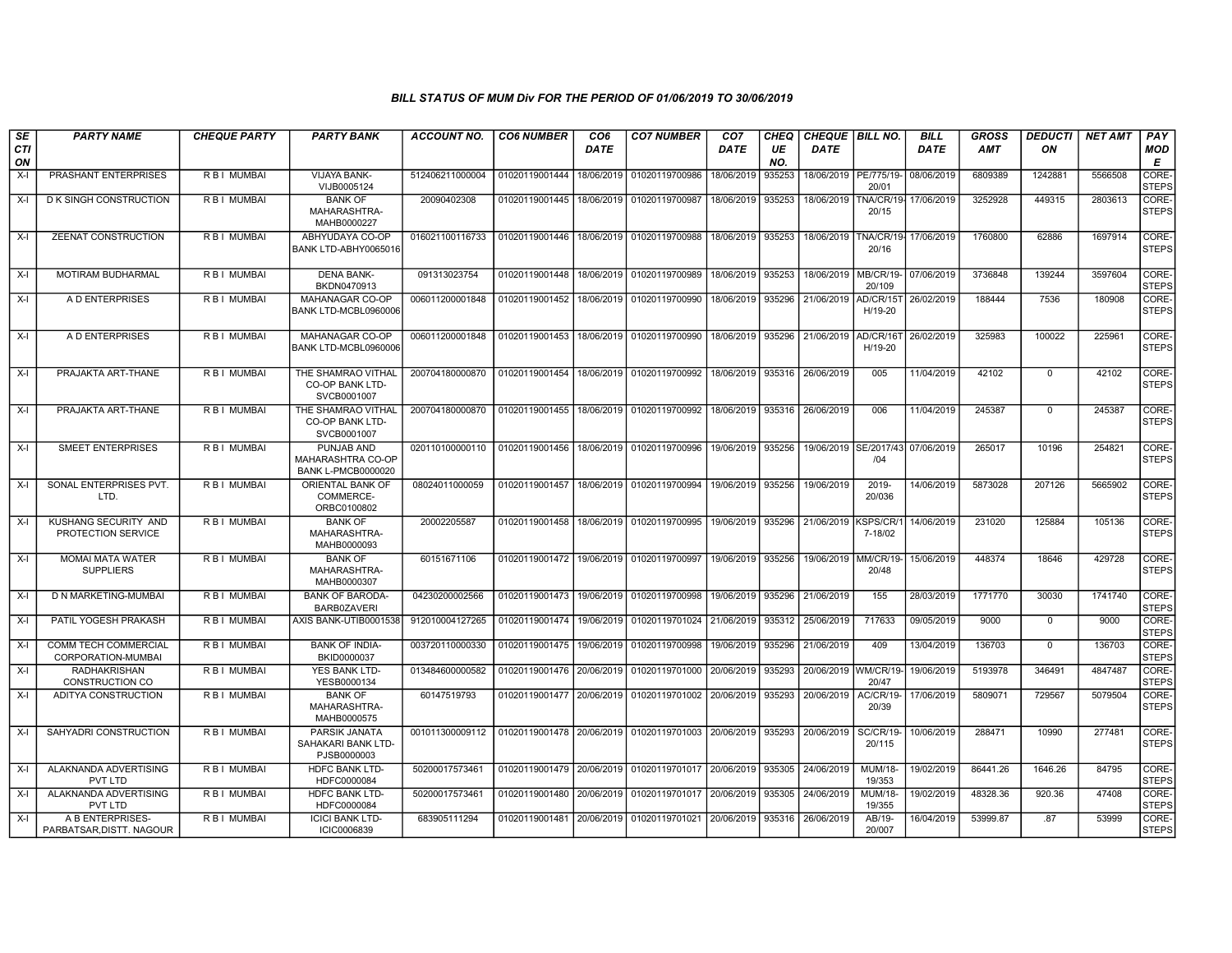### BILL STATUS OF MUM Div FOR THE PERIOD OF 01/06/2019 TO 30/06/2019

| SECTION | PARTY NAME | CHEQUE PARTY | PARTY BANK | ACCOUNT NO. | CO6 NUMBER | CO6 DATE | CO7 NUMBER | CO7 DATE | CHEQUE NO. | CHEQUE DATE | BILL NO. | BILL DATE | GROSS AMT | DEDUCTION | NET AMT | PAY MODE |
|---|---|---|---|---|---|---|---|---|---|---|---|---|---|---|---|---|
| X-I | PRASHANT ENTERPRISES | R B I MUMBAI | VIJAYA BANK-VIJB0005124 | 512406211000004 | 01020119001444 | 18/06/2019 | 01020119700986 | 18/06/2019 | 935253 | 18/06/2019 | PE/775/19-20/01 | 08/06/2019 | 6809389 | 1242881 | 5566508 | CORE-STEPS |
| X-I | D K SINGH CONSTRUCTION | R B I MUMBAI | BANK OF MAHARASHTRA-MAHB0000227 | 20090402308 | 01020119001445 | 18/06/2019 | 01020119700987 | 18/06/2019 | 935253 | 18/06/2019 | TNA/CR/19-20/15 | 17/06/2019 | 3252928 | 449315 | 2803613 | CORE-STEPS |
| X-I | ZEENAT CONSTRUCTION | R B I MUMBAI | ABHYUDAYA CO-OP BANK LTD-ABHY0065016 | 016021100116733 | 01020119001446 | 18/06/2019 | 01020119700988 | 18/06/2019 | 935253 | 18/06/2019 | TNA/CR/19-20/16 | 17/06/2019 | 1760800 | 62886 | 1697914 | CORE-STEPS |
| X-I | MOTIRAM BUDHARMAL | R B I MUMBAI | DENA BANK-BKDN0470913 | 091313023754 | 01020119001448 | 18/06/2019 | 01020119700989 | 18/06/2019 | 935253 | 18/06/2019 | MB/CR/19-20/109 | 07/06/2019 | 3736848 | 139244 | 3597604 | CORE-STEPS |
| X-I | A D ENTERPRISES | R B I MUMBAI | MAHANAGAR CO-OP BANK LTD-MCBL0960006 | 006011200001848 | 01020119001452 | 18/06/2019 | 01020119700990 | 18/06/2019 | 935296 | 21/06/2019 | AD/CR/15TH/19-20 | 26/02/2019 | 188444 | 7536 | 180908 | CORE-STEPS |
| X-I | A D ENTERPRISES | R B I MUMBAI | MAHANAGAR CO-OP BANK LTD-MCBL0960006 | 006011200001848 | 01020119001453 | 18/06/2019 | 01020119700990 | 18/06/2019 | 935296 | 21/06/2019 | AD/CR/16TH/19-20 | 26/02/2019 | 325983 | 100022 | 225961 | CORE-STEPS |
| X-I | PRAJAKTA ART-THANE | R B I MUMBAI | THE SHAMRAO VITHAL CO-OP BANK LTD-SVCB0001007 | 200704180000870 | 01020119001454 | 18/06/2019 | 01020119700992 | 18/06/2019 | 935316 | 26/06/2019 | 005 | 11/04/2019 | 42102 | 0 | 42102 | CORE-STEPS |
| X-I | PRAJAKTA ART-THANE | R B I MUMBAI | THE SHAMRAO VITHAL CO-OP BANK LTD-SVCB0001007 | 200704180000870 | 01020119001455 | 18/06/2019 | 01020119700992 | 18/06/2019 | 935316 | 26/06/2019 | 006 | 11/04/2019 | 245387 | 0 | 245387 | CORE-STEPS |
| X-I | SMEET ENTERPRISES | R B I MUMBAI | PUNJAB AND MAHARASHTRA CO-OP BANK L-PMCB0000020 | 020110100000110 | 01020119001456 | 18/06/2019 | 01020119700996 | 19/06/2019 | 935256 | 19/06/2019 | SE/2017/43/04 | 07/06/2019 | 265017 | 10196 | 254821 | CORE-STEPS |
| X-I | SONAL ENTERPRISES PVT. LTD. | R B I MUMBAI | ORIENTAL BANK OF COMMERCE-ORBC0100802 | 08024011000059 | 01020119001457 | 18/06/2019 | 01020119700994 | 19/06/2019 | 935256 | 19/06/2019 | 2019-20/036 | 14/06/2019 | 5873028 | 207126 | 5665902 | CORE-STEPS |
| X-I | KUSHANG SECURITY AND PROTECTION SERVICE | R B I MUMBAI | BANK OF MAHARASHTRA-MAHB0000093 | 20002205587 | 01020119001458 | 18/06/2019 | 01020119700995 | 19/06/2019 | 935296 | 21/06/2019 | KSPS/CR/17-18/02 | 14/06/2019 | 231020 | 125884 | 105136 | CORE-STEPS |
| X-I | MOMAI MATA WATER SUPPLIERS | R B I MUMBAI | BANK OF MAHARASHTRA-MAHB0000307 | 60151671106 | 01020119001472 | 19/06/2019 | 01020119700997 | 19/06/2019 | 935256 | 19/06/2019 | MM/CR/19-20/48 | 15/06/2019 | 448374 | 18646 | 429728 | CORE-STEPS |
| X-I | D N MARKETING-MUMBAI | R B I MUMBAI | BANK OF BARODA-BARB0ZAVERI | 04230200002566 | 01020119001473 | 19/06/2019 | 01020119700998 | 19/06/2019 | 935296 | 21/06/2019 | 155 | 28/03/2019 | 1771770 | 30030 | 1741740 | CORE-STEPS |
| X-I | PATIL YOGESH PRAKASH | R B I MUMBAI | AXIS BANK-UTIB0001538 | 912010004127265 | 01020119001474 | 19/06/2019 | 01020119701024 | 21/06/2019 | 935312 | 25/06/2019 | 717633 | 09/05/2019 | 9000 | 0 | 9000 | CORE-STEPS |
| X-I | COMM TECH COMMERCIAL CORPORATION-MUMBAI | R B I MUMBAI | BANK OF INDIA-BKID0000037 | 003720110000330 | 01020119001475 | 19/06/2019 | 01020119700998 | 19/06/2019 | 935296 | 21/06/2019 | 409 | 13/04/2019 | 136703 | 0 | 136703 | CORE-STEPS |
| X-I | RADHAKRISHAN CONSTRUCTION CO | R B I MUMBAI | YES BANK LTD-YESB0000134 | 013484600000582 | 01020119001476 | 20/06/2019 | 01020119701000 | 20/06/2019 | 935293 | 20/06/2019 | WM/CR/19-20/47 | 19/06/2019 | 5193978 | 346491 | 4847487 | CORE-STEPS |
| X-I | ADITYA CONSTRUCTION | R B I MUMBAI | BANK OF MAHARASHTRA-MAHB0000575 | 60147519793 | 01020119001477 | 20/06/2019 | 01020119701002 | 20/06/2019 | 935293 | 20/06/2019 | AC/CR/19-20/39 | 17/06/2019 | 5809071 | 729567 | 5079504 | CORE-STEPS |
| X-I | SAHYADRI CONSTRUCTION | R B I MUMBAI | PARSIK JANATA SAHAKARI BANK LTD-PJSB0000003 | 001011300009112 | 01020119001478 | 20/06/2019 | 01020119701003 | 20/06/2019 | 935293 | 20/06/2019 | SC/CR/19-20/115 | 10/06/2019 | 288471 | 10990 | 277481 | CORE-STEPS |
| X-I | ALAKNANDA ADVERTISING PVT LTD | R B I MUMBAI | HDFC BANK LTD-HDFC0000084 | 50200017573461 | 01020119001479 | 20/06/2019 | 01020119701017 | 20/06/2019 | 935305 | 24/06/2019 | MUM/18-19/353 | 19/02/2019 | 86441.26 | 1646.26 | 84795 | CORE-STEPS |
| X-I | ALAKNANDA ADVERTISING PVT LTD | R B I MUMBAI | HDFC BANK LTD-HDFC0000084 | 50200017573461 | 01020119001480 | 20/06/2019 | 01020119701017 | 20/06/2019 | 935305 | 24/06/2019 | MUM/18-19/355 | 19/02/2019 | 48328.36 | 920.36 | 47408 | CORE-STEPS |
| X-I | A B ENTERPRISES-PARBATSAR,DISTT. NAGOUR | R B I MUMBAI | ICICI BANK LTD-ICIC0006839 | 683905111294 | 01020119001481 | 20/06/2019 | 01020119701021 | 20/06/2019 | 935316 | 26/06/2019 | AB/19-20/007 | 16/04/2019 | 53999.87 | .87 | 53999 | CORE-STEPS |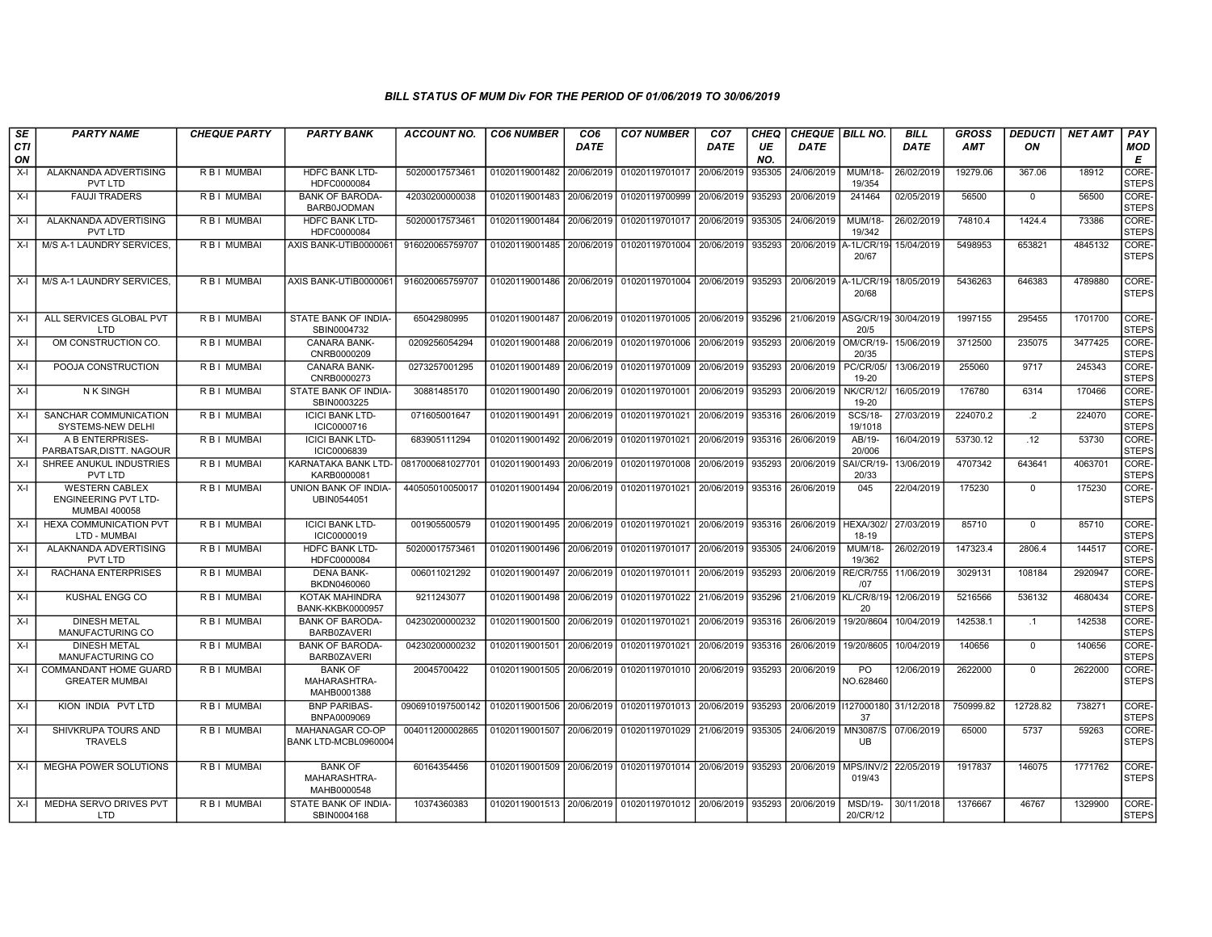### *BILL STATUS OF MUM Div FOR THE PERIOD OF 01/06/2019 TO 30/06/2019*

| SECTION | PARTY NAME | CHEQUE PARTY | PARTY BANK | ACCOUNT NO. | CO6 NUMBER | CO6 DATE | CO7 NUMBER | CO7 DATE | CHEQUE NO. | CHEQUE DATE | BILL NO. | BILL DATE | GROSS AMT | DEDUCTION | NET AMT | PAY MODE |
|---|---|---|---|---|---|---|---|---|---|---|---|---|---|---|---|---|
| X-I | ALAKNANDA ADVERTISING PVT LTD | R B I MUMBAI | HDFC BANK LTD-HDFC0000084 | 50200017573461 | 01020119001482 | 20/06/2019 | 01020119701017 | 20/06/2019 | 935305 | 24/06/2019 | MUM/18-19/354 | 26/02/2019 | 19279.06 | 367.06 | 18912 | CORE-STEPS |
| X-I | FAUJI TRADERS | R B I MUMBAI | BANK OF BARODA-BARB0JODMAN | 42030200000038 | 01020119001483 | 20/06/2019 | 01020119700999 | 20/06/2019 | 935293 | 20/06/2019 | 241464 | 02/05/2019 | 56500 | 0 | 56500 | CORE-STEPS |
| X-I | ALAKNANDA ADVERTISING PVT LTD | R B I MUMBAI | HDFC BANK LTD-HDFC0000084 | 50200017573461 | 01020119001484 | 20/06/2019 | 01020119701017 | 20/06/2019 | 935305 | 24/06/2019 | MUM/18-19/342 | 26/02/2019 | 74810.4 | 1424.4 | 73386 | CORE-STEPS |
| X-I | M/S A-1 LAUNDRY SERVICES, | R B I MUMBAI | AXIS BANK-UTIB0000061 | 916020065759707 | 01020119001485 | 20/06/2019 | 01020119701004 | 20/06/2019 | 935293 | 20/06/2019 | A-1L/CR/19-20/67 | 15/04/2019 | 5498953 | 653821 | 4845132 | CORE-STEPS |
| X-I | M/S A-1 LAUNDRY SERVICES, | R B I MUMBAI | AXIS BANK-UTIB0000061 | 916020065759707 | 01020119001486 | 20/06/2019 | 01020119701004 | 20/06/2019 | 935293 | 20/06/2019 | A-1L/CR/19-20/68 | 18/05/2019 | 5436263 | 646383 | 4789880 | CORE-STEPS |
| X-I | ALL SERVICES GLOBAL PVT LTD | R B I MUMBAI | STATE BANK OF INDIA-SBIN0004732 | 65042980995 | 01020119001487 | 20/06/2019 | 01020119701005 | 20/06/2019 | 935296 | 21/06/2019 | ASG/CR/19-20/5 | 30/04/2019 | 1997155 | 295455 | 1701700 | CORE-STEPS |
| X-I | OM CONSTRUCTION CO. | R B I MUMBAI | CANARA BANK-CNRB0000209 | 0209256054294 | 01020119001488 | 20/06/2019 | 01020119701006 | 20/06/2019 | 935293 | 20/06/2019 | OM/CR/19-20/35 | 15/06/2019 | 3712500 | 235075 | 3477425 | CORE-STEPS |
| X-I | POOJA CONSTRUCTION | R B I MUMBAI | CANARA BANK-CNRB0000273 | 0273257001295 | 01020119001489 | 20/06/2019 | 01020119701009 | 20/06/2019 | 935293 | 20/06/2019 | PC/CR/05/19-20 | 13/06/2019 | 255060 | 9717 | 245343 | CORE-STEPS |
| X-I | N K SINGH | R B I MUMBAI | STATE BANK OF INDIA-SBIN0003225 | 30881485170 | 01020119001490 | 20/06/2019 | 01020119701001 | 20/06/2019 | 935293 | 20/06/2019 | NK/CR/12/19-20 | 16/05/2019 | 176780 | 6314 | 170466 | CORE-STEPS |
| X-I | SANCHAR COMMUNICATION SYSTEMS-NEW DELHI | R B I MUMBAI | ICICI BANK LTD-ICIC0000716 | 071605001647 | 01020119001491 | 20/06/2019 | 01020119701021 | 20/06/2019 | 935316 | 26/06/2019 | SCS/18-19/1018 | 27/03/2019 | 224070.2 | .2 | 224070 | CORE-STEPS |
| X-I | A B ENTERPRISES-PARBATSAR,DISTT. NAGOUR | R B I MUMBAI | ICICI BANK LTD-ICIC0006839 | 683905111294 | 01020119001492 | 20/06/2019 | 01020119701021 | 20/06/2019 | 935316 | 26/06/2019 | AB/19-20/006 | 16/04/2019 | 53730.12 | .12 | 53730 | CORE-STEPS |
| X-I | SHREE ANUKUL INDUSTRIES PVT LTD | R B I MUMBAI | KARNATAKA BANK LTD-KARB0000081 | 0817000681027701 | 01020119001493 | 20/06/2019 | 01020119701008 | 20/06/2019 | 935293 | 20/06/2019 | SAI/CR/19-20/33 | 13/06/2019 | 4707342 | 643641 | 4063701 | CORE-STEPS |
| X-I | WESTERN CABLEX ENGINEERING PVT LTD-MUMBAI 400058 | R B I MUMBAI | UNION BANK OF INDIA-UBIN0544051 | 440505010050017 | 01020119001494 | 20/06/2019 | 01020119701021 | 20/06/2019 | 935316 | 26/06/2019 | 045 | 22/04/2019 | 175230 | 0 | 175230 | CORE-STEPS |
| X-I | HEXA COMMUNICATION PVT LTD - MUMBAI | R B I MUMBAI | ICICI BANK LTD-ICIC0000019 | 001905500579 | 01020119001495 | 20/06/2019 | 01020119701021 | 20/06/2019 | 935316 | 26/06/2019 | HEXA/302/18-19 | 27/03/2019 | 85710 | 0 | 85710 | CORE-STEPS |
| X-I | ALAKNANDA ADVERTISING PVT LTD | R B I MUMBAI | HDFC BANK LTD-HDFC0000084 | 50200017573461 | 01020119001496 | 20/06/2019 | 01020119701017 | 20/06/2019 | 935305 | 24/06/2019 | MUM/18-19/362 | 26/02/2019 | 147323.4 | 2806.4 | 144517 | CORE-STEPS |
| X-I | RACHANA ENTERPRISES | R B I MUMBAI | DENA BANK-BKDN0460060 | 006011021292 | 01020119001497 | 20/06/2019 | 01020119701011 | 20/06/2019 | 935293 | 20/06/2019 | RE/CR/755/07 | 11/06/2019 | 3029131 | 108184 | 2920947 | CORE-STEPS |
| X-I | KUSHAL ENGG CO | R B I MUMBAI | KOTAK MAHINDRA BANK-KKBK0000957 | 9211243077 | 01020119001498 | 20/06/2019 | 01020119701022 | 21/06/2019 | 935296 | 21/06/2019 | KL/CR/8/19-20 | 12/06/2019 | 5216566 | 536132 | 4680434 | CORE-STEPS |
| X-I | DINESH METAL MANUFACTURING CO | R B I MUMBAI | BANK OF BARODA-BARB0ZAVERI | 04230200000232 | 01020119001500 | 20/06/2019 | 01020119701021 | 20/06/2019 | 935316 | 26/06/2019 | 19/20/8604 | 10/04/2019 | 142538.1 | .1 | 142538 | CORE-STEPS |
| X-I | DINESH METAL MANUFACTURING CO | R B I MUMBAI | BANK OF BARODA-BARB0ZAVERI | 04230200000232 | 01020119001501 | 20/06/2019 | 01020119701021 | 20/06/2019 | 935316 | 26/06/2019 | 19/20/8605 | 10/04/2019 | 140656 | 0 | 140656 | CORE-STEPS |
| X-I | COMMANDANT HOME GUARD GREATER MUMBAI | R B I MUMBAI | BANK OF MAHARASHTRA-MAHB0001388 | 20045700422 | 01020119001505 | 20/06/2019 | 01020119701010 | 20/06/2019 | 935293 | 20/06/2019 | PO NO.628460 | 12/06/2019 | 2622000 | 0 | 2622000 | CORE-STEPS |
| X-I | KION INDIA PVT LTD | R B I MUMBAI | BNP PARIBAS-BNPA0009069 | 0906910197500142 | 01020119001506 | 20/06/2019 | 01020119701013 | 20/06/2019 | 935293 | 20/06/2019 | I12700018037 | 31/12/2018 | 750999.82 | 12728.82 | 738271 | CORE-STEPS |
| X-I | SHIVKRUPA TOURS AND TRAVELS | R B I MUMBAI | MAHANAGAR CO-OP BANK LTD-MCBL0960004 | 004011200002865 | 01020119001507 | 20/06/2019 | 01020119701029 | 21/06/2019 | 935305 | 24/06/2019 | MN3087/SUB | 07/06/2019 | 65000 | 5737 | 59263 | CORE-STEPS |
| X-I | MEGHA POWER SOLUTIONS | R B I MUMBAI | BANK OF MAHARASHTRA-MAHB0000548 | 60164354456 | 01020119001509 | 20/06/2019 | 01020119701014 | 20/06/2019 | 935293 | 20/06/2019 | MPS/INV/2019/43 | 22/05/2019 | 1917837 | 146075 | 1771762 | CORE-STEPS |
| X-I | MEDHA SERVO DRIVES PVT LTD | R B I MUMBAI | STATE BANK OF INDIA-SBIN0004168 | 10374360383 | 01020119001513 | 20/06/2019 | 01020119701012 | 20/06/2019 | 935293 | 20/06/2019 | MSD/19-20/CR/12 | 30/11/2018 | 1376667 | 46767 | 1329900 | CORE-STEPS |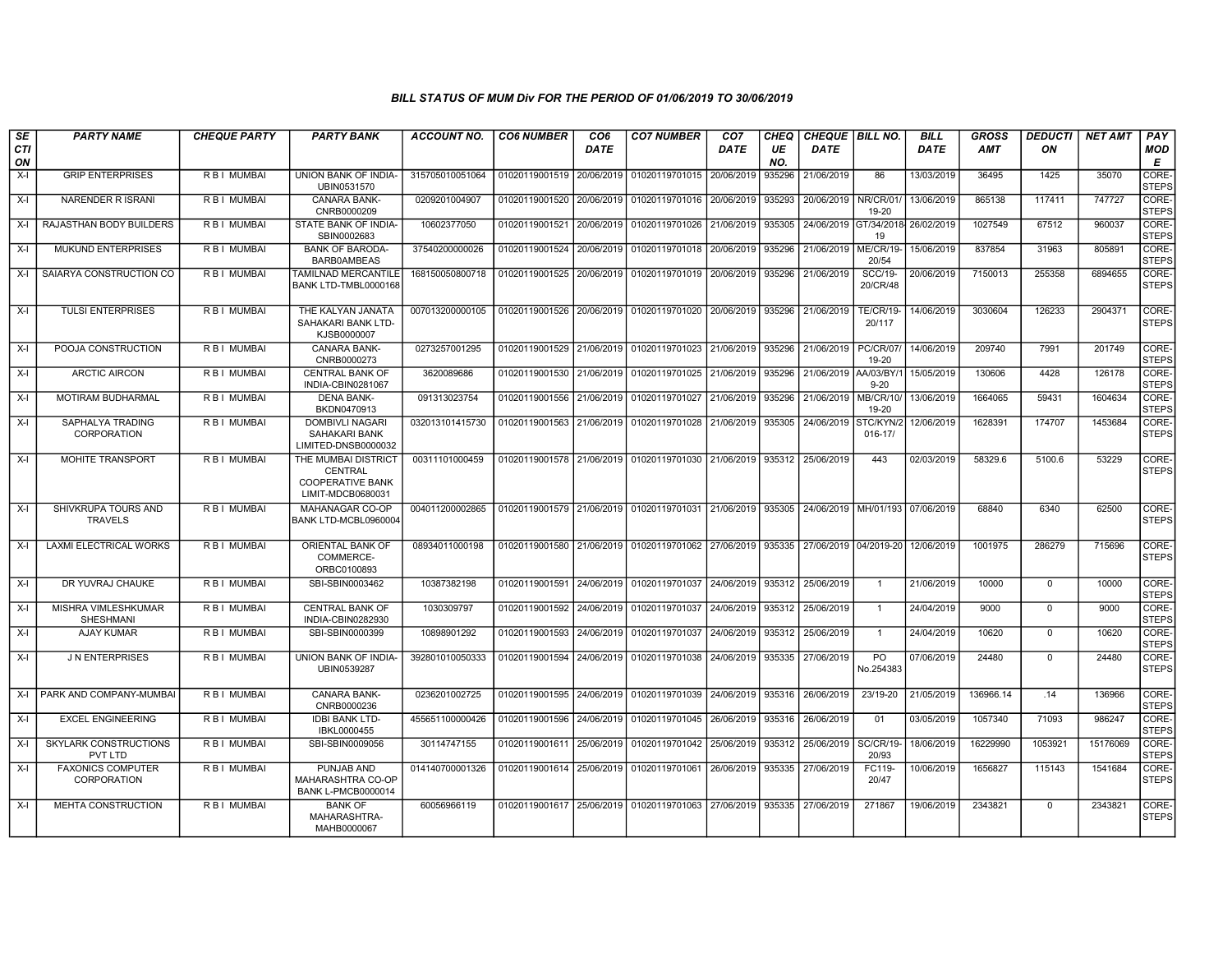## BILL STATUS OF MUM Div FOR THE PERIOD OF 01/06/2019 TO 30/06/2019

| SECTION | PARTY NAME | CHEQUE PARTY | PARTY BANK | ACCOUNT NO. | CO6 NUMBER | CO6 DATE | CO7 NUMBER | CO7 DATE | CHEQUE NO. | CHEQUE DATE | BILL NO. | BILL DATE | GROSS AMT | DEDUCTION | NET AMT | PAY MODE |
|---|---|---|---|---|---|---|---|---|---|---|---|---|---|---|---|---|
| X-I | GRIP ENTERPRISES | R B I MUMBAI | UNION BANK OF INDIA-UBIN0531570 | 315705010051064 | 01020119001519 | 20/06/2019 | 01020119701015 | 20/06/2019 | 935296 | 21/06/2019 | 86 | 13/03/2019 | 36495 | 1425 | 35070 | CORE-STEPS |
| X-I | NARENDER R ISRANI | R B I MUMBAI | CANARA BANK-CNRB0000209 | 0209201004907 | 01020119001520 | 20/06/2019 | 01020119701016 | 20/06/2019 | 935293 | 20/06/2019 | NR/CR/01/19-20 | 13/06/2019 | 865138 | 117411 | 747727 | CORE-STEPS |
| X-I | RAJASTHAN BODY BUILDERS | R B I MUMBAI | STATE BANK OF INDIA-SBIN0002683 | 10602377050 | 01020119001521 | 20/06/2019 | 01020119701026 | 21/06/2019 | 935305 | 24/06/2019 | GT/34/2018-19 | 26/02/2019 | 1027549 | 67512 | 960037 | CORE-STEPS |
| X-I | MUKUND ENTERPRISES | R B I MUMBAI | BANK OF BARODA-BARB0AMBEAS | 37540200000026 | 01020119001524 | 20/06/2019 | 01020119701018 | 20/06/2019 | 935296 | 21/06/2019 | ME/CR/19-20/54 | 15/06/2019 | 837854 | 31963 | 805891 | CORE-STEPS |
| X-I | SAIARYA CONSTRUCTION CO | R B I MUMBAI | TAMILNAD MERCANTILE BANK LTD-TMBL0000168 | 168150050800718 | 01020119001525 | 20/06/2019 | 01020119701019 | 20/06/2019 | 935296 | 21/06/2019 | SCC/19-20/CR/48 | 20/06/2019 | 7150013 | 255358 | 6894655 | CORE-STEPS |
| X-I | TULSI ENTERPRISES | R B I MUMBAI | THE KALYAN JANATA SAHAKARI BANK LTD-KJSB0000007 | 007013200000105 | 01020119001526 | 20/06/2019 | 01020119701020 | 20/06/2019 | 935296 | 21/06/2019 | TE/CR/19-20/117 | 14/06/2019 | 3030604 | 126233 | 2904371 | CORE-STEPS |
| X-I | POOJA CONSTRUCTION | R B I MUMBAI | CANARA BANK-CNRB0000273 | 0273257001295 | 01020119001529 | 21/06/2019 | 01020119701023 | 21/06/2019 | 935296 | 21/06/2019 | PC/CR/07/19-20 | 14/06/2019 | 209740 | 7991 | 201749 | CORE-STEPS |
| X-I | ARCTIC AIRCON | R B I MUMBAI | CENTRAL BANK OF INDIA-CBIN0281067 | 3620089686 | 01020119001530 | 21/06/2019 | 01020119701025 | 21/06/2019 | 935296 | 21/06/2019 | AA/03/BY/19-20 | 15/05/2019 | 130606 | 4428 | 126178 | CORE-STEPS |
| X-I | MOTIRAM BUDHARMAL | R B I MUMBAI | DENA BANK-BKDN0470913 | 091313023754 | 01020119001556 | 21/06/2019 | 01020119701027 | 21/06/2019 | 935296 | 21/06/2019 | MB/CR/10/19-20 | 13/06/2019 | 1664065 | 59431 | 1604634 | CORE-STEPS |
| X-I | SAPHALYA TRADING CORPORATION | R B I MUMBAI | DOMBIVLI NAGARI SAHAKARI BANK LIMITED-DNSB0000032 | 032013101415730 | 01020119001563 | 21/06/2019 | 01020119701028 | 21/06/2019 | 935305 | 24/06/2019 | STC/KYN/2016-17/ | 12/06/2019 | 1628391 | 174707 | 1453684 | CORE-STEPS |
| X-I | MOHITE TRANSPORT | R B I MUMBAI | THE MUMBAI DISTRICT CENTRAL COOPERATIVE BANK LIMIT-MDCB0680031 | 00311101000459 | 01020119001578 | 21/06/2019 | 01020119701030 | 21/06/2019 | 935312 | 25/06/2019 | 443 | 02/03/2019 | 58329.6 | 5100.6 | 53229 | CORE-STEPS |
| X-I | SHIVKRUPA TOURS AND TRAVELS | R B I MUMBAI | MAHANAGAR CO-OP BANK LTD-MCBL0960004 | 004011200002865 | 01020119001579 | 21/06/2019 | 01020119701031 | 21/06/2019 | 935305 | 24/06/2019 | MH/01/193 | 07/06/2019 | 68840 | 6340 | 62500 | CORE-STEPS |
| X-I | LAXMI ELECTRICAL WORKS | R B I MUMBAI | ORIENTAL BANK OF COMMERCE-ORBC0100893 | 08934011000198 | 01020119001580 | 21/06/2019 | 01020119701062 | 27/06/2019 | 935335 | 27/06/2019 | 04/2019-20 | 12/06/2019 | 1001975 | 286279 | 715696 | CORE-STEPS |
| X-I | DR YUVRAJ CHAUKE | R B I MUMBAI | SBI-SBIN0003462 | 10387382198 | 01020119001591 | 24/06/2019 | 01020119701037 | 24/06/2019 | 935312 | 25/06/2019 | 1 | 21/06/2019 | 10000 | 0 | 10000 | CORE-STEPS |
| X-I | MISHRA VIMLESHKUMAR SHESHMANI | R B I MUMBAI | CENTRAL BANK OF INDIA-CBIN0282930 | 1030309797 | 01020119001592 | 24/06/2019 | 01020119701037 | 24/06/2019 | 935312 | 25/06/2019 | 1 | 24/04/2019 | 9000 | 0 | 9000 | CORE-STEPS |
| X-I | AJAY KUMAR | R B I MUMBAI | SBI-SBIN0000399 | 10898901292 | 01020119001593 | 24/06/2019 | 01020119701037 | 24/06/2019 | 935312 | 25/06/2019 | 1 | 24/04/2019 | 10620 | 0 | 10620 | CORE-STEPS |
| X-I | J N ENTERPRISES | R B I MUMBAI | UNION BANK OF INDIA-UBIN0539287 | 392801010050333 | 01020119001594 | 24/06/2019 | 01020119701038 | 24/06/2019 | 935335 | 27/06/2019 | PO No.254383 | 07/06/2019 | 24480 | 0 | 24480 | CORE-STEPS |
| X-I | PARK AND COMPANY-MUMBAI | R B I MUMBAI | CANARA BANK-CNRB0000236 | 0236201002725 | 01020119001595 | 24/06/2019 | 01020119701039 | 24/06/2019 | 935316 | 26/06/2019 | 23/19-20 | 21/05/2019 | 136966.14 | .14 | 136966 | CORE-STEPS |
| X-I | EXCEL ENGINEERING | R B I MUMBAI | IDBI BANK LTD-IBKL0000455 | 455651100000426 | 01020119001596 | 24/06/2019 | 01020119701045 | 26/06/2019 | 935316 | 26/06/2019 | 01 | 03/05/2019 | 1057340 | 71093 | 986247 | CORE-STEPS |
| X-I | SKYLARK CONSTRUCTIONS PVT LTD | R B I MUMBAI | SBI-SBIN0009056 | 30114747155 | 01020119001611 | 25/06/2019 | 01020119701042 | 25/06/2019 | 935312 | 25/06/2019 | SC/CR/19-20/93 | 18/06/2019 | 16229990 | 1053921 | 15176069 | CORE-STEPS |
| X-I | FAXONICS COMPUTER CORPORATION | R B I MUMBAI | PUNJAB AND MAHARASHTRA CO-OP BANK L-PMCB0000014 | 014140700001326 | 01020119001614 | 25/06/2019 | 01020119701061 | 26/06/2019 | 935335 | 27/06/2019 | FC119-20/47 | 10/06/2019 | 1656827 | 115143 | 1541684 | CORE-STEPS |
| X-I | MEHTA CONSTRUCTION | R B I MUMBAI | BANK OF MAHARASHTRA-MAHB0000067 | 60056966119 | 01020119001617 | 25/06/2019 | 01020119701063 | 27/06/2019 | 935335 | 27/06/2019 | 271867 | 19/06/2019 | 2343821 | 0 | 2343821 | CORE-STEPS |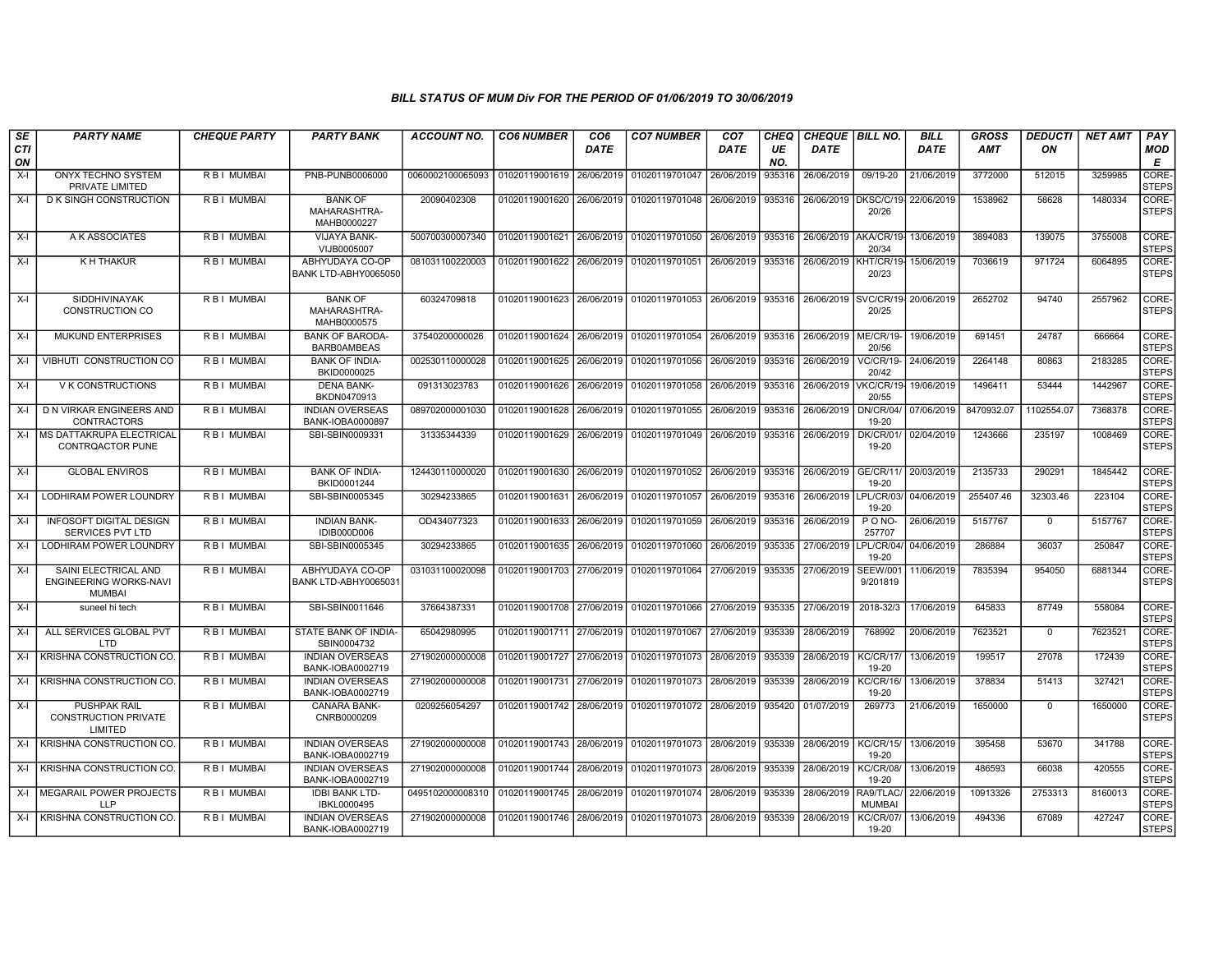## BILL STATUS OF MUM Div FOR THE PERIOD OF 01/06/2019 TO 30/06/2019

| SECTION | PARTY NAME | CHEQUE PARTY | PARTY BANK | ACCOUNT NO. | CO6 NUMBER | CO6 DATE | CO7 NUMBER | CO7 DATE | CHEQUE NO. | CHEQUE DATE | BILL NO. | BILL DATE | GROSS AMT | DEDUCTION | NET AMT | PAY MODE |
|---|---|---|---|---|---|---|---|---|---|---|---|---|---|---|---|---|
| X-I | ONYX TECHNO SYSTEM PRIVATE LIMITED | R B I MUMBAI | PNB-PUNB0006000 | 0060002100065093 | 01020119001619 | 26/06/2019 | 01020119701047 | 26/06/2019 | 935316 | 26/06/2019 | 09/19-20 | 21/06/2019 | 3772000 | 512015 | 3259985 | CORE-STEPS |
| X-I | D K SINGH CONSTRUCTION | R B I MUMBAI | BANK OF MAHARASHTRA-MAHB0000227 | 20090402308 | 01020119001620 | 26/06/2019 | 01020119701048 | 26/06/2019 | 935316 | 26/06/2019 | DKSC/C/19-20/26 | 22/06/2019 | 1538962 | 58628 | 1480334 | CORE-STEPS |
| X-I | A K ASSOCIATES | R B I MUMBAI | VIJAYA BANK-VIJB0005007 | 500700300007340 | 01020119001621 | 26/06/2019 | 01020119701050 | 26/06/2019 | 935316 | 26/06/2019 | AKA/CR/19-20/34 | 13/06/2019 | 3894083 | 139075 | 3755008 | CORE-STEPS |
| X-I | K H THAKUR | R B I MUMBAI | ABHYUDAYA CO-OP BANK LTD-ABHY0065050 | 081031100220003 | 01020119001622 | 26/06/2019 | 01020119701051 | 26/06/2019 | 935316 | 26/06/2019 | KHT/CR/19-20/23 | 15/06/2019 | 7036619 | 971724 | 6064895 | CORE-STEPS |
| X-I | SIDDHIVINAYAK CONSTRUCTION CO | R B I MUMBAI | BANK OF MAHARASHTRA-MAHB0000575 | 60324709818 | 01020119001623 | 26/06/2019 | 01020119701053 | 26/06/2019 | 935316 | 26/06/2019 | SVC/CR/19-20/25 | 20/06/2019 | 2652702 | 94740 | 2557962 | CORE-STEPS |
| X-I | MUKUND ENTERPRISES | R B I MUMBAI | BANK OF BARODA-BARB0AMBEAS | 37540200000026 | 01020119001624 | 26/06/2019 | 01020119701054 | 26/06/2019 | 935316 | 26/06/2019 | ME/CR/19-20/56 | 19/06/2019 | 691451 | 24787 | 666664 | CORE-STEPS |
| X-I | VIBHUTI CONSTRUCTION CO | R B I MUMBAI | BANK OF INDIA-BKID0000025 | 002530110000028 | 01020119001625 | 26/06/2019 | 01020119701056 | 26/06/2019 | 935316 | 26/06/2019 | VC/CR/19-20/42 | 24/06/2019 | 2264148 | 80863 | 2183285 | CORE-STEPS |
| X-I | V K CONSTRUCTIONS | R B I MUMBAI | DENA BANK-BKDN0470913 | 091313023783 | 01020119001626 | 26/06/2019 | 01020119701058 | 26/06/2019 | 935316 | 26/06/2019 | VKC/CR/19-20/55 | 19/06/2019 | 1496411 | 53444 | 1442967 | CORE-STEPS |
| X-I | D N VIRKAR ENGINEERS AND CONTRACTORS | R B I MUMBAI | INDIAN OVERSEAS BANK-IOBA0000897 | 089702000001030 | 01020119001628 | 26/06/2019 | 01020119701055 | 26/06/2019 | 935316 | 26/06/2019 | DN/CR/04/19-20 | 07/06/2019 | 8470932.07 | 1102554.07 | 7368378 | CORE-STEPS |
| X-I | MS DATTAKRUPA ELECTRICAL CONTRQACTOR PUNE | R B I MUMBAI | SBI-SBIN0009331 | 31335344339 | 01020119001629 | 26/06/2019 | 01020119701049 | 26/06/2019 | 935316 | 26/06/2019 | DK/CR/01/19-20 | 02/04/2019 | 1243666 | 235197 | 1008469 | CORE-STEPS |
| X-I | GLOBAL ENVIROS | R B I MUMBAI | BANK OF INDIA-BKID0001244 | 124430110000020 | 01020119001630 | 26/06/2019 | 01020119701052 | 26/06/2019 | 935316 | 26/06/2019 | GE/CR/11/19-20 | 20/03/2019 | 2135733 | 290291 | 1845442 | CORE-STEPS |
| X-I | LODHIRAM POWER LOUNDRY | R B I MUMBAI | SBI-SBIN0005345 | 30294233865 | 01020119001631 | 26/06/2019 | 01020119701057 | 26/06/2019 | 935316 | 26/06/2019 | LPL/CR/03/19-20 | 04/06/2019 | 255407.46 | 32303.46 | 223104 | CORE-STEPS |
| X-I | INFOSOFT DIGITAL DESIGN SERVICES PVT LTD | R B I MUMBAI | INDIAN BANK-IDIB000D006 | OD434077323 | 01020119001633 | 26/06/2019 | 01020119701059 | 26/06/2019 | 935316 | 26/06/2019 | P O NO-257707 | 26/06/2019 | 5157767 | 0 | 5157767 | CORE-STEPS |
| X-I | LODHIRAM POWER LOUNDRY | R B I MUMBAI | SBI-SBIN0005345 | 30294233865 | 01020119001635 | 26/06/2019 | 01020119701060 | 26/06/2019 | 935335 | 27/06/2019 | LPL/CR/04/19-20 | 04/06/2019 | 286884 | 36037 | 250847 | CORE-STEPS |
| X-I | SAINI ELECTRICAL AND ENGINEERING WORKS-NAVI MUMBAI | R B I MUMBAI | ABHYUDAYA CO-OP BANK LTD-ABHY0065031 | 031031100020098 | 01020119001703 | 27/06/2019 | 01020119701064 | 27/06/2019 | 935335 | 27/06/2019 | SEEW/0019/201819 | 11/06/2019 | 7835394 | 954050 | 6881344 | CORE-STEPS |
| X-I | suneel hi tech | R B I MUMBAI | SBI-SBIN0011646 | 37664387331 | 01020119001708 | 27/06/2019 | 01020119701066 | 27/06/2019 | 935335 | 27/06/2019 | 2018-32/3 | 17/06/2019 | 645833 | 87749 | 558084 | CORE-STEPS |
| X-I | ALL SERVICES GLOBAL PVT LTD | R B I MUMBAI | STATE BANK OF INDIA-SBIN0004732 | 65042980995 | 01020119001711 | 27/06/2019 | 01020119701067 | 27/06/2019 | 935339 | 28/06/2019 | 768992 | 20/06/2019 | 7623521 | 0 | 7623521 | CORE-STEPS |
| X-I | KRISHNA CONSTRUCTION CO. | R B I MUMBAI | INDIAN OVERSEAS BANK-IOBA0002719 | 271902000000008 | 01020119001727 | 27/06/2019 | 01020119701073 | 28/06/2019 | 935339 | 28/06/2019 | KC/CR/17/19-20 | 13/06/2019 | 199517 | 27078 | 172439 | CORE-STEPS |
| X-I | KRISHNA CONSTRUCTION CO. | R B I MUMBAI | INDIAN OVERSEAS BANK-IOBA0002719 | 271902000000008 | 01020119001731 | 27/06/2019 | 01020119701073 | 28/06/2019 | 935339 | 28/06/2019 | KC/CR/16/19-20 | 13/06/2019 | 378834 | 51413 | 327421 | CORE-STEPS |
| X-I | PUSHPAK RAIL CONSTRUCTION PRIVATE LIMITED | R B I MUMBAI | CANARA BANK-CNRB0000209 | 0209256054297 | 01020119001742 | 28/06/2019 | 01020119701072 | 28/06/2019 | 935420 | 01/07/2019 | 269773 | 21/06/2019 | 1650000 | 0 | 1650000 | CORE-STEPS |
| X-I | KRISHNA CONSTRUCTION CO. | R B I MUMBAI | INDIAN OVERSEAS BANK-IOBA0002719 | 271902000000008 | 01020119001743 | 28/06/2019 | 01020119701073 | 28/06/2019 | 935339 | 28/06/2019 | KC/CR/15/19-20 | 13/06/2019 | 395458 | 53670 | 341788 | CORE-STEPS |
| X-I | KRISHNA CONSTRUCTION CO. | R B I MUMBAI | INDIAN OVERSEAS BANK-IOBA0002719 | 271902000000008 | 01020119001744 | 28/06/2019 | 01020119701073 | 28/06/2019 | 935339 | 28/06/2019 | KC/CR/08/19-20 | 13/06/2019 | 486593 | 66038 | 420555 | CORE-STEPS |
| X-I | MEGARAIL POWER PROJECTS LLP | R B I MUMBAI | IDBI BANK LTD-IBKL0000495 | 0495102000008310 | 01020119001745 | 28/06/2019 | 01020119701074 | 28/06/2019 | 935339 | 28/06/2019 | RA9/TLAC/MUMBAI | 22/06/2019 | 10913326 | 2753313 | 8160013 | CORE-STEPS |
| X-I | KRISHNA CONSTRUCTION CO. | R B I MUMBAI | INDIAN OVERSEAS BANK-IOBA0002719 | 271902000000008 | 01020119001746 | 28/06/2019 | 01020119701073 | 28/06/2019 | 935339 | 28/06/2019 | KC/CR/07/19-20 | 13/06/2019 | 494336 | 67089 | 427247 | CORE-STEPS |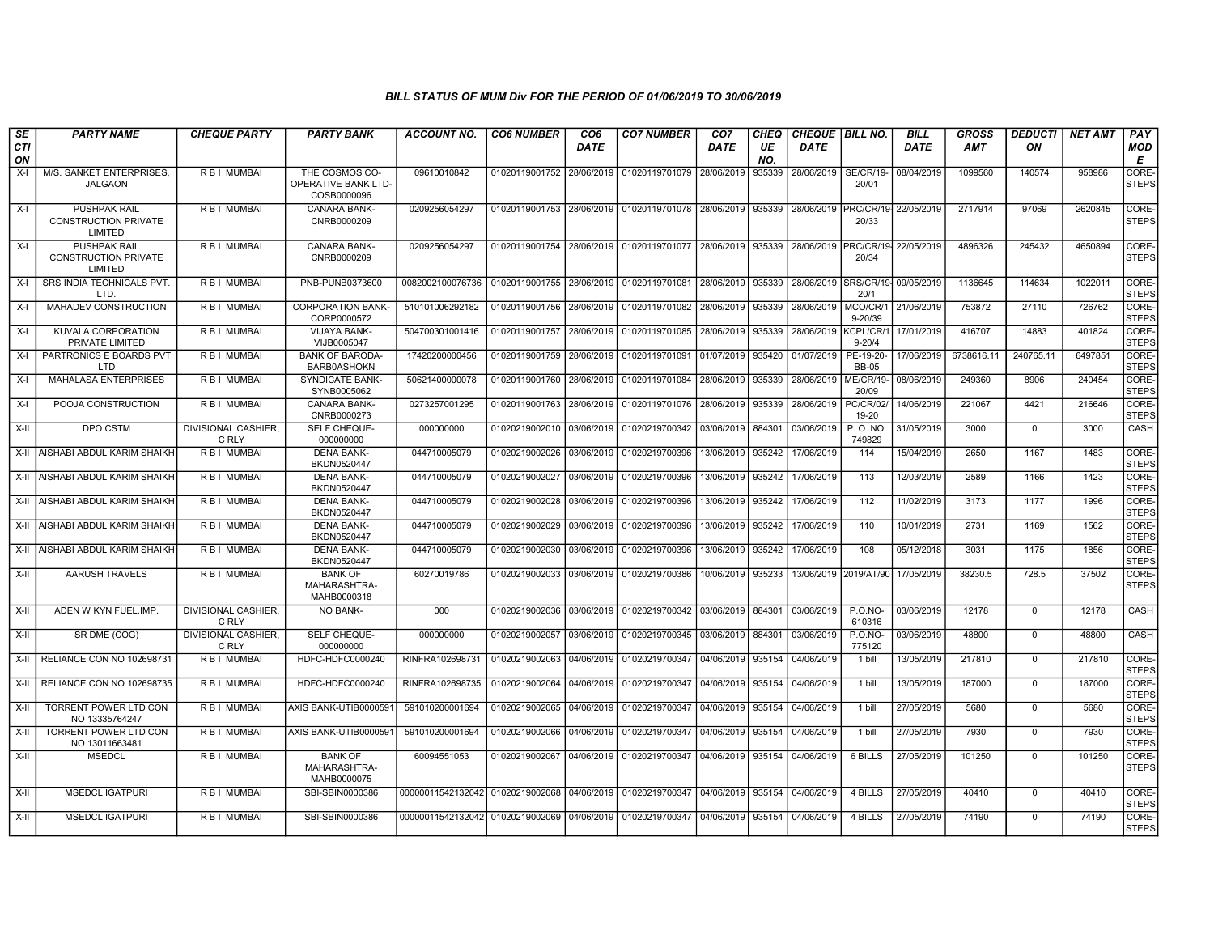## BILL STATUS OF MUM Div FOR THE PERIOD OF 01/06/2019 TO 30/06/2019

| SECTION | PARTY NAME | CHEQUE PARTY | PARTY BANK | ACCOUNT NO. | CO6 NUMBER | CO6 DATE | CO7 NUMBER | CO7 DATE | CHEQUE NO. | CHEQUE DATE | BILL NO. | BILL DATE | GROSS AMT | DEDUCTION | NET AMT | PAY MODE |
|---|---|---|---|---|---|---|---|---|---|---|---|---|---|---|---|---|
| X-I | M/S. SANKET ENTERPRISES, JALGAON | R B I MUMBAI | THE COSMOS CO-OPERATIVE BANK LTD-COSB0000096 | 09610010842 | 01020119001752 | 28/06/2019 | 01020119701079 | 28/06/2019 | 935339 | 28/06/2019 | SE/CR/19-20/01 | 08/04/2019 | 1099560 | 140574 | 958986 | CORE-STEPS |
| X-I | PUSHPAK RAIL CONSTRUCTION PRIVATE LIMITED | R B I MUMBAI | CANARA BANK-CNRB0000209 | 0209256054297 | 01020119001753 | 28/06/2019 | 01020119701078 | 28/06/2019 | 935339 | 28/06/2019 | PRC/CR/19-20/33 | 22/05/2019 | 2717914 | 97069 | 2620845 | CORE-STEPS |
| X-I | PUSHPAK RAIL CONSTRUCTION PRIVATE LIMITED | R B I MUMBAI | CANARA BANK-CNRB0000209 | 0209256054297 | 01020119001754 | 28/06/2019 | 01020119701077 | 28/06/2019 | 935339 | 28/06/2019 | PRC/CR/19-20/34 | 22/05/2019 | 4896326 | 245432 | 4650894 | CORE-STEPS |
| X-I | SRS INDIA TECHNICALS PVT. LTD. | R B I MUMBAI | PNB-PUNB0373600 | 0082002100076736 | 01020119001755 | 28/06/2019 | 01020119701081 | 28/06/2019 | 935339 | 28/06/2019 | SRS/CR/19-20/1 | 09/05/2019 | 1136645 | 114634 | 1022011 | CORE-STEPS |
| X-I | MAHADEV CONSTRUCTION | R B I MUMBAI | CORPORATION BANK-CORP0000572 | 510101006292182 | 01020119001756 | 28/06/2019 | 01020119701082 | 28/06/2019 | 935339 | 28/06/2019 | MCO/CR/19-20/39 | 21/06/2019 | 753872 | 27110 | 726762 | CORE-STEPS |
| X-I | KUVALA CORPORATION PRIVATE LIMITED | R B I MUMBAI | VIJAYA BANK-VIJB0005047 | 504700301001416 | 01020119001757 | 28/06/2019 | 01020119701085 | 28/06/2019 | 935339 | 28/06/2019 | KCPL/CR/19-20/4 | 17/01/2019 | 416707 | 14883 | 401824 | CORE-STEPS |
| X-I | PARTRONICS E BOARDS PVT LTD | R B I MUMBAI | BANK OF BARODA-BARB0ASHOKN | 17420200000456 | 01020119001759 | 28/06/2019 | 01020119701091 | 01/07/2019 | 935420 | 01/07/2019 | PE-19-20-BB-05 | 17/06/2019 | 6738616.11 | 240765.11 | 6497851 | CORE-STEPS |
| X-I | MAHALASA ENTERPRISES | R B I MUMBAI | SYNDICATE BANK-SYNB0005062 | 50621400000078 | 01020119001760 | 28/06/2019 | 01020119701084 | 28/06/2019 | 935339 | 28/06/2019 | ME/CR/19-20/09 | 08/06/2019 | 249360 | 8906 | 240454 | CORE-STEPS |
| X-I | POOJA CONSTRUCTION | R B I MUMBAI | CANARA BANK-CNRB0000273 | 0273257001295 | 01020119001763 | 28/06/2019 | 01020119701076 | 28/06/2019 | 935339 | 28/06/2019 | PC/CR/02/19-20 | 14/06/2019 | 221067 | 4421 | 216646 | CORE-STEPS |
| X-II | DPO CSTM | DIVISIONAL CASHIER, C RLY | SELF CHEQUE-000000000 | 000000000 | 01020219002010 | 03/06/2019 | 01020219700342 | 03/06/2019 | 884301 | 03/06/2019 | P. O. NO. 749829 | 31/05/2019 | 3000 | 0 | 3000 | CASH |
| X-II | AISHABI ABDUL KARIM SHAIKH | R B I MUMBAI | DENA BANK-BKDN0520447 | 044710005079 | 01020219002026 | 03/06/2019 | 01020219700396 | 13/06/2019 | 935242 | 17/06/2019 | 114 | 15/04/2019 | 2650 | 1167 | 1483 | CORE-STEPS |
| X-II | AISHABI ABDUL KARIM SHAIKH | R B I MUMBAI | DENA BANK-BKDN0520447 | 044710005079 | 01020219002027 | 03/06/2019 | 01020219700396 | 13/06/2019 | 935242 | 17/06/2019 | 113 | 12/03/2019 | 2589 | 1166 | 1423 | CORE-STEPS |
| X-II | AISHABI ABDUL KARIM SHAIKH | R B I MUMBAI | DENA BANK-BKDN0520447 | 044710005079 | 01020219002028 | 03/06/2019 | 01020219700396 | 13/06/2019 | 935242 | 17/06/2019 | 112 | 11/02/2019 | 3173 | 1177 | 1996 | CORE-STEPS |
| X-II | AISHABI ABDUL KARIM SHAIKH | R B I MUMBAI | DENA BANK-BKDN0520447 | 044710005079 | 01020219002029 | 03/06/2019 | 01020219700396 | 13/06/2019 | 935242 | 17/06/2019 | 110 | 10/01/2019 | 2731 | 1169 | 1562 | CORE-STEPS |
| X-II | AISHABI ABDUL KARIM SHAIKH | R B I MUMBAI | DENA BANK-BKDN0520447 | 044710005079 | 01020219002030 | 03/06/2019 | 01020219700396 | 13/06/2019 | 935242 | 17/06/2019 | 108 | 05/12/2018 | 3031 | 1175 | 1856 | CORE-STEPS |
| X-II | AARUSH TRAVELS | R B I MUMBAI | BANK OF MAHARASHTRA-MAHB0000318 | 60270019786 | 01020219002033 | 03/06/2019 | 01020219700386 | 10/06/2019 | 935233 | 13/06/2019 | 2019/AT/90 | 17/05/2019 | 38230.5 | 728.5 | 37502 | CORE-STEPS |
| X-II | ADEN W KYN FUEL.IMP. | DIVISIONAL CASHIER, C RLY | NO BANK- | 000 | 01020219002036 | 03/06/2019 | 01020219700342 | 03/06/2019 | 884301 | 03/06/2019 | P.O.NO-610316 | 03/06/2019 | 12178 | 0 | 12178 | CASH |
| X-II | SR DME (COG) | DIVISIONAL CASHIER, C RLY | SELF CHEQUE-000000000 | 000000000 | 01020219002057 | 03/06/2019 | 01020219700345 | 03/06/2019 | 884301 | 03/06/2019 | P.O.NO-775120 | 03/06/2019 | 48800 | 0 | 48800 | CASH |
| X-II | RELIANCE CON NO 102698731 | R B I MUMBAI | HDFC-HDFC0000240 | RINFRA102698731 | 01020219002063 | 04/06/2019 | 01020219700347 | 04/06/2019 | 935154 | 04/06/2019 | 1 bill | 13/05/2019 | 217810 | 0 | 217810 | CORE-STEPS |
| X-II | RELIANCE CON NO 102698735 | R B I MUMBAI | HDFC-HDFC0000240 | RINFRA102698735 | 01020219002064 | 04/06/2019 | 01020219700347 | 04/06/2019 | 935154 | 04/06/2019 | 1 bill | 13/05/2019 | 187000 | 0 | 187000 | CORE-STEPS |
| X-II | TORRENT POWER LTD CON NO 13335764247 | R B I MUMBAI | AXIS BANK-UTIB0000591 | 591010200001694 | 01020219002065 | 04/06/2019 | 01020219700347 | 04/06/2019 | 935154 | 04/06/2019 | 1 bill | 27/05/2019 | 5680 | 0 | 5680 | CORE-STEPS |
| X-II | TORRENT POWER LTD CON NO 13011663481 | R B I MUMBAI | AXIS BANK-UTIB0000591 | 591010200001694 | 01020219002066 | 04/06/2019 | 01020219700347 | 04/06/2019 | 935154 | 04/06/2019 | 1 bill | 27/05/2019 | 7930 | 0 | 7930 | CORE-STEPS |
| X-II | MSEDCL | R B I MUMBAI | BANK OF MAHARASHTRA-MAHB0000075 | 60094551053 | 01020219002067 | 04/06/2019 | 01020219700347 | 04/06/2019 | 935154 | 04/06/2019 | 6 BILLS | 27/05/2019 | 101250 | 0 | 101250 | CORE-STEPS |
| X-II | MSEDCL IGATPURI | R B I MUMBAI | SBI-SBIN0000386 | 00000011542132042 | 01020219002068 | 04/06/2019 | 01020219700347 | 04/06/2019 | 935154 | 04/06/2019 | 4 BILLS | 27/05/2019 | 40410 | 0 | 40410 | CORE-STEPS |
| X-II | MSEDCL IGATPURI | R B I MUMBAI | SBI-SBIN0000386 | 00000011542132042 | 01020219002069 | 04/06/2019 | 01020219700347 | 04/06/2019 | 935154 | 04/06/2019 | 4 BILLS | 27/05/2019 | 74190 | 0 | 74190 | CORE-STEPS |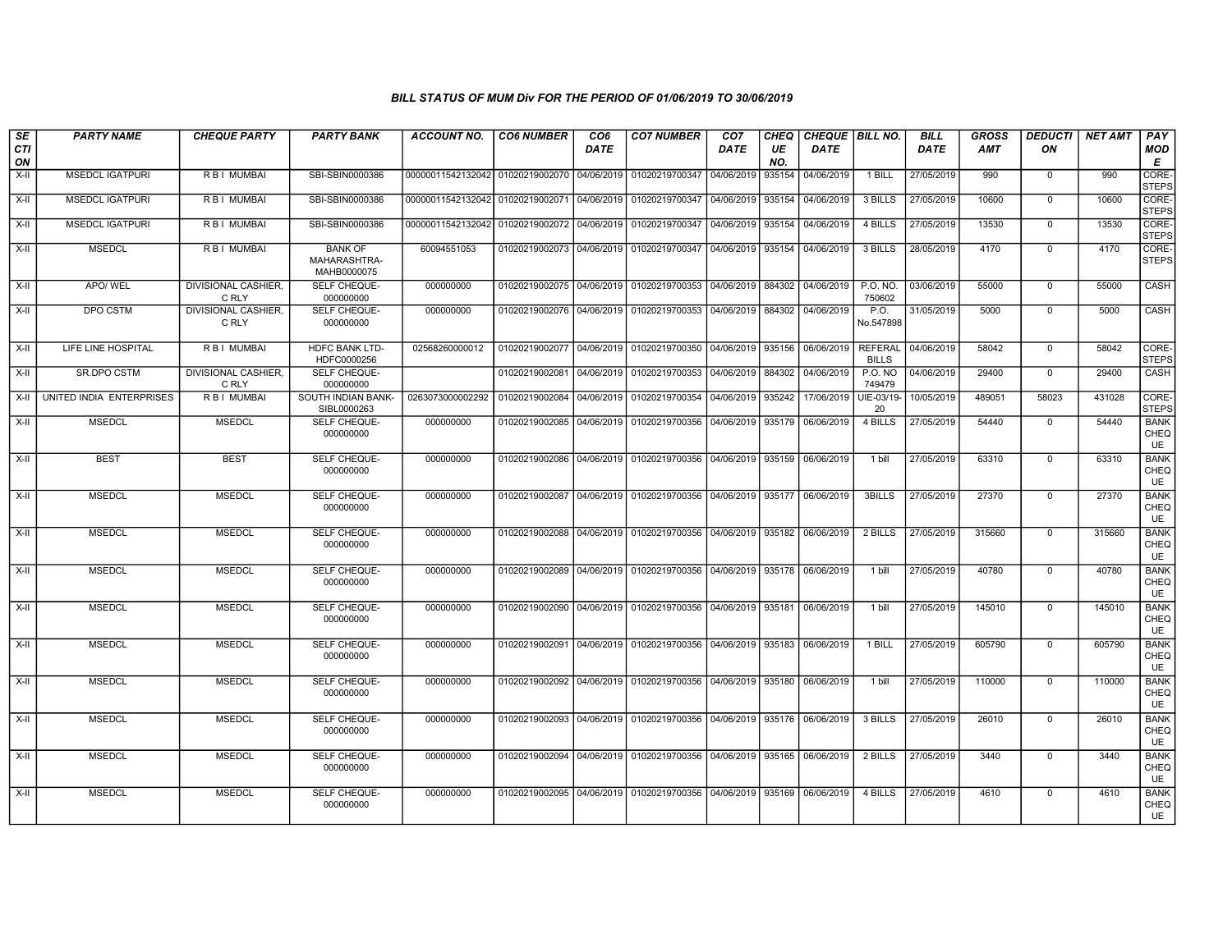### BILL STATUS OF MUM Div FOR THE PERIOD OF 01/06/2019 TO 30/06/2019

| SECTION | PARTY NAME | CHEQUE PARTY | PARTY BANK | ACCOUNT NO. | CO6 NUMBER | CO6 DATE | CO7 NUMBER | CO7 DATE | CHEQUE NO. | CHEQUE DATE | BILL NO. | BILL DATE | GROSS AMT | DEDUCTION | NET AMT | PAY MODE |
|---|---|---|---|---|---|---|---|---|---|---|---|---|---|---|---|---|
| X-II | MSEDCL IGATPURI | R B I MUMBAI | SBI-SBIN0000386 | 00000011542132042 | 01020219002070 | 04/06/2019 | 01020219700347 | 04/06/2019 | 935154 | 04/06/2019 | 1 BILL | 27/05/2019 | 990 | 0 | 990 | CORE-STEPS |
| X-II | MSEDCL IGATPURI | R B I MUMBAI | SBI-SBIN0000386 | 00000011542132042 | 01020219002071 | 04/06/2019 | 01020219700347 | 04/06/2019 | 935154 | 04/06/2019 | 3 BILLS | 27/05/2019 | 10600 | 0 | 10600 | CORE-STEPS |
| X-II | MSEDCL IGATPURI | R B I MUMBAI | SBI-SBIN0000386 | 00000011542132042 | 01020219002072 | 04/06/2019 | 01020219700347 | 04/06/2019 | 935154 | 04/06/2019 | 4 BILLS | 27/05/2019 | 13530 | 0 | 13530 | CORE-STEPS |
| X-II | MSEDCL | R B I MUMBAI | BANK OF MAHARASHTRA-MAHB0000075 | 60094551053 | 01020219002073 | 04/06/2019 | 01020219700347 | 04/06/2019 | 935154 | 04/06/2019 | 3 BILLS | 28/05/2019 | 4170 | 0 | 4170 | CORE-STEPS |
| X-II | APO/ WEL | DIVISIONAL CASHIER, C RLY | SELF CHEQUE-000000000 | 000000000 | 01020219002075 | 04/06/2019 | 01020219700353 | 04/06/2019 | 884302 | 04/06/2019 | P.O. NO. 750602 | 03/06/2019 | 55000 | 0 | 55000 | CASH |
| X-II | DPO CSTM | DIVISIONAL CASHIER, C RLY | SELF CHEQUE-000000000 | 000000000 | 01020219002076 | 04/06/2019 | 01020219700353 | 04/06/2019 | 884302 | 04/06/2019 | P.O. No.547898 | 31/05/2019 | 5000 | 0 | 5000 | CASH |
| X-II | LIFE LINE HOSPITAL | R B I MUMBAI | HDFC BANK LTD-HDFC0000256 | 02568260000012 | 01020219002077 | 04/06/2019 | 01020219700350 | 04/06/2019 | 935156 | 06/06/2019 | REFERAL BILLS | 04/06/2019 | 58042 | 0 | 58042 | CORE-STEPS |
| X-II | SR.DPO CSTM | DIVISIONAL CASHIER, C RLY | SELF CHEQUE-000000000 | | 01020219002081 | 04/06/2019 | 01020219700353 | 04/06/2019 | 884302 | 04/06/2019 | P.O. NO 749479 | 04/06/2019 | 29400 | 0 | 29400 | CASH |
| X-II | UNITED INDIA ENTERPRISES | R B I MUMBAI | SOUTH INDIAN BANK-SIBL0000263 | 0263073000002292 | 01020219002084 | 04/06/2019 | 01020219700354 | 04/06/2019 | 935242 | 17/06/2019 | UIE-03/19-20 | 10/05/2019 | 489051 | 58023 | 431028 | CORE-STEPS |
| X-II | MSEDCL | MSEDCL | SELF CHEQUE-000000000 | 000000000 | 01020219002085 | 04/06/2019 | 01020219700356 | 04/06/2019 | 935179 | 06/06/2019 | 4 BILLS | 27/05/2019 | 54440 | 0 | 54440 | BANK CHEQUE |
| X-II | BEST | BEST | SELF CHEQUE-000000000 | 000000000 | 01020219002086 | 04/06/2019 | 01020219700356 | 04/06/2019 | 935159 | 06/06/2019 | 1 bill | 27/05/2019 | 63310 | 0 | 63310 | BANK CHEQUE |
| X-II | MSEDCL | MSEDCL | SELF CHEQUE-000000000 | 000000000 | 01020219002087 | 04/06/2019 | 01020219700356 | 04/06/2019 | 935177 | 06/06/2019 | 3BILLS | 27/05/2019 | 27370 | 0 | 27370 | BANK CHEQUE |
| X-II | MSEDCL | MSEDCL | SELF CHEQUE-000000000 | 000000000 | 01020219002088 | 04/06/2019 | 01020219700356 | 04/06/2019 | 935182 | 06/06/2019 | 2 BILLS | 27/05/2019 | 315660 | 0 | 315660 | BANK CHEQUE |
| X-II | MSEDCL | MSEDCL | SELF CHEQUE-000000000 | 000000000 | 01020219002089 | 04/06/2019 | 01020219700356 | 04/06/2019 | 935178 | 06/06/2019 | 1 bill | 27/05/2019 | 40780 | 0 | 40780 | BANK CHEQUE |
| X-II | MSEDCL | MSEDCL | SELF CHEQUE-000000000 | 000000000 | 01020219002090 | 04/06/2019 | 01020219700356 | 04/06/2019 | 935181 | 06/06/2019 | 1 bill | 27/05/2019 | 145010 | 0 | 145010 | BANK CHEQUE |
| X-II | MSEDCL | MSEDCL | SELF CHEQUE-000000000 | 000000000 | 01020219002091 | 04/06/2019 | 01020219700356 | 04/06/2019 | 935183 | 06/06/2019 | 1 BILL | 27/05/2019 | 605790 | 0 | 605790 | BANK CHEQUE |
| X-II | MSEDCL | MSEDCL | SELF CHEQUE-000000000 | 000000000 | 01020219002092 | 04/06/2019 | 01020219700356 | 04/06/2019 | 935180 | 06/06/2019 | 1 bill | 27/05/2019 | 110000 | 0 | 110000 | BANK CHEQUE |
| X-II | MSEDCL | MSEDCL | SELF CHEQUE-000000000 | 000000000 | 01020219002093 | 04/06/2019 | 01020219700356 | 04/06/2019 | 935176 | 06/06/2019 | 3 BILLS | 27/05/2019 | 26010 | 0 | 26010 | BANK CHEQUE |
| X-II | MSEDCL | MSEDCL | SELF CHEQUE-000000000 | 000000000 | 01020219002094 | 04/06/2019 | 01020219700356 | 04/06/2019 | 935165 | 06/06/2019 | 2 BILLS | 27/05/2019 | 3440 | 0 | 3440 | BANK CHEQUE |
| X-II | MSEDCL | MSEDCL | SELF CHEQUE-000000000 | 000000000 | 01020219002095 | 04/06/2019 | 01020219700356 | 04/06/2019 | 935169 | 06/06/2019 | 4 BILLS | 27/05/2019 | 4610 | 0 | 4610 | BANK CHEQUE |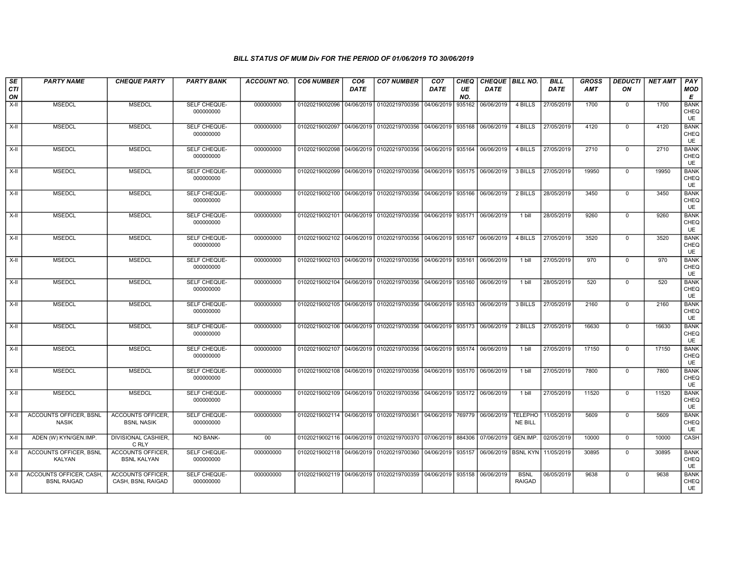### BILL STATUS OF MUM Div FOR THE PERIOD OF 01/06/2019 TO 30/06/2019

| SECTION | PARTY NAME | CHEQUE PARTY | PARTY BANK | ACCOUNT NO. | CO6 NUMBER | CO6 DATE | CO7 NUMBER | CO7 DATE | CHEQUE NO. | CHEQUE DATE | BILL NO. | BILL DATE | GROSS AMT | DEDUCTION | NET AMT | PAY MODE |
|---|---|---|---|---|---|---|---|---|---|---|---|---|---|---|---|---|
| X-II | MSEDCL | MSEDCL | SELF CHEQUE-000000000 | 000000000 | 01020219002096 | 04/06/2019 | 01020219700356 | 04/06/2019 | 935162 | 06/06/2019 | 4 BILLS | 27/05/2019 | 1700 | 0 | 1700 | BANK CHEQUE |
| X-II | MSEDCL | MSEDCL | SELF CHEQUE-000000000 | 000000000 | 01020219002097 | 04/06/2019 | 01020219700356 | 04/06/2019 | 935168 | 06/06/2019 | 4 BILLS | 27/05/2019 | 4120 | 0 | 4120 | BANK CHEQUE |
| X-II | MSEDCL | MSEDCL | SELF CHEQUE-000000000 | 000000000 | 01020219002098 | 04/06/2019 | 01020219700356 | 04/06/2019 | 935164 | 06/06/2019 | 4 BILLS | 27/05/2019 | 2710 | 0 | 2710 | BANK CHEQUE |
| X-II | MSEDCL | MSEDCL | SELF CHEQUE-000000000 | 000000000 | 01020219002099 | 04/06/2019 | 01020219700356 | 04/06/2019 | 935175 | 06/06/2019 | 3 BILLS | 27/05/2019 | 19950 | 0 | 19950 | BANK CHEQUE |
| X-II | MSEDCL | MSEDCL | SELF CHEQUE-000000000 | 000000000 | 01020219002100 | 04/06/2019 | 01020219700356 | 04/06/2019 | 935166 | 06/06/2019 | 2 BILLS | 28/05/2019 | 3450 | 0 | 3450 | BANK CHEQUE |
| X-II | MSEDCL | MSEDCL | SELF CHEQUE-000000000 | 000000000 | 01020219002101 | 04/06/2019 | 01020219700356 | 04/06/2019 | 935171 | 06/06/2019 | 1 bill | 28/05/2019 | 9260 | 0 | 9260 | BANK CHEQUE |
| X-II | MSEDCL | MSEDCL | SELF CHEQUE-000000000 | 000000000 | 01020219002102 | 04/06/2019 | 01020219700356 | 04/06/2019 | 935167 | 06/06/2019 | 4 BILLS | 27/05/2019 | 3520 | 0 | 3520 | BANK CHEQUE |
| X-II | MSEDCL | MSEDCL | SELF CHEQUE-000000000 | 000000000 | 01020219002103 | 04/06/2019 | 01020219700356 | 04/06/2019 | 935161 | 06/06/2019 | 1 bill | 27/05/2019 | 970 | 0 | 970 | BANK CHEQUE |
| X-II | MSEDCL | MSEDCL | SELF CHEQUE-000000000 | 000000000 | 01020219002104 | 04/06/2019 | 01020219700356 | 04/06/2019 | 935160 | 06/06/2019 | 1 bill | 28/05/2019 | 520 | 0 | 520 | BANK CHEQUE |
| X-II | MSEDCL | MSEDCL | SELF CHEQUE-000000000 | 000000000 | 01020219002105 | 04/06/2019 | 01020219700356 | 04/06/2019 | 935163 | 06/06/2019 | 3 BILLS | 27/05/2019 | 2160 | 0 | 2160 | BANK CHEQUE |
| X-II | MSEDCL | MSEDCL | SELF CHEQUE-000000000 | 000000000 | 01020219002106 | 04/06/2019 | 01020219700356 | 04/06/2019 | 935173 | 06/06/2019 | 2 BILLS | 27/05/2019 | 16630 | 0 | 16630 | BANK CHEQUE |
| X-II | MSEDCL | MSEDCL | SELF CHEQUE-000000000 | 000000000 | 01020219002107 | 04/06/2019 | 01020219700356 | 04/06/2019 | 935174 | 06/06/2019 | 1 bill | 27/05/2019 | 17150 | 0 | 17150 | BANK CHEQUE |
| X-II | MSEDCL | MSEDCL | SELF CHEQUE-000000000 | 000000000 | 01020219002108 | 04/06/2019 | 01020219700356 | 04/06/2019 | 935170 | 06/06/2019 | 1 bill | 27/05/2019 | 7800 | 0 | 7800 | BANK CHEQUE |
| X-II | MSEDCL | MSEDCL | SELF CHEQUE-000000000 | 000000000 | 01020219002109 | 04/06/2019 | 01020219700356 | 04/06/2019 | 935172 | 06/06/2019 | 1 bill | 27/05/2019 | 11520 | 0 | 11520 | BANK CHEQUE |
| X-II | ACCOUNTS OFFICER, BSNL NASIK | ACCOUNTS OFFICER, BSNL NASIK | SELF CHEQUE-000000000 | 000000000 | 01020219002114 | 04/06/2019 | 01020219700361 | 04/06/2019 | 769779 | 06/06/2019 | TELEPHONE BILL | 11/05/2019 | 5609 | 0 | 5609 | BANK CHEQUE |
| X-II | ADEN (W) KYN/GEN.IMP. | DIVISIONAL CASHIER, C RLY | NO BANK- | 00 | 01020219002116 | 04/06/2019 | 01020219700370 | 07/06/2019 | 884306 | 07/06/2019 | GEN.IMP. | 02/05/2019 | 10000 | 0 | 10000 | CASH |
| X-II | ACCOUNTS OFFICER, BSNL KALYAN | ACCOUNTS OFFICER, BSNL KALYAN | SELF CHEQUE-000000000 | 000000000 | 01020219002118 | 04/06/2019 | 01020219700360 | 04/06/2019 | 935157 | 06/06/2019 | BSNL KYN | 11/05/2019 | 30895 | 0 | 30895 | BANK CHEQUE |
| X-II | ACCOUNTS OFFICER, CASH, BSNL RAIGAD | ACCOUNTS OFFICER, CASH, BSNL RAIGAD | SELF CHEQUE-000000000 | 000000000 | 01020219002119 | 04/06/2019 | 01020219700359 | 04/06/2019 | 935158 | 06/06/2019 | BSNL RAIGAD | 06/05/2019 | 9638 | 0 | 9638 | BANK CHEQUE |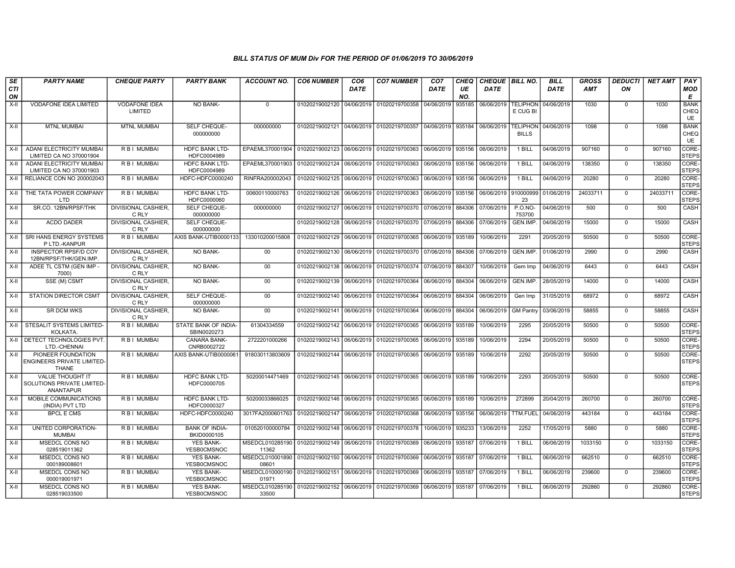## BILL STATUS OF MUM Div FOR THE PERIOD OF 01/06/2019 TO 30/06/2019

| SECTION | PARTY NAME | CHEQUE PARTY | PARTY BANK | ACCOUNT NO. | CO6 NUMBER | CO6 DATE | CO7 NUMBER | CO7 DATE | CHEQUE NO. | CHEQUE DATE | BILL NO. | BILL DATE | GROSS AMT | DEDUCTION | NET AMT | PAY MODE |
|---|---|---|---|---|---|---|---|---|---|---|---|---|---|---|---|---|
| X-II | VODAFONE IDEA LIMITED | VODAFONE IDEA LIMITED | NO BANK- | 0 | 01020219002120 | 04/06/2019 | 01020219700358 | 04/06/2019 | 935185 | 06/06/2019 | TELIPHONE CUG BI | 04/06/2019 | 1030 | 0 | 1030 | BANK CHEQUE |
| X-II | MTNL MUMBAI | MTNL MUMBAI | SELF CHEQUE-000000000 | 000000000 | 01020219002121 | 04/06/2019 | 01020219700357 | 04/06/2019 | 935184 | 06/06/2019 | TELIPHON BILLS | 04/06/2019 | 1098 | 0 | 1098 | BANK CHEQUE |
| X-II | ADANI ELECTRICITY MUMBAI LIMITED CA NO 370001904 | R B I MUMBAI | HDFC BANK LTD-HDFC0004989 | EPAEML370001904 | 01020219002123 | 06/06/2019 | 01020219700363 | 06/06/2019 | 935156 | 06/06/2019 | 1 BILL | 04/06/2019 | 907160 | 0 | 907160 | CORE-STEPS |
| X-II | ADANI ELECTRICITY MUMBAI LIMITED CA NO 370001903 | R B I MUMBAI | HDFC BANK LTD-HDFC0004989 | EPAEML370001903 | 01020219002124 | 06/06/2019 | 01020219700363 | 06/06/2019 | 935156 | 06/06/2019 | 1 BILL | 04/06/2019 | 138350 | 0 | 138350 | CORE-STEPS |
| X-II | RELIANCE CON NO 200002043 | R B I MUMBAI | HDFC-HDFC0000240 | RINFRA200002043 | 01020219002125 | 06/06/2019 | 01020219700363 | 06/06/2019 | 935156 | 06/06/2019 | 1 BILL | 04/06/2019 | 20280 | 0 | 20280 | CORE-STEPS |
| X-II | THE TATA POWER COMPANY LTD | R B I MUMBAI | HDFC BANK LTD-HDFC0000060 | 00600110000763 | 01020219002126 | 06/06/2019 | 01020219700363 | 06/06/2019 | 935156 | 06/06/2019 | 91000099923 | 01/06/2019 | 24033711 | 0 | 24033711 | CORE-STEPS |
| X-II | SR.CO. 12BN/RPSF/THK | DIVISIONAL CASHIER, C RLY | SELF CHEQUE-000000000 | 000000000 | 01020219002127 | 06/06/2019 | 01020219700370 | 07/06/2019 | 884306 | 07/06/2019 | P.O.NO-753700 | 04/06/2019 | 500 | 0 | 500 | CASH |
| X-II | ACDO DADER | DIVISIONAL CASHIER, C RLY | SELF CHEQUE-000000000 | | 01020219002128 | 06/06/2019 | 01020219700370 | 07/06/2019 | 884306 | 07/06/2019 | GEN.IMP. | 04/06/2019 | 15000 | 0 | 15000 | CASH |
| X-II | SRI HANS ENERGY SYSTEMS P LTD.-KANPUR | R B I MUMBAI | AXIS BANK-UTIB0000133 | 133010200015808 | 01020219002129 | 06/06/2019 | 01020219700365 | 06/06/2019 | 935189 | 10/06/2019 | 2291 | 20/05/2019 | 50500 | 0 | 50500 | CORE-STEPS |
| X-II | INSPECTOR RPSF/D COY 12BN/RPSF/THK/GEN.IMP. | DIVISIONAL CASHIER, C RLY | NO BANK- | 00 | 01020219002130 | 06/06/2019 | 01020219700370 | 07/06/2019 | 884306 | 07/06/2019 | GEN.IMP. | 01/06/2019 | 2990 | 0 | 2990 | CASH |
| X-II | ADEE TL CSTM (GEN IMP - 7000) | DIVISIONAL CASHIER, C RLY | NO BANK- | 00 | 01020219002138 | 06/06/2019 | 01020219700374 | 07/06/2019 | 884307 | 10/06/2019 | Gem Imp | 04/06/2019 | 6443 | 0 | 6443 | CASH |
| X-II | SSE (M) CSMT | DIVISIONAL CASHIER, C RLY | NO BANK- | 00 | 01020219002139 | 06/06/2019 | 01020219700364 | 06/06/2019 | 884304 | 06/06/2019 | GEN.IMP. | 28/05/2019 | 14000 | 0 | 14000 | CASH |
| X-II | STATION DIRECTOR CSMT | DIVISIONAL CASHIER, C RLY | SELF CHEQUE-000000000 | 00 | 01020219002140 | 06/06/2019 | 01020219700364 | 06/06/2019 | 884304 | 06/06/2019 | Gen Imp | 31/05/2019 | 68972 | 0 | 68972 | CASH |
| X-II | SR DCM WKS | DIVISIONAL CASHIER, C RLY | NO BANK- | 00 | 01020219002141 | 06/06/2019 | 01020219700364 | 06/06/2019 | 884304 | 06/06/2019 | GM Pantry | 03/06/2019 | 58855 | 0 | 58855 | CASH |
| X-II | STESALIT SYSTEMS LIMITED-KOLKATA. | R B I MUMBAI | STATE BANK OF INDIA-SBIN0020273 | 61304334559 | 01020219002142 | 06/06/2019 | 01020219700365 | 06/06/2019 | 935189 | 10/06/2019 | 2295 | 20/05/2019 | 50500 | 0 | 50500 | CORE-STEPS |
| X-II | DETECT TECHNOLOGIES PVT. LTD.-CHENNAI | R B I MUMBAI | CANARA BANK-CNRB0002722 | 2722201000266 | 01020219002143 | 06/06/2019 | 01020219700365 | 06/06/2019 | 935189 | 10/06/2019 | 2294 | 20/05/2019 | 50500 | 0 | 50500 | CORE-STEPS |
| X-II | PIONEER FOUNDATION ENGINEERS PRIVATE LIMITED-THANE | R B I MUMBAI | AXIS BANK-UTIB0000061 | 918030113803609 | 01020219002144 | 06/06/2019 | 01020219700365 | 06/06/2019 | 935189 | 10/06/2019 | 2292 | 20/05/2019 | 50500 | 0 | 50500 | CORE-STEPS |
| X-II | VALUE THOUGHT IT SOLUTIONS PRIVATE LIMITED-ANANTAPUR | R B I MUMBAI | HDFC BANK LTD-HDFC0000705 | 50200014471469 | 01020219002145 | 06/06/2019 | 01020219700365 | 06/06/2019 | 935189 | 10/06/2019 | 2293 | 20/05/2019 | 50500 | 0 | 50500 | CORE-STEPS |
| X-II | MOBILE COMMUNICATIONS (INDIA) PVT LTD | R B I MUMBAI | HDFC BANK LTD-HDFC0000327 | 50200033866025 | 01020219002146 | 06/06/2019 | 01020219700365 | 06/06/2019 | 935189 | 10/06/2019 | 272899 | 20/04/2019 | 260700 | 0 | 260700 | CORE-STEPS |
| X-II | BPCL E CMS | R B I MUMBAI | HDFC-HDFC0000240 | 3017FA2000601763 | 01020219002147 | 06/06/2019 | 01020219700368 | 06/06/2019 | 935156 | 06/06/2019 | TTM.FUEL | 04/06/2019 | 443184 | 0 | 443184 | CORE-STEPS |
| X-II | UNITED CORPORATION-MUMBAI | R B I MUMBAI | BANK OF INDIA-BKID0000105 | 010520100000784 | 01020219002148 | 06/06/2019 | 01020219700378 | 10/06/2019 | 935233 | 13/06/2019 | 2252 | 17/05/2019 | 5880 | 0 | 5880 | CORE-STEPS |
| X-II | MSEDCL CONS NO 028519011362 | R B I MUMBAI | YES BANK-YESB0CMSNOC | MSEDCL01028519011362 | 01020219002149 | 06/06/2019 | 01020219700369 | 06/06/2019 | 935187 | 07/06/2019 | 1 BILL | 06/06/2019 | 1033150 | 0 | 1033150 | CORE-STEPS |
| X-II | MSEDCL CONS NO 000189008601 | R B I MUMBAI | YES BANK-YESB0CMSNOC | MSEDCL01000189008601 | 01020219002150 | 06/06/2019 | 01020219700369 | 06/06/2019 | 935187 | 07/06/2019 | 1 BILL | 06/06/2019 | 662510 | 0 | 662510 | CORE-STEPS |
| X-II | MSEDCL CONS NO 000019001971 | R B I MUMBAI | YES BANK-YESB0CMSNOC | MSEDCL01000019001971 | 01020219002151 | 06/06/2019 | 01020219700369 | 06/06/2019 | 935187 | 07/06/2019 | 1 BILL | 06/06/2019 | 239600 | 0 | 239600 | CORE-STEPS |
| X-II | MSEDCL CONS NO 028519033500 | R B I MUMBAI | YES BANK-YESB0CMSNOC | MSEDCL01028519033500 | 01020219002152 | 06/06/2019 | 01020219700369 | 06/06/2019 | 935187 | 07/06/2019 | 1 BILL | 06/06/2019 | 292860 | 0 | 292860 | CORE-STEPS |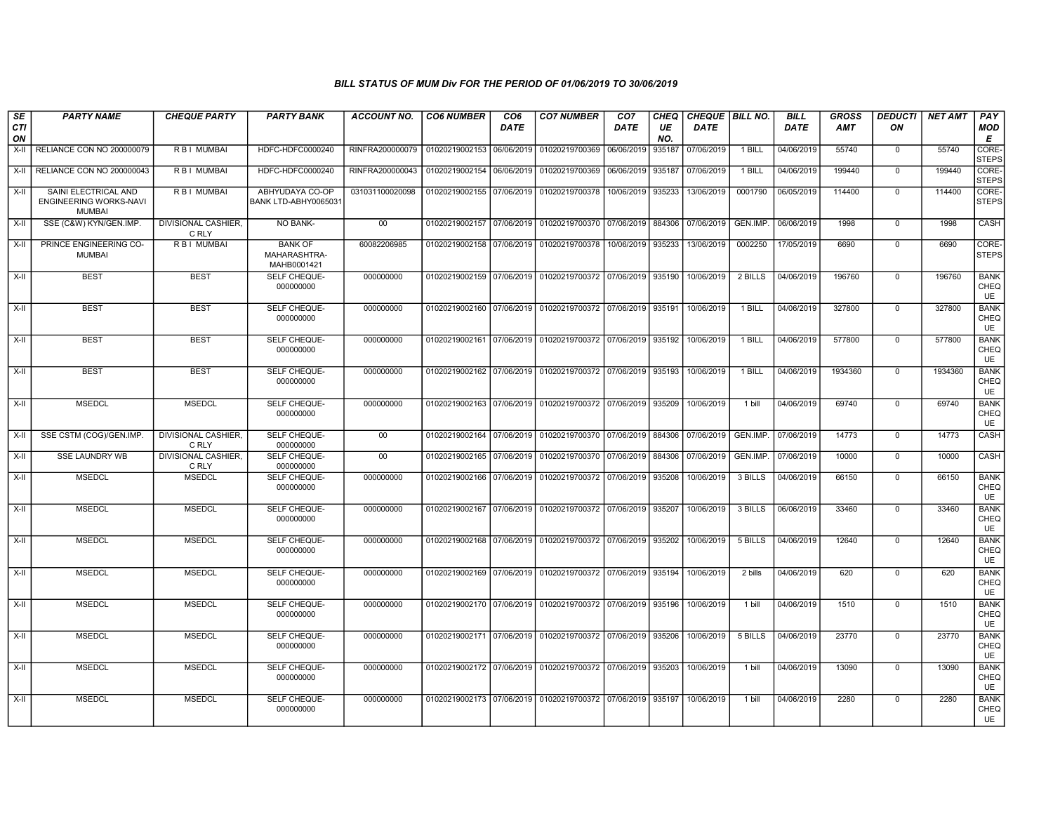### BILL STATUS OF MUM Div FOR THE PERIOD OF 01/06/2019 TO 30/06/2019

| SECTION | PARTY NAME | CHEQUE PARTY | PARTY BANK | ACCOUNT NO. | CO6 NUMBER | CO6 DATE | CO7 NUMBER | CO7 DATE | CHEQUE NO. | CHEQUE DATE | BILL NO. | BILL DATE | GROSS AMT | DEDUCTION | NET AMT | PAY MODE |
|---|---|---|---|---|---|---|---|---|---|---|---|---|---|---|---|---|
| X-II | RELIANCE CON NO 200000079 | R B I MUMBAI | HDFC-HDFC0000240 | RINFRA200000079 | 01020219002153 | 06/06/2019 | 01020219700369 | 06/06/2019 | 935187 | 07/06/2019 | 1 BILL | 04/06/2019 | 55740 | 0 | 55740 | CORE-STEPS |
| X-II | RELIANCE CON NO 200000043 | R B I MUMBAI | HDFC-HDFC0000240 | RINFRA200000043 | 01020219002154 | 06/06/2019 | 01020219700369 | 06/06/2019 | 935187 | 07/06/2019 | 1 BILL | 04/06/2019 | 199440 | 0 | 199440 | CORE-STEPS |
| X-II | SAINI ELECTRICAL AND ENGINEERING WORKS-NAVI MUMBAI | R B I MUMBAI | ABHYUDAYA CO-OP BANK LTD-ABHY0065031 | 031031100020098 | 01020219002155 | 07/06/2019 | 01020219700378 | 10/06/2019 | 935233 | 13/06/2019 | 0001790 | 06/05/2019 | 114400 | 0 | 114400 | CORE-STEPS |
| X-II | SSE (C&W) KYN/GEN.IMP. | DIVISIONAL CASHIER, C RLY | NO BANK- | 00 | 01020219002157 | 07/06/2019 | 01020219700370 | 07/06/2019 | 884306 | 07/06/2019 | GEN.IMP. | 06/06/2019 | 1998 | 0 | 1998 | CASH |
| X-II | PRINCE ENGINEERING CO-MUMBAI | R B I MUMBAI | BANK OF MAHARASHTRA-MAHB0001421 | 60082206985 | 01020219002158 | 07/06/2019 | 01020219700378 | 10/06/2019 | 935233 | 13/06/2019 | 0002250 | 17/05/2019 | 6690 | 0 | 6690 | CORE-STEPS |
| X-II | BEST | BEST | SELF CHEQUE-000000000 | 000000000 | 01020219002159 | 07/06/2019 | 01020219700372 | 07/06/2019 | 935190 | 10/06/2019 | 2 BILLS | 04/06/2019 | 196760 | 0 | 196760 | BANK CHEQUE |
| X-II | BEST | BEST | SELF CHEQUE-000000000 | 000000000 | 01020219002160 | 07/06/2019 | 01020219700372 | 07/06/2019 | 935191 | 10/06/2019 | 1 BILL | 04/06/2019 | 327800 | 0 | 327800 | BANK CHEQUE |
| X-II | BEST | BEST | SELF CHEQUE-000000000 | 000000000 | 01020219002161 | 07/06/2019 | 01020219700372 | 07/06/2019 | 935192 | 10/06/2019 | 1 BILL | 04/06/2019 | 577800 | 0 | 577800 | BANK CHEQUE |
| X-II | BEST | BEST | SELF CHEQUE-000000000 | 000000000 | 01020219002162 | 07/06/2019 | 01020219700372 | 07/06/2019 | 935193 | 10/06/2019 | 1 BILL | 04/06/2019 | 1934360 | 0 | 1934360 | BANK CHEQUE |
| X-II | MSEDCL | MSEDCL | SELF CHEQUE-000000000 | 000000000 | 01020219002163 | 07/06/2019 | 01020219700372 | 07/06/2019 | 935209 | 10/06/2019 | 1 bill | 04/06/2019 | 69740 | 0 | 69740 | BANK CHEQUE |
| X-II | SSE CSTM (COG)/GEN.IMP. | DIVISIONAL CASHIER, C RLY | SELF CHEQUE-000000000 | 00 | 01020219002164 | 07/06/2019 | 01020219700370 | 07/06/2019 | 884306 | 07/06/2019 | GEN.IMP. | 07/06/2019 | 14773 | 0 | 14773 | CASH |
| X-II | SSE LAUNDRY WB | DIVISIONAL CASHIER, C RLY | SELF CHEQUE-000000000 | 00 | 01020219002165 | 07/06/2019 | 01020219700370 | 07/06/2019 | 884306 | 07/06/2019 | GEN.IMP. | 07/06/2019 | 10000 | 0 | 10000 | CASH |
| X-II | MSEDCL | MSEDCL | SELF CHEQUE-000000000 | 000000000 | 01020219002166 | 07/06/2019 | 01020219700372 | 07/06/2019 | 935208 | 10/06/2019 | 3 BILLS | 04/06/2019 | 66150 | 0 | 66150 | BANK CHEQUE |
| X-II | MSEDCL | MSEDCL | SELF CHEQUE-000000000 | 000000000 | 01020219002167 | 07/06/2019 | 01020219700372 | 07/06/2019 | 935207 | 10/06/2019 | 3 BILLS | 06/06/2019 | 33460 | 0 | 33460 | BANK CHEQUE |
| X-II | MSEDCL | MSEDCL | SELF CHEQUE-000000000 | 000000000 | 01020219002168 | 07/06/2019 | 01020219700372 | 07/06/2019 | 935202 | 10/06/2019 | 5 BILLS | 04/06/2019 | 12640 | 0 | 12640 | BANK CHEQUE |
| X-II | MSEDCL | MSEDCL | SELF CHEQUE-000000000 | 000000000 | 01020219002169 | 07/06/2019 | 01020219700372 | 07/06/2019 | 935194 | 10/06/2019 | 2 bills | 04/06/2019 | 620 | 0 | 620 | BANK CHEQUE |
| X-II | MSEDCL | MSEDCL | SELF CHEQUE-000000000 | 000000000 | 01020219002170 | 07/06/2019 | 01020219700372 | 07/06/2019 | 935196 | 10/06/2019 | 1 bill | 04/06/2019 | 1510 | 0 | 1510 | BANK CHEQUE |
| X-II | MSEDCL | MSEDCL | SELF CHEQUE-000000000 | 000000000 | 01020219002171 | 07/06/2019 | 01020219700372 | 07/06/2019 | 935206 | 10/06/2019 | 5 BILLS | 04/06/2019 | 23770 | 0 | 23770 | BANK CHEQUE |
| X-II | MSEDCL | MSEDCL | SELF CHEQUE-000000000 | 000000000 | 01020219002172 | 07/06/2019 | 01020219700372 | 07/06/2019 | 935203 | 10/06/2019 | 1 bill | 04/06/2019 | 13090 | 0 | 13090 | BANK CHEQUE |
| X-II | MSEDCL | MSEDCL | SELF CHEQUE-000000000 | 000000000 | 01020219002173 | 07/06/2019 | 01020219700372 | 07/06/2019 | 935197 | 10/06/2019 | 1 bill | 04/06/2019 | 2280 | 0 | 2280 | BANK CHEQUE |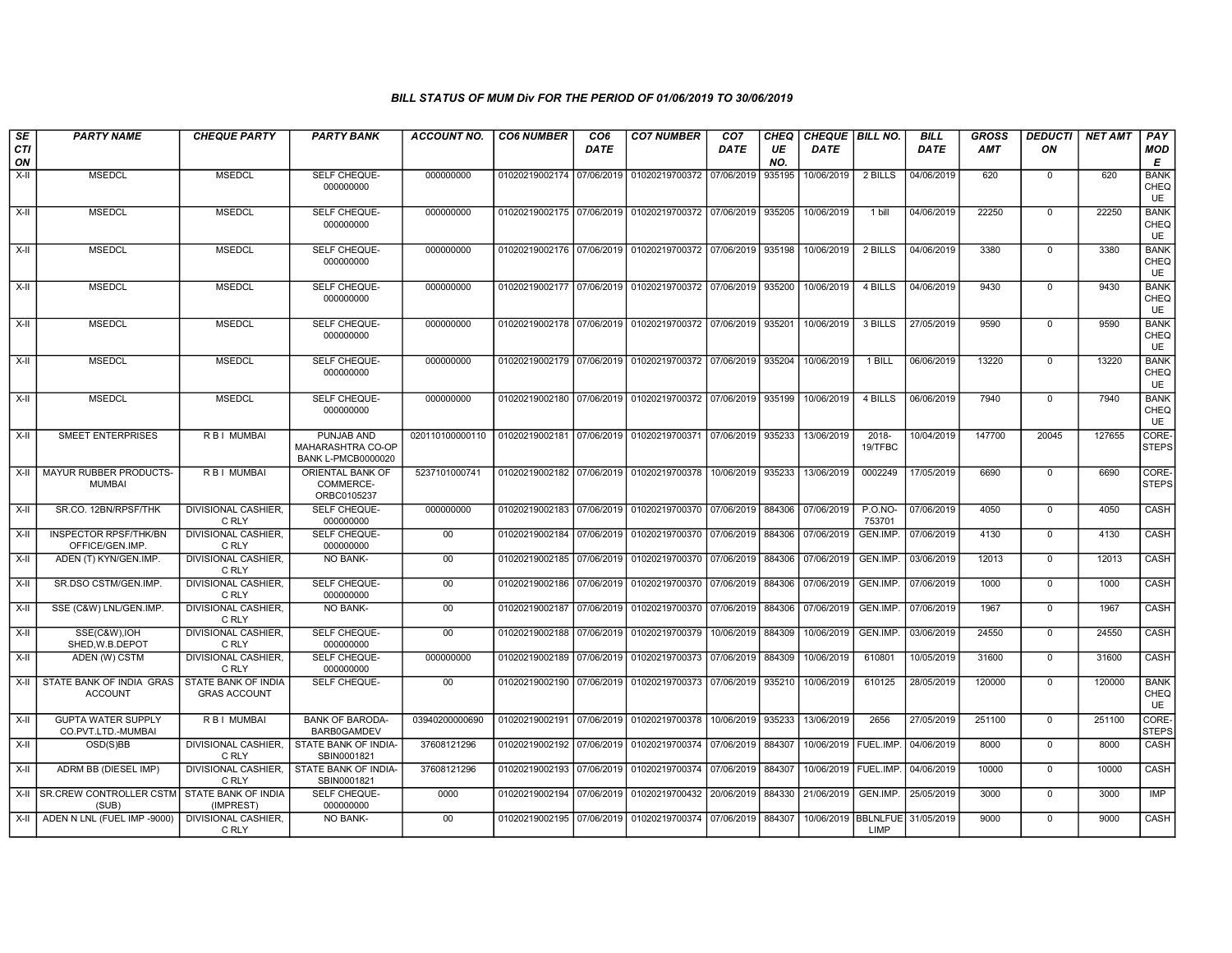### BILL STATUS OF MUM Div FOR THE PERIOD OF 01/06/2019 TO 30/06/2019

| SECTION | PARTY NAME | CHEQUE PARTY | PARTY BANK | ACCOUNT NO. | CO6 NUMBER | CO6 DATE | CO7 NUMBER | CO7 DATE | CHEQUE NO. | CHEQUE DATE | BILL NO. | BILL DATE | GROSS AMT | DEDUCTION | NET AMT | PAY MODE |
|---|---|---|---|---|---|---|---|---|---|---|---|---|---|---|---|---|
| X-II | MSEDCL | MSEDCL | SELF CHEQUE-000000000 | 000000000 | 01020219002174 | 07/06/2019 | 01020219700372 | 07/06/2019 | 935195 | 10/06/2019 | 2 BILLS | 04/06/2019 | 620 | 0 | 620 | BANK CHEQUE |
| X-II | MSEDCL | MSEDCL | SELF CHEQUE-000000000 | 000000000 | 01020219002175 | 07/06/2019 | 01020219700372 | 07/06/2019 | 935205 | 10/06/2019 | 1 bill | 04/06/2019 | 22250 | 0 | 22250 | BANK CHEQUE |
| X-II | MSEDCL | MSEDCL | SELF CHEQUE-000000000 | 000000000 | 01020219002176 | 07/06/2019 | 01020219700372 | 07/06/2019 | 935198 | 10/06/2019 | 2 BILLS | 04/06/2019 | 3380 | 0 | 3380 | BANK CHEQUE |
| X-II | MSEDCL | MSEDCL | SELF CHEQUE-000000000 | 000000000 | 01020219002177 | 07/06/2019 | 01020219700372 | 07/06/2019 | 935200 | 10/06/2019 | 4 BILLS | 04/06/2019 | 9430 | 0 | 9430 | BANK CHEQUE |
| X-II | MSEDCL | MSEDCL | SELF CHEQUE-000000000 | 000000000 | 01020219002178 | 07/06/2019 | 01020219700372 | 07/06/2019 | 935201 | 10/06/2019 | 3 BILLS | 27/05/2019 | 9590 | 0 | 9590 | BANK CHEQUE |
| X-II | MSEDCL | MSEDCL | SELF CHEQUE-000000000 | 000000000 | 01020219002179 | 07/06/2019 | 01020219700372 | 07/06/2019 | 935204 | 10/06/2019 | 1 BILL | 06/06/2019 | 13220 | 0 | 13220 | BANK CHEQUE |
| X-II | MSEDCL | MSEDCL | SELF CHEQUE-000000000 | 000000000 | 01020219002180 | 07/06/2019 | 01020219700372 | 07/06/2019 | 935199 | 10/06/2019 | 4 BILLS | 06/06/2019 | 7940 | 0 | 7940 | BANK CHEQUE |
| X-II | SMEET ENTERPRISES | R B I MUMBAI | PUNJAB AND MAHARASHTRA CO-OP BANK L-PMCB0000020 | 020110100000110 | 01020219002181 | 07/06/2019 | 01020219700371 | 07/06/2019 | 935233 | 13/06/2019 | 2018-19/TFBC | 10/04/2019 | 147700 | 20045 | 127655 | CORE-STEPS |
| X-II | MAYUR RUBBER PRODUCTS-MUMBAI | R B I MUMBAI | ORIENTAL BANK OF COMMERCE-ORBC0105237 | 5237101000741 | 01020219002182 | 07/06/2019 | 01020219700378 | 10/06/2019 | 935233 | 13/06/2019 | 0002249 | 17/05/2019 | 6690 | 0 | 6690 | CORE-STEPS |
| X-II | SR.CO. 12BN/RPSF/THK | DIVISIONAL CASHIER, C RLY | SELF CHEQUE-000000000 | 000000000 | 01020219002183 | 07/06/2019 | 01020219700370 | 07/06/2019 | 884306 | 07/06/2019 | P.O.NO-753701 | 07/06/2019 | 4050 | 0 | 4050 | CASH |
| X-II | INSPECTOR RPSF/THK/BN OFFICE/GEN.IMP. | DIVISIONAL CASHIER, C RLY | SELF CHEQUE-000000000 | 00 | 01020219002184 | 07/06/2019 | 01020219700370 | 07/06/2019 | 884306 | 07/06/2019 | GEN.IMP. | 07/06/2019 | 4130 | 0 | 4130 | CASH |
| X-II | ADEN (T) KYN/GEN.IMP. | DIVISIONAL CASHIER, C RLY | NO BANK- | 00 | 01020219002185 | 07/06/2019 | 01020219700370 | 07/06/2019 | 884306 | 07/06/2019 | GEN.IMP. | 03/06/2019 | 12013 | 0 | 12013 | CASH |
| X-II | SR.DSO CSTM/GEN.IMP. | DIVISIONAL CASHIER, C RLY | SELF CHEQUE-000000000 | 00 | 01020219002186 | 07/06/2019 | 01020219700370 | 07/06/2019 | 884306 | 07/06/2019 | GEN.IMP. | 07/06/2019 | 1000 | 0 | 1000 | CASH |
| X-II | SSE (C&W) LNL/GEN.IMP. | DIVISIONAL CASHIER, C RLY | NO BANK- | 00 | 01020219002187 | 07/06/2019 | 01020219700370 | 07/06/2019 | 884306 | 07/06/2019 | GEN.IMP. | 07/06/2019 | 1967 | 0 | 1967 | CASH |
| X-II | SSE(C&W),IOH SHED,W.B.DEPOT | DIVISIONAL CASHIER, C RLY | SELF CHEQUE-000000000 | 00 | 01020219002188 | 07/06/2019 | 01020219700379 | 10/06/2019 | 884309 | 10/06/2019 | GEN.IMP. | 03/06/2019 | 24550 | 0 | 24550 | CASH |
| X-II | ADEN (W) CSTM | DIVISIONAL CASHIER, C RLY | SELF CHEQUE-000000000 | 000000000 | 01020219002189 | 07/06/2019 | 01020219700373 | 07/06/2019 | 884309 | 10/06/2019 | 610801 | 10/05/2019 | 31600 | 0 | 31600 | CASH |
| X-II | STATE BANK OF INDIA GRAS ACCOUNT | STATE BANK OF INDIA GRAS ACCOUNT | SELF CHEQUE- | 00 | 01020219002190 | 07/06/2019 | 01020219700373 | 07/06/2019 | 935210 | 10/06/2019 | 610125 | 28/05/2019 | 120000 | 0 | 120000 | BANK CHEQUE |
| X-II | GUPTA WATER SUPPLY CO.PVT.LTD.-MUMBAI | R B I MUMBAI | BANK OF BARODA-BARB0GAMDEV | 03940200000690 | 01020219002191 | 07/06/2019 | 01020219700378 | 10/06/2019 | 935233 | 13/06/2019 | 2656 | 27/05/2019 | 251100 | 0 | 251100 | CORE-STEPS |
| X-II | OSD(S)BB | DIVISIONAL CASHIER, C RLY | STATE BANK OF INDIA-SBIN0001821 | 37608121296 | 01020219002192 | 07/06/2019 | 01020219700374 | 07/06/2019 | 884307 | 10/06/2019 | FUEL.IMP. | 04/06/2019 | 8000 | 0 | 8000 | CASH |
| X-II | ADRM BB (DIESEL IMP) | DIVISIONAL CASHIER, C RLY | STATE BANK OF INDIA-SBIN0001821 | 37608121296 | 01020219002193 | 07/06/2019 | 01020219700374 | 07/06/2019 | 884307 | 10/06/2019 | FUEL.IMP. | 04/06/2019 | 10000 | 0 | 10000 | CASH |
| X-II | SR.CREW CONTROLLER CSTM (SUB) | STATE BANK OF INDIA (IMPREST) | SELF CHEQUE-000000000 | 0000 | 01020219002194 | 07/06/2019 | 01020219700432 | 20/06/2019 | 884330 | 21/06/2019 | GEN.IMP. | 25/05/2019 | 3000 | 0 | 3000 | IMP |
| X-II | ADEN N LNL (FUEL IMP -9000) | DIVISIONAL CASHIER, C RLY | NO BANK- | 00 | 01020219002195 | 07/06/2019 | 01020219700374 | 07/06/2019 | 884307 | 10/06/2019 | BBLNLFUELIMP | 31/05/2019 | 9000 | 0 | 9000 | CASH |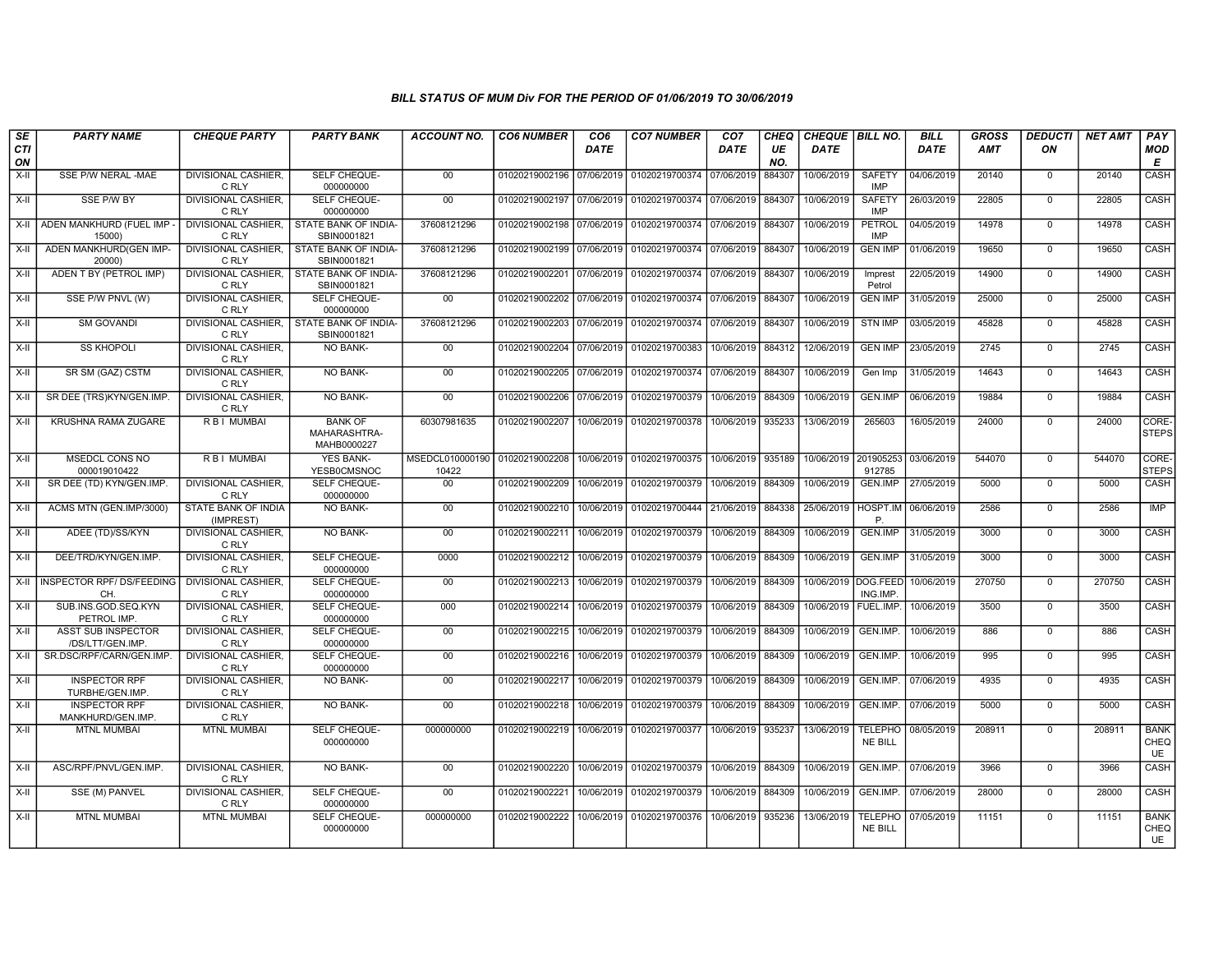### BILL STATUS OF MUM Div FOR THE PERIOD OF 01/06/2019 TO 30/06/2019

| SECTION | PARTY NAME | CHEQUE PARTY | PARTY BANK | ACCOUNT NO. | CO6 NUMBER | CO6 DATE | CO7 NUMBER | CO7 DATE | CHEQUE NO. | CHEQUE DATE | BILL NO. | BILL DATE | GROSS AMT | DEDUCTION | NET AMT | PAY MODE |
|---|---|---|---|---|---|---|---|---|---|---|---|---|---|---|---|---|
| X-II | SSE P/W NERAL -MAE | DIVISIONAL CASHIER, C RLY | SELF CHEQUE-000000000 | 00 | 01020219002196 | 07/06/2019 | 01020219700374 | 07/06/2019 | 884307 | 10/06/2019 | SAFETY IMP | 04/06/2019 | 20140 | 0 | 20140 | CASH |
| X-II | SSE P/W BY | DIVISIONAL CASHIER, C RLY | SELF CHEQUE-000000000 | 00 | 01020219002197 | 07/06/2019 | 01020219700374 | 07/06/2019 | 884307 | 10/06/2019 | SAFETY IMP | 26/03/2019 | 22805 | 0 | 22805 | CASH |
| X-II | ADEN MANKHURD (FUEL IMP - 15000) | DIVISIONAL CASHIER, C RLY | STATE BANK OF INDIA-SBIN0001821 | 37608121296 | 01020219002198 | 07/06/2019 | 01020219700374 | 07/06/2019 | 884307 | 10/06/2019 | PETROL IMP | 04/05/2019 | 14978 | 0 | 14978 | CASH |
| X-II | ADEN MANKHURD(GEN IMP-20000) | DIVISIONAL CASHIER, C RLY | STATE BANK OF INDIA-SBIN0001821 | 37608121296 | 01020219002199 | 07/06/2019 | 01020219700374 | 07/06/2019 | 884307 | 10/06/2019 | GEN IMP | 01/06/2019 | 19650 | 0 | 19650 | CASH |
| X-II | ADEN T BY (PETROL IMP) | DIVISIONAL CASHIER, C RLY | STATE BANK OF INDIA-SBIN0001821 | 37608121296 | 01020219002201 | 07/06/2019 | 01020219700374 | 07/06/2019 | 884307 | 10/06/2019 | Imprest Petrol | 22/05/2019 | 14900 | 0 | 14900 | CASH |
| X-II | SSE P/W PNVL (W) | DIVISIONAL CASHIER, C RLY | SELF CHEQUE-000000000 | 00 | 01020219002202 | 07/06/2019 | 01020219700374 | 07/06/2019 | 884307 | 10/06/2019 | GEN IMP | 31/05/2019 | 25000 | 0 | 25000 | CASH |
| X-II | SM GOVANDI | DIVISIONAL CASHIER, C RLY | STATE BANK OF INDIA-SBIN0001821 | 37608121296 | 01020219002203 | 07/06/2019 | 01020219700374 | 07/06/2019 | 884307 | 10/06/2019 | STN IMP | 03/05/2019 | 45828 | 0 | 45828 | CASH |
| X-II | SS KHOPOLI | DIVISIONAL CASHIER, C RLY | NO BANK- | 00 | 01020219002204 | 07/06/2019 | 01020219700383 | 10/06/2019 | 884312 | 12/06/2019 | GEN IMP | 23/05/2019 | 2745 | 0 | 2745 | CASH |
| X-II | SR SM (GAZ) CSTM | DIVISIONAL CASHIER, C RLY | NO BANK- | 00 | 01020219002205 | 07/06/2019 | 01020219700374 | 07/06/2019 | 884307 | 10/06/2019 | Gen Imp | 31/05/2019 | 14643 | 0 | 14643 | CASH |
| X-II | SR DEE (TRS)KYN/GEN.IMP. | DIVISIONAL CASHIER, C RLY | NO BANK- | 00 | 01020219002206 | 07/06/2019 | 01020219700379 | 10/06/2019 | 884309 | 10/06/2019 | GEN.IMP | 06/06/2019 | 19884 | 0 | 19884 | CASH |
| X-II | KRUSHNA RAMA ZUGARE | R B I MUMBAI | BANK OF MAHARASHTRA-MAHB0000227 | 60307981635 | 01020219002207 | 10/06/2019 | 01020219700378 | 10/06/2019 | 935233 | 13/06/2019 | 265603 | 16/05/2019 | 24000 | 0 | 24000 | CORE-STEPS |
| X-II | MSEDCL CONS NO 000019010422 | R B I MUMBAI | YES BANK-YESB0CMSNOC | MSEDCL010000190 10422 | 01020219002208 | 10/06/2019 | 01020219700375 | 10/06/2019 | 935189 | 10/06/2019 | 201905253 912785 | 03/06/2019 | 544070 | 0 | 544070 | CORE-STEPS |
| X-II | SR DEE (TD) KYN/GEN.IMP. | DIVISIONAL CASHIER, C RLY | SELF CHEQUE-000000000 | 00 | 01020219002209 | 10/06/2019 | 01020219700379 | 10/06/2019 | 884309 | 10/06/2019 | GEN.IMP | 27/05/2019 | 5000 | 0 | 5000 | CASH |
| X-II | ACMS MTN (GEN.IMP/3000) | STATE BANK OF INDIA (IMPREST) | NO BANK- | 00 | 01020219002210 | 10/06/2019 | 01020219700444 | 21/06/2019 | 884338 | 25/06/2019 | HOSPT.IMP. | 06/06/2019 | 2586 | 0 | 2586 | IMP |
| X-II | ADEE (TD)/SS/KYN | DIVISIONAL CASHIER, C RLY | NO BANK- | 00 | 01020219002211 | 10/06/2019 | 01020219700379 | 10/06/2019 | 884309 | 10/06/2019 | GEN.IMP | 31/05/2019 | 3000 | 0 | 3000 | CASH |
| X-II | DEE/TRD/KYN/GEN.IMP. | DIVISIONAL CASHIER, C RLY | SELF CHEQUE-000000000 | 0000 | 01020219002212 | 10/06/2019 | 01020219700379 | 10/06/2019 | 884309 | 10/06/2019 | GEN.IMP | 31/05/2019 | 3000 | 0 | 3000 | CASH |
| X-II | INSPECTOR RPF/ DS/FEEDING CH. | DIVISIONAL CASHIER, C RLY | SELF CHEQUE-000000000 | 00 | 01020219002213 | 10/06/2019 | 01020219700379 | 10/06/2019 | 884309 | 10/06/2019 | DOG.FEEDING.IMP. | 10/06/2019 | 270750 | 0 | 270750 | CASH |
| X-II | SUB.INS.GOD.SEQ.KYN PETROL IMP. | DIVISIONAL CASHIER, C RLY | SELF CHEQUE-000000000 | 000 | 01020219002214 | 10/06/2019 | 01020219700379 | 10/06/2019 | 884309 | 10/06/2019 | FUEL.IMP. | 10/06/2019 | 3500 | 0 | 3500 | CASH |
| X-II | ASST SUB INSPECTOR /DS/LTT/GEN.IMP. | DIVISIONAL CASHIER, C RLY | SELF CHEQUE-000000000 | 00 | 01020219002215 | 10/06/2019 | 01020219700379 | 10/06/2019 | 884309 | 10/06/2019 | GEN.IMP. | 10/06/2019 | 886 | 0 | 886 | CASH |
| X-II | SR.DSC/RPF/CARN/GEN.IMP. | DIVISIONAL CASHIER, C RLY | SELF CHEQUE-000000000 | 00 | 01020219002216 | 10/06/2019 | 01020219700379 | 10/06/2019 | 884309 | 10/06/2019 | GEN.IMP. | 10/06/2019 | 995 | 0 | 995 | CASH |
| X-II | INSPECTOR RPF TURBHE/GEN.IMP. | DIVISIONAL CASHIER, C RLY | NO BANK- | 00 | 01020219002217 | 10/06/2019 | 01020219700379 | 10/06/2019 | 884309 | 10/06/2019 | GEN.IMP. | 07/06/2019 | 4935 | 0 | 4935 | CASH |
| X-II | INSPECTOR RPF MANKHURD/GEN.IMP. | DIVISIONAL CASHIER, C RLY | NO BANK- | 00 | 01020219002218 | 10/06/2019 | 01020219700379 | 10/06/2019 | 884309 | 10/06/2019 | GEN.IMP. | 07/06/2019 | 5000 | 0 | 5000 | CASH |
| X-II | MTNL MUMBAI | MTNL MUMBAI | SELF CHEQUE-000000000 | 000000000 | 01020219002219 | 10/06/2019 | 01020219700377 | 10/06/2019 | 935237 | 13/06/2019 | TELEPHONE BILL | 08/05/2019 | 208911 | 0 | 208911 | BANK CHEQUE |
| X-II | ASC/RPF/PNVL/GEN.IMP. | DIVISIONAL CASHIER, C RLY | NO BANK- | 00 | 01020219002220 | 10/06/2019 | 01020219700379 | 10/06/2019 | 884309 | 10/06/2019 | GEN.IMP. | 07/06/2019 | 3966 | 0 | 3966 | CASH |
| X-II | SSE (M) PANVEL | DIVISIONAL CASHIER, C RLY | SELF CHEQUE-000000000 | 00 | 01020219002221 | 10/06/2019 | 01020219700379 | 10/06/2019 | 884309 | 10/06/2019 | GEN.IMP. | 07/06/2019 | 28000 | 0 | 28000 | CASH |
| X-II | MTNL MUMBAI | MTNL MUMBAI | SELF CHEQUE-000000000 | 000000000 | 01020219002222 | 10/06/2019 | 01020219700376 | 10/06/2019 | 935236 | 13/06/2019 | TELEPHONE BILL | 07/05/2019 | 11151 | 0 | 11151 | BANK CHEQUE |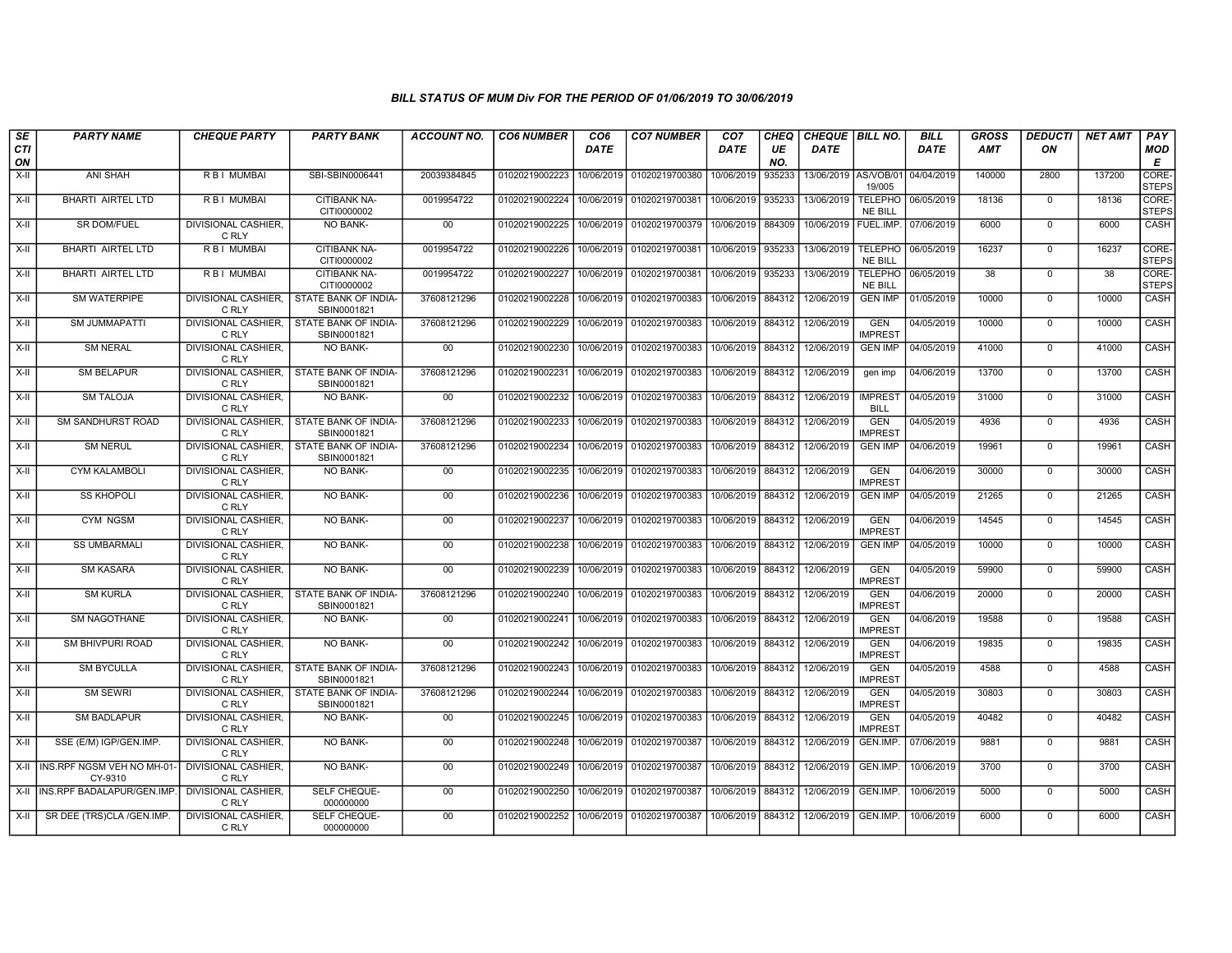### BILL STATUS OF MUM Div FOR THE PERIOD OF 01/06/2019 TO 30/06/2019

| SECTION | PARTY NAME | CHEQUE PARTY | PARTY BANK | ACCOUNT NO. | CO6 NUMBER | CO6 DATE | CO7 NUMBER | CO7 DATE | CHEQUE NO. | CHEQUE DATE | BILL NO. | BILL DATE | GROSS AMT | DEDUCTION | NET AMT | PAY MODE |
|---|---|---|---|---|---|---|---|---|---|---|---|---|---|---|---|---|
| X-II | ANI SHAH | R B I MUMBAI | SBI-SBIN0006441 | 20039384845 | 01020219002223 | 10/06/2019 | 01020219700380 | 10/06/2019 | 935233 | 13/06/2019 | AS/VOB/01 19/005 | 04/04/2019 | 140000 | 2800 | 137200 | CORE-STEPS |
| X-II | BHARTI AIRTEL LTD | R B I MUMBAI | CITIBANK NA-CITI0000002 | 0019954722 | 01020219002224 | 10/06/2019 | 01020219700381 | 10/06/2019 | 935233 | 13/06/2019 | TELEPHONE BILL | 06/05/2019 | 18136 | 0 | 18136 | CORE-STEPS |
| X-II | SR DOM/FUEL | DIVISIONAL CASHIER, C RLY | NO BANK- | 00 | 01020219002225 | 10/06/2019 | 01020219700379 | 10/06/2019 | 884309 | 10/06/2019 | FUEL.IMP. | 07/06/2019 | 6000 | 0 | 6000 | CASH |
| X-II | BHARTI AIRTEL LTD | R B I MUMBAI | CITIBANK NA-CITI0000002 | 0019954722 | 01020219002226 | 10/06/2019 | 01020219700381 | 10/06/2019 | 935233 | 13/06/2019 | TELEPHONE BILL | 06/05/2019 | 16237 | 0 | 16237 | CORE-STEPS |
| X-II | BHARTI AIRTEL LTD | R B I MUMBAI | CITIBANK NA-CITI0000002 | 0019954722 | 01020219002227 | 10/06/2019 | 01020219700381 | 10/06/2019 | 935233 | 13/06/2019 | TELEPHONE BILL | 06/05/2019 | 38 | 0 | 38 | CORE-STEPS |
| X-II | SM WATERPIPE | DIVISIONAL CASHIER, C RLY | STATE BANK OF INDIA-SBIN0001821 | 37608121296 | 01020219002228 | 10/06/2019 | 01020219700383 | 10/06/2019 | 884312 | 12/06/2019 | GEN IMP | 01/05/2019 | 10000 | 0 | 10000 | CASH |
| X-II | SM JUMMAPATTI | DIVISIONAL CASHIER, C RLY | STATE BANK OF INDIA-SBIN0001821 | 37608121296 | 01020219002229 | 10/06/2019 | 01020219700383 | 10/06/2019 | 884312 | 12/06/2019 | GEN IMPREST | 04/05/2019 | 10000 | 0 | 10000 | CASH |
| X-II | SM NERAL | DIVISIONAL CASHIER, C RLY | NO BANK- | 00 | 01020219002230 | 10/06/2019 | 01020219700383 | 10/06/2019 | 884312 | 12/06/2019 | GEN IMP | 04/05/2019 | 41000 | 0 | 41000 | CASH |
| X-II | SM BELAPUR | DIVISIONAL CASHIER, C RLY | STATE BANK OF INDIA-SBIN0001821 | 37608121296 | 01020219002231 | 10/06/2019 | 01020219700383 | 10/06/2019 | 884312 | 12/06/2019 | gen imp | 04/06/2019 | 13700 | 0 | 13700 | CASH |
| X-II | SM TALOJA | DIVISIONAL CASHIER, C RLY | NO BANK- | 00 | 01020219002232 | 10/06/2019 | 01020219700383 | 10/06/2019 | 884312 | 12/06/2019 | IMPREST BILL | 04/05/2019 | 31000 | 0 | 31000 | CASH |
| X-II | SM SANDHURST ROAD | DIVISIONAL CASHIER, C RLY | STATE BANK OF INDIA-SBIN0001821 | 37608121296 | 01020219002233 | 10/06/2019 | 01020219700383 | 10/06/2019 | 884312 | 12/06/2019 | GEN IMPREST | 04/05/2019 | 4936 | 0 | 4936 | CASH |
| X-II | SM NERUL | DIVISIONAL CASHIER, C RLY | STATE BANK OF INDIA-SBIN0001821 | 37608121296 | 01020219002234 | 10/06/2019 | 01020219700383 | 10/06/2019 | 884312 | 12/06/2019 | GEN IMP | 04/06/2019 | 19961 | 0 | 19961 | CASH |
| X-II | CYM KALAMBOLI | DIVISIONAL CASHIER, C RLY | NO BANK- | 00 | 01020219002235 | 10/06/2019 | 01020219700383 | 10/06/2019 | 884312 | 12/06/2019 | GEN IMPREST | 04/06/2019 | 30000 | 0 | 30000 | CASH |
| X-II | SS KHOPOLI | DIVISIONAL CASHIER, C RLY | NO BANK- | 00 | 01020219002236 | 10/06/2019 | 01020219700383 | 10/06/2019 | 884312 | 12/06/2019 | GEN IMP | 04/05/2019 | 21265 | 0 | 21265 | CASH |
| X-II | CYM NGSM | DIVISIONAL CASHIER, C RLY | NO BANK- | 00 | 01020219002237 | 10/06/2019 | 01020219700383 | 10/06/2019 | 884312 | 12/06/2019 | GEN IMPREST | 04/06/2019 | 14545 | 0 | 14545 | CASH |
| X-II | SS UMBARMALI | DIVISIONAL CASHIER, C RLY | NO BANK- | 00 | 01020219002238 | 10/06/2019 | 01020219700383 | 10/06/2019 | 884312 | 12/06/2019 | GEN IMP | 04/05/2019 | 10000 | 0 | 10000 | CASH |
| X-II | SM KASARA | DIVISIONAL CASHIER, C RLY | NO BANK- | 00 | 01020219002239 | 10/06/2019 | 01020219700383 | 10/06/2019 | 884312 | 12/06/2019 | GEN IMPREST | 04/05/2019 | 59900 | 0 | 59900 | CASH |
| X-II | SM KURLA | DIVISIONAL CASHIER, C RLY | STATE BANK OF INDIA-SBIN0001821 | 37608121296 | 01020219002240 | 10/06/2019 | 01020219700383 | 10/06/2019 | 884312 | 12/06/2019 | GEN IMPREST | 04/06/2019 | 20000 | 0 | 20000 | CASH |
| X-II | SM NAGOTHANE | DIVISIONAL CASHIER, C RLY | NO BANK- | 00 | 01020219002241 | 10/06/2019 | 01020219700383 | 10/06/2019 | 884312 | 12/06/2019 | GEN IMPREST | 04/06/2019 | 19588 | 0 | 19588 | CASH |
| X-II | SM BHIVPURI ROAD | DIVISIONAL CASHIER, C RLY | NO BANK- | 00 | 01020219002242 | 10/06/2019 | 01020219700383 | 10/06/2019 | 884312 | 12/06/2019 | GEN IMPREST | 04/06/2019 | 19835 | 0 | 19835 | CASH |
| X-II | SM BYCULLA | DIVISIONAL CASHIER, C RLY | STATE BANK OF INDIA-SBIN0001821 | 37608121296 | 01020219002243 | 10/06/2019 | 01020219700383 | 10/06/2019 | 884312 | 12/06/2019 | GEN IMPREST | 04/05/2019 | 4588 | 0 | 4588 | CASH |
| X-II | SM SEWRI | DIVISIONAL CASHIER, C RLY | STATE BANK OF INDIA-SBIN0001821 | 37608121296 | 01020219002244 | 10/06/2019 | 01020219700383 | 10/06/2019 | 884312 | 12/06/2019 | GEN IMPREST | 04/05/2019 | 30803 | 0 | 30803 | CASH |
| X-II | SM BADLAPUR | DIVISIONAL CASHIER, C RLY | NO BANK- | 00 | 01020219002245 | 10/06/2019 | 01020219700383 | 10/06/2019 | 884312 | 12/06/2019 | GEN IMPREST | 04/05/2019 | 40482 | 0 | 40482 | CASH |
| X-II | SSE (E/M) IGP/GEN.IMP. | DIVISIONAL CASHIER, C RLY | NO BANK- | 00 | 01020219002248 | 10/06/2019 | 01020219700387 | 10/06/2019 | 884312 | 12/06/2019 | GEN.IMP. | 07/06/2019 | 9881 | 0 | 9881 | CASH |
| X-II | INS.RPF NGSM VEH NO MH-01-CY-9310 | DIVISIONAL CASHIER, C RLY | NO BANK- | 00 | 01020219002249 | 10/06/2019 | 01020219700387 | 10/06/2019 | 884312 | 12/06/2019 | GEN.IMP. | 10/06/2019 | 3700 | 0 | 3700 | CASH |
| X-II | INS.RPF BADALAPUR/GEN.IMP. | DIVISIONAL CASHIER, C RLY | SELF CHEQUE-000000000 | 00 | 01020219002250 | 10/06/2019 | 01020219700387 | 10/06/2019 | 884312 | 12/06/2019 | GEN.IMP. | 10/06/2019 | 5000 | 0 | 5000 | CASH |
| X-II | SR DEE (TRS)CLA /GEN.IMP. | DIVISIONAL CASHIER, C RLY | SELF CHEQUE-000000000 | 00 | 01020219002252 | 10/06/2019 | 01020219700387 | 10/06/2019 | 884312 | 12/06/2019 | GEN.IMP. | 10/06/2019 | 6000 | 0 | 6000 | CASH |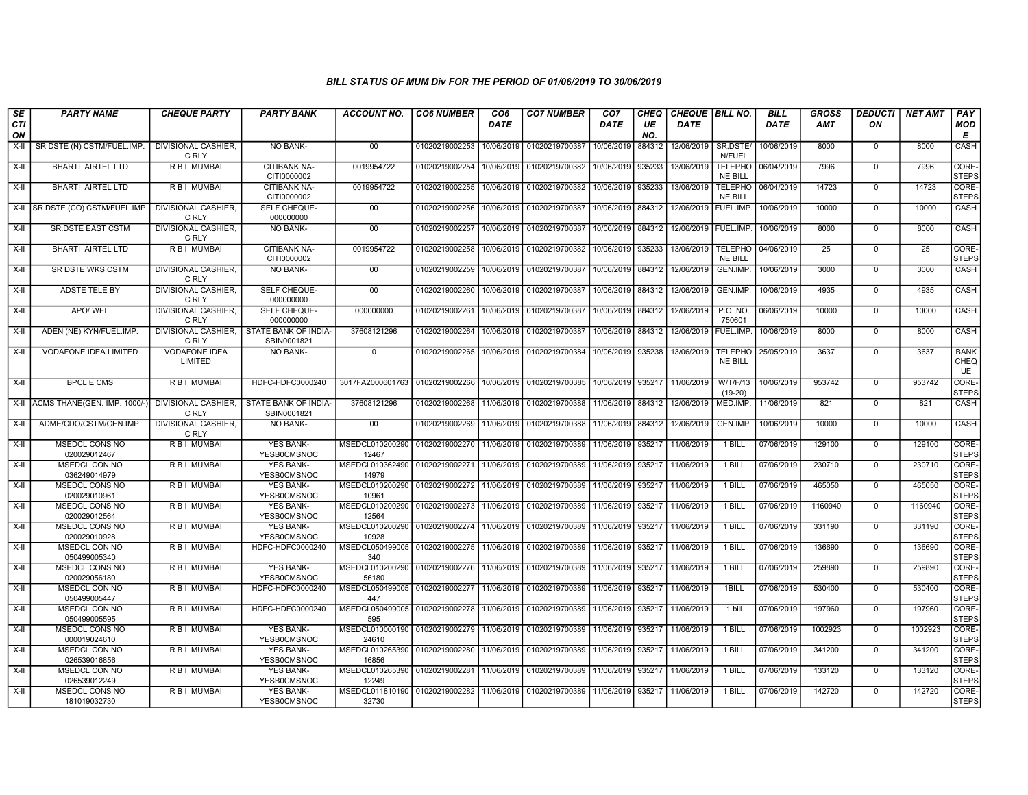### BILL STATUS OF MUM Div FOR THE PERIOD OF 01/06/2019 TO 30/06/2019

| SECTION | PARTY NAME | CHEQUE PARTY | PARTY BANK | ACCOUNT NO. | CO6 NUMBER | CO6 DATE | CO7 NUMBER | CO7 DATE | CHEQUE NO. | CHEQUE DATE | BILL NO. | BILL DATE | GROSS AMT | DEDUCTION | NET AMT | PAY MODE |
|---|---|---|---|---|---|---|---|---|---|---|---|---|---|---|---|---|
| X-II | SR DSTE (N) CSTM/FUEL.IMP. | DIVISIONAL CASHIER, C RLY | NO BANK- | 00 | 01020219002253 | 10/06/2019 | 01020219700387 | 10/06/2019 | 884312 | 12/06/2019 | SR.DSTE/ N/FUEL | 10/06/2019 | 8000 | 0 | 8000 | CASH |
| X-II | BHARTI AIRTEL LTD | R B I MUMBAI | CITIBANK NA-CITI0000002 | 0019954722 | 01020219002254 | 10/06/2019 | 01020219700382 | 10/06/2019 | 935233 | 13/06/2019 | TELEPHONE BILL | 06/04/2019 | 7996 | 0 | 7996 | CORE-STEPS |
| X-II | BHARTI AIRTEL LTD | R B I MUMBAI | CITIBANK NA-CITI0000002 | 0019954722 | 01020219002255 | 10/06/2019 | 01020219700382 | 10/06/2019 | 935233 | 13/06/2019 | TELEPHONE BILL | 06/04/2019 | 14723 | 0 | 14723 | CORE-STEPS |
| X-II | SR DSTE (CO) CSTM/FUEL.IMP. | DIVISIONAL CASHIER, C RLY | SELF CHEQUE-000000000 | 00 | 01020219002256 | 10/06/2019 | 01020219700387 | 10/06/2019 | 884312 | 12/06/2019 | FUEL.IMP. | 10/06/2019 | 10000 | 0 | 10000 | CASH |
| X-II | SR.DSTE EAST CSTM | DIVISIONAL CASHIER, C RLY | NO BANK- | 00 | 01020219002257 | 10/06/2019 | 01020219700387 | 10/06/2019 | 884312 | 12/06/2019 | FUEL.IMP. | 10/06/2019 | 8000 | 0 | 8000 | CASH |
| X-II | BHARTI AIRTEL LTD | R B I MUMBAI | CITIBANK NA-CITI0000002 | 0019954722 | 01020219002258 | 10/06/2019 | 01020219700382 | 10/06/2019 | 935233 | 13/06/2019 | TELEPHONE BILL | 04/06/2019 | 25 | 0 | 25 | CORE-STEPS |
| X-II | SR DSTE WKS CSTM | DIVISIONAL CASHIER, C RLY | NO BANK- | 00 | 01020219002259 | 10/06/2019 | 01020219700387 | 10/06/2019 | 884312 | 12/06/2019 | GEN.IMP. | 10/06/2019 | 3000 | 0 | 3000 | CASH |
| X-II | ADSTE TELE BY | DIVISIONAL CASHIER, C RLY | SELF CHEQUE-000000000 | 00 | 01020219002260 | 10/06/2019 | 01020219700387 | 10/06/2019 | 884312 | 12/06/2019 | GEN.IMP. | 10/06/2019 | 4935 | 0 | 4935 | CASH |
| X-II | APO/ WEL | DIVISIONAL CASHIER, C RLY | SELF CHEQUE-000000000 | 000000000 | 01020219002261 | 10/06/2019 | 01020219700387 | 10/06/2019 | 884312 | 12/06/2019 | P.O. NO. 750601 | 06/06/2019 | 10000 | 0 | 10000 | CASH |
| X-II | ADEN (NE) KYN/FUEL.IMP. | DIVISIONAL CASHIER, C RLY | STATE BANK OF INDIA-SBIN0001821 | 37608121296 | 01020219002264 | 10/06/2019 | 01020219700387 | 10/06/2019 | 884312 | 12/06/2019 | FUEL.IMP. | 10/06/2019 | 8000 | 0 | 8000 | CASH |
| X-II | VODAFONE IDEA LIMITED | VODAFONE IDEA LIMITED | NO BANK- | 0 | 01020219002265 | 10/06/2019 | 01020219700384 | 10/06/2019 | 935238 | 13/06/2019 | TELEPHONE BILL | 25/05/2019 | 3637 | 0 | 3637 | BANK CHEQUE |
| X-II | BPCL E CMS | R B I MUMBAI | HDFC-HDFC0000240 | 3017FA2000601763 | 01020219002266 | 10/06/2019 | 01020219700385 | 10/06/2019 | 935217 | 11/06/2019 | W/T/F/13 (19-20) | 10/06/2019 | 953742 | 0 | 953742 | CORE-STEPS |
| X-II | ACMS THANE(GEN. IMP. 1000/-) | DIVISIONAL CASHIER, C RLY | STATE BANK OF INDIA-SBIN0001821 | 37608121296 | 01020219002268 | 11/06/2019 | 01020219700388 | 11/06/2019 | 884312 | 12/06/2019 | MED.IMP. | 11/06/2019 | 821 | 0 | 821 | CASH |
| X-II | ADME/CDO/CSTM/GEN.IMP. | DIVISIONAL CASHIER, C RLY | NO BANK- | 00 | 01020219002269 | 11/06/2019 | 01020219700388 | 11/06/2019 | 884312 | 12/06/2019 | GEN.IMP. | 10/06/2019 | 10000 | 0 | 10000 | CASH |
| X-II | MSEDCL CONS NO 020029012467 | R B I MUMBAI | YES BANK-YESB0CMSNOC | MSEDCL010200290 12467 | 01020219002270 | 11/06/2019 | 01020219700389 | 11/06/2019 | 935217 | 11/06/2019 | 1 BILL | 07/06/2019 | 129100 | 0 | 129100 | CORE-STEPS |
| X-II | MSEDCL CON NO 036249014979 | R B I MUMBAI | YES BANK-YESB0CMSNOC | MSEDCL010362490 14979 | 01020219002271 | 11/06/2019 | 01020219700389 | 11/06/2019 | 935217 | 11/06/2019 | 1 BILL | 07/06/2019 | 230710 | 0 | 230710 | CORE-STEPS |
| X-II | MSEDCL CONS NO 020029010961 | R B I MUMBAI | YES BANK-YESB0CMSNOC | MSEDCL010200290 10961 | 01020219002272 | 11/06/2019 | 01020219700389 | 11/06/2019 | 935217 | 11/06/2019 | 1 BILL | 07/06/2019 | 465050 | 0 | 465050 | CORE-STEPS |
| X-II | MSEDCL CONS NO 020029012564 | R B I MUMBAI | YES BANK-YESB0CMSNOC | MSEDCL010200290 12564 | 01020219002273 | 11/06/2019 | 01020219700389 | 11/06/2019 | 935217 | 11/06/2019 | 1 BILL | 07/06/2019 | 1160940 | 0 | 1160940 | CORE-STEPS |
| X-II | MSEDCL CONS NO 020029010928 | R B I MUMBAI | YES BANK-YESB0CMSNOC | MSEDCL010200290 10928 | 01020219002274 | 11/06/2019 | 01020219700389 | 11/06/2019 | 935217 | 11/06/2019 | 1 BILL | 07/06/2019 | 331190 | 0 | 331190 | CORE-STEPS |
| X-II | MSEDCL CON NO 050499005340 | R B I MUMBAI | HDFC-HDFC0000240 | MSEDCL050499005 340 | 01020219002275 | 11/06/2019 | 01020219700389 | 11/06/2019 | 935217 | 11/06/2019 | 1 BILL | 07/06/2019 | 136690 | 0 | 136690 | CORE-STEPS |
| X-II | MSEDCL CONS NO 020029056180 | R B I MUMBAI | YES BANK-YESB0CMSNOC | MSEDCL010200290 56180 | 01020219002276 | 11/06/2019 | 01020219700389 | 11/06/2019 | 935217 | 11/06/2019 | 1 BILL | 07/06/2019 | 259890 | 0 | 259890 | CORE-STEPS |
| X-II | MSEDCL CON NO 050499005447 | R B I MUMBAI | HDFC-HDFC0000240 | MSEDCL050499005 447 | 01020219002277 | 11/06/2019 | 01020219700389 | 11/06/2019 | 935217 | 11/06/2019 | 1BILL | 07/06/2019 | 530400 | 0 | 530400 | CORE-STEPS |
| X-II | MSEDCL CON NO 050499005595 | R B I MUMBAI | HDFC-HDFC0000240 | MSEDCL050499005 595 | 01020219002278 | 11/06/2019 | 01020219700389 | 11/06/2019 | 935217 | 11/06/2019 | 1 bill | 07/06/2019 | 197960 | 0 | 197960 | CORE-STEPS |
| X-II | MSEDCL CONS NO 000019024610 | R B I MUMBAI | YES BANK-YESB0CMSNOC | MSEDCL010000190 24610 | 01020219002279 | 11/06/2019 | 01020219700389 | 11/06/2019 | 935217 | 11/06/2019 | 1 BILL | 07/06/2019 | 1002923 | 0 | 1002923 | CORE-STEPS |
| X-II | MSEDCL CON NO 026539016856 | R B I MUMBAI | YES BANK-YESB0CMSNOC | MSEDCL010265390 16856 | 01020219002280 | 11/06/2019 | 01020219700389 | 11/06/2019 | 935217 | 11/06/2019 | 1 BILL | 07/06/2019 | 341200 | 0 | 341200 | CORE-STEPS |
| X-II | MSEDCL CON NO 026539012249 | R B I MUMBAI | YES BANK-YESB0CMSNOC | MSEDCL010265390 12249 | 01020219002281 | 11/06/2019 | 01020219700389 | 11/06/2019 | 935217 | 11/06/2019 | 1 BILL | 07/06/2019 | 133120 | 0 | 133120 | CORE-STEPS |
| X-II | MSEDCL CONS NO 181019032730 | R B I MUMBAI | YES BANK-YESB0CMSNOC | MSEDCL011810190 32730 | 01020219002282 | 11/06/2019 | 01020219700389 | 11/06/2019 | 935217 | 11/06/2019 | 1 BILL | 07/06/2019 | 142720 | 0 | 142720 | CORE-STEPS |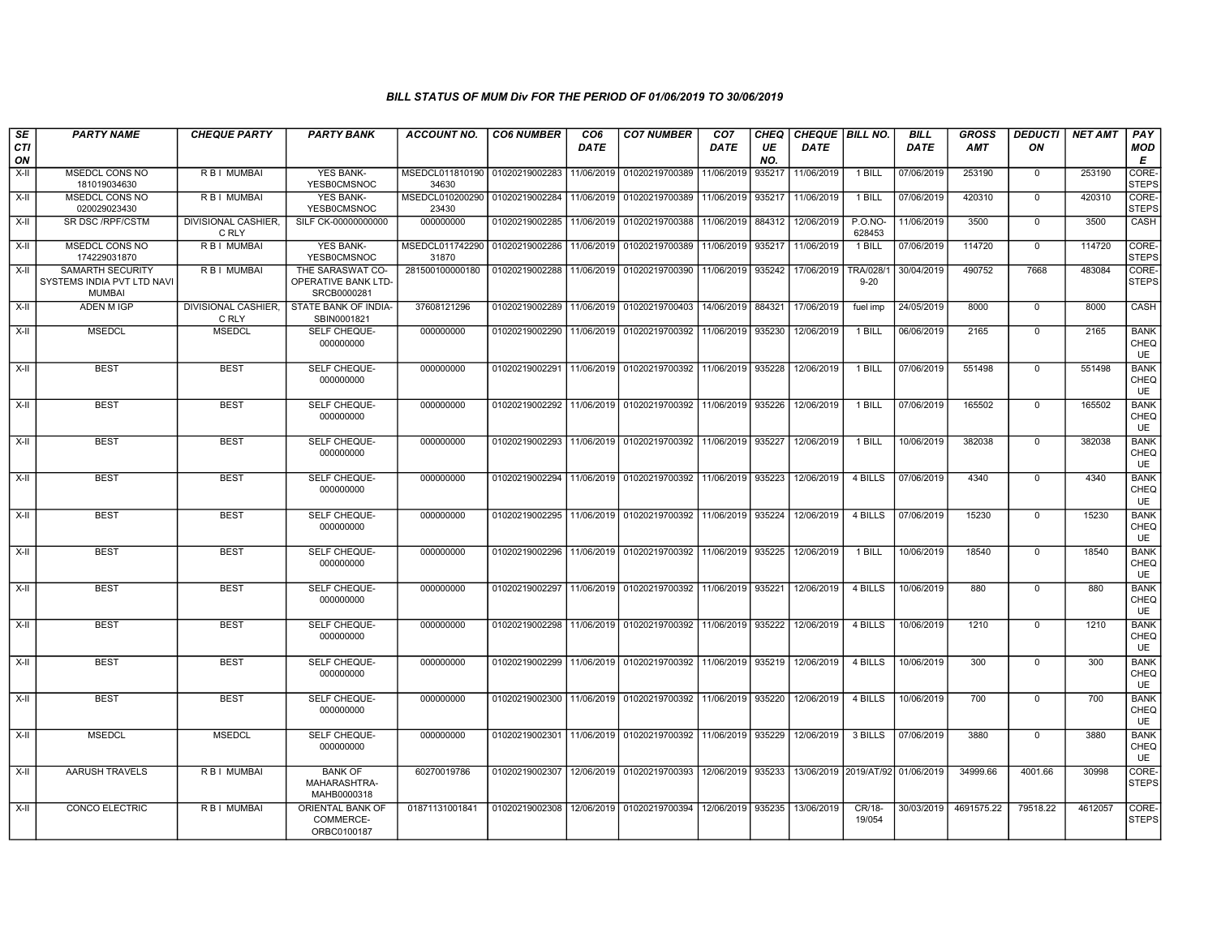## BILL STATUS OF MUM Div FOR THE PERIOD OF 01/06/2019 TO 30/06/2019

| SECTION | PARTY NAME | CHEQUE PARTY | PARTY BANK | ACCOUNT NO. | CO6 NUMBER | CO6 DATE | CO7 NUMBER | CO7 DATE | CHEQUE NO. | CHEQUE DATE | BILL NO. | BILL DATE | GROSS AMT | DEDUCTION | NET AMT | PAY MODE |
|---|---|---|---|---|---|---|---|---|---|---|---|---|---|---|---|---|
| X-II | MSEDCL CONS NO 181019034630 | R B I MUMBAI | YES BANK-YESB0CMSNOC | MSEDCL011810190 34630 | 01020219002283 | 11/06/2019 | 01020219700389 | 11/06/2019 | 935217 | 11/06/2019 | 1 BILL | 07/06/2019 | 253190 | 0 | 253190 | CORE-STEPS |
| X-II | MSEDCL CONS NO 020029023430 | R B I MUMBAI | YES BANK-YESB0CMSNOC | MSEDCL010200290 23430 | 01020219002284 | 11/06/2019 | 01020219700389 | 11/06/2019 | 935217 | 11/06/2019 | 1 BILL | 07/06/2019 | 420310 | 0 | 420310 | CORE-STEPS |
| X-II | SR DSC /RPF/CSTM | DIVISIONAL CASHIER, C RLY | SILF CK-00000000000 | 000000000 | 01020219002285 | 11/06/2019 | 01020219700388 | 11/06/2019 | 884312 | 12/06/2019 | P.O.NO-628453 | 11/06/2019 | 3500 | 0 | 3500 | CASH |
| X-II | MSEDCL CONS NO 174229031870 | R B I MUMBAI | YES BANK-YESB0CMSNOC | MSEDCL011742290 31870 | 01020219002286 | 11/06/2019 | 01020219700389 | 11/06/2019 | 935217 | 11/06/2019 | 1 BILL | 07/06/2019 | 114720 | 0 | 114720 | CORE-STEPS |
| X-II | SAMARTH SECURITY SYSTEMS INDIA PVT LTD NAVI MUMBAI | R B I MUMBAI | THE SARASWAT CO-OPERATIVE BANK LTD-SRCB0000281 | 281500100000180 | 01020219002288 | 11/06/2019 | 01020219700390 | 11/06/2019 | 935242 | 17/06/2019 | TRA/028/19-20 | 30/04/2019 | 490752 | 7668 | 483084 | CORE-STEPS |
| X-II | ADEN M IGP | DIVISIONAL CASHIER, C RLY | STATE BANK OF INDIA-SBIN0001821 | 37608121296 | 01020219002289 | 11/06/2019 | 01020219700403 | 14/06/2019 | 884321 | 17/06/2019 | fuel imp | 24/05/2019 | 8000 | 0 | 8000 | CASH |
| X-II | MSEDCL | MSEDCL | SELF CHEQUE-000000000 | 000000000 | 01020219002290 | 11/06/2019 | 01020219700392 | 11/06/2019 | 935230 | 12/06/2019 | 1 BILL | 06/06/2019 | 2165 | 0 | 2165 | BANK CHEQUE |
| X-II | BEST | BEST | SELF CHEQUE-000000000 | 000000000 | 01020219002291 | 11/06/2019 | 01020219700392 | 11/06/2019 | 935228 | 12/06/2019 | 1 BILL | 07/06/2019 | 551498 | 0 | 551498 | BANK CHEQUE |
| X-II | BEST | BEST | SELF CHEQUE-000000000 | 000000000 | 01020219002292 | 11/06/2019 | 01020219700392 | 11/06/2019 | 935226 | 12/06/2019 | 1 BILL | 07/06/2019 | 165502 | 0 | 165502 | BANK CHEQUE |
| X-II | BEST | BEST | SELF CHEQUE-000000000 | 000000000 | 01020219002293 | 11/06/2019 | 01020219700392 | 11/06/2019 | 935227 | 12/06/2019 | 1 BILL | 10/06/2019 | 382038 | 0 | 382038 | BANK CHEQUE |
| X-II | BEST | BEST | SELF CHEQUE-000000000 | 000000000 | 01020219002294 | 11/06/2019 | 01020219700392 | 11/06/2019 | 935223 | 12/06/2019 | 4 BILLS | 07/06/2019 | 4340 | 0 | 4340 | BANK CHEQUE |
| X-II | BEST | BEST | SELF CHEQUE-000000000 | 000000000 | 01020219002295 | 11/06/2019 | 01020219700392 | 11/06/2019 | 935224 | 12/06/2019 | 4 BILLS | 07/06/2019 | 15230 | 0 | 15230 | BANK CHEQUE |
| X-II | BEST | BEST | SELF CHEQUE-000000000 | 000000000 | 01020219002296 | 11/06/2019 | 01020219700392 | 11/06/2019 | 935225 | 12/06/2019 | 1 BILL | 10/06/2019 | 18540 | 0 | 18540 | BANK CHEQUE |
| X-II | BEST | BEST | SELF CHEQUE-000000000 | 000000000 | 01020219002297 | 11/06/2019 | 01020219700392 | 11/06/2019 | 935221 | 12/06/2019 | 4 BILLS | 10/06/2019 | 880 | 0 | 880 | BANK CHEQUE |
| X-II | BEST | BEST | SELF CHEQUE-000000000 | 000000000 | 01020219002298 | 11/06/2019 | 01020219700392 | 11/06/2019 | 935222 | 12/06/2019 | 4 BILLS | 10/06/2019 | 1210 | 0 | 1210 | BANK CHEQUE |
| X-II | BEST | BEST | SELF CHEQUE-000000000 | 000000000 | 01020219002299 | 11/06/2019 | 01020219700392 | 11/06/2019 | 935219 | 12/06/2019 | 4 BILLS | 10/06/2019 | 300 | 0 | 300 | BANK CHEQUE |
| X-II | BEST | BEST | SELF CHEQUE-000000000 | 000000000 | 01020219002300 | 11/06/2019 | 01020219700392 | 11/06/2019 | 935220 | 12/06/2019 | 4 BILLS | 10/06/2019 | 700 | 0 | 700 | BANK CHEQUE |
| X-II | MSEDCL | MSEDCL | SELF CHEQUE-000000000 | 000000000 | 01020219002301 | 11/06/2019 | 01020219700392 | 11/06/2019 | 935229 | 12/06/2019 | 3 BILLS | 07/06/2019 | 3880 | 0 | 3880 | BANK CHEQUE |
| X-II | AARUSH TRAVELS | R B I MUMBAI | BANK OF MAHARASHTRA-MAHB0000318 | 60270019786 | 01020219002307 | 12/06/2019 | 01020219700393 | 12/06/2019 | 935233 | 13/06/2019 | 2019/AT/92 | 01/06/2019 | 34999.66 | 4001.66 | 30998 | CORE-STEPS |
| X-II | CONCO ELECTRIC | R B I MUMBAI | ORIENTAL BANK OF COMMERCE-ORBC0100187 | 01871131001841 | 01020219002308 | 12/06/2019 | 01020219700394 | 12/06/2019 | 935235 | 13/06/2019 | CR/18-19/054 | 30/03/2019 | 4691575.22 | 79518.22 | 4612057 | CORE-STEPS |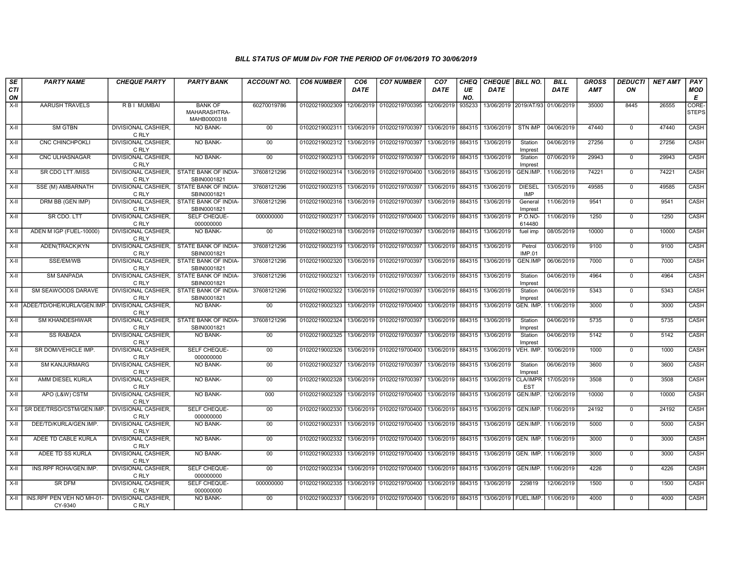# BILL STATUS OF MUM Div FOR THE PERIOD OF 01/06/2019 TO 30/06/2019

| SECTION | PARTY NAME | CHEQUE PARTY | PARTY BANK | ACCOUNT NO. | CO6 NUMBER | CO6 DATE | CO7 NUMBER | CO7 DATE | CHEQUE NO. | CHEQUE DATE | BILL NO. | BILL DATE | GROSS AMT | DEDUCTION | NET AMT | PAY MODE |
|---|---|---|---|---|---|---|---|---|---|---|---|---|---|---|---|---|
| X-II | AARUSH TRAVELS | R B I MUMBAI | BANK OF MAHARASHTRA-MAHB0000318 | 60270019786 | 01020219002309 | 12/06/2019 | 01020219700395 | 12/06/2019 | 935233 | 13/06/2019 | 2019/AT/93 | 01/06/2019 | 35000 | 8445 | 26555 | CORE-STEPS |
| X-II | SM GTBN | DIVISIONAL CASHIER, C RLY | NO BANK- | 00 | 01020219002311 | 13/06/2019 | 01020219700397 | 13/06/2019 | 884315 | 13/06/2019 | STN iMP | 04/06/2019 | 47440 | 0 | 47440 | CASH |
| X-II | CNC CHINCHPOKLI | DIVISIONAL CASHIER, C RLY | NO BANK- | 00 | 01020219002312 | 13/06/2019 | 01020219700397 | 13/06/2019 | 884315 | 13/06/2019 | Station Imprest | 04/06/2019 | 27256 | 0 | 27256 | CASH |
| X-II | CNC ULHASNAGAR | DIVISIONAL CASHIER, C RLY | NO BANK- | 00 | 01020219002313 | 13/06/2019 | 01020219700397 | 13/06/2019 | 884315 | 13/06/2019 | Station Imprest | 07/06/2019 | 29943 | 0 | 29943 | CASH |
| X-II | SR CDO LTT /MISS | DIVISIONAL CASHIER, C RLY | STATE BANK OF INDIA-SBIN0001821 | 37608121296 | 01020219002314 | 13/06/2019 | 01020219700400 | 13/06/2019 | 884315 | 13/06/2019 | GEN.IMP. | 11/06/2019 | 74221 | 0 | 74221 | CASH |
| X-II | SSE (M) AMBARNATH | DIVISIONAL CASHIER, C RLY | STATE BANK OF INDIA-SBIN0001821 | 37608121296 | 01020219002315 | 13/06/2019 | 01020219700397 | 13/06/2019 | 884315 | 13/06/2019 | DIESEL IMP | 13/05/2019 | 49585 | 0 | 49585 | CASH |
| X-II | DRM BB (GEN IMP) | DIVISIONAL CASHIER, C RLY | STATE BANK OF INDIA-SBIN0001821 | 37608121296 | 01020219002316 | 13/06/2019 | 01020219700397 | 13/06/2019 | 884315 | 13/06/2019 | General Imprest | 11/06/2019 | 9541 | 0 | 9541 | CASH |
| X-II | SR CDO. LTT | DIVISIONAL CASHIER, C RLY | SELF CHEQUE-000000000 | 000000000 | 01020219002317 | 13/06/2019 | 01020219700400 | 13/06/2019 | 884315 | 13/06/2019 | P.O.NO-614480 | 11/06/2019 | 1250 | 0 | 1250 | CASH |
| X-II | ADEN M IGP (FUEL-10000) | DIVISIONAL CASHIER, C RLY | NO BANK- | 00 | 01020219002318 | 13/06/2019 | 01020219700397 | 13/06/2019 | 884315 | 13/06/2019 | fuel imp | 08/05/2019 | 10000 | 0 | 10000 | CASH |
| X-II | ADEN(TRACK)KYN | DIVISIONAL CASHIER, C RLY | STATE BANK OF INDIA-SBIN0001821 | 37608121296 | 01020219002319 | 13/06/2019 | 01020219700397 | 13/06/2019 | 884315 | 13/06/2019 | Petrol IMP.01 | 03/06/2019 | 9100 | 0 | 9100 | CASH |
| X-II | SSE/EM/WB | DIVISIONAL CASHIER, C RLY | STATE BANK OF INDIA-SBIN0001821 | 37608121296 | 01020219002320 | 13/06/2019 | 01020219700397 | 13/06/2019 | 884315 | 13/06/2019 | GEN.IMP | 06/06/2019 | 7000 | 0 | 7000 | CASH |
| X-II | SM SANPADA | DIVISIONAL CASHIER, C RLY | STATE BANK OF INDIA-SBIN0001821 | 37608121296 | 01020219002321 | 13/06/2019 | 01020219700397 | 13/06/2019 | 884315 | 13/06/2019 | Station Imprest | 04/06/2019 | 4964 | 0 | 4964 | CASH |
| X-II | SM SEAWOODS DARAVE | DIVISIONAL CASHIER, C RLY | STATE BANK OF INDIA-SBIN0001821 | 37608121296 | 01020219002322 | 13/06/2019 | 01020219700397 | 13/06/2019 | 884315 | 13/06/2019 | Station Imprest | 04/06/2019 | 5343 | 0 | 5343 | CASH |
| X-II | ADEE/TD/OHE/KURLA/GEN.IMP. | DIVISIONAL CASHIER, C RLY | NO BANK- | 00 | 01020219002323 | 13/06/2019 | 01020219700400 | 13/06/2019 | 884315 | 13/06/2019 | GEN. IMP. | 11/06/2019 | 3000 | 0 | 3000 | CASH |
| X-II | SM KHANDESHWAR | DIVISIONAL CASHIER, C RLY | STATE BANK OF INDIA-SBIN0001821 | 37608121296 | 01020219002324 | 13/06/2019 | 01020219700397 | 13/06/2019 | 884315 | 13/06/2019 | Station Imprest | 04/06/2019 | 5735 | 0 | 5735 | CASH |
| X-II | SS RABADA | DIVISIONAL CASHIER, C RLY | NO BANK- | 00 | 01020219002325 | 13/06/2019 | 01020219700397 | 13/06/2019 | 884315 | 13/06/2019 | Station Imprest | 04/06/2019 | 5142 | 0 | 5142 | CASH |
| X-II | SR DOM/VEHICLE IMP. | DIVISIONAL CASHIER, C RLY | SELF CHEQUE-000000000 | 00 | 01020219002326 | 13/06/2019 | 01020219700400 | 13/06/2019 | 884315 | 13/06/2019 | VEH. IMP. | 10/06/2019 | 1000 | 0 | 1000 | CASH |
| X-II | SM KANJURMARG | DIVISIONAL CASHIER, C RLY | NO BANK- | 00 | 01020219002327 | 13/06/2019 | 01020219700397 | 13/06/2019 | 884315 | 13/06/2019 | Station Imprest | 06/06/2019 | 3600 | 0 | 3600 | CASH |
| X-II | AMM DIESEL KURLA | DIVISIONAL CASHIER, C RLY | NO BANK- | 00 | 01020219002328 | 13/06/2019 | 01020219700397 | 13/06/2019 | 884315 | 13/06/2019 | CLA/IMPREST | 17/05/2019 | 3508 | 0 | 3508 | CASH |
| X-II | APO (L&W) CSTM | DIVISIONAL CASHIER, C RLY | NO BANK- | 000 | 01020219002329 | 13/06/2019 | 01020219700400 | 13/06/2019 | 884315 | 13/06/2019 | GEN.IMP. | 12/06/2019 | 10000 | 0 | 10000 | CASH |
| X-II | SR DEE/TRSO/CSTM/GEN.IMP. | DIVISIONAL CASHIER, C RLY | SELF CHEQUE-000000000 | 00 | 01020219002330 | 13/06/2019 | 01020219700400 | 13/06/2019 | 884315 | 13/06/2019 | GEN.IMP. | 11/06/2019 | 24192 | 0 | 24192 | CASH |
| X-II | DEE/TD/KURLA/GEN.IMP. | DIVISIONAL CASHIER, C RLY | NO BANK- | 00 | 01020219002331 | 13/06/2019 | 01020219700400 | 13/06/2019 | 884315 | 13/06/2019 | GEN.IMP. | 11/06/2019 | 5000 | 0 | 5000 | CASH |
| X-II | ADEE TD CABLE KURLA | DIVISIONAL CASHIER, C RLY | NO BANK- | 00 | 01020219002332 | 13/06/2019 | 01020219700400 | 13/06/2019 | 884315 | 13/06/2019 | GEN. IMP. | 11/06/2019 | 3000 | 0 | 3000 | CASH |
| X-II | ADEE TD SS KURLA | DIVISIONAL CASHIER, C RLY | NO BANK- | 00 | 01020219002333 | 13/06/2019 | 01020219700400 | 13/06/2019 | 884315 | 13/06/2019 | GEN. IMP. | 11/06/2019 | 3000 | 0 | 3000 | CASH |
| X-II | INS.RPF ROHA/GEN.IMP. | DIVISIONAL CASHIER, C RLY | SELF CHEQUE-000000000 | 00 | 01020219002334 | 13/06/2019 | 01020219700400 | 13/06/2019 | 884315 | 13/06/2019 | GEN.IMP. | 11/06/2019 | 4226 | 0 | 4226 | CASH |
| X-II | SR DFM | DIVISIONAL CASHIER, C RLY | SELF CHEQUE-000000000 | 000000000 | 01020219002335 | 13/06/2019 | 01020219700400 | 13/06/2019 | 884315 | 13/06/2019 | 229819 | 12/06/2019 | 1500 | 0 | 1500 | CASH |
| X-II | INS.RPF PEN VEH NO MH-01-CY-9340 | DIVISIONAL CASHIER, C RLY | NO BANK- | 00 | 01020219002337 | 13/06/2019 | 01020219700400 | 13/06/2019 | 884315 | 13/06/2019 | FUEL.IMP. | 11/06/2019 | 4000 | 0 | 4000 | CASH |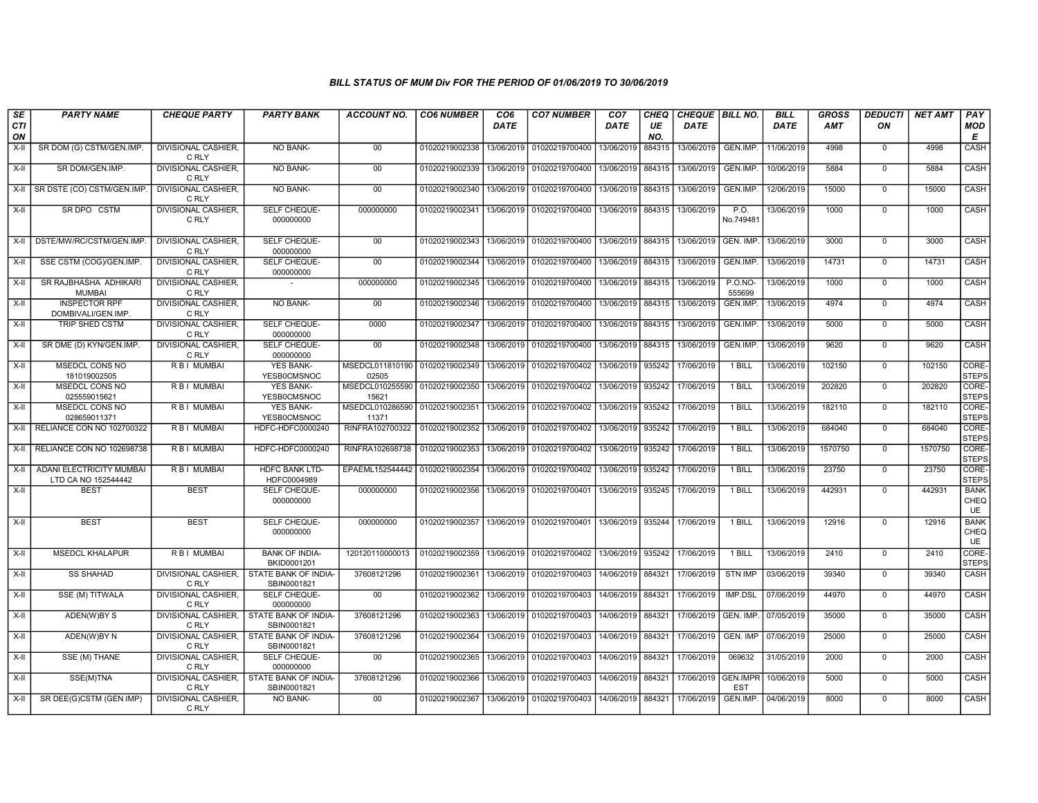## BILL STATUS OF MUM Div FOR THE PERIOD OF 01/06/2019 TO 30/06/2019

| SECTION | PARTY NAME | CHEQUE PARTY | PARTY BANK | ACCOUNT NO. | CO6 NUMBER | CO6 DATE | CO7 NUMBER | CO7 DATE | CHEQUE NO. | CHEQUE DATE | BILL NO. | BILL DATE | GROSS AMT | DEDUCTION | NET AMT | PAY MODE |
|---|---|---|---|---|---|---|---|---|---|---|---|---|---|---|---|---|
| X-II | SR DOM (G) CSTM/GEN.IMP. | DIVISIONAL CASHIER, C RLY | NO BANK- | 00 | 01020219002338 | 13/06/2019 | 01020219700400 | 13/06/2019 | 884315 | 13/06/2019 | GEN.IMP. | 11/06/2019 | 4998 | 0 | 4998 | CASH |
| X-II | SR DOM/GEN.IMP. | DIVISIONAL CASHIER, C RLY | NO BANK- | 00 | 01020219002339 | 13/06/2019 | 01020219700400 | 13/06/2019 | 884315 | 13/06/2019 | GEN.IMP. | 10/06/2019 | 5884 | 0 | 5884 | CASH |
| X-II | SR DSTE (CO) CSTM/GEN.IMP. | DIVISIONAL CASHIER, C RLY | NO BANK- | 00 | 01020219002340 | 13/06/2019 | 01020219700400 | 13/06/2019 | 884315 | 13/06/2019 | GEN.IMP. | 12/06/2019 | 15000 | 0 | 15000 | CASH |
| X-II | SR DPO CSTM | DIVISIONAL CASHIER, C RLY | SELF CHEQUE-000000000 | 000000000 | 01020219002341 | 13/06/2019 | 01020219700400 | 13/06/2019 | 884315 | 13/06/2019 | P.O. No.749481 | 13/06/2019 | 1000 | 0 | 1000 | CASH |
| X-II | DSTE/MW/RC/CSTM/GEN.IMP. | DIVISIONAL CASHIER, C RLY | SELF CHEQUE-000000000 | 00 | 01020219002343 | 13/06/2019 | 01020219700400 | 13/06/2019 | 884315 | 13/06/2019 | GEN. IMP. | 13/06/2019 | 3000 | 0 | 3000 | CASH |
| X-II | SSE CSTM (COG)/GEN.IMP. | DIVISIONAL CASHIER, C RLY | SELF CHEQUE-000000000 | 00 | 01020219002344 | 13/06/2019 | 01020219700400 | 13/06/2019 | 884315 | 13/06/2019 | GEN.IMP. | 13/06/2019 | 14731 | 0 | 14731 | CASH |
| X-II | SR RAJBHASHA ADHIKARI MUMBAI | DIVISIONAL CASHIER, C RLY | - | 000000000 | 01020219002345 | 13/06/2019 | 01020219700400 | 13/06/2019 | 884315 | 13/06/2019 | P.O.NO-555699 | 13/06/2019 | 1000 | 0 | 1000 | CASH |
| X-II | INSPECTOR RPF DOMBIVALI/GEN.IMP. | DIVISIONAL CASHIER, C RLY | NO BANK- | 00 | 01020219002346 | 13/06/2019 | 01020219700400 | 13/06/2019 | 884315 | 13/06/2019 | GEN.IMP. | 13/06/2019 | 4974 | 0 | 4974 | CASH |
| X-II | TRIP SHED CSTM | DIVISIONAL CASHIER, C RLY | SELF CHEQUE-000000000 | 0000 | 01020219002347 | 13/06/2019 | 01020219700400 | 13/06/2019 | 884315 | 13/06/2019 | GEN.IMP. | 13/06/2019 | 5000 | 0 | 5000 | CASH |
| X-II | SR DME (D) KYN/GEN.IMP. | DIVISIONAL CASHIER, C RLY | SELF CHEQUE-000000000 | 00 | 01020219002348 | 13/06/2019 | 01020219700400 | 13/06/2019 | 884315 | 13/06/2019 | GEN.IMP. | 13/06/2019 | 9620 | 0 | 9620 | CASH |
| X-II | MSEDCL CONS NO 181019002505 | R B I MUMBAI | YES BANK-YESB0CMSNOC | MSEDCL01181019002505 | 01020219002349 | 13/06/2019 | 01020219700402 | 13/06/2019 | 935242 | 17/06/2019 | 1 BILL | 13/06/2019 | 102150 | 0 | 102150 | CORE-STEPS |
| X-II | MSEDCL CONS NO 025559015621 | R B I MUMBAI | YES BANK-YESB0CMSNOC | MSEDCL01025559015621 | 01020219002350 | 13/06/2019 | 01020219700402 | 13/06/2019 | 935242 | 17/06/2019 | 1 BILL | 13/06/2019 | 202820 | 0 | 202820 | CORE-STEPS |
| X-II | MSEDCL CONS NO 028659011371 | R B I MUMBAI | YES BANK-YESB0CMSNOC | MSEDCL01028659011371 | 01020219002351 | 13/06/2019 | 01020219700402 | 13/06/2019 | 935242 | 17/06/2019 | 1 BILL | 13/06/2019 | 182110 | 0 | 182110 | CORE-STEPS |
| X-II | RELIANCE CON NO 102700322 | R B I MUMBAI | HDFC-HDFC0000240 | RINFRA102700322 | 01020219002352 | 13/06/2019 | 01020219700402 | 13/06/2019 | 935242 | 17/06/2019 | 1 BILL | 13/06/2019 | 684040 | 0 | 684040 | CORE-STEPS |
| X-II | RELIANCE CON NO 102698738 | R B I MUMBAI | HDFC-HDFC0000240 | RINFRA102698738 | 01020219002353 | 13/06/2019 | 01020219700402 | 13/06/2019 | 935242 | 17/06/2019 | 1 BILL | 13/06/2019 | 1570750 | 0 | 1570750 | CORE-STEPS |
| X-II | ADANI ELECTRICITY MUMBAI LTD CA NO 152544442 | R B I MUMBAI | HDFC BANK LTD-HDFC0004989 | EPAEML152544442 | 01020219002354 | 13/06/2019 | 01020219700402 | 13/06/2019 | 935242 | 17/06/2019 | 1 BILL | 13/06/2019 | 23750 | 0 | 23750 | CORE-STEPS |
| X-II | BEST | BEST | SELF CHEQUE-000000000 | 000000000 | 01020219002356 | 13/06/2019 | 01020219700401 | 13/06/2019 | 935245 | 17/06/2019 | 1 BILL | 13/06/2019 | 442931 | 0 | 442931 | BANK CHEQUE |
| X-II | BEST | BEST | SELF CHEQUE-000000000 | 000000000 | 01020219002357 | 13/06/2019 | 01020219700401 | 13/06/2019 | 935244 | 17/06/2019 | 1 BILL | 13/06/2019 | 12916 | 0 | 12916 | BANK CHEQUE |
| X-II | MSEDCL KHALAPUR | R B I MUMBAI | BANK OF INDIA-BKID0001201 | 120120110000013 | 01020219002359 | 13/06/2019 | 01020219700402 | 13/06/2019 | 935242 | 17/06/2019 | 1 BILL | 13/06/2019 | 2410 | 0 | 2410 | CORE-STEPS |
| X-II | SS SHAHAD | DIVISIONAL CASHIER, C RLY | STATE BANK OF INDIA-SBIN0001821 | 37608121296 | 01020219002361 | 13/06/2019 | 01020219700403 | 14/06/2019 | 884321 | 17/06/2019 | STN IMP | 03/06/2019 | 39340 | 0 | 39340 | CASH |
| X-II | SSE (M) TITWALA | DIVISIONAL CASHIER, C RLY | SELF CHEQUE-000000000 | 00 | 01020219002362 | 13/06/2019 | 01020219700403 | 14/06/2019 | 884321 | 17/06/2019 | IMP.DSL | 07/06/2019 | 44970 | 0 | 44970 | CASH |
| X-II | ADEN(W)BY S | DIVISIONAL CASHIER, C RLY | STATE BANK OF INDIA-SBIN0001821 | 37608121296 | 01020219002363 | 13/06/2019 | 01020219700403 | 14/06/2019 | 884321 | 17/06/2019 | GEN. IMP. | 07/05/2019 | 35000 | 0 | 35000 | CASH |
| X-II | ADEN(W)BY N | DIVISIONAL CASHIER, C RLY | STATE BANK OF INDIA-SBIN0001821 | 37608121296 | 01020219002364 | 13/06/2019 | 01020219700403 | 14/06/2019 | 884321 | 17/06/2019 | GEN. IMP | 07/06/2019 | 25000 | 0 | 25000 | CASH |
| X-II | SSE (M) THANE | DIVISIONAL CASHIER, C RLY | SELF CHEQUE-000000000 | 00 | 01020219002365 | 13/06/2019 | 01020219700403 | 14/06/2019 | 884321 | 17/06/2019 | 069632 | 31/05/2019 | 2000 | 0 | 2000 | CASH |
| X-II | SSE(M)TNA | DIVISIONAL CASHIER, C RLY | STATE BANK OF INDIA-SBIN0001821 | 37608121296 | 01020219002366 | 13/06/2019 | 01020219700403 | 14/06/2019 | 884321 | 17/06/2019 | GEN.IMPREST | 10/06/2019 | 5000 | 0 | 5000 | CASH |
| X-II | SR DEE(G)CSTM (GEN IMP) | DIVISIONAL CASHIER, C RLY | NO BANK- | 00 | 01020219002367 | 13/06/2019 | 01020219700403 | 14/06/2019 | 884321 | 17/06/2019 | GEN.IMP. | 04/06/2019 | 8000 | 0 | 8000 | CASH |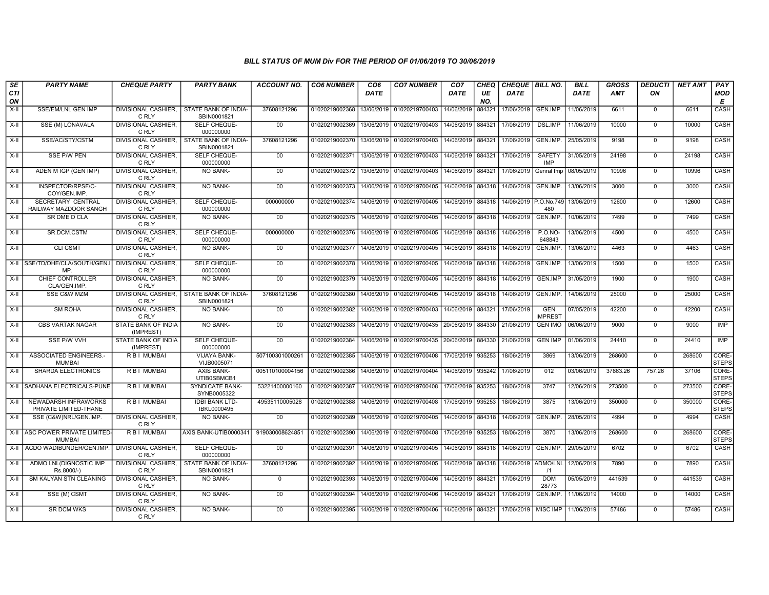### BILL STATUS OF MUM Div FOR THE PERIOD OF 01/06/2019 TO 30/06/2019

| SECTION | PARTY NAME | CHEQUE PARTY | PARTY BANK | ACCOUNT NO. | CO6 NUMBER | CO6 DATE | CO7 NUMBER | CO7 DATE | CHEQUE NO. | CHEQUE DATE | BILL NO. | BILL DATE | GROSS AMT | DEDUCTION | NET AMT | PAY MODE |
|---|---|---|---|---|---|---|---|---|---|---|---|---|---|---|---|---|
| X-II | SSE/EM/LNL GEN IMP | DIVISIONAL CASHIER, C RLY | STATE BANK OF INDIA-SBIN0001821 | 37608121296 | 01020219002368 | 13/06/2019 | 01020219700403 | 14/06/2019 | 884321 | 17/06/2019 | GEN.IMP. | 11/06/2019 | 6611 | 0 | 6611 | CASH |
| X-II | SSE (M) LONAVALA | DIVISIONAL CASHIER, C RLY | SELF CHEQUE-000000000 | 00 | 01020219002369 | 13/06/2019 | 01020219700403 | 14/06/2019 | 884321 | 17/06/2019 | DSL.IMP | 11/06/2019 | 10000 | 0 | 10000 | CASH |
| X-II | SSE/AC/STY/CSTM | DIVISIONAL CASHIER, C RLY | STATE BANK OF INDIA-SBIN0001821 | 37608121296 | 01020219002370 | 13/06/2019 | 01020219700403 | 14/06/2019 | 884321 | 17/06/2019 | GEN.IMP. | 25/05/2019 | 9198 | 0 | 9198 | CASH |
| X-II | SSE P/W PEN | DIVISIONAL CASHIER, C RLY | SELF CHEQUE-000000000 | 00 | 01020219002371 | 13/06/2019 | 01020219700403 | 14/06/2019 | 884321 | 17/06/2019 | SAFETY IMP | 31/05/2019 | 24198 | 0 | 24198 | CASH |
| X-II | ADEN M IGP (GEN IMP) | DIVISIONAL CASHIER, C RLY | NO BANK- | 00 | 01020219002372 | 13/06/2019 | 01020219700403 | 14/06/2019 | 884321 | 17/06/2019 | Genral Imp | 08/05/2019 | 10996 | 0 | 10996 | CASH |
| X-II | INSPECTOR/RPSF/C-COY/GEN.IMP. | DIVISIONAL CASHIER, C RLY | NO BANK- | 00 | 01020219002373 | 14/06/2019 | 01020219700405 | 14/06/2019 | 884318 | 14/06/2019 | GEN.IMP. | 13/06/2019 | 3000 | 0 | 3000 | CASH |
| X-II | SECRETARY CENTRAL RAILWAY MAZDOOR SANGH | DIVISIONAL CASHIER, C RLY | SELF CHEQUE-000000000 | 000000000 | 01020219002374 | 14/06/2019 | 01020219700405 | 14/06/2019 | 884318 | 14/06/2019 | P.O.No.749480 | 13/06/2019 | 12600 | 0 | 12600 | CASH |
| X-II | SR DME D CLA | DIVISIONAL CASHIER, C RLY | NO BANK- | 00 | 01020219002375 | 14/06/2019 | 01020219700405 | 14/06/2019 | 884318 | 14/06/2019 | GEN.IMP. | 10/06/2019 | 7499 | 0 | 7499 | CASH |
| X-II | SR.DCM.CSTM | DIVISIONAL CASHIER, C RLY | SELF CHEQUE-000000000 | 000000000 | 01020219002376 | 14/06/2019 | 01020219700405 | 14/06/2019 | 884318 | 14/06/2019 | P.O.NO-648843 | 13/06/2019 | 4500 | 0 | 4500 | CASH |
| X-II | CLI CSMT | DIVISIONAL CASHIER, C RLY | NO BANK- | 00 | 01020219002377 | 14/06/2019 | 01020219700405 | 14/06/2019 | 884318 | 14/06/2019 | GEN.IMP. | 13/06/2019 | 4463 | 0 | 4463 | CASH |
| X-II | SSE/TD/OHE/CLA/SOUTH/GEN.IMP. | DIVISIONAL CASHIER, C RLY | SELF CHEQUE-000000000 | 00 | 01020219002378 | 14/06/2019 | 01020219700405 | 14/06/2019 | 884318 | 14/06/2019 | GEN.IMP. | 13/06/2019 | 1500 | 0 | 1500 | CASH |
| X-II | CHIEF CONTROLLER CLA/GEN.IMP. | DIVISIONAL CASHIER, C RLY | NO BANK- | 00 | 01020219002379 | 14/06/2019 | 01020219700405 | 14/06/2019 | 884318 | 14/06/2019 | GEN.IMP | 31/05/2019 | 1900 | 0 | 1900 | CASH |
| X-II | SSE C&W MZM | DIVISIONAL CASHIER, C RLY | STATE BANK OF INDIA-SBIN0001821 | 37608121296 | 01020219002380 | 14/06/2019 | 01020219700405 | 14/06/2019 | 884318 | 14/06/2019 | GEN.IMP. | 14/06/2019 | 25000 | 0 | 25000 | CASH |
| X-II | SM ROHA | DIVISIONAL CASHIER, C RLY | NO BANK- | 00 | 01020219002382 | 14/06/2019 | 01020219700403 | 14/06/2019 | 884321 | 17/06/2019 | GEN IMPREST | 07/05/2019 | 42200 | 0 | 42200 | CASH |
| X-II | CBS VARTAK NAGAR | STATE BANK OF INDIA (IMPREST) | NO BANK- | 00 | 01020219002383 | 14/06/2019 | 01020219700435 | 20/06/2019 | 884330 | 21/06/2019 | GEN IMO | 06/06/2019 | 9000 | 0 | 9000 | IMP |
| X-II | SSE P/W VVH | STATE BANK OF INDIA (IMPREST) | SELF CHEQUE-000000000 | 00 | 01020219002384 | 14/06/2019 | 01020219700435 | 20/06/2019 | 884330 | 21/06/2019 | GEN IMP | 01/06/2019 | 24410 | 0 | 24410 | IMP |
| X-II | ASSOCIATED ENGINEERS.-MUMBAI | R B I MUMBAI | VIJAYA BANK-VIJB0005071 | 507100301000261 | 01020219002385 | 14/06/2019 | 01020219700408 | 17/06/2019 | 935253 | 18/06/2019 | 3869 | 13/06/2019 | 268600 | 0 | 268600 | CORE-STEPS |
| X-II | SHARDA ELECTRONICS | R B I MUMBAI | AXIS BANK-UTIB0SBMCB1 | 005110100004156 | 01020219002386 | 14/06/2019 | 01020219700404 | 14/06/2019 | 935242 | 17/06/2019 | 012 | 03/06/2019 | 37863.26 | 757.26 | 37106 | CORE-STEPS |
| X-II | SADHANA ELECTRICALS-PUNE | R B I MUMBAI | SYNDICATE BANK-SYNB0005322 | 53221400000160 | 01020219002387 | 14/06/2019 | 01020219700408 | 17/06/2019 | 935253 | 18/06/2019 | 3747 | 12/06/2019 | 273500 | 0 | 273500 | CORE-STEPS |
| X-II | NEWADARSH INFRAWORKS PRIVATE LIMITED-THANE | R B I MUMBAI | IDBI BANK LTD-IBKL0000495 | 49535110005028 | 01020219002388 | 14/06/2019 | 01020219700408 | 17/06/2019 | 935253 | 18/06/2019 | 3875 | 13/06/2019 | 350000 | 0 | 350000 | CORE-STEPS |
| X-II | SSE (C&W)NRL/GEN.IMP. | DIVISIONAL CASHIER, C RLY | NO BANK- | 00 | 01020219002389 | 14/06/2019 | 01020219700405 | 14/06/2019 | 884318 | 14/06/2019 | GEN.IMP. | 28/05/2019 | 4994 | 0 | 4994 | CASH |
| X-II | ASC POWER PRIVATE LIMITED-MUMBAI | R B I MUMBAI | AXIS BANK-UTIB0000341 | 919030008624851 | 01020219002390 | 14/06/2019 | 01020219700408 | 17/06/2019 | 935253 | 18/06/2019 | 3870 | 13/06/2019 | 268600 | 0 | 268600 | CORE-STEPS |
| X-II | ACDO WADIBUNDER/GEN.IMP. | DIVISIONAL CASHIER, C RLY | SELF CHEQUE-000000000 | 00 | 01020219002391 | 14/06/2019 | 01020219700405 | 14/06/2019 | 884318 | 14/06/2019 | GEN.IMP. | 29/05/2019 | 6702 | 0 | 6702 | CASH |
| X-II | ADMO LNL(DIGNOSTIC IMP Rs.8000/-) | DIVISIONAL CASHIER, C RLY | STATE BANK OF INDIA-SBIN0001821 | 37608121296 | 01020219002392 | 14/06/2019 | 01020219700405 | 14/06/2019 | 884318 | 14/06/2019 | ADMO/LNL/1 | 12/06/2019 | 7890 | 0 | 7890 | CASH |
| X-II | SM KALYAN STN CLEANING | DIVISIONAL CASHIER, C RLY | NO BANK- | 0 | 01020219002393 | 14/06/2019 | 01020219700406 | 14/06/2019 | 884321 | 17/06/2019 | DOM 28773 | 05/05/2019 | 441539 | 0 | 441539 | CASH |
| X-II | SSE (M) CSMT | DIVISIONAL CASHIER, C RLY | NO BANK- | 00 | 01020219002394 | 14/06/2019 | 01020219700406 | 14/06/2019 | 884321 | 17/06/2019 | GEN.IMP. | 11/06/2019 | 14000 | 0 | 14000 | CASH |
| X-II | SR DCM WKS | DIVISIONAL CASHIER, C RLY | NO BANK- | 00 | 01020219002395 | 14/06/2019 | 01020219700406 | 14/06/2019 | 884321 | 17/06/2019 | MISC IMP | 11/06/2019 | 57486 | 0 | 57486 | CASH |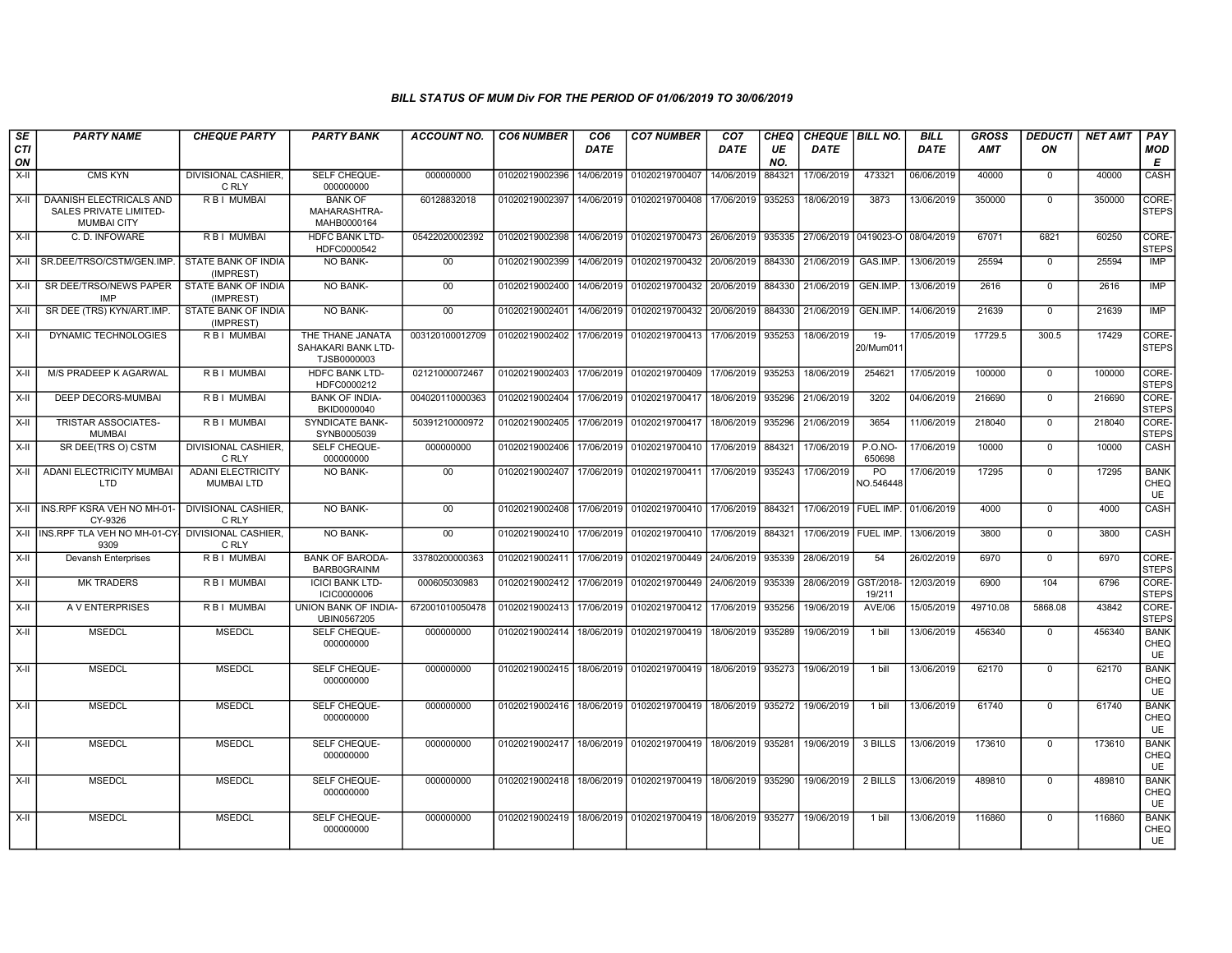### BILL STATUS OF MUM Div FOR THE PERIOD OF 01/06/2019 TO 30/06/2019

| SECTION | PARTY NAME | CHEQUE PARTY | PARTY BANK | ACCOUNT NO. | CO6 NUMBER | CO6 DATE | CO7 NUMBER | CO7 DATE | CHEQUE NO. | CHEQUE DATE | BILL NO. | BILL DATE | GROSS AMT | DEDUCTION | NET AMT | PAY MODE |
|---|---|---|---|---|---|---|---|---|---|---|---|---|---|---|---|---|
| X-II | CMS KYN | DIVISIONAL CASHIER, C RLY | SELF CHEQUE-000000000 | 000000000 | 01020219002396 | 14/06/2019 | 01020219700407 | 14/06/2019 | 884321 | 17/06/2019 | 473321 | 06/06/2019 | 40000 | 0 | 40000 | CASH |
| X-II | DAANISH ELECTRICALS AND SALES PRIVATE LIMITED-MUMBAI CITY | R B I MUMBAI | BANK OF MAHARASHTRA-MAHB0000164 | 60128832018 | 01020219002397 | 14/06/2019 | 01020219700408 | 17/06/2019 | 935253 | 18/06/2019 | 3873 | 13/06/2019 | 350000 | 0 | 350000 | CORE-STEPS |
| X-II | C. D. INFOWARE | R B I MUMBAI | HDFC BANK LTD-HDFC0000542 | 05422020002392 | 01020219002398 | 14/06/2019 | 01020219700473 | 26/06/2019 | 935335 | 27/06/2019 | 0419023-O | 08/04/2019 | 67071 | 6821 | 60250 | CORE-STEPS |
| X-II | SR.DEE/TRSO/CSTM/GEN.IMP. | STATE BANK OF INDIA (IMPREST) | NO BANK- | 00 | 01020219002399 | 14/06/2019 | 01020219700432 | 20/06/2019 | 884330 | 21/06/2019 | GAS.IMP. | 13/06/2019 | 25594 | 0 | 25594 | IMP |
| X-II | SR DEE/TRSO/NEWS PAPER IMP | STATE BANK OF INDIA (IMPREST) | NO BANK- | 00 | 01020219002400 | 14/06/2019 | 01020219700432 | 20/06/2019 | 884330 | 21/06/2019 | GEN.IMP. | 13/06/2019 | 2616 | 0 | 2616 | IMP |
| X-II | SR DEE (TRS) KYN/ART.IMP. | STATE BANK OF INDIA (IMPREST) | NO BANK- | 00 | 01020219002401 | 14/06/2019 | 01020219700432 | 20/06/2019 | 884330 | 21/06/2019 | GEN.IMP. | 14/06/2019 | 21639 | 0 | 21639 | IMP |
| X-II | DYNAMIC TECHNOLOGIES | R B I MUMBAI | THE THANE JANATA SAHAKARI BANK LTD-TJSB0000003 | 003120100012709 | 01020219002402 | 17/06/2019 | 01020219700413 | 17/06/2019 | 935253 | 18/06/2019 | 19-20/Mum011 | 17/05/2019 | 17729.5 | 300.5 | 17429 | CORE-STEPS |
| X-II | M/S PRADEEP K AGARWAL | R B I MUMBAI | HDFC BANK LTD-HDFC0000212 | 02121000072467 | 01020219002403 | 17/06/2019 | 01020219700409 | 17/06/2019 | 935253 | 18/06/2019 | 254621 | 17/05/2019 | 100000 | 0 | 100000 | CORE-STEPS |
| X-II | DEEP DECORS-MUMBAI | R B I MUMBAI | BANK OF INDIA-BKID0000040 | 004020110000363 | 01020219002404 | 17/06/2019 | 01020219700417 | 18/06/2019 | 935296 | 21/06/2019 | 3202 | 04/06/2019 | 216690 | 0 | 216690 | CORE-STEPS |
| X-II | TRISTAR ASSOCIATES-MUMBAI | R B I MUMBAI | SYNDICATE BANK-SYNB0005039 | 50391210000972 | 01020219002405 | 17/06/2019 | 01020219700417 | 18/06/2019 | 935296 | 21/06/2019 | 3654 | 11/06/2019 | 218040 | 0 | 218040 | CORE-STEPS |
| X-II | SR DEE(TRS O) CSTM | DIVISIONAL CASHIER, C RLY | SELF CHEQUE-000000000 | 000000000 | 01020219002406 | 17/06/2019 | 01020219700410 | 17/06/2019 | 884321 | 17/06/2019 | P.O.NO-650698 | 17/06/2019 | 10000 | 0 | 10000 | CASH |
| X-II | ADANI ELECTRICITY MUMBAI LTD | ADANI ELECTRICITY MUMBAI LTD | NO BANK- | 00 | 01020219002407 | 17/06/2019 | 01020219700411 | 17/06/2019 | 935243 | 17/06/2019 | PO NO.546448 | 17/06/2019 | 17295 | 0 | 17295 | BANK CHEQUE |
| X-II | INS.RPF KSRA VEH NO MH-01-CY-9326 | DIVISIONAL CASHIER, C RLY | NO BANK- | 00 | 01020219002408 | 17/06/2019 | 01020219700410 | 17/06/2019 | 884321 | 17/06/2019 | FUEL IMP. | 01/06/2019 | 4000 | 0 | 4000 | CASH |
| X-II | INS.RPF TLA VEH NO MH-01-CY-9309 | DIVISIONAL CASHIER, C RLY | NO BANK- | 00 | 01020219002410 | 17/06/2019 | 01020219700410 | 17/06/2019 | 884321 | 17/06/2019 | FUEL IMP. | 13/06/2019 | 3800 | 0 | 3800 | CASH |
| X-II | Devansh Enterprises | R B I MUMBAI | BANK OF BARODA-BARB0GRAINM | 33780200000363 | 01020219002411 | 17/06/2019 | 01020219700449 | 24/06/2019 | 935339 | 28/06/2019 | 54 | 26/02/2019 | 6970 | 0 | 6970 | CORE-STEPS |
| X-II | MK TRADERS | R B I MUMBAI | ICICI BANK LTD-ICIC0000006 | 000605030983 | 01020219002412 | 17/06/2019 | 01020219700449 | 24/06/2019 | 935339 | 28/06/2019 | GST/2018-19/211 | 12/03/2019 | 6900 | 104 | 6796 | CORE-STEPS |
| X-II | A V ENTERPRISES | R B I MUMBAI | UNION BANK OF INDIA-UBIN0567205 | 672001010050478 | 01020219002413 | 17/06/2019 | 01020219700412 | 17/06/2019 | 935256 | 19/06/2019 | AVE/06 | 15/05/2019 | 49710.08 | 5868.08 | 43842 | CORE-STEPS |
| X-II | MSEDCL | MSEDCL | SELF CHEQUE-000000000 | 000000000 | 01020219002414 | 18/06/2019 | 01020219700419 | 18/06/2019 | 935289 | 19/06/2019 | 1 bill | 13/06/2019 | 456340 | 0 | 456340 | BANK CHEQUE |
| X-II | MSEDCL | MSEDCL | SELF CHEQUE-000000000 | 000000000 | 01020219002415 | 18/06/2019 | 01020219700419 | 18/06/2019 | 935273 | 19/06/2019 | 1 bill | 13/06/2019 | 62170 | 0 | 62170 | BANK CHEQUE |
| X-II | MSEDCL | MSEDCL | SELF CHEQUE-000000000 | 000000000 | 01020219002416 | 18/06/2019 | 01020219700419 | 18/06/2019 | 935272 | 19/06/2019 | 1 bill | 13/06/2019 | 61740 | 0 | 61740 | BANK CHEQUE |
| X-II | MSEDCL | MSEDCL | SELF CHEQUE-000000000 | 000000000 | 01020219002417 | 18/06/2019 | 01020219700419 | 18/06/2019 | 935281 | 19/06/2019 | 3 BILLS | 13/06/2019 | 173610 | 0 | 173610 | BANK CHEQUE |
| X-II | MSEDCL | MSEDCL | SELF CHEQUE-000000000 | 000000000 | 01020219002418 | 18/06/2019 | 01020219700419 | 18/06/2019 | 935290 | 19/06/2019 | 2 BILLS | 13/06/2019 | 489810 | 0 | 489810 | BANK CHEQUE |
| X-II | MSEDCL | MSEDCL | SELF CHEQUE-000000000 | 000000000 | 01020219002419 | 18/06/2019 | 01020219700419 | 18/06/2019 | 935277 | 19/06/2019 | 1 bill | 13/06/2019 | 116860 | 0 | 116860 | BANK CHEQUE |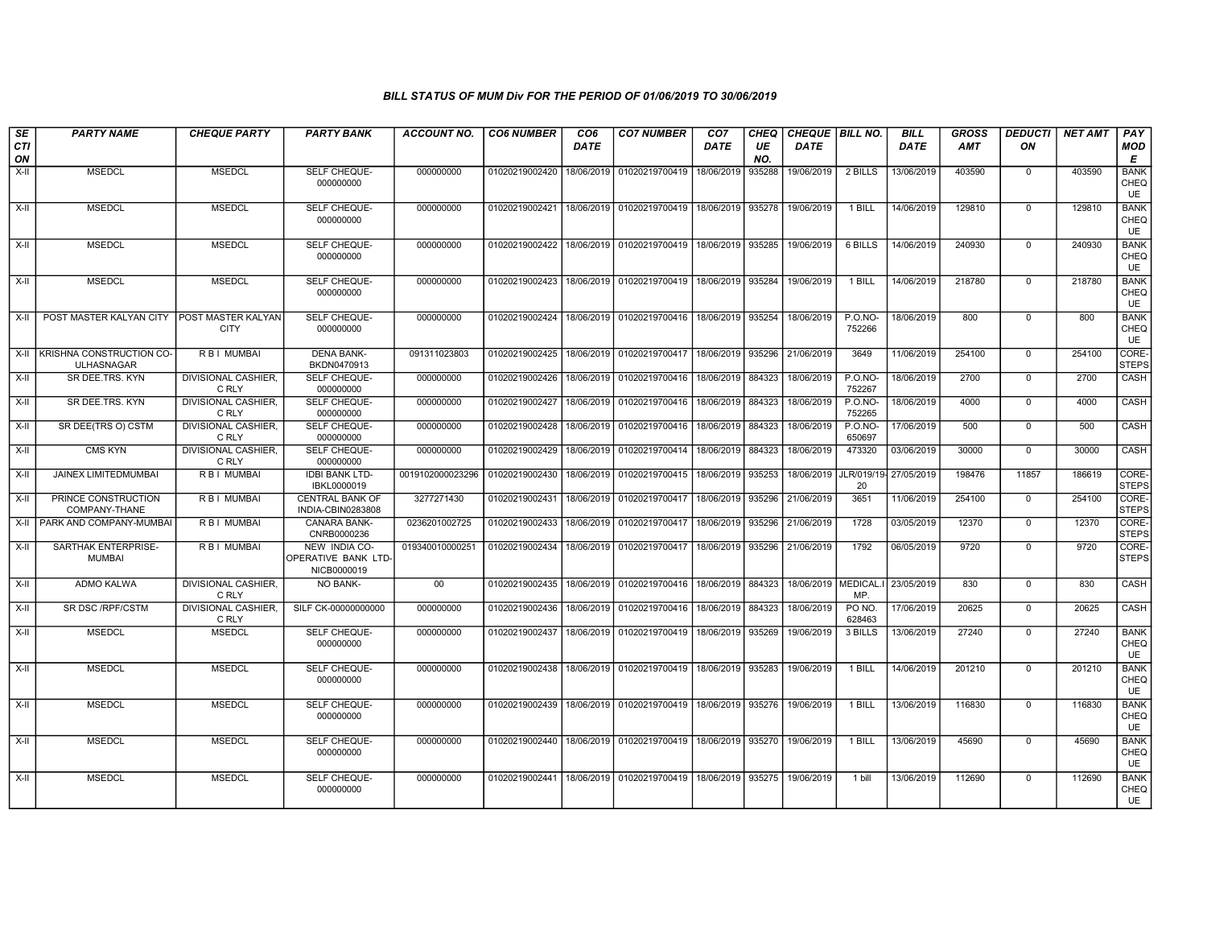# BILL STATUS OF MUM Div FOR THE PERIOD OF 01/06/2019 TO 30/06/2019

| SECTION | PARTY NAME | CHEQUE PARTY | PARTY BANK | ACCOUNT NO. | CO6 NUMBER | CO6 DATE | CO7 NUMBER | CO7 DATE | CHEQUE NO. | CHEQUE DATE | BILL NO. | BILL DATE | GROSS AMT | DEDUCTION | NET AMT | PAY MODE |
|---|---|---|---|---|---|---|---|---|---|---|---|---|---|---|---|---|
| X-II | MSEDCL | MSEDCL | SELF CHEQUE-000000000 | 000000000 | 01020219002420 | 18/06/2019 | 01020219700419 | 18/06/2019 | 935288 | 19/06/2019 | 2 BILLS | 13/06/2019 | 403590 | 0 | 403590 | BANK CHEQUE |
| X-II | MSEDCL | MSEDCL | SELF CHEQUE-000000000 | 000000000 | 01020219002421 | 18/06/2019 | 01020219700419 | 18/06/2019 | 935278 | 19/06/2019 | 1 BILL | 14/06/2019 | 129810 | 0 | 129810 | BANK CHEQUE |
| X-II | MSEDCL | MSEDCL | SELF CHEQUE-000000000 | 000000000 | 01020219002422 | 18/06/2019 | 01020219700419 | 18/06/2019 | 935285 | 19/06/2019 | 6 BILLS | 14/06/2019 | 240930 | 0 | 240930 | BANK CHEQUE |
| X-II | MSEDCL | MSEDCL | SELF CHEQUE-000000000 | 000000000 | 01020219002423 | 18/06/2019 | 01020219700419 | 18/06/2019 | 935284 | 19/06/2019 | 1 BILL | 14/06/2019 | 218780 | 0 | 218780 | BANK CHEQUE |
| X-II | POST MASTER KALYAN CITY | POST MASTER KALYAN CITY | SELF CHEQUE-000000000 | 000000000 | 01020219002424 | 18/06/2019 | 01020219700416 | 18/06/2019 | 935254 | 18/06/2019 | P.O.NO-752266 | 18/06/2019 | 800 | 0 | 800 | BANK CHEQUE |
| X-II | KRISHNA CONSTRUCTION CO-ULHASNAGAR | R B I MUMBAI | DENA BANK-BKDN0470913 | 091311023803 | 01020219002425 | 18/06/2019 | 01020219700417 | 18/06/2019 | 935296 | 21/06/2019 | 3649 | 11/06/2019 | 254100 | 0 | 254100 | CORE-STEPS |
| X-II | SR DEE.TRS. KYN | DIVISIONAL CASHIER, C RLY | SELF CHEQUE-000000000 | 000000000 | 01020219002426 | 18/06/2019 | 01020219700416 | 18/06/2019 | 884323 | 18/06/2019 | P.O.NO-752267 | 18/06/2019 | 2700 | 0 | 2700 | CASH |
| X-II | SR DEE.TRS. KYN | DIVISIONAL CASHIER, C RLY | SELF CHEQUE-000000000 | 000000000 | 01020219002427 | 18/06/2019 | 01020219700416 | 18/06/2019 | 884323 | 18/06/2019 | P.O.NO-752265 | 18/06/2019 | 4000 | 0 | 4000 | CASH |
| X-II | SR DEE(TRS O) CSTM | DIVISIONAL CASHIER, C RLY | SELF CHEQUE-000000000 | 000000000 | 01020219002428 | 18/06/2019 | 01020219700416 | 18/06/2019 | 884323 | 18/06/2019 | P.O.NO-650697 | 17/06/2019 | 500 | 0 | 500 | CASH |
| X-II | CMS KYN | DIVISIONAL CASHIER, C RLY | SELF CHEQUE-000000000 | 000000000 | 01020219002429 | 18/06/2019 | 01020219700414 | 18/06/2019 | 884323 | 18/06/2019 | 473320 | 03/06/2019 | 30000 | 0 | 30000 | CASH |
| X-II | JAINEX LIMITEDMUMBAI | R B I MUMBAI | IDBI BANK LTD-IBKL0000019 | 0019102000023296 | 01020219002430 | 18/06/2019 | 01020219700415 | 18/06/2019 | 935253 | 18/06/2019 | JLR/019/19-20 | 27/05/2019 | 198476 | 11857 | 186619 | CORE-STEPS |
| X-II | PRINCE CONSTRUCTION COMPANY-THANE | R B I MUMBAI | CENTRAL BANK OF INDIA-CBIN0283808 | 3277271430 | 01020219002431 | 18/06/2019 | 01020219700417 | 18/06/2019 | 935296 | 21/06/2019 | 3651 | 11/06/2019 | 254100 | 0 | 254100 | CORE-STEPS |
| X-II | PARK AND COMPANY-MUMBAI | R B I MUMBAI | CANARA BANK-CNRB0000236 | 0236201002725 | 01020219002433 | 18/06/2019 | 01020219700417 | 18/06/2019 | 935296 | 21/06/2019 | 1728 | 03/05/2019 | 12370 | 0 | 12370 | CORE-STEPS |
| X-II | SARTHAK ENTERPRISE-MUMBAI | R B I MUMBAI | NEW INDIA CO-OPERATIVE BANK LTD-NICB0000019 | 019340010000251 | 01020219002434 | 18/06/2019 | 01020219700417 | 18/06/2019 | 935296 | 21/06/2019 | 1792 | 06/05/2019 | 9720 | 0 | 9720 | CORE-STEPS |
| X-II | ADMO KALWA | DIVISIONAL CASHIER, C RLY | NO BANK- | 00 | 01020219002435 | 18/06/2019 | 01020219700416 | 18/06/2019 | 884323 | 18/06/2019 | MEDICAL.IMP. | 23/05/2019 | 830 | 0 | 830 | CASH |
| X-II | SR DSC /RPF/CSTM | DIVISIONAL CASHIER, C RLY | SILF CK-00000000000 | 000000000 | 01020219002436 | 18/06/2019 | 01020219700416 | 18/06/2019 | 884323 | 18/06/2019 | PO NO. 628463 | 17/06/2019 | 20625 | 0 | 20625 | CASH |
| X-II | MSEDCL | MSEDCL | SELF CHEQUE-000000000 | 000000000 | 01020219002437 | 18/06/2019 | 01020219700419 | 18/06/2019 | 935269 | 19/06/2019 | 3 BILLS | 13/06/2019 | 27240 | 0 | 27240 | BANK CHEQUE |
| X-II | MSEDCL | MSEDCL | SELF CHEQUE-000000000 | 000000000 | 01020219002438 | 18/06/2019 | 01020219700419 | 18/06/2019 | 935283 | 19/06/2019 | 1 BILL | 14/06/2019 | 201210 | 0 | 201210 | BANK CHEQUE |
| X-II | MSEDCL | MSEDCL | SELF CHEQUE-000000000 | 000000000 | 01020219002439 | 18/06/2019 | 01020219700419 | 18/06/2019 | 935276 | 19/06/2019 | 1 BILL | 13/06/2019 | 116830 | 0 | 116830 | BANK CHEQUE |
| X-II | MSEDCL | MSEDCL | SELF CHEQUE-000000000 | 000000000 | 01020219002440 | 18/06/2019 | 01020219700419 | 18/06/2019 | 935270 | 19/06/2019 | 1 BILL | 13/06/2019 | 45690 | 0 | 45690 | BANK CHEQUE |
| X-II | MSEDCL | MSEDCL | SELF CHEQUE-000000000 | 000000000 | 01020219002441 | 18/06/2019 | 01020219700419 | 18/06/2019 | 935275 | 19/06/2019 | 1 bill | 13/06/2019 | 112690 | 0 | 112690 | BANK CHEQUE |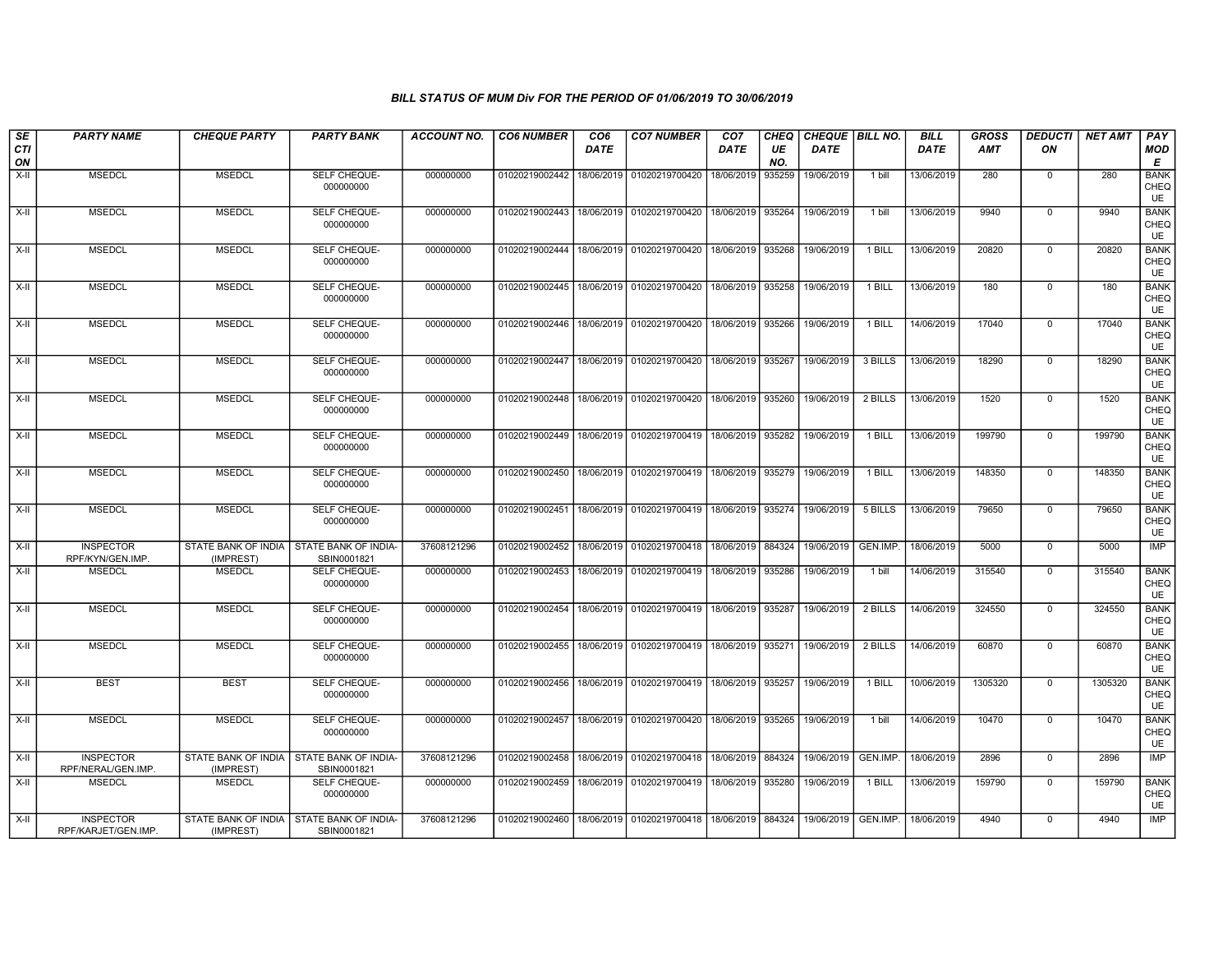# BILL STATUS OF MUM Div FOR THE PERIOD OF 01/06/2019 TO 30/06/2019

| SECTION | PARTY NAME | CHEQUE PARTY | PARTY BANK | ACCOUNT NO. | CO6 NUMBER | CO6 DATE | CO7 NUMBER | CO7 DATE | CHEQUE NO. | CHEQUE DATE | BILL NO. | BILL DATE | GROSS AMT | DEDUCTION | NET AMT | PAY MODE |
|---|---|---|---|---|---|---|---|---|---|---|---|---|---|---|---|---|
| X-II | MSEDCL | MSEDCL | SELF CHEQUE-000000000 | 000000000 | 01020219002442 | 18/06/2019 | 01020219700420 | 18/06/2019 | 935259 | 19/06/2019 | 1 bill | 13/06/2019 | 280 | 0 | 280 | BANK CHEQUE |
| X-II | MSEDCL | MSEDCL | SELF CHEQUE-000000000 | 000000000 | 01020219002443 | 18/06/2019 | 01020219700420 | 18/06/2019 | 935264 | 19/06/2019 | 1 bill | 13/06/2019 | 9940 | 0 | 9940 | BANK CHEQUE |
| X-II | MSEDCL | MSEDCL | SELF CHEQUE-000000000 | 000000000 | 01020219002444 | 18/06/2019 | 01020219700420 | 18/06/2019 | 935268 | 19/06/2019 | 1 BILL | 13/06/2019 | 20820 | 0 | 20820 | BANK CHEQUE |
| X-II | MSEDCL | MSEDCL | SELF CHEQUE-000000000 | 000000000 | 01020219002445 | 18/06/2019 | 01020219700420 | 18/06/2019 | 935258 | 19/06/2019 | 1 BILL | 13/06/2019 | 180 | 0 | 180 | BANK CHEQUE |
| X-II | MSEDCL | MSEDCL | SELF CHEQUE-000000000 | 000000000 | 01020219002446 | 18/06/2019 | 01020219700420 | 18/06/2019 | 935266 | 19/06/2019 | 1 BILL | 14/06/2019 | 17040 | 0 | 17040 | BANK CHEQUE |
| X-II | MSEDCL | MSEDCL | SELF CHEQUE-000000000 | 000000000 | 01020219002447 | 18/06/2019 | 01020219700420 | 18/06/2019 | 935267 | 19/06/2019 | 3 BILLS | 13/06/2019 | 18290 | 0 | 18290 | BANK CHEQUE |
| X-II | MSEDCL | MSEDCL | SELF CHEQUE-000000000 | 000000000 | 01020219002448 | 18/06/2019 | 01020219700420 | 18/06/2019 | 935260 | 19/06/2019 | 2 BILLS | 13/06/2019 | 1520 | 0 | 1520 | BANK CHEQUE |
| X-II | MSEDCL | MSEDCL | SELF CHEQUE-000000000 | 000000000 | 01020219002449 | 18/06/2019 | 01020219700419 | 18/06/2019 | 935282 | 19/06/2019 | 1 BILL | 13/06/2019 | 199790 | 0 | 199790 | BANK CHEQUE |
| X-II | MSEDCL | MSEDCL | SELF CHEQUE-000000000 | 000000000 | 01020219002450 | 18/06/2019 | 01020219700419 | 18/06/2019 | 935279 | 19/06/2019 | 1 BILL | 13/06/2019 | 148350 | 0 | 148350 | BANK CHEQUE |
| X-II | MSEDCL | MSEDCL | SELF CHEQUE-000000000 | 000000000 | 01020219002451 | 18/06/2019 | 01020219700419 | 18/06/2019 | 935274 | 19/06/2019 | 5 BILLS | 13/06/2019 | 79650 | 0 | 79650 | BANK CHEQUE |
| X-II | INSPECTOR RPF/KYN/GEN.IMP. | STATE BANK OF INDIA (IMPREST) | STATE BANK OF INDIA-SBIN0001821 | 37608121296 | 01020219002452 | 18/06/2019 | 01020219700418 | 18/06/2019 | 884324 | 19/06/2019 | GEN.IMP. | 18/06/2019 | 5000 | 0 | 5000 | IMP |
| X-II | MSEDCL | MSEDCL | SELF CHEQUE-000000000 | 000000000 | 01020219002453 | 18/06/2019 | 01020219700419 | 18/06/2019 | 935286 | 19/06/2019 | 1 bill | 14/06/2019 | 315540 | 0 | 315540 | BANK CHEQUE |
| X-II | MSEDCL | MSEDCL | SELF CHEQUE-000000000 | 000000000 | 01020219002454 | 18/06/2019 | 01020219700419 | 18/06/2019 | 935287 | 19/06/2019 | 2 BILLS | 14/06/2019 | 324550 | 0 | 324550 | BANK CHEQUE |
| X-II | MSEDCL | MSEDCL | SELF CHEQUE-000000000 | 000000000 | 01020219002455 | 18/06/2019 | 01020219700419 | 18/06/2019 | 935271 | 19/06/2019 | 2 BILLS | 14/06/2019 | 60870 | 0 | 60870 | BANK CHEQUE |
| X-II | BEST | BEST | SELF CHEQUE-000000000 | 000000000 | 01020219002456 | 18/06/2019 | 01020219700419 | 18/06/2019 | 935257 | 19/06/2019 | 1 BILL | 10/06/2019 | 1305320 | 0 | 1305320 | BANK CHEQUE |
| X-II | MSEDCL | MSEDCL | SELF CHEQUE-000000000 | 000000000 | 01020219002457 | 18/06/2019 | 01020219700420 | 18/06/2019 | 935265 | 19/06/2019 | 1 bill | 14/06/2019 | 10470 | 0 | 10470 | BANK CHEQUE |
| X-II | INSPECTOR RPF/NERAL/GEN.IMP. | STATE BANK OF INDIA (IMPREST) | STATE BANK OF INDIA-SBIN0001821 | 37608121296 | 01020219002458 | 18/06/2019 | 01020219700418 | 18/06/2019 | 884324 | 19/06/2019 | GEN.IMP. | 18/06/2019 | 2896 | 0 | 2896 | IMP |
| X-II | MSEDCL | MSEDCL | SELF CHEQUE-000000000 | 000000000 | 01020219002459 | 18/06/2019 | 01020219700419 | 18/06/2019 | 935280 | 19/06/2019 | 1 BILL | 13/06/2019 | 159790 | 0 | 159790 | BANK CHEQUE |
| X-II | INSPECTOR RPF/KARJET/GEN.IMP. | STATE BANK OF INDIA (IMPREST) | STATE BANK OF INDIA-SBIN0001821 | 37608121296 | 01020219002460 | 18/06/2019 | 01020219700418 | 18/06/2019 | 884324 | 19/06/2019 | GEN.IMP. | 18/06/2019 | 4940 | 0 | 4940 | IMP |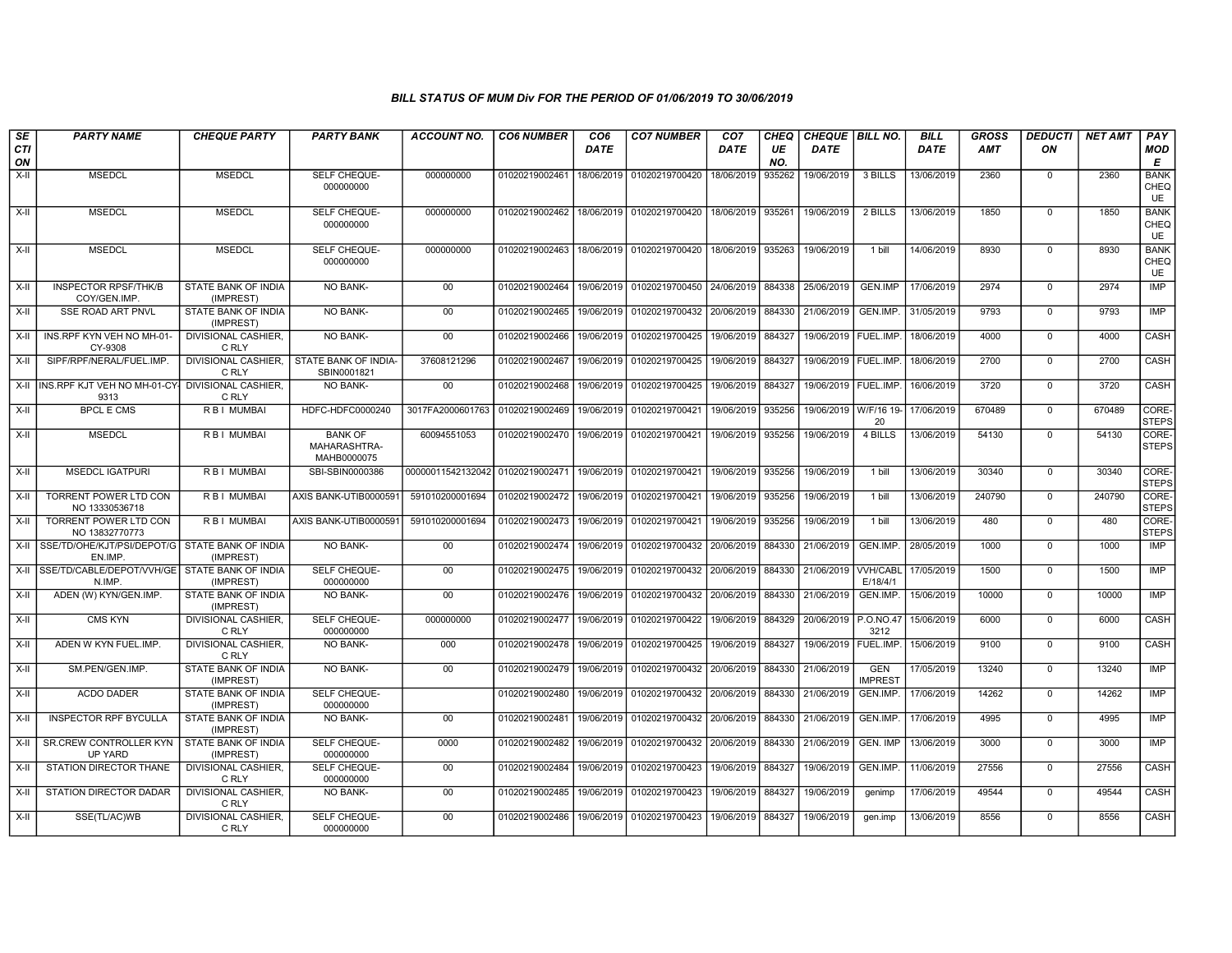## BILL STATUS OF MUM Div FOR THE PERIOD OF 01/06/2019 TO 30/06/2019

| SECTION | PARTY NAME | CHEQUE PARTY | PARTY BANK | ACCOUNT NO. | CO6 NUMBER | CO6 DATE | CO7 NUMBER | CO7 DATE | CHEQUE NO. | CHEQUE DATE | BILL NO. | BILL DATE | GROSS AMT | DEDUCTION | NET AMT | PAY MODE |
|---|---|---|---|---|---|---|---|---|---|---|---|---|---|---|---|---|
| X-II | MSEDCL | MSEDCL | SELF CHEQUE-000000000 | 000000000 | 01020219002461 | 18/06/2019 | 01020219700420 | 18/06/2019 | 935262 | 19/06/2019 | 3 BILLS | 13/06/2019 | 2360 | 0 | 2360 | BANK CHEQUE |
| X-II | MSEDCL | MSEDCL | SELF CHEQUE-000000000 | 000000000 | 01020219002462 | 18/06/2019 | 01020219700420 | 18/06/2019 | 935261 | 19/06/2019 | 2 BILLS | 13/06/2019 | 1850 | 0 | 1850 | BANK CHEQUE |
| X-II | MSEDCL | MSEDCL | SELF CHEQUE-000000000 | 000000000 | 01020219002463 | 18/06/2019 | 01020219700420 | 18/06/2019 | 935263 | 19/06/2019 | 1 bill | 14/06/2019 | 8930 | 0 | 8930 | BANK CHEQUE |
| X-II | INSPECTOR RPSF/THK/B COY/GEN.IMP. | STATE BANK OF INDIA (IMPREST) | NO BANK- | 00 | 01020219002464 | 19/06/2019 | 01020219700450 | 24/06/2019 | 884338 | 25/06/2019 | GEN.IMP | 17/06/2019 | 2974 | 0 | 2974 | IMP |
| X-II | SSE ROAD ART PNVL | STATE BANK OF INDIA (IMPREST) | NO BANK- | 00 | 01020219002465 | 19/06/2019 | 01020219700432 | 20/06/2019 | 884330 | 21/06/2019 | GEN.IMP. | 31/05/2019 | 9793 | 0 | 9793 | IMP |
| X-II | INS.RPF KYN VEH NO MH-01-CY-9308 | DIVISIONAL CASHIER, C RLY | NO BANK- | 00 | 01020219002466 | 19/06/2019 | 01020219700425 | 19/06/2019 | 884327 | 19/06/2019 | FUEL.IMP. | 18/06/2019 | 4000 | 0 | 4000 | CASH |
| X-II | SIPF/RPF/NERAL/FUEL.IMP. | DIVISIONAL CASHIER, C RLY | STATE BANK OF INDIA-SBIN0001821 | 37608121296 | 01020219002467 | 19/06/2019 | 01020219700425 | 19/06/2019 | 884327 | 19/06/2019 | FUEL.IMP. | 18/06/2019 | 2700 | 0 | 2700 | CASH |
| X-II | INS.RPF KJT VEH NO MH-01-CY-9313 | DIVISIONAL CASHIER, C RLY | NO BANK- | 00 | 01020219002468 | 19/06/2019 | 01020219700425 | 19/06/2019 | 884327 | 19/06/2019 | FUEL.IMP. | 16/06/2019 | 3720 | 0 | 3720 | CASH |
| X-II | BPCL E CMS | R B I MUMBAI | HDFC-HDFC0000240 | 3017FA2000601763 | 01020219002469 | 19/06/2019 | 01020219700421 | 19/06/2019 | 935256 | 19/06/2019 | W/F/16 19-20 | 17/06/2019 | 670489 | 0 | 670489 | CORE-STEPS |
| X-II | MSEDCL | R B I MUMBAI | BANK OF MAHARASHTRA-MAHB0000075 | 60094551053 | 01020219002470 | 19/06/2019 | 01020219700421 | 19/06/2019 | 935256 | 19/06/2019 | 4 BILLS | 13/06/2019 | 54130 | 0 | 54130 | CORE-STEPS |
| X-II | MSEDCL IGATPURI | R B I MUMBAI | SBI-SBIN0000386 | 00000011542132042 | 01020219002471 | 19/06/2019 | 01020219700421 | 19/06/2019 | 935256 | 19/06/2019 | 1 bill | 13/06/2019 | 30340 | 0 | 30340 | CORE-STEPS |
| X-II | TORRENT POWER LTD CON NO 13330536718 | R B I MUMBAI | AXIS BANK-UTIB0000591 | 591010200001694 | 01020219002472 | 19/06/2019 | 01020219700421 | 19/06/2019 | 935256 | 19/06/2019 | 1 bill | 13/06/2019 | 240790 | 0 | 240790 | CORE-STEPS |
| X-II | TORRENT POWER LTD CON NO 13832770773 | R B I MUMBAI | AXIS BANK-UTIB0000591 | 591010200001694 | 01020219002473 | 19/06/2019 | 01020219700421 | 19/06/2019 | 935256 | 19/06/2019 | 1 bill | 13/06/2019 | 480 | 0 | 480 | CORE-STEPS |
| X-II | SSE/TD/OHE/KJT/PSI/DEPOT/GEN.IMP. | STATE BANK OF INDIA (IMPREST) | NO BANK- | 00 | 01020219002474 | 19/06/2019 | 01020219700432 | 20/06/2019 | 884330 | 21/06/2019 | GEN.IMP. | 28/05/2019 | 1000 | 0 | 1000 | IMP |
| X-II | SSE/TD/CABLE/DEPOT/VVH/GEN.IMP. | STATE BANK OF INDIA (IMPREST) | SELF CHEQUE-000000000 | 00 | 01020219002475 | 19/06/2019 | 01020219700432 | 20/06/2019 | 884330 | 21/06/2019 | VVH/CABLE/18/4/1 | 17/05/2019 | 1500 | 0 | 1500 | IMP |
| X-II | ADEN (W) KYN/GEN.IMP. | STATE BANK OF INDIA (IMPREST) | NO BANK- | 00 | 01020219002476 | 19/06/2019 | 01020219700432 | 20/06/2019 | 884330 | 21/06/2019 | GEN.IMP. | 15/06/2019 | 10000 | 0 | 10000 | IMP |
| X-II | CMS KYN | DIVISIONAL CASHIER, C RLY | SELF CHEQUE-000000000 | 000000000 | 01020219002477 | 19/06/2019 | 01020219700422 | 19/06/2019 | 884329 | 20/06/2019 | P.O.NO.473212 | 15/06/2019 | 6000 | 0 | 6000 | CASH |
| X-II | ADEN W KYN FUEL.IMP. | DIVISIONAL CASHIER, C RLY | NO BANK- | 000 | 01020219002478 | 19/06/2019 | 01020219700425 | 19/06/2019 | 884327 | 19/06/2019 | FUEL.IMP. | 15/06/2019 | 9100 | 0 | 9100 | CASH |
| X-II | SM.PEN/GEN.IMP. | STATE BANK OF INDIA (IMPREST) | NO BANK- | 00 | 01020219002479 | 19/06/2019 | 01020219700432 | 20/06/2019 | 884330 | 21/06/2019 | GEN IMPREST | 17/05/2019 | 13240 | 0 | 13240 | IMP |
| X-II | ACDO DADER | STATE BANK OF INDIA (IMPREST) | SELF CHEQUE-000000000 | | 01020219002480 | 19/06/2019 | 01020219700432 | 20/06/2019 | 884330 | 21/06/2019 | GEN.IMP. | 17/06/2019 | 14262 | 0 | 14262 | IMP |
| X-II | INSPECTOR RPF BYCULLA | STATE BANK OF INDIA (IMPREST) | NO BANK- | 00 | 01020219002481 | 19/06/2019 | 01020219700432 | 20/06/2019 | 884330 | 21/06/2019 | GEN.IMP. | 17/06/2019 | 4995 | 0 | 4995 | IMP |
| X-II | SR.CREW CONTROLLER KYN UP YARD | STATE BANK OF INDIA (IMPREST) | SELF CHEQUE-000000000 | 0000 | 01020219002482 | 19/06/2019 | 01020219700432 | 20/06/2019 | 884330 | 21/06/2019 | GEN. IMP | 13/06/2019 | 3000 | 0 | 3000 | IMP |
| X-II | STATION DIRECTOR THANE | DIVISIONAL CASHIER, C RLY | SELF CHEQUE-000000000 | 00 | 01020219002484 | 19/06/2019 | 01020219700423 | 19/06/2019 | 884327 | 19/06/2019 | GEN.IMP. | 11/06/2019 | 27556 | 0 | 27556 | CASH |
| X-II | STATION DIRECTOR DADAR | DIVISIONAL CASHIER, C RLY | NO BANK- | 00 | 01020219002485 | 19/06/2019 | 01020219700423 | 19/06/2019 | 884327 | 19/06/2019 | genimp | 17/06/2019 | 49544 | 0 | 49544 | CASH |
| X-II | SSE(TL/AC)WB | DIVISIONAL CASHIER, C RLY | SELF CHEQUE-000000000 | 00 | 01020219002486 | 19/06/2019 | 01020219700423 | 19/06/2019 | 884327 | 19/06/2019 | gen.imp | 13/06/2019 | 8556 | 0 | 8556 | CASH |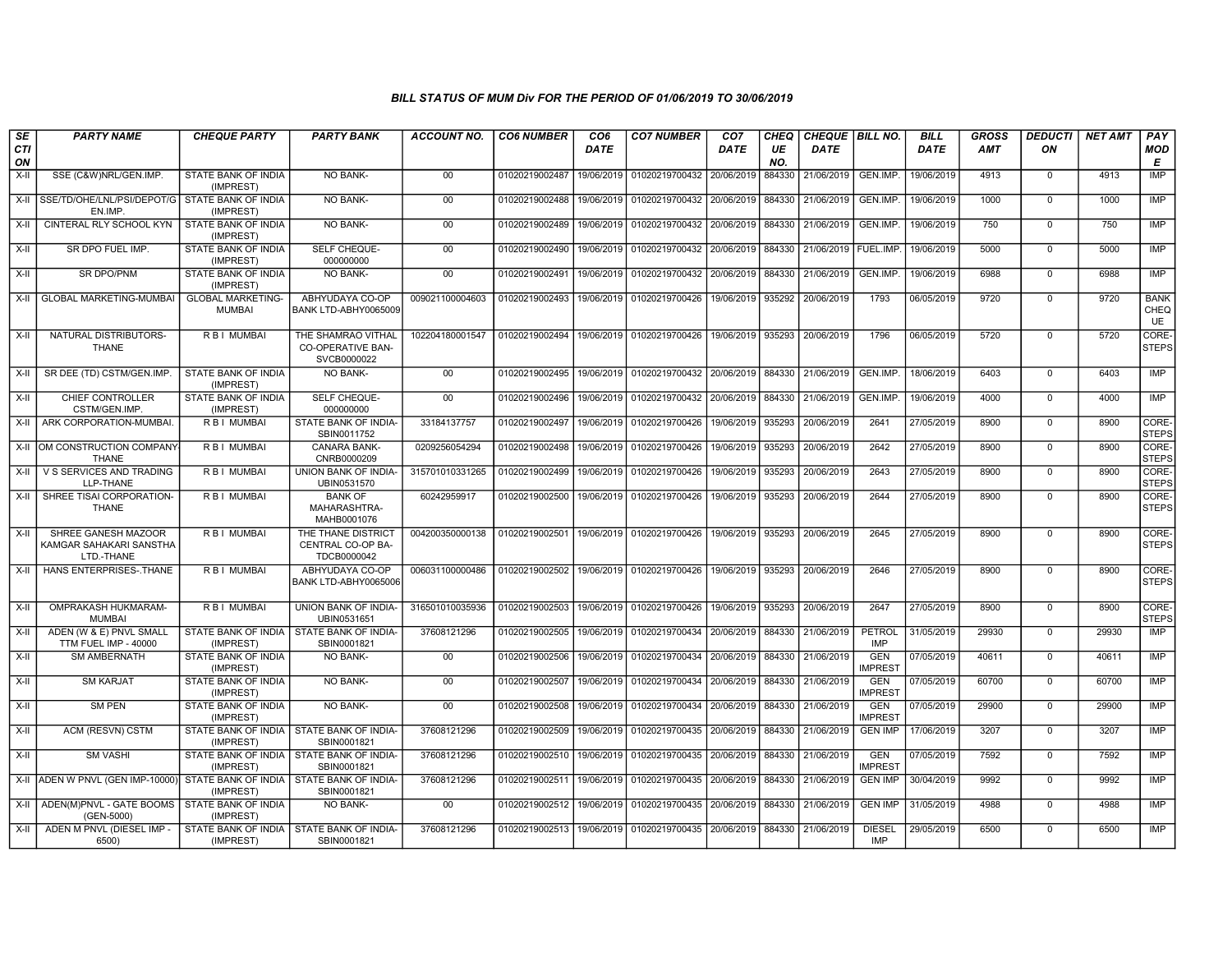### BILL STATUS OF MUM Div FOR THE PERIOD OF 01/06/2019 TO 30/06/2019

| SECTION | PARTY NAME | CHEQUE PARTY | PARTY BANK | ACCOUNT NO. | CO6 NUMBER | CO6 DATE | CO7 NUMBER | CO7 DATE | CHEQUE NO. | CHEQUE DATE | BILL NO. | BILL DATE | GROSS AMT | DEDUCTION | NET AMT | PAY MODE |
|---|---|---|---|---|---|---|---|---|---|---|---|---|---|---|---|---|
| X-II | SSE (C&W)NRL/GEN.IMP. | STATE BANK OF INDIA (IMPREST) | NO BANK- | 00 | 01020219002487 | 19/06/2019 | 01020219700432 | 20/06/2019 | 884330 | 21/06/2019 | GEN.IMP. | 19/06/2019 | 4913 | 0 | 4913 | IMP |
| X-II | SSE/TD/OHE/LNL/PSI/DEPOT/GEN.IMP. | STATE BANK OF INDIA (IMPREST) | NO BANK- | 00 | 01020219002488 | 19/06/2019 | 01020219700432 | 20/06/2019 | 884330 | 21/06/2019 | GEN.IMP. | 19/06/2019 | 1000 | 0 | 1000 | IMP |
| X-II | CINTERAL RLY SCHOOL KYN | STATE BANK OF INDIA (IMPREST) | NO BANK- | 00 | 01020219002489 | 19/06/2019 | 01020219700432 | 20/06/2019 | 884330 | 21/06/2019 | GEN.IMP. | 19/06/2019 | 750 | 0 | 750 | IMP |
| X-II | SR DPO FUEL IMP. | STATE BANK OF INDIA (IMPREST) | SELF CHEQUE-000000000 | 00 | 01020219002490 | 19/06/2019 | 01020219700432 | 20/06/2019 | 884330 | 21/06/2019 | FUEL.IMP. | 19/06/2019 | 5000 | 0 | 5000 | IMP |
| X-II | SR DPO/PNM | STATE BANK OF INDIA (IMPREST) | NO BANK- | 00 | 01020219002491 | 19/06/2019 | 01020219700432 | 20/06/2019 | 884330 | 21/06/2019 | GEN.IMP. | 19/06/2019 | 6988 | 0 | 6988 | IMP |
| X-II | GLOBAL MARKETING-MUMBAI | GLOBAL MARKETING-MUMBAI | ABHYUDAYA CO-OP BANK LTD-ABHY0065009 | 009021100004603 | 01020219002493 | 19/06/2019 | 01020219700426 | 19/06/2019 | 935292 | 20/06/2019 | 1793 | 06/05/2019 | 9720 | 0 | 9720 | BANK CHEQUE |
| X-II | NATURAL DISTRIBUTORS-THANE | R B I MUMBAI | THE SHAMRAO VITHAL CO-OPERATIVE BAN-SVCB0000022 | 102204180001547 | 01020219002494 | 19/06/2019 | 01020219700426 | 19/06/2019 | 935293 | 20/06/2019 | 1796 | 06/05/2019 | 5720 | 0 | 5720 | CORE-STEPS |
| X-II | SR DEE (TD) CSTM/GEN.IMP. | STATE BANK OF INDIA (IMPREST) | NO BANK- | 00 | 01020219002495 | 19/06/2019 | 01020219700432 | 20/06/2019 | 884330 | 21/06/2019 | GEN.IMP. | 18/06/2019 | 6403 | 0 | 6403 | IMP |
| X-II | CHIEF CONTROLLER CSTM/GEN.IMP. | STATE BANK OF INDIA (IMPREST) | SELF CHEQUE-000000000 | 00 | 01020219002496 | 19/06/2019 | 01020219700432 | 20/06/2019 | 884330 | 21/06/2019 | GEN.IMP. | 19/06/2019 | 4000 | 0 | 4000 | IMP |
| X-II | ARK CORPORATION-MUMBAI. | R B I MUMBAI | STATE BANK OF INDIA-SBIN0011752 | 33184137757 | 01020219002497 | 19/06/2019 | 01020219700426 | 19/06/2019 | 935293 | 20/06/2019 | 2641 | 27/05/2019 | 8900 | 0 | 8900 | CORE-STEPS |
| X-II | OM CONSTRUCTION COMPANY THANE | R B I MUMBAI | CANARA BANK-CNRB0000209 | 0209256054294 | 01020219002498 | 19/06/2019 | 01020219700426 | 19/06/2019 | 935293 | 20/06/2019 | 2642 | 27/05/2019 | 8900 | 0 | 8900 | CORE-STEPS |
| X-II | V S SERVICES AND TRADING LLP-THANE | R B I MUMBAI | UNION BANK OF INDIA-UBIN0531570 | 315701010331265 | 01020219002499 | 19/06/2019 | 01020219700426 | 19/06/2019 | 935293 | 20/06/2019 | 2643 | 27/05/2019 | 8900 | 0 | 8900 | CORE-STEPS |
| X-II | SHREE TISAI CORPORATION-THANE | R B I MUMBAI | BANK OF MAHARASHTRA-MAHB0001076 | 60242959917 | 01020219002500 | 19/06/2019 | 01020219700426 | 19/06/2019 | 935293 | 20/06/2019 | 2644 | 27/05/2019 | 8900 | 0 | 8900 | CORE-STEPS |
| X-II | SHREE GANESH MAZOOR KAMGAR SAHAKARI SANSTHA LTD.-THANE | R B I MUMBAI | THE THANE DISTRICT CENTRAL CO-OP BA-TDCB0000042 | 004200350000138 | 01020219002501 | 19/06/2019 | 01020219700426 | 19/06/2019 | 935293 | 20/06/2019 | 2645 | 27/05/2019 | 8900 | 0 | 8900 | CORE-STEPS |
| X-II | HANS ENTERPRISES-.THANE | R B I MUMBAI | ABHYUDAYA CO-OP BANK LTD-ABHY0065006 | 006031100000486 | 01020219002502 | 19/06/2019 | 01020219700426 | 19/06/2019 | 935293 | 20/06/2019 | 2646 | 27/05/2019 | 8900 | 0 | 8900 | CORE-STEPS |
| X-II | OMPRAKASH HUKMARAM-MUMBAI | R B I MUMBAI | UNION BANK OF INDIA-UBIN0531651 | 316501010035936 | 01020219002503 | 19/06/2019 | 01020219700426 | 19/06/2019 | 935293 | 20/06/2019 | 2647 | 27/05/2019 | 8900 | 0 | 8900 | CORE-STEPS |
| X-II | ADEN (W & E) PNVL SMALL TTM FUEL IMP - 40000 | STATE BANK OF INDIA (IMPREST) | STATE BANK OF INDIA-SBIN0001821 | 37608121296 | 01020219002505 | 19/06/2019 | 01020219700434 | 20/06/2019 | 884330 | 21/06/2019 | PETROL IMP | 31/05/2019 | 29930 | 0 | 29930 | IMP |
| X-II | SM AMBERNATH | STATE BANK OF INDIA (IMPREST) | NO BANK- | 00 | 01020219002506 | 19/06/2019 | 01020219700434 | 20/06/2019 | 884330 | 21/06/2019 | GEN IMPREST | 07/05/2019 | 40611 | 0 | 40611 | IMP |
| X-II | SM KARJAT | STATE BANK OF INDIA (IMPREST) | NO BANK- | 00 | 01020219002507 | 19/06/2019 | 01020219700434 | 20/06/2019 | 884330 | 21/06/2019 | GEN IMPREST | 07/05/2019 | 60700 | 0 | 60700 | IMP |
| X-II | SM PEN | STATE BANK OF INDIA (IMPREST) | NO BANK- | 00 | 01020219002508 | 19/06/2019 | 01020219700434 | 20/06/2019 | 884330 | 21/06/2019 | GEN IMPREST | 07/05/2019 | 29900 | 0 | 29900 | IMP |
| X-II | ACM (RESVN) CSTM | STATE BANK OF INDIA (IMPREST) | STATE BANK OF INDIA-SBIN0001821 | 37608121296 | 01020219002509 | 19/06/2019 | 01020219700435 | 20/06/2019 | 884330 | 21/06/2019 | GEN IMP | 17/06/2019 | 3207 | 0 | 3207 | IMP |
| X-II | SM VASHI | STATE BANK OF INDIA (IMPREST) | STATE BANK OF INDIA-SBIN0001821 | 37608121296 | 01020219002510 | 19/06/2019 | 01020219700435 | 20/06/2019 | 884330 | 21/06/2019 | GEN IMPREST | 07/05/2019 | 7592 | 0 | 7592 | IMP |
| X-II | ADEN W PNVL (GEN IMP-10000) | STATE BANK OF INDIA (IMPREST) | STATE BANK OF INDIA-SBIN0001821 | 37608121296 | 01020219002511 | 19/06/2019 | 01020219700435 | 20/06/2019 | 884330 | 21/06/2019 | GEN IMP | 30/04/2019 | 9992 | 0 | 9992 | IMP |
| X-II | ADEN(M)PNVL - GATE BOOMS (GEN-5000) | STATE BANK OF INDIA (IMPREST) | NO BANK- | 00 | 01020219002512 | 19/06/2019 | 01020219700435 | 20/06/2019 | 884330 | 21/06/2019 | GEN IMP | 31/05/2019 | 4988 | 0 | 4988 | IMP |
| X-II | ADEN M PNVL (DIESEL IMP - 6500) | STATE BANK OF INDIA (IMPREST) | STATE BANK OF INDIA-SBIN0001821 | 37608121296 | 01020219002513 | 19/06/2019 | 01020219700435 | 20/06/2019 | 884330 | 21/06/2019 | DIESEL IMP | 29/05/2019 | 6500 | 0 | 6500 | IMP |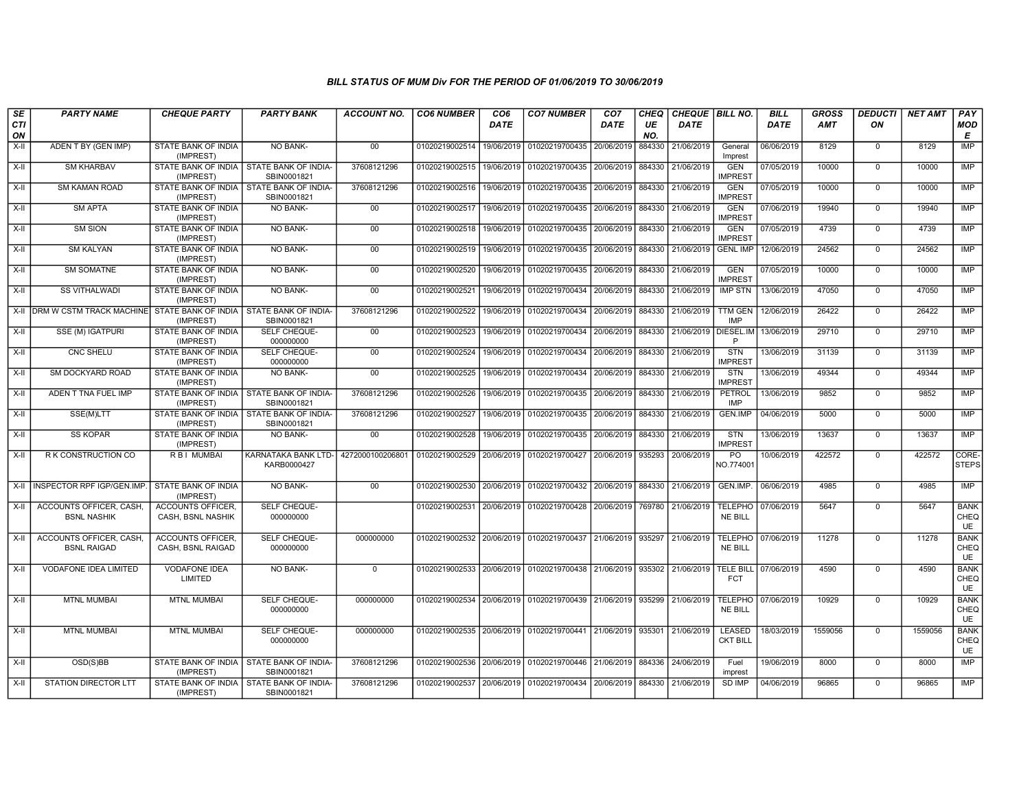# BILL STATUS OF MUM Div FOR THE PERIOD OF 01/06/2019 TO 30/06/2019

| SECTION | PARTY NAME | CHEQUE PARTY | PARTY BANK | ACCOUNT NO. | CO6 NUMBER | CO6 DATE | CO7 NUMBER | CO7 DATE | CHEQUE NO. | CHEQUE DATE | BILL NO. | BILL DATE | GROSS AMT | DEDUCTION | NET AMT | PAY MODE |
|---|---|---|---|---|---|---|---|---|---|---|---|---|---|---|---|---|
| X-II | ADEN T BY (GEN IMP) | STATE BANK OF INDIA (IMPREST) | NO BANK- | 00 | 01020219002514 | 19/06/2019 | 01020219700435 | 20/06/2019 | 884330 | 21/06/2019 | General Imprest | 06/06/2019 | 8129 | 0 | 8129 | IMP |
| X-II | SM KHARBAV | STATE BANK OF INDIA (IMPREST) | STATE BANK OF INDIA-SBIN0001821 | 37608121296 | 01020219002515 | 19/06/2019 | 01020219700435 | 20/06/2019 | 884330 | 21/06/2019 | GEN IMPREST | 07/05/2019 | 10000 | 0 | 10000 | IMP |
| X-II | SM KAMAN ROAD | STATE BANK OF INDIA (IMPREST) | STATE BANK OF INDIA-SBIN0001821 | 37608121296 | 01020219002516 | 19/06/2019 | 01020219700435 | 20/06/2019 | 884330 | 21/06/2019 | GEN IMPREST | 07/05/2019 | 10000 | 0 | 10000 | IMP |
| X-II | SM APTA | STATE BANK OF INDIA (IMPREST) | NO BANK- | 00 | 01020219002517 | 19/06/2019 | 01020219700435 | 20/06/2019 | 884330 | 21/06/2019 | GEN IMPREST | 07/06/2019 | 19940 | 0 | 19940 | IMP |
| X-II | SM SION | STATE BANK OF INDIA (IMPREST) | NO BANK- | 00 | 01020219002518 | 19/06/2019 | 01020219700435 | 20/06/2019 | 884330 | 21/06/2019 | GEN IMPREST | 07/05/2019 | 4739 | 0 | 4739 | IMP |
| X-II | SM KALYAN | STATE BANK OF INDIA (IMPREST) | NO BANK- | 00 | 01020219002519 | 19/06/2019 | 01020219700435 | 20/06/2019 | 884330 | 21/06/2019 | GENL IMP | 12/06/2019 | 24562 | 0 | 24562 | IMP |
| X-II | SM SOMATNE | STATE BANK OF INDIA (IMPREST) | NO BANK- | 00 | 01020219002520 | 19/06/2019 | 01020219700435 | 20/06/2019 | 884330 | 21/06/2019 | GEN IMPREST | 07/05/2019 | 10000 | 0 | 10000 | IMP |
| X-II | SS VITHALWADI | STATE BANK OF INDIA (IMPREST) | NO BANK- | 00 | 01020219002521 | 19/06/2019 | 01020219700434 | 20/06/2019 | 884330 | 21/06/2019 | IMP STN | 13/06/2019 | 47050 | 0 | 47050 | IMP |
| X-II | DRM W CSTM TRACK MACHINE | STATE BANK OF INDIA (IMPREST) | STATE BANK OF INDIA-SBIN0001821 | 37608121296 | 01020219002522 | 19/06/2019 | 01020219700434 | 20/06/2019 | 884330 | 21/06/2019 | TTM GEN IMP | 12/06/2019 | 26422 | 0 | 26422 | IMP |
| X-II | SSE (M) IGATPURI | STATE BANK OF INDIA (IMPREST) | SELF CHEQUE-000000000 | 00 | 01020219002523 | 19/06/2019 | 01020219700434 | 20/06/2019 | 884330 | 21/06/2019 | DIESEL.IMP | 13/06/2019 | 29710 | 0 | 29710 | IMP |
| X-II | CNC SHELU | STATE BANK OF INDIA (IMPREST) | SELF CHEQUE-000000000 | 00 | 01020219002524 | 19/06/2019 | 01020219700434 | 20/06/2019 | 884330 | 21/06/2019 | STN IMPREST | 13/06/2019 | 31139 | 0 | 31139 | IMP |
| X-II | SM DOCKYARD ROAD | STATE BANK OF INDIA (IMPREST) | NO BANK- | 00 | 01020219002525 | 19/06/2019 | 01020219700434 | 20/06/2019 | 884330 | 21/06/2019 | STN IMPREST | 13/06/2019 | 49344 | 0 | 49344 | IMP |
| X-II | ADEN T TNA FUEL IMP | STATE BANK OF INDIA (IMPREST) | STATE BANK OF INDIA-SBIN0001821 | 37608121296 | 01020219002526 | 19/06/2019 | 01020219700435 | 20/06/2019 | 884330 | 21/06/2019 | PETROL IMP | 13/06/2019 | 9852 | 0 | 9852 | IMP |
| X-II | SSE(M)LTT | STATE BANK OF INDIA (IMPREST) | STATE BANK OF INDIA-SBIN0001821 | 37608121296 | 01020219002527 | 19/06/2019 | 01020219700435 | 20/06/2019 | 884330 | 21/06/2019 | GEN.IMP | 04/06/2019 | 5000 | 0 | 5000 | IMP |
| X-II | SS KOPAR | STATE BANK OF INDIA (IMPREST) | NO BANK- | 00 | 01020219002528 | 19/06/2019 | 01020219700435 | 20/06/2019 | 884330 | 21/06/2019 | STN IMPREST | 13/06/2019 | 13637 | 0 | 13637 | IMP |
| X-II | R K CONSTRUCTION CO | R B I MUMBAI | KARNATAKA BANK LTD-KARB0000427 | 4272000100206801 | 01020219002529 | 20/06/2019 | 01020219700427 | 20/06/2019 | 935293 | 20/06/2019 | PO NO.774001 | 10/06/2019 | 422572 | 0 | 422572 | CORE-STEPS |
| X-II | INSPECTOR RPF IGP/GEN.IMP. | STATE BANK OF INDIA (IMPREST) | NO BANK- | 00 | 01020219002530 | 20/06/2019 | 01020219700432 | 20/06/2019 | 884330 | 21/06/2019 | GEN.IMP. | 06/06/2019 | 4985 | 0 | 4985 | IMP |
| X-II | ACCOUNTS OFFICER, CASH, BSNL NASHIK | ACCOUNTS OFFICER, CASH, BSNL NASHIK | SELF CHEQUE-000000000 | | 01020219002531 | 20/06/2019 | 01020219700428 | 20/06/2019 | 769780 | 21/06/2019 | TELEPHONE BILL | 07/06/2019 | 5647 | 0 | 5647 | BANK CHEQUE |
| X-II | ACCOUNTS OFFICER, CASH, BSNL RAIGAD | ACCOUNTS OFFICER, CASH, BSNL RAIGAD | SELF CHEQUE-000000000 | 000000000 | 01020219002532 | 20/06/2019 | 01020219700437 | 21/06/2019 | 935297 | 21/06/2019 | TELEPHONE BILL | 07/06/2019 | 11278 | 0 | 11278 | BANK CHEQUE |
| X-II | VODAFONE IDEA LIMITED | VODAFONE IDEA LIMITED | NO BANK- | 0 | 01020219002533 | 20/06/2019 | 01020219700438 | 21/06/2019 | 935302 | 21/06/2019 | TELE BILL FCT | 07/06/2019 | 4590 | 0 | 4590 | BANK CHEQUE |
| X-II | MTNL MUMBAI | MTNL MUMBAI | SELF CHEQUE-000000000 | 000000000 | 01020219002534 | 20/06/2019 | 01020219700439 | 21/06/2019 | 935299 | 21/06/2019 | TELEPHONE BILL | 07/06/2019 | 10929 | 0 | 10929 | BANK CHEQUE |
| X-II | MTNL MUMBAI | MTNL MUMBAI | SELF CHEQUE-000000000 | 000000000 | 01020219002535 | 20/06/2019 | 01020219700441 | 21/06/2019 | 935301 | 21/06/2019 | LEASED CKT BILL | 18/03/2019 | 1559056 | 0 | 1559056 | BANK CHEQUE |
| X-II | OSD(S)BB | STATE BANK OF INDIA (IMPREST) | STATE BANK OF INDIA-SBIN0001821 | 37608121296 | 01020219002536 | 20/06/2019 | 01020219700446 | 21/06/2019 | 884336 | 24/06/2019 | Fuel imprest | 19/06/2019 | 8000 | 0 | 8000 | IMP |
| X-II | STATION DIRECTOR LTT | STATE BANK OF INDIA (IMPREST) | STATE BANK OF INDIA-SBIN0001821 | 37608121296 | 01020219002537 | 20/06/2019 | 01020219700434 | 20/06/2019 | 884330 | 21/06/2019 | SD IMP | 04/06/2019 | 96865 | 0 | 96865 | IMP |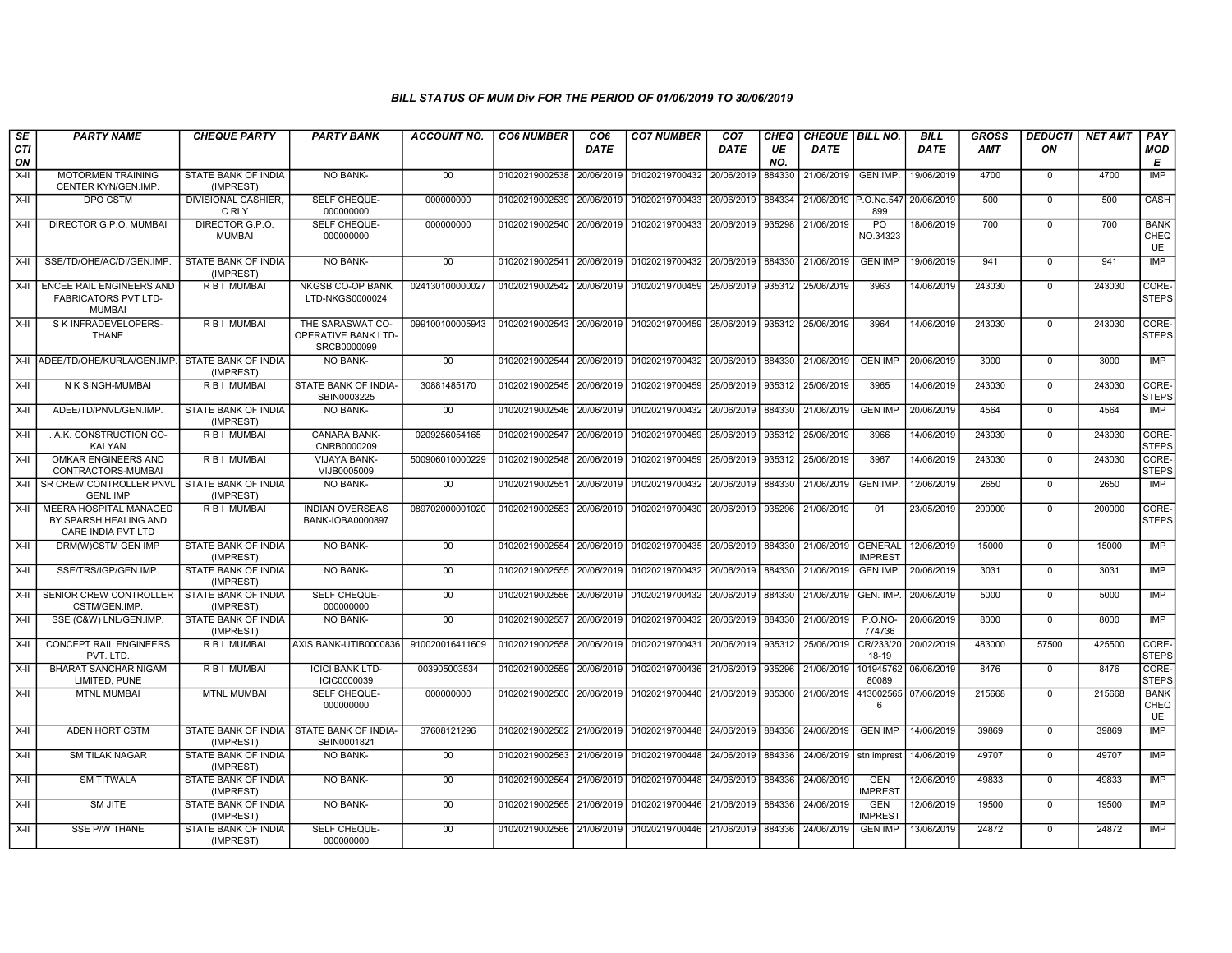### BILL STATUS OF MUM Div FOR THE PERIOD OF 01/06/2019 TO 30/06/2019

| SECTION | PARTY NAME | CHEQUE PARTY | PARTY BANK | ACCOUNT NO. | CO6 NUMBER | CO6 DATE | CO7 NUMBER | CO7 DATE | CHEQUE NO. | CHEQUE DATE | BILL NO. | BILL DATE | GROSS AMT | DEDUCTION | NET AMT | PAY MODE |
|---|---|---|---|---|---|---|---|---|---|---|---|---|---|---|---|---|
| X-II | MOTORMEN TRAINING CENTER KYN/GEN.IMP. | STATE BANK OF INDIA (IMPREST) | NO BANK- | 00 | 01020219002538 | 20/06/2019 | 01020219700432 | 20/06/2019 | 884330 | 21/06/2019 | GEN.IMP. | 19/06/2019 | 4700 | 0 | 4700 | IMP |
| X-II | DPO CSTM | DIVISIONAL CASHIER, C RLY | SELF CHEQUE-000000000 | 000000000 | 01020219002539 | 20/06/2019 | 01020219700433 | 20/06/2019 | 884334 | 21/06/2019 | P.O.No.547899 | 20/06/2019 | 500 | 0 | 500 | CASH |
| X-II | DIRECTOR G.P.O. MUMBAI | DIRECTOR G.P.O. MUMBAI | SELF CHEQUE-000000000 | 000000000 | 01020219002540 | 20/06/2019 | 01020219700433 | 20/06/2019 | 935298 | 21/06/2019 | PO NO.34323 | 18/06/2019 | 700 | 0 | 700 | BANK CHEQUE |
| X-II | SSE/TD/OHE/AC/DI/GEN.IMP. | STATE BANK OF INDIA (IMPREST) | NO BANK- | 00 | 01020219002541 | 20/06/2019 | 01020219700432 | 20/06/2019 | 884330 | 21/06/2019 | GEN IMP | 19/06/2019 | 941 | 0 | 941 | IMP |
| X-II | ENCEE RAIL ENGINEERS AND FABRICATORS PVT LTD-MUMBAI | R B I MUMBAI | NKGSB CO-OP BANK LTD-NKGS0000024 | 024130100000027 | 01020219002542 | 20/06/2019 | 01020219700459 | 25/06/2019 | 935312 | 25/06/2019 | 3963 | 14/06/2019 | 243030 | 0 | 243030 | CORE-STEPS |
| X-II | S K INFRADEVELOPERS-THANE | R B I MUMBAI | THE SARASWAT CO-OPERATIVE BANK LTD-SRCB0000099 | 099100100005943 | 01020219002543 | 20/06/2019 | 01020219700459 | 25/06/2019 | 935312 | 25/06/2019 | 3964 | 14/06/2019 | 243030 | 0 | 243030 | CORE-STEPS |
| X-II | ADEE/TD/OHE/KURLA/GEN.IMP. | STATE BANK OF INDIA (IMPREST) | NO BANK- | 00 | 01020219002544 | 20/06/2019 | 01020219700432 | 20/06/2019 | 884330 | 21/06/2019 | GEN IMP | 20/06/2019 | 3000 | 0 | 3000 | IMP |
| X-II | N K SINGH-MUMBAI | R B I MUMBAI | STATE BANK OF INDIA-SBIN0003225 | 30881485170 | 01020219002545 | 20/06/2019 | 01020219700459 | 25/06/2019 | 935312 | 25/06/2019 | 3965 | 14/06/2019 | 243030 | 0 | 243030 | CORE-STEPS |
| X-II | ADEE/TD/PNVL/GEN.IMP. | STATE BANK OF INDIA (IMPREST) | NO BANK- | 00 | 01020219002546 | 20/06/2019 | 01020219700432 | 20/06/2019 | 884330 | 21/06/2019 | GEN IMP | 20/06/2019 | 4564 | 0 | 4564 | IMP |
| X-II | . A.K. CONSTRUCTION CO-KALYAN | R B I MUMBAI | CANARA BANK-CNRB0000209 | 0209256054165 | 01020219002547 | 20/06/2019 | 01020219700459 | 25/06/2019 | 935312 | 25/06/2019 | 3966 | 14/06/2019 | 243030 | 0 | 243030 | CORE-STEPS |
| X-II | OMKAR ENGINEERS AND CONTRACTORS-MUMBAI | R B I MUMBAI | VIJAYA BANK-VIJB0005009 | 500906010000229 | 01020219002548 | 20/06/2019 | 01020219700459 | 25/06/2019 | 935312 | 25/06/2019 | 3967 | 14/06/2019 | 243030 | 0 | 243030 | CORE-STEPS |
| X-II | SR CREW CONTROLLER PNVL GENL IMP | STATE BANK OF INDIA (IMPREST) | NO BANK- | 00 | 01020219002551 | 20/06/2019 | 01020219700432 | 20/06/2019 | 884330 | 21/06/2019 | GEN.IMP. | 12/06/2019 | 2650 | 0 | 2650 | IMP |
| X-II | MEERA HOSPITAL MANAGED BY SPARSH HEALING AND CARE INDIA PVT LTD | R B I MUMBAI | INDIAN OVERSEAS BANK-IOBA0000897 | 089702000001020 | 01020219002553 | 20/06/2019 | 01020219700430 | 20/06/2019 | 935296 | 21/06/2019 | 01 | 23/05/2019 | 200000 | 0 | 200000 | CORE-STEPS |
| X-II | DRM(W)CSTM GEN IMP | STATE BANK OF INDIA (IMPREST) | NO BANK- | 00 | 01020219002554 | 20/06/2019 | 01020219700435 | 20/06/2019 | 884330 | 21/06/2019 | GENERAL IMPREST | 12/06/2019 | 15000 | 0 | 15000 | IMP |
| X-II | SSE/TRS/IGP/GEN.IMP. | STATE BANK OF INDIA (IMPREST) | NO BANK- | 00 | 01020219002555 | 20/06/2019 | 01020219700432 | 20/06/2019 | 884330 | 21/06/2019 | GEN.IMP. | 20/06/2019 | 3031 | 0 | 3031 | IMP |
| X-II | SENIOR CREW CONTROLLER CSTM/GEN.IMP. | STATE BANK OF INDIA (IMPREST) | SELF CHEQUE-000000000 | 00 | 01020219002556 | 20/06/2019 | 01020219700432 | 20/06/2019 | 884330 | 21/06/2019 | GEN. IMP. | 20/06/2019 | 5000 | 0 | 5000 | IMP |
| X-II | SSE (C&W) LNL/GEN.IMP. | STATE BANK OF INDIA (IMPREST) | NO BANK- | 00 | 01020219002557 | 20/06/2019 | 01020219700432 | 20/06/2019 | 884330 | 21/06/2019 | P.O.NO-774736 | 20/06/2019 | 8000 | 0 | 8000 | IMP |
| X-II | CONCEPT RAIL ENGINEERS PVT. LTD. | R B I MUMBAI | AXIS BANK-UTIB0000836 | 910020016411609 | 01020219002558 | 20/06/2019 | 01020219700431 | 20/06/2019 | 935312 | 25/06/2019 | CR/233/2018-19 | 20/02/2019 | 483000 | 57500 | 425500 | CORE-STEPS |
| X-II | BHARAT SANCHAR NIGAM LIMITED, PUNE | R B I MUMBAI | ICICI BANK LTD-ICIC0000039 | 003905003534 | 01020219002559 | 20/06/2019 | 01020219700436 | 21/06/2019 | 935296 | 21/06/2019 | 10194576280089 | 06/06/2019 | 8476 | 0 | 8476 | CORE-STEPS |
| X-II | MTNL MUMBAI | MTNL MUMBAI | SELF CHEQUE-000000000 | 000000000 | 01020219002560 | 20/06/2019 | 01020219700440 | 21/06/2019 | 935300 | 21/06/2019 | 4130025656 | 07/06/2019 | 215668 | 0 | 215668 | BANK CHEQUE |
| X-II | ADEN HORT CSTM | STATE BANK OF INDIA (IMPREST) | STATE BANK OF INDIA-SBIN0001821 | 37608121296 | 01020219002562 | 21/06/2019 | 01020219700448 | 24/06/2019 | 884336 | 24/06/2019 | GEN IMP | 14/06/2019 | 39869 | 0 | 39869 | IMP |
| X-II | SM TILAK NAGAR | STATE BANK OF INDIA (IMPREST) | NO BANK- | 00 | 01020219002563 | 21/06/2019 | 01020219700448 | 24/06/2019 | 884336 | 24/06/2019 | stn imprest | 14/06/2019 | 49707 | 0 | 49707 | IMP |
| X-II | SM TITWALA | STATE BANK OF INDIA (IMPREST) | NO BANK- | 00 | 01020219002564 | 21/06/2019 | 01020219700448 | 24/06/2019 | 884336 | 24/06/2019 | GEN IMPREST | 12/06/2019 | 49833 | 0 | 49833 | IMP |
| X-II | SM JITE | STATE BANK OF INDIA (IMPREST) | NO BANK- | 00 | 01020219002565 | 21/06/2019 | 01020219700446 | 21/06/2019 | 884336 | 24/06/2019 | GEN IMPREST | 12/06/2019 | 19500 | 0 | 19500 | IMP |
| X-II | SSE P/W THANE | STATE BANK OF INDIA (IMPREST) | SELF CHEQUE-000000000 | 00 | 01020219002566 | 21/06/2019 | 01020219700446 | 21/06/2019 | 884336 | 24/06/2019 | GEN IMP | 13/06/2019 | 24872 | 0 | 24872 | IMP |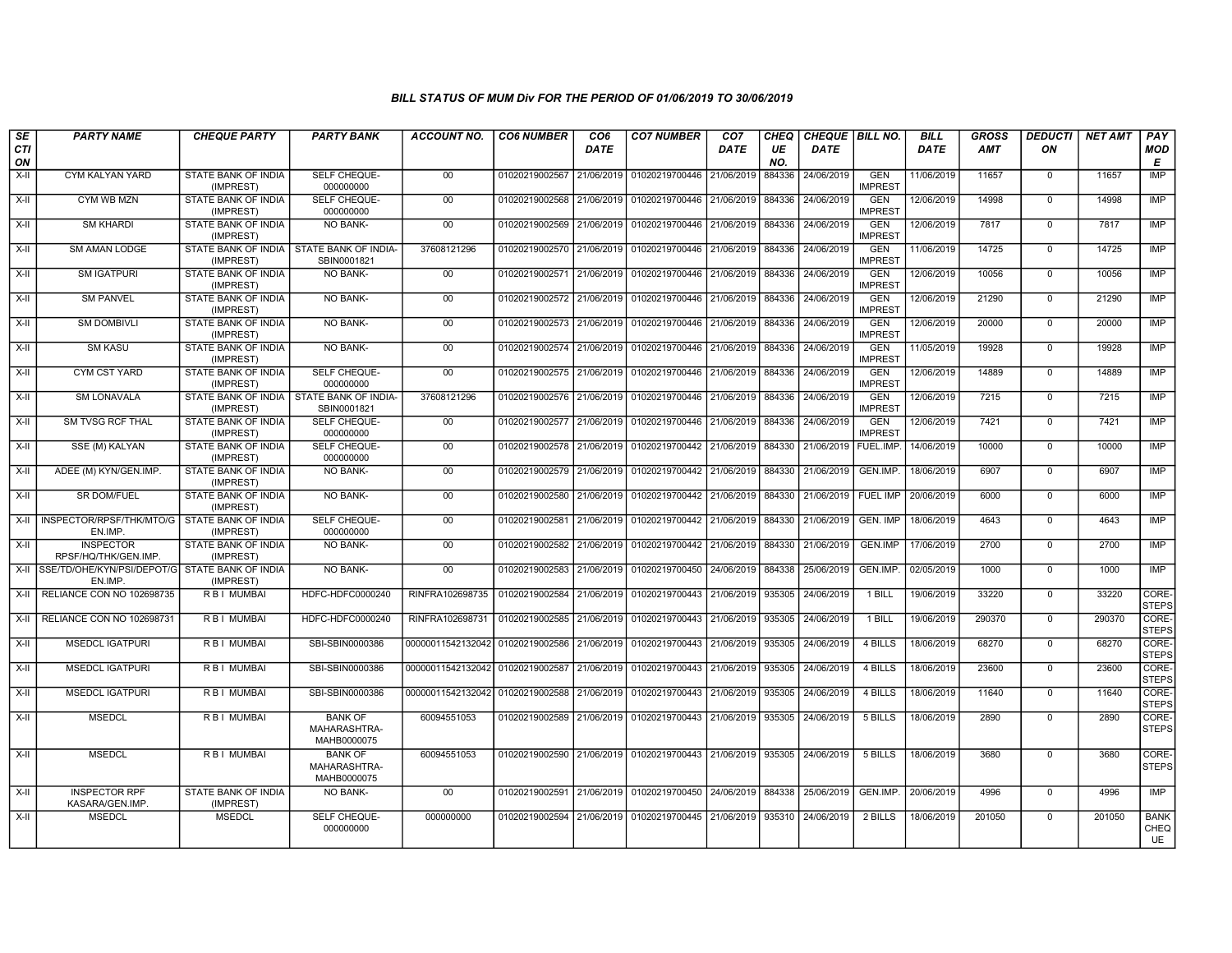### BILL STATUS OF MUM Div FOR THE PERIOD OF 01/06/2019 TO 30/06/2019

| SECTION | PARTY NAME | CHEQUE PARTY | PARTY BANK | ACCOUNT NO. | CO6 NUMBER | CO6 DATE | CO7 NUMBER | CO7 DATE | CHEQUE NO. | CHEQUE DATE | BILL NO. | BILL DATE | GROSS AMT | DEDUCTION | NET AMT | PAY MODE |
|---|---|---|---|---|---|---|---|---|---|---|---|---|---|---|---|---|
| X-II | CYM KALYAN YARD | STATE BANK OF INDIA (IMPREST) | SELF CHEQUE-000000000 | 00 | 01020219002567 | 21/06/2019 | 01020219700446 | 21/06/2019 | 884336 | 24/06/2019 | GEN IMPREST | 11/06/2019 | 11657 | 0 | 11657 | IMP |
| X-II | CYM WB MZN | STATE BANK OF INDIA (IMPREST) | SELF CHEQUE-000000000 | 00 | 01020219002568 | 21/06/2019 | 01020219700446 | 21/06/2019 | 884336 | 24/06/2019 | GEN IMPREST | 12/06/2019 | 14998 | 0 | 14998 | IMP |
| X-II | SM KHARDI | STATE BANK OF INDIA (IMPREST) | NO BANK- | 00 | 01020219002569 | 21/06/2019 | 01020219700446 | 21/06/2019 | 884336 | 24/06/2019 | GEN IMPREST | 12/06/2019 | 7817 | 0 | 7817 | IMP |
| X-II | SM AMAN LODGE | STATE BANK OF INDIA (IMPREST) | STATE BANK OF INDIA-SBIN0001821 | 37608121296 | 01020219002570 | 21/06/2019 | 01020219700446 | 21/06/2019 | 884336 | 24/06/2019 | GEN IMPREST | 11/06/2019 | 14725 | 0 | 14725 | IMP |
| X-II | SM IGATPURI | STATE BANK OF INDIA (IMPREST) | NO BANK- | 00 | 01020219002571 | 21/06/2019 | 01020219700446 | 21/06/2019 | 884336 | 24/06/2019 | GEN IMPREST | 12/06/2019 | 10056 | 0 | 10056 | IMP |
| X-II | SM PANVEL | STATE BANK OF INDIA (IMPREST) | NO BANK- | 00 | 01020219002572 | 21/06/2019 | 01020219700446 | 21/06/2019 | 884336 | 24/06/2019 | GEN IMPREST | 12/06/2019 | 21290 | 0 | 21290 | IMP |
| X-II | SM DOMBIVLI | STATE BANK OF INDIA (IMPREST) | NO BANK- | 00 | 01020219002573 | 21/06/2019 | 01020219700446 | 21/06/2019 | 884336 | 24/06/2019 | GEN IMPREST | 12/06/2019 | 20000 | 0 | 20000 | IMP |
| X-II | SM KASU | STATE BANK OF INDIA (IMPREST) | NO BANK- | 00 | 01020219002574 | 21/06/2019 | 01020219700446 | 21/06/2019 | 884336 | 24/06/2019 | GEN IMPREST | 11/05/2019 | 19928 | 0 | 19928 | IMP |
| X-II | CYM CST YARD | STATE BANK OF INDIA (IMPREST) | SELF CHEQUE-000000000 | 00 | 01020219002575 | 21/06/2019 | 01020219700446 | 21/06/2019 | 884336 | 24/06/2019 | GEN IMPREST | 12/06/2019 | 14889 | 0 | 14889 | IMP |
| X-II | SM LONAVALA | STATE BANK OF INDIA (IMPREST) | STATE BANK OF INDIA-SBIN0001821 | 37608121296 | 01020219002576 | 21/06/2019 | 01020219700446 | 21/06/2019 | 884336 | 24/06/2019 | GEN IMPREST | 12/06/2019 | 7215 | 0 | 7215 | IMP |
| X-II | SM TVSG RCF THAL | STATE BANK OF INDIA (IMPREST) | SELF CHEQUE-000000000 | 00 | 01020219002577 | 21/06/2019 | 01020219700446 | 21/06/2019 | 884336 | 24/06/2019 | GEN IMPREST | 12/06/2019 | 7421 | 0 | 7421 | IMP |
| X-II | SSE (M) KALYAN | STATE BANK OF INDIA (IMPREST) | SELF CHEQUE-000000000 | 00 | 01020219002578 | 21/06/2019 | 01020219700442 | 21/06/2019 | 884330 | 21/06/2019 | FUEL.IMP. | 14/06/2019 | 10000 | 0 | 10000 | IMP |
| X-II | ADEE (M) KYN/GEN.IMP. | STATE BANK OF INDIA (IMPREST) | NO BANK- | 00 | 01020219002579 | 21/06/2019 | 01020219700442 | 21/06/2019 | 884330 | 21/06/2019 | GEN.IMP. | 18/06/2019 | 6907 | 0 | 6907 | IMP |
| X-II | SR DOM/FUEL | STATE BANK OF INDIA (IMPREST) | NO BANK- | 00 | 01020219002580 | 21/06/2019 | 01020219700442 | 21/06/2019 | 884330 | 21/06/2019 | FUEL IMP | 20/06/2019 | 6000 | 0 | 6000 | IMP |
| X-II | INSPECTOR/RPSF/THK/MTO/GEN.IMP. | STATE BANK OF INDIA (IMPREST) | SELF CHEQUE-000000000 | 00 | 01020219002581 | 21/06/2019 | 01020219700442 | 21/06/2019 | 884330 | 21/06/2019 | GEN. IMP | 18/06/2019 | 4643 | 0 | 4643 | IMP |
| X-II | INSPECTOR RPSF/HQ/THK/GEN.IMP. | STATE BANK OF INDIA (IMPREST) | NO BANK- | 00 | 01020219002582 | 21/06/2019 | 01020219700442 | 21/06/2019 | 884330 | 21/06/2019 | GEN.IMP | 17/06/2019 | 2700 | 0 | 2700 | IMP |
| X-II | SSE/TD/OHE/KYN/PSI/DEPOT/GEN.IMP. | STATE BANK OF INDIA (IMPREST) | NO BANK- | 00 | 01020219002583 | 21/06/2019 | 01020219700450 | 24/06/2019 | 884338 | 25/06/2019 | GEN.IMP. | 02/05/2019 | 1000 | 0 | 1000 | IMP |
| X-II | RELIANCE CON NO 102698735 | R B I MUMBAI | HDFC-HDFC0000240 | RINFRA102698735 | 01020219002584 | 21/06/2019 | 01020219700443 | 21/06/2019 | 935305 | 24/06/2019 | 1 BILL | 19/06/2019 | 33220 | 0 | 33220 | CORE-STEPS |
| X-II | RELIANCE CON NO 102698731 | R B I MUMBAI | HDFC-HDFC0000240 | RINFRA102698731 | 01020219002585 | 21/06/2019 | 01020219700443 | 21/06/2019 | 935305 | 24/06/2019 | 1 BILL | 19/06/2019 | 290370 | 0 | 290370 | CORE-STEPS |
| X-II | MSEDCL IGATPURI | R B I MUMBAI | SBI-SBIN0000386 | 00000011542132042 | 01020219002586 | 21/06/2019 | 01020219700443 | 21/06/2019 | 935305 | 24/06/2019 | 4 BILLS | 18/06/2019 | 68270 | 0 | 68270 | CORE-STEPS |
| X-II | MSEDCL IGATPURI | R B I MUMBAI | SBI-SBIN0000386 | 00000011542132042 | 01020219002587 | 21/06/2019 | 01020219700443 | 21/06/2019 | 935305 | 24/06/2019 | 4 BILLS | 18/06/2019 | 23600 | 0 | 23600 | CORE-STEPS |
| X-II | MSEDCL IGATPURI | R B I MUMBAI | SBI-SBIN0000386 | 00000011542132042 | 01020219002588 | 21/06/2019 | 01020219700443 | 21/06/2019 | 935305 | 24/06/2019 | 4 BILLS | 18/06/2019 | 11640 | 0 | 11640 | CORE-STEPS |
| X-II | MSEDCL | R B I MUMBAI | BANK OF MAHARASHTRA-MAHB0000075 | 60094551053 | 01020219002589 | 21/06/2019 | 01020219700443 | 21/06/2019 | 935305 | 24/06/2019 | 5 BILLS | 18/06/2019 | 2890 | 0 | 2890 | CORE-STEPS |
| X-II | MSEDCL | R B I MUMBAI | BANK OF MAHARASHTRA-MAHB0000075 | 60094551053 | 01020219002590 | 21/06/2019 | 01020219700443 | 21/06/2019 | 935305 | 24/06/2019 | 5 BILLS | 18/06/2019 | 3680 | 0 | 3680 | CORE-STEPS |
| X-II | INSPECTOR RPF KASARA/GEN.IMP. | STATE BANK OF INDIA (IMPREST) | NO BANK- | 00 | 01020219002591 | 21/06/2019 | 01020219700450 | 24/06/2019 | 884338 | 25/06/2019 | GEN.IMP. | 20/06/2019 | 4996 | 0 | 4996 | IMP |
| X-II | MSEDCL | MSEDCL | SELF CHEQUE-000000000 | 000000000 | 01020219002594 | 21/06/2019 | 01020219700445 | 21/06/2019 | 935310 | 24/06/2019 | 2 BILLS | 18/06/2019 | 201050 | 0 | 201050 | BANK CHEQUE |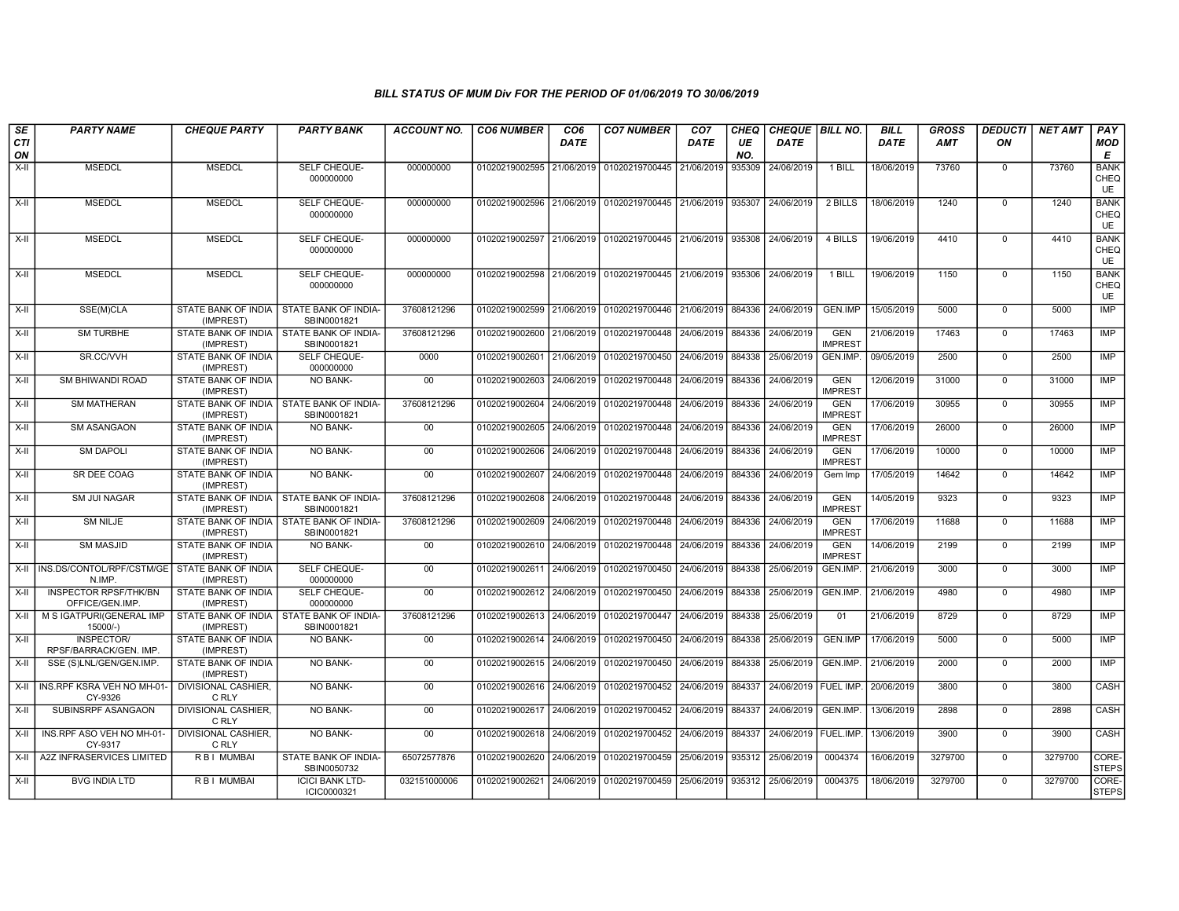### BILL STATUS OF MUM Div FOR THE PERIOD OF 01/06/2019 TO 30/06/2019

| SECTION | PARTY NAME | CHEQUE PARTY | PARTY BANK | ACCOUNT NO. | CO6 NUMBER | CO6 DATE | CO7 NUMBER | CO7 DATE | CHEQUE NO. | CHEQUE DATE | BILL NO. | BILL DATE | GROSS AMT | DEDUCTION | NET AMT | PAY MODE |
|---|---|---|---|---|---|---|---|---|---|---|---|---|---|---|---|---|
| X-II | MSEDCL | MSEDCL | SELF CHEQUE-000000000 | 000000000 | 01020219002595 | 21/06/2019 | 01020219700445 | 21/06/2019 | 935309 | 24/06/2019 | 1 BILL | 18/06/2019 | 73760 | 0 | 73760 | BANK CHEQUE |
| X-II | MSEDCL | MSEDCL | SELF CHEQUE-000000000 | 000000000 | 01020219002596 | 21/06/2019 | 01020219700445 | 21/06/2019 | 935307 | 24/06/2019 | 2 BILLS | 18/06/2019 | 1240 | 0 | 1240 | BANK CHEQUE |
| X-II | MSEDCL | MSEDCL | SELF CHEQUE-000000000 | 000000000 | 01020219002597 | 21/06/2019 | 01020219700445 | 21/06/2019 | 935308 | 24/06/2019 | 4 BILLS | 19/06/2019 | 4410 | 0 | 4410 | BANK CHEQUE |
| X-II | MSEDCL | MSEDCL | SELF CHEQUE-000000000 | 000000000 | 01020219002598 | 21/06/2019 | 01020219700445 | 21/06/2019 | 935306 | 24/06/2019 | 1 BILL | 19/06/2019 | 1150 | 0 | 1150 | BANK CHEQUE |
| X-II | SSE(M)CLA | STATE BANK OF INDIA (IMPREST) | STATE BANK OF INDIA-SBIN0001821 | 37608121296 | 01020219002599 | 21/06/2019 | 01020219700446 | 21/06/2019 | 884336 | 24/06/2019 | GEN.IMP | 15/05/2019 | 5000 | 0 | 5000 | IMP |
| X-II | SM TURBHE | STATE BANK OF INDIA (IMPREST) | STATE BANK OF INDIA-SBIN0001821 | 37608121296 | 01020219002600 | 21/06/2019 | 01020219700448 | 24/06/2019 | 884336 | 24/06/2019 | GEN IMPREST | 21/06/2019 | 17463 | 0 | 17463 | IMP |
| X-II | SR.CC/VVH | STATE BANK OF INDIA (IMPREST) | SELF CHEQUE-000000000 | 0000 | 01020219002601 | 21/06/2019 | 01020219700450 | 24/06/2019 | 884338 | 25/06/2019 | GEN.IMP. | 09/05/2019 | 2500 | 0 | 2500 | IMP |
| X-II | SM BHIWANDI ROAD | STATE BANK OF INDIA (IMPREST) | NO BANK- | 00 | 01020219002603 | 24/06/2019 | 01020219700448 | 24/06/2019 | 884336 | 24/06/2019 | GEN IMPREST | 12/06/2019 | 31000 | 0 | 31000 | IMP |
| X-II | SM MATHERAN | STATE BANK OF INDIA (IMPREST) | STATE BANK OF INDIA-SBIN0001821 | 37608121296 | 01020219002604 | 24/06/2019 | 01020219700448 | 24/06/2019 | 884336 | 24/06/2019 | GEN IMPREST | 17/06/2019 | 30955 | 0 | 30955 | IMP |
| X-II | SM ASANGAON | STATE BANK OF INDIA (IMPREST) | NO BANK- | 00 | 01020219002605 | 24/06/2019 | 01020219700448 | 24/06/2019 | 884336 | 24/06/2019 | GEN IMPREST | 17/06/2019 | 26000 | 0 | 26000 | IMP |
| X-II | SM DAPOLI | STATE BANK OF INDIA (IMPREST) | NO BANK- | 00 | 01020219002606 | 24/06/2019 | 01020219700448 | 24/06/2019 | 884336 | 24/06/2019 | GEN IMPREST | 17/06/2019 | 10000 | 0 | 10000 | IMP |
| X-II | SR DEE COAG | STATE BANK OF INDIA (IMPREST) | NO BANK- | 00 | 01020219002607 | 24/06/2019 | 01020219700448 | 24/06/2019 | 884336 | 24/06/2019 | Gem Imp | 17/05/2019 | 14642 | 0 | 14642 | IMP |
| X-II | SM JUI NAGAR | STATE BANK OF INDIA (IMPREST) | STATE BANK OF INDIA-SBIN0001821 | 37608121296 | 01020219002608 | 24/06/2019 | 01020219700448 | 24/06/2019 | 884336 | 24/06/2019 | GEN IMPREST | 14/05/2019 | 9323 | 0 | 9323 | IMP |
| X-II | SM NILJE | STATE BANK OF INDIA (IMPREST) | STATE BANK OF INDIA-SBIN0001821 | 37608121296 | 01020219002609 | 24/06/2019 | 01020219700448 | 24/06/2019 | 884336 | 24/06/2019 | GEN IMPREST | 17/06/2019 | 11688 | 0 | 11688 | IMP |
| X-II | SM MASJID | STATE BANK OF INDIA (IMPREST) | NO BANK- | 00 | 01020219002610 | 24/06/2019 | 01020219700448 | 24/06/2019 | 884336 | 24/06/2019 | GEN IMPREST | 14/06/2019 | 2199 | 0 | 2199 | IMP |
| X-II | INS.DS/CONTOL/RPF/CSTM/GEN.IMP. | STATE BANK OF INDIA (IMPREST) | SELF CHEQUE-000000000 | 00 | 01020219002611 | 24/06/2019 | 01020219700450 | 24/06/2019 | 884338 | 25/06/2019 | GEN.IMP. | 21/06/2019 | 3000 | 0 | 3000 | IMP |
| X-II | INSPECTOR RPSF/THK/BN OFFICE/GEN.IMP. | STATE BANK OF INDIA (IMPREST) | SELF CHEQUE-000000000 | 00 | 01020219002612 | 24/06/2019 | 01020219700450 | 24/06/2019 | 884338 | 25/06/2019 | GEN.IMP. | 21/06/2019 | 4980 | 0 | 4980 | IMP |
| X-II | M S IGATPURI(GENERAL IMP 15000/-) | STATE BANK OF INDIA (IMPREST) | STATE BANK OF INDIA-SBIN0001821 | 37608121296 | 01020219002613 | 24/06/2019 | 01020219700447 | 24/06/2019 | 884338 | 25/06/2019 | 01 | 21/06/2019 | 8729 | 0 | 8729 | IMP |
| X-II | INSPECTOR/ RPSF/BARRACK/GEN. IMP. | STATE BANK OF INDIA (IMPREST) | NO BANK- | 00 | 01020219002614 | 24/06/2019 | 01020219700450 | 24/06/2019 | 884338 | 25/06/2019 | GEN.IMP | 17/06/2019 | 5000 | 0 | 5000 | IMP |
| X-II | SSE (S)LNL/GEN/GEN.IMP. | STATE BANK OF INDIA (IMPREST) | NO BANK- | 00 | 01020219002615 | 24/06/2019 | 01020219700450 | 24/06/2019 | 884338 | 25/06/2019 | GEN.IMP. | 21/06/2019 | 2000 | 0 | 2000 | IMP |
| X-II | INS.RPF KSRA VEH NO MH-01-CY-9326 | DIVISIONAL CASHIER, C RLY | NO BANK- | 00 | 01020219002616 | 24/06/2019 | 01020219700452 | 24/06/2019 | 884337 | 24/06/2019 | FUEL IMP. | 20/06/2019 | 3800 | 0 | 3800 | CASH |
| X-II | SUBINSRPF ASANGAON | DIVISIONAL CASHIER, C RLY | NO BANK- | 00 | 01020219002617 | 24/06/2019 | 01020219700452 | 24/06/2019 | 884337 | 24/06/2019 | GEN.IMP. | 13/06/2019 | 2898 | 0 | 2898 | CASH |
| X-II | INS.RPF ASO VEH NO MH-01-CY-9317 | DIVISIONAL CASHIER, C RLY | NO BANK- | 00 | 01020219002618 | 24/06/2019 | 01020219700452 | 24/06/2019 | 884337 | 24/06/2019 | FUEL.IMP. | 13/06/2019 | 3900 | 0 | 3900 | CASH |
| X-II | A2Z INFRASERVICES LIMITED | R B I MUMBAI | STATE BANK OF INDIA-SBIN0050732 | 65072577876 | 01020219002620 | 24/06/2019 | 01020219700459 | 25/06/2019 | 935312 | 25/06/2019 | 0004374 | 16/06/2019 | 3279700 | 0 | 3279700 | CORE-STEPS |
| X-II | BVG INDIA LTD | R B I MUMBAI | ICICI BANK LTD-ICIC0000321 | 032151000006 | 01020219002621 | 24/06/2019 | 01020219700459 | 25/06/2019 | 935312 | 25/06/2019 | 0004375 | 18/06/2019 | 3279700 | 0 | 3279700 | CORE-STEPS |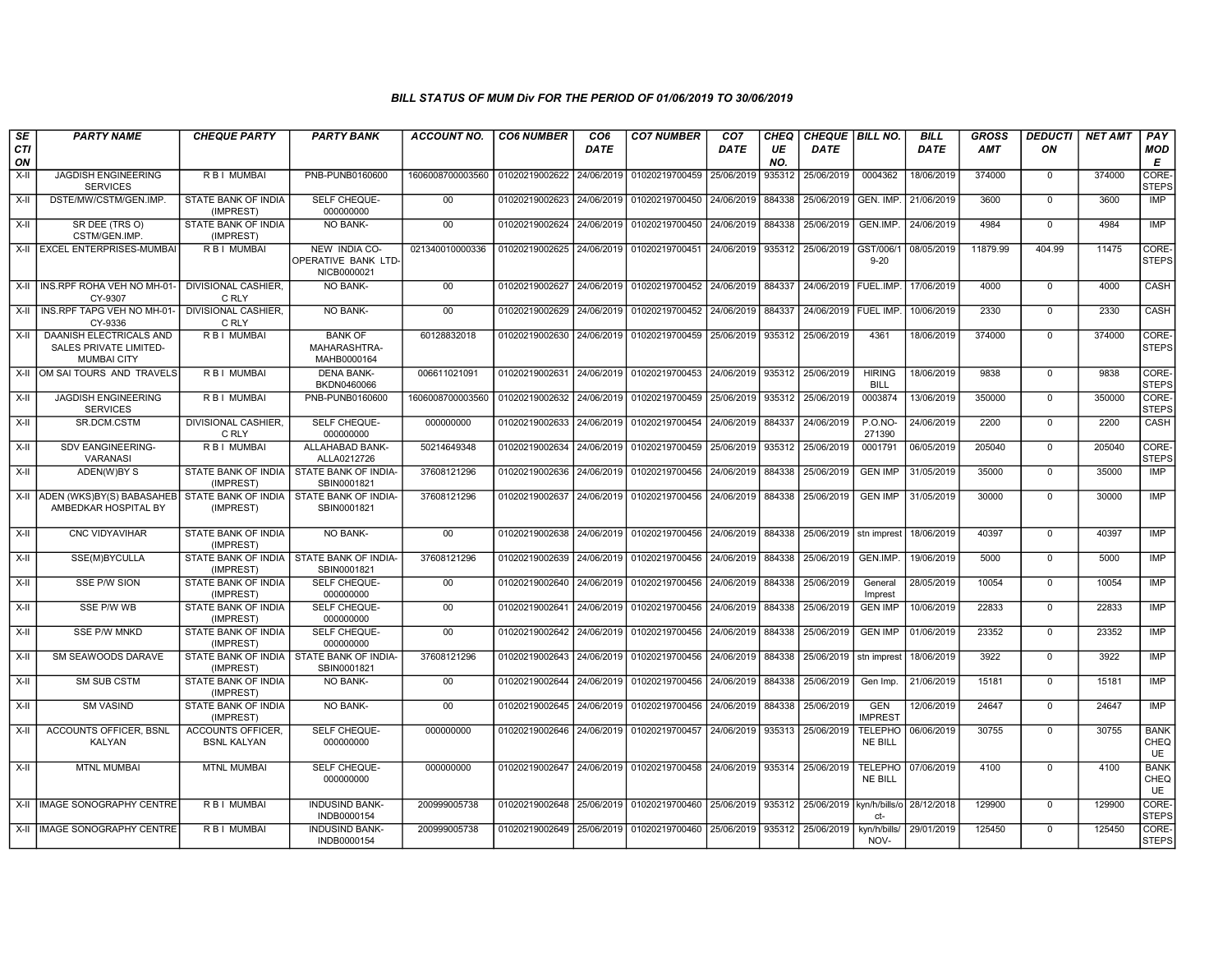## BILL STATUS OF MUM Div FOR THE PERIOD OF 01/06/2019 TO 30/06/2019

| SECTION | PARTY NAME | CHEQUE PARTY | PARTY BANK | ACCOUNT NO. | CO6 NUMBER | CO6 DATE | CO7 NUMBER | CO7 DATE | CHEQUE NO. | CHEQUE DATE | BILL NO. | BILL DATE | GROSS AMT | DEDUCTION | NET AMT | PAY MODE |
|---|---|---|---|---|---|---|---|---|---|---|---|---|---|---|---|---|
| X-II | JAGDISH ENGINEERING SERVICES | R B I MUMBAI | PNB-PUNB0160600 | 1606008700003560 | 01020219002622 | 24/06/2019 | 01020219700459 | 25/06/2019 | 935312 | 25/06/2019 | 0004362 | 18/06/2019 | 374000 | 0 | 374000 | CORE-STEPS |
| X-II | DSTE/MW/CSTM/GEN.IMP. | STATE BANK OF INDIA (IMPREST) | SELF CHEQUE-000000000 | 00 | 01020219002623 | 24/06/2019 | 01020219700450 | 24/06/2019 | 884338 | 25/06/2019 | GEN. IMP. | 21/06/2019 | 3600 | 0 | 3600 | IMP |
| X-II | SR DEE (TRS O) CSTM/GEN.IMP. | STATE BANK OF INDIA (IMPREST) | NO BANK- | 00 | 01020219002624 | 24/06/2019 | 01020219700450 | 24/06/2019 | 884338 | 25/06/2019 | GEN.IMP. | 24/06/2019 | 4984 | 0 | 4984 | IMP |
| X-II | EXCEL ENTERPRISES-MUMBAI | R B I MUMBAI | NEW INDIA CO-OPERATIVE BANK LTD-NICB0000021 | 021340010000336 | 01020219002625 | 24/06/2019 | 01020219700451 | 24/06/2019 | 935312 | 25/06/2019 | GST/006/19-20 | 08/05/2019 | 11879.99 | 404.99 | 11475 | CORE-STEPS |
| X-II | INS.RPF ROHA VEH NO MH-01-CY-9307 | DIVISIONAL CASHIER, C RLY | NO BANK- | 00 | 01020219002627 | 24/06/2019 | 01020219700452 | 24/06/2019 | 884337 | 24/06/2019 | FUEL.IMP. | 17/06/2019 | 4000 | 0 | 4000 | CASH |
| X-II | INS.RPF TAPG VEH NO MH-01-CY-9336 | DIVISIONAL CASHIER, C RLY | NO BANK- | 00 | 01020219002629 | 24/06/2019 | 01020219700452 | 24/06/2019 | 884337 | 24/06/2019 | FUEL IMP. | 10/06/2019 | 2330 | 0 | 2330 | CASH |
| X-II | DAANISH ELECTRICALS AND SALES PRIVATE LIMITED-MUMBAI CITY | R B I MUMBAI | BANK OF MAHARASHTRA-MAHB0000164 | 60128832018 | 01020219002630 | 24/06/2019 | 01020219700459 | 25/06/2019 | 935312 | 25/06/2019 | 4361 | 18/06/2019 | 374000 | 0 | 374000 | CORE-STEPS |
| X-II | OM SAI TOURS AND TRAVELS | R B I MUMBAI | DENA BANK-BKDN0460066 | 006611021091 | 01020219002631 | 24/06/2019 | 01020219700453 | 24/06/2019 | 935312 | 25/06/2019 | HIRING BILL | 18/06/2019 | 9838 | 0 | 9838 | CORE-STEPS |
| X-II | JAGDISH ENGINEERING SERVICES | R B I MUMBAI | PNB-PUNB0160600 | 1606008700003560 | 01020219002632 | 24/06/2019 | 01020219700459 | 25/06/2019 | 935312 | 25/06/2019 | 0003874 | 13/06/2019 | 350000 | 0 | 350000 | CORE-STEPS |
| X-II | SR.DCM.CSTM | DIVISIONAL CASHIER, C RLY | SELF CHEQUE-000000000 | 000000000 | 01020219002633 | 24/06/2019 | 01020219700454 | 24/06/2019 | 884337 | 24/06/2019 | P.O.NO-271390 | 24/06/2019 | 2200 | 0 | 2200 | CASH |
| X-II | SDV EANGINEERING-VARANASI | R B I MUMBAI | ALLAHABAD BANK-ALLA0212726 | 50214649348 | 01020219002634 | 24/06/2019 | 01020219700459 | 25/06/2019 | 935312 | 25/06/2019 | 0001791 | 06/05/2019 | 205040 | 0 | 205040 | CORE-STEPS |
| X-II | ADEN(W)BY S | STATE BANK OF INDIA (IMPREST) | STATE BANK OF INDIA-SBIN0001821 | 37608121296 | 01020219002636 | 24/06/2019 | 01020219700456 | 24/06/2019 | 884338 | 25/06/2019 | GEN IMP | 31/05/2019 | 35000 | 0 | 35000 | IMP |
| X-II | ADEN (WKS)BY(S) BABASAHEB AMBEDKAR HOSPITAL BY | STATE BANK OF INDIA (IMPREST) | STATE BANK OF INDIA-SBIN0001821 | 37608121296 | 01020219002637 | 24/06/2019 | 01020219700456 | 24/06/2019 | 884338 | 25/06/2019 | GEN IMP | 31/05/2019 | 30000 | 0 | 30000 | IMP |
| X-II | CNC VIDYAVIHAR | STATE BANK OF INDIA (IMPREST) | NO BANK- | 00 | 01020219002638 | 24/06/2019 | 01020219700456 | 24/06/2019 | 884338 | 25/06/2019 | stn imprest | 18/06/2019 | 40397 | 0 | 40397 | IMP |
| X-II | SSE(M)BYCULLA | STATE BANK OF INDIA (IMPREST) | STATE BANK OF INDIA-SBIN0001821 | 37608121296 | 01020219002639 | 24/06/2019 | 01020219700456 | 24/06/2019 | 884338 | 25/06/2019 | GEN.IMP. | 19/06/2019 | 5000 | 0 | 5000 | IMP |
| X-II | SSE P/W SION | STATE BANK OF INDIA (IMPREST) | SELF CHEQUE-000000000 | 00 | 01020219002640 | 24/06/2019 | 01020219700456 | 24/06/2019 | 884338 | 25/06/2019 | General Imprest | 28/05/2019 | 10054 | 0 | 10054 | IMP |
| X-II | SSE P/W WB | STATE BANK OF INDIA (IMPREST) | SELF CHEQUE-000000000 | 00 | 01020219002641 | 24/06/2019 | 01020219700456 | 24/06/2019 | 884338 | 25/06/2019 | GEN IMP | 10/06/2019 | 22833 | 0 | 22833 | IMP |
| X-II | SSE P/W MNKD | STATE BANK OF INDIA (IMPREST) | SELF CHEQUE-000000000 | 00 | 01020219002642 | 24/06/2019 | 01020219700456 | 24/06/2019 | 884338 | 25/06/2019 | GEN IMP | 01/06/2019 | 23352 | 0 | 23352 | IMP |
| X-II | SM SEAWOODS DARAVE | STATE BANK OF INDIA (IMPREST) | STATE BANK OF INDIA-SBIN0001821 | 37608121296 | 01020219002643 | 24/06/2019 | 01020219700456 | 24/06/2019 | 884338 | 25/06/2019 | stn imprest | 18/06/2019 | 3922 | 0 | 3922 | IMP |
| X-II | SM SUB CSTM | STATE BANK OF INDIA (IMPREST) | NO BANK- | 00 | 01020219002644 | 24/06/2019 | 01020219700456 | 24/06/2019 | 884338 | 25/06/2019 | Gen Imp. | 21/06/2019 | 15181 | 0 | 15181 | IMP |
| X-II | SM VASIND | STATE BANK OF INDIA (IMPREST) | NO BANK- | 00 | 01020219002645 | 24/06/2019 | 01020219700456 | 24/06/2019 | 884338 | 25/06/2019 | GEN IMPREST | 12/06/2019 | 24647 | 0 | 24647 | IMP |
| X-II | ACCOUNTS OFFICER, BSNL KALYAN | ACCOUNTS OFFICER, BSNL KALYAN | SELF CHEQUE-000000000 | 000000000 | 01020219002646 | 24/06/2019 | 01020219700457 | 24/06/2019 | 935313 | 25/06/2019 | TELEPHONE BILL | 06/06/2019 | 30755 | 0 | 30755 | BANK CHEQUE |
| X-II | MTNL MUMBAI | MTNL MUMBAI | SELF CHEQUE-000000000 | 000000000 | 01020219002647 | 24/06/2019 | 01020219700458 | 24/06/2019 | 935314 | 25/06/2019 | TELEPHONE BILL | 07/06/2019 | 4100 | 0 | 4100 | BANK CHEQUE |
| X-II | IMAGE SONOGRAPHY CENTRE | R B I MUMBAI | INDUSIND BANK-INDB0000154 | 200999005738 | 01020219002648 | 25/06/2019 | 01020219700460 | 25/06/2019 | 935312 | 25/06/2019 | kyn/h/bills/oct- | 28/12/2018 | 129900 | 0 | 129900 | CORE-STEPS |
| X-II | IMAGE SONOGRAPHY CENTRE | R B I MUMBAI | INDUSIND BANK-INDB0000154 | 200999005738 | 01020219002649 | 25/06/2019 | 01020219700460 | 25/06/2019 | 935312 | 25/06/2019 | kyn/h/bills/NOV- | 29/01/2019 | 125450 | 0 | 125450 | CORE-STEPS |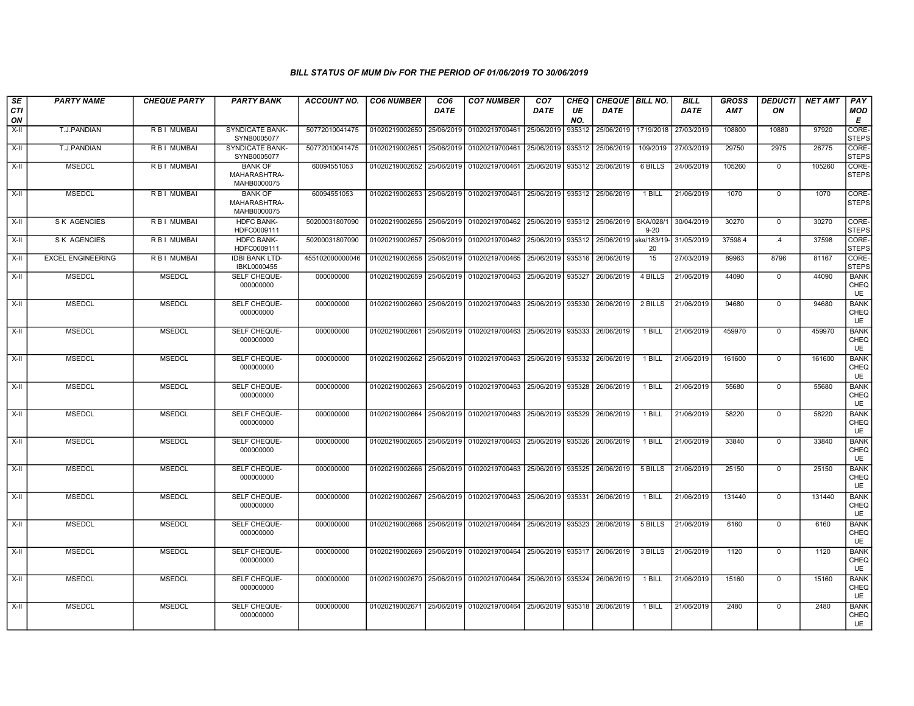### *BILL STATUS OF MUM Div FOR THE PERIOD OF 01/06/2019 TO 30/06/2019*

| SECTION | PARTY NAME | CHEQUE PARTY | PARTY BANK | ACCOUNT NO. | CO6 NUMBER | CO6 DATE | CO7 NUMBER | CO7 DATE | CHEQUE NO. | CHEQUE DATE | BILL NO. | BILL DATE | GROSS AMT | DEDUCTION | NET AMT | PAY MODE |
|---|---|---|---|---|---|---|---|---|---|---|---|---|---|---|---|---|
| X-II | T.J.PANDIAN | R B I MUMBAI | SYNDICATE BANK-SYNB0005077 | 50772010041475 | 01020219002650 | 25/06/2019 | 01020219700461 | 25/06/2019 | 935312 | 25/06/2019 | 1719/2018 | 27/03/2019 | 108800 | 10880 | 97920 | CORE-STEPS |
| X-II | T.J.PANDIAN | R B I MUMBAI | SYNDICATE BANK-SYNB0005077 | 50772010041475 | 01020219002651 | 25/06/2019 | 01020219700461 | 25/06/2019 | 935312 | 25/06/2019 | 109/2019 | 27/03/2019 | 29750 | 2975 | 26775 | CORE-STEPS |
| X-II | MSEDCL | R B I MUMBAI | BANK OF MAHARASHTRA-MAHB0000075 | 60094551053 | 01020219002652 | 25/06/2019 | 01020219700461 | 25/06/2019 | 935312 | 25/06/2019 | 6 BILLS | 24/06/2019 | 105260 | 0 | 105260 | CORE-STEPS |
| X-II | MSEDCL | R B I MUMBAI | BANK OF MAHARASHTRA-MAHB0000075 | 60094551053 | 01020219002653 | 25/06/2019 | 01020219700461 | 25/06/2019 | 935312 | 25/06/2019 | 1 BILL | 21/06/2019 | 1070 | 0 | 1070 | CORE-STEPS |
| X-II | S K AGENCIES | R B I MUMBAI | HDFC BANK-HDFC0009111 | 50200031807090 | 01020219002656 | 25/06/2019 | 01020219700462 | 25/06/2019 | 935312 | 25/06/2019 | SKA/028/19-20 | 30/04/2019 | 30270 | 0 | 30270 | CORE-STEPS |
| X-II | S K AGENCIES | R B I MUMBAI | HDFC BANK-HDFC0009111 | 50200031807090 | 01020219002657 | 25/06/2019 | 01020219700462 | 25/06/2019 | 935312 | 25/06/2019 | ska/183/19-20 | 31/05/2019 | 37598.4 | .4 | 37598 | CORE-STEPS |
| X-II | EXCEL ENGINEERING | R B I MUMBAI | IDBI BANK LTD-IBKL0000455 | 455102000000046 | 01020219002658 | 25/06/2019 | 01020219700465 | 25/06/2019 | 935316 | 26/06/2019 | 15 | 27/03/2019 | 89963 | 8796 | 81167 | CORE-STEPS |
| X-II | MSEDCL | MSEDCL | SELF CHEQUE-000000000 | 000000000 | 01020219002659 | 25/06/2019 | 01020219700463 | 25/06/2019 | 935327 | 26/06/2019 | 4 BILLS | 21/06/2019 | 44090 | 0 | 44090 | BANK CHEQUE |
| X-II | MSEDCL | MSEDCL | SELF CHEQUE-000000000 | 000000000 | 01020219002660 | 25/06/2019 | 01020219700463 | 25/06/2019 | 935330 | 26/06/2019 | 2 BILLS | 21/06/2019 | 94680 | 0 | 94680 | BANK CHEQUE |
| X-II | MSEDCL | MSEDCL | SELF CHEQUE-000000000 | 000000000 | 01020219002661 | 25/06/2019 | 01020219700463 | 25/06/2019 | 935333 | 26/06/2019 | 1 BILL | 21/06/2019 | 459970 | 0 | 459970 | BANK CHEQUE |
| X-II | MSEDCL | MSEDCL | SELF CHEQUE-000000000 | 000000000 | 01020219002662 | 25/06/2019 | 01020219700463 | 25/06/2019 | 935332 | 26/06/2019 | 1 BILL | 21/06/2019 | 161600 | 0 | 161600 | BANK CHEQUE |
| X-II | MSEDCL | MSEDCL | SELF CHEQUE-000000000 | 000000000 | 01020219002663 | 25/06/2019 | 01020219700463 | 25/06/2019 | 935328 | 26/06/2019 | 1 BILL | 21/06/2019 | 55680 | 0 | 55680 | BANK CHEQUE |
| X-II | MSEDCL | MSEDCL | SELF CHEQUE-000000000 | 000000000 | 01020219002664 | 25/06/2019 | 01020219700463 | 25/06/2019 | 935329 | 26/06/2019 | 1 BILL | 21/06/2019 | 58220 | 0 | 58220 | BANK CHEQUE |
| X-II | MSEDCL | MSEDCL | SELF CHEQUE-000000000 | 000000000 | 01020219002665 | 25/06/2019 | 01020219700463 | 25/06/2019 | 935326 | 26/06/2019 | 1 BILL | 21/06/2019 | 33840 | 0 | 33840 | BANK CHEQUE |
| X-II | MSEDCL | MSEDCL | SELF CHEQUE-000000000 | 000000000 | 01020219002666 | 25/06/2019 | 01020219700463 | 25/06/2019 | 935325 | 26/06/2019 | 5 BILLS | 21/06/2019 | 25150 | 0 | 25150 | BANK CHEQUE |
| X-II | MSEDCL | MSEDCL | SELF CHEQUE-000000000 | 000000000 | 01020219002667 | 25/06/2019 | 01020219700463 | 25/06/2019 | 935331 | 26/06/2019 | 1 BILL | 21/06/2019 | 131440 | 0 | 131440 | BANK CHEQUE |
| X-II | MSEDCL | MSEDCL | SELF CHEQUE-000000000 | 000000000 | 01020219002668 | 25/06/2019 | 01020219700464 | 25/06/2019 | 935323 | 26/06/2019 | 5 BILLS | 21/06/2019 | 6160 | 0 | 6160 | BANK CHEQUE |
| X-II | MSEDCL | MSEDCL | SELF CHEQUE-000000000 | 000000000 | 01020219002669 | 25/06/2019 | 01020219700464 | 25/06/2019 | 935317 | 26/06/2019 | 3 BILLS | 21/06/2019 | 1120 | 0 | 1120 | BANK CHEQUE |
| X-II | MSEDCL | MSEDCL | SELF CHEQUE-000000000 | 000000000 | 01020219002670 | 25/06/2019 | 01020219700464 | 25/06/2019 | 935324 | 26/06/2019 | 1 BILL | 21/06/2019 | 15160 | 0 | 15160 | BANK CHEQUE |
| X-II | MSEDCL | MSEDCL | SELF CHEQUE-000000000 | 000000000 | 01020219002671 | 25/06/2019 | 01020219700464 | 25/06/2019 | 935318 | 26/06/2019 | 1 BILL | 21/06/2019 | 2480 | 0 | 2480 | BANK CHEQUE |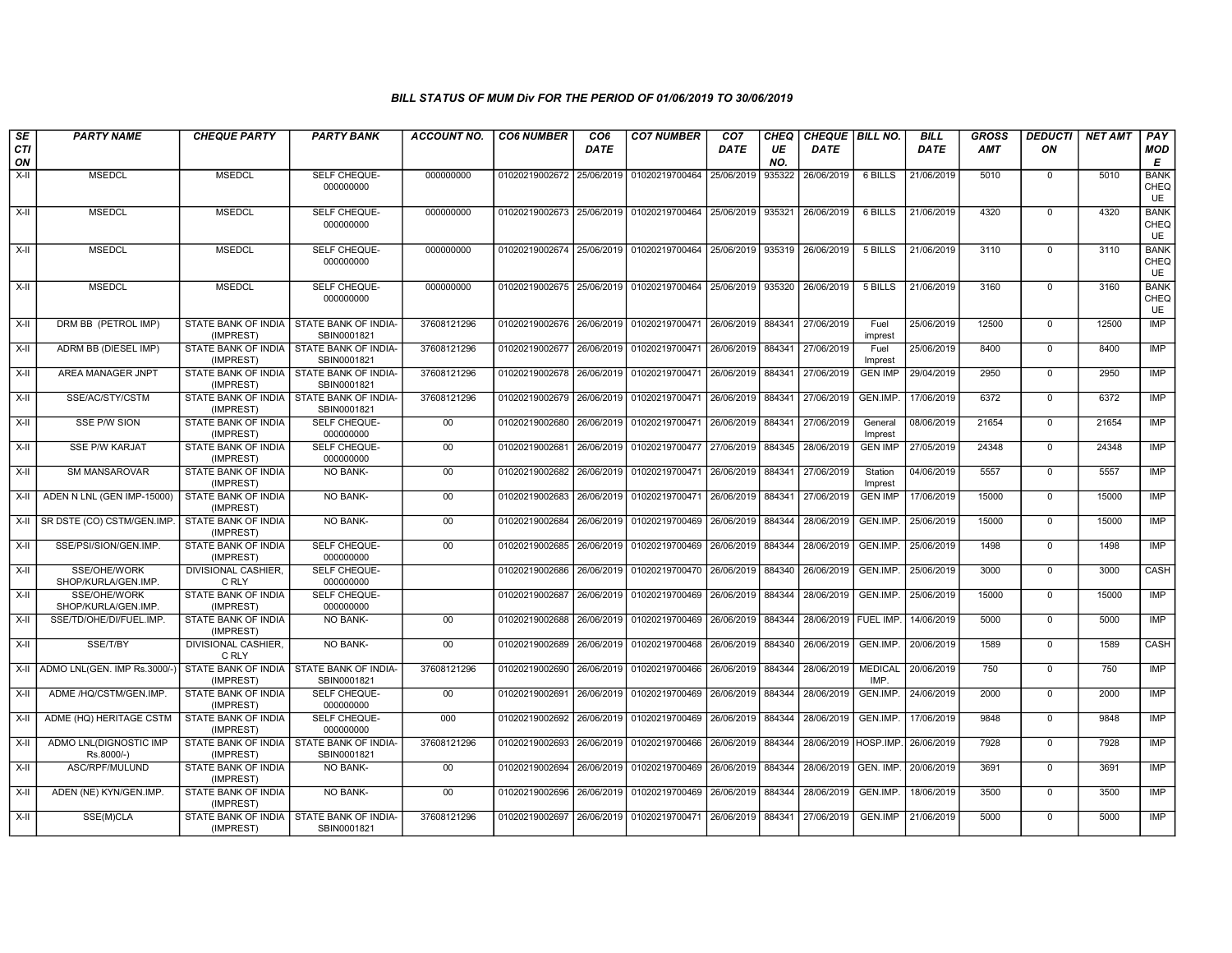### BILL STATUS OF MUM Div FOR THE PERIOD OF 01/06/2019 TO 30/06/2019

| SECTION | PARTY NAME | CHEQUE PARTY | PARTY BANK | ACCOUNT NO. | CO6 NUMBER | CO6 DATE | CO7 NUMBER | CO7 DATE | CHEQUE NO. | CHEQUE DATE | BILL NO. | BILL DATE | GROSS AMT | DEDUCTION | NET AMT | PAY MODE |
|---|---|---|---|---|---|---|---|---|---|---|---|---|---|---|---|---|
| X-II | MSEDCL | MSEDCL | SELF CHEQUE-000000000 | 000000000 | 01020219002672 | 25/06/2019 | 01020219700464 | 25/06/2019 | 935322 | 26/06/2019 | 6 BILLS | 21/06/2019 | 5010 | 0 | 5010 | BANK CHEQUE |
| X-II | MSEDCL | MSEDCL | SELF CHEQUE-000000000 | 000000000 | 01020219002673 | 25/06/2019 | 01020219700464 | 25/06/2019 | 935321 | 26/06/2019 | 6 BILLS | 21/06/2019 | 4320 | 0 | 4320 | BANK CHEQUE |
| X-II | MSEDCL | MSEDCL | SELF CHEQUE-000000000 | 000000000 | 01020219002674 | 25/06/2019 | 01020219700464 | 25/06/2019 | 935319 | 26/06/2019 | 5 BILLS | 21/06/2019 | 3110 | 0 | 3110 | BANK CHEQUE |
| X-II | MSEDCL | MSEDCL | SELF CHEQUE-000000000 | 000000000 | 01020219002675 | 25/06/2019 | 01020219700464 | 25/06/2019 | 935320 | 26/06/2019 | 5 BILLS | 21/06/2019 | 3160 | 0 | 3160 | BANK CHEQUE |
| X-II | DRM BB (PETROL IMP) | STATE BANK OF INDIA (IMPREST) | STATE BANK OF INDIA-SBIN0001821 | 37608121296 | 01020219002676 | 26/06/2019 | 01020219700471 | 26/06/2019 | 884341 | 27/06/2019 | Fuel imprest | 25/06/2019 | 12500 | 0 | 12500 | IMP |
| X-II | ADRM BB (DIESEL IMP) | STATE BANK OF INDIA (IMPREST) | STATE BANK OF INDIA-SBIN0001821 | 37608121296 | 01020219002677 | 26/06/2019 | 01020219700471 | 26/06/2019 | 884341 | 27/06/2019 | Fuel Imprest | 25/06/2019 | 8400 | 0 | 8400 | IMP |
| X-II | AREA MANAGER JNPT | STATE BANK OF INDIA (IMPREST) | STATE BANK OF INDIA-SBIN0001821 | 37608121296 | 01020219002678 | 26/06/2019 | 01020219700471 | 26/06/2019 | 884341 | 27/06/2019 | GEN IMP | 29/04/2019 | 2950 | 0 | 2950 | IMP |
| X-II | SSE/AC/STY/CSTM | STATE BANK OF INDIA (IMPREST) | STATE BANK OF INDIA-SBIN0001821 | 37608121296 | 01020219002679 | 26/06/2019 | 01020219700471 | 26/06/2019 | 884341 | 27/06/2019 | GEN.IMP. | 17/06/2019 | 6372 | 0 | 6372 | IMP |
| X-II | SSE P/W SION | STATE BANK OF INDIA (IMPREST) | SELF CHEQUE-000000000 | 00 | 01020219002680 | 26/06/2019 | 01020219700471 | 26/06/2019 | 884341 | 27/06/2019 | General Imprest | 08/06/2019 | 21654 | 0 | 21654 | IMP |
| X-II | SSE P/W KARJAT | STATE BANK OF INDIA (IMPREST) | SELF CHEQUE-000000000 | 00 | 01020219002681 | 26/06/2019 | 01020219700477 | 27/06/2019 | 884345 | 28/06/2019 | GEN IMP | 27/05/2019 | 24348 | 0 | 24348 | IMP |
| X-II | SM MANSAROVAR | STATE BANK OF INDIA (IMPREST) | NO BANK- | 00 | 01020219002682 | 26/06/2019 | 01020219700471 | 26/06/2019 | 884341 | 27/06/2019 | Station Imprest | 04/06/2019 | 5557 | 0 | 5557 | IMP |
| X-II | ADEN N LNL (GEN IMP-15000) | STATE BANK OF INDIA (IMPREST) | NO BANK- | 00 | 01020219002683 | 26/06/2019 | 01020219700471 | 26/06/2019 | 884341 | 27/06/2019 | GEN IMP | 17/06/2019 | 15000 | 0 | 15000 | IMP |
| X-II | SR DSTE (CO) CSTM/GEN.IMP. | STATE BANK OF INDIA (IMPREST) | NO BANK- | 00 | 01020219002684 | 26/06/2019 | 01020219700469 | 26/06/2019 | 884344 | 28/06/2019 | GEN.IMP. | 25/06/2019 | 15000 | 0 | 15000 | IMP |
| X-II | SSE/PSI/SION/GEN.IMP. | STATE BANK OF INDIA (IMPREST) | SELF CHEQUE-000000000 | 00 | 01020219002685 | 26/06/2019 | 01020219700469 | 26/06/2019 | 884344 | 28/06/2019 | GEN.IMP. | 25/06/2019 | 1498 | 0 | 1498 | IMP |
| X-II | SSE/OHE/WORK SHOP/KURLA/GEN.IMP. | DIVISIONAL CASHIER, C RLY | SELF CHEQUE-000000000 | | 01020219002686 | 26/06/2019 | 01020219700470 | 26/06/2019 | 884340 | 26/06/2019 | GEN.IMP. | 25/06/2019 | 3000 | 0 | 3000 | CASH |
| X-II | SSE/OHE/WORK SHOP/KURLA/GEN.IMP. | STATE BANK OF INDIA (IMPREST) | SELF CHEQUE-000000000 | | 01020219002687 | 26/06/2019 | 01020219700469 | 26/06/2019 | 884344 | 28/06/2019 | GEN.IMP. | 25/06/2019 | 15000 | 0 | 15000 | IMP |
| X-II | SSE/TD/OHE/DI/FUEL.IMP. | STATE BANK OF INDIA (IMPREST) | NO BANK- | 00 | 01020219002688 | 26/06/2019 | 01020219700469 | 26/06/2019 | 884344 | 28/06/2019 | FUEL IMP. | 14/06/2019 | 5000 | 0 | 5000 | IMP |
| X-II | SSE/T/BY | DIVISIONAL CASHIER, C RLY | NO BANK- | 00 | 01020219002689 | 26/06/2019 | 01020219700468 | 26/06/2019 | 884340 | 26/06/2019 | GEN.IMP. | 20/06/2019 | 1589 | 0 | 1589 | CASH |
| X-II | ADMO LNL(GEN. IMP Rs.3000/-) | STATE BANK OF INDIA (IMPREST) | STATE BANK OF INDIA-SBIN0001821 | 37608121296 | 01020219002690 | 26/06/2019 | 01020219700466 | 26/06/2019 | 884344 | 28/06/2019 | MEDICAL IMP. | 20/06/2019 | 750 | 0 | 750 | IMP |
| X-II | ADME /HQ/CSTM/GEN.IMP. | STATE BANK OF INDIA (IMPREST) | SELF CHEQUE-000000000 | 00 | 01020219002691 | 26/06/2019 | 01020219700469 | 26/06/2019 | 884344 | 28/06/2019 | GEN.IMP. | 24/06/2019 | 2000 | 0 | 2000 | IMP |
| X-II | ADME (HQ) HERITAGE CSTM | STATE BANK OF INDIA (IMPREST) | SELF CHEQUE-000000000 | 000 | 01020219002692 | 26/06/2019 | 01020219700469 | 26/06/2019 | 884344 | 28/06/2019 | GEN.IMP. | 17/06/2019 | 9848 | 0 | 9848 | IMP |
| X-II | ADMO LNL(DIGNOSTIC IMP Rs.8000/-) | STATE BANK OF INDIA (IMPREST) | STATE BANK OF INDIA-SBIN0001821 | 37608121296 | 01020219002693 | 26/06/2019 | 01020219700466 | 26/06/2019 | 884344 | 28/06/2019 | HOSP.IMP. | 26/06/2019 | 7928 | 0 | 7928 | IMP |
| X-II | ASC/RPF/MULUND | STATE BANK OF INDIA (IMPREST) | NO BANK- | 00 | 01020219002694 | 26/06/2019 | 01020219700469 | 26/06/2019 | 884344 | 28/06/2019 | GEN. IMP. | 20/06/2019 | 3691 | 0 | 3691 | IMP |
| X-II | ADEN (NE) KYN/GEN.IMP. | STATE BANK OF INDIA (IMPREST) | NO BANK- | 00 | 01020219002696 | 26/06/2019 | 01020219700469 | 26/06/2019 | 884344 | 28/06/2019 | GEN.IMP. | 18/06/2019 | 3500 | 0 | 3500 | IMP |
| X-II | SSE(M)CLA | STATE BANK OF INDIA (IMPREST) | STATE BANK OF INDIA-SBIN0001821 | 37608121296 | 01020219002697 | 26/06/2019 | 01020219700471 | 26/06/2019 | 884341 | 27/06/2019 | GEN.IMP | 21/06/2019 | 5000 | 0 | 5000 | IMP |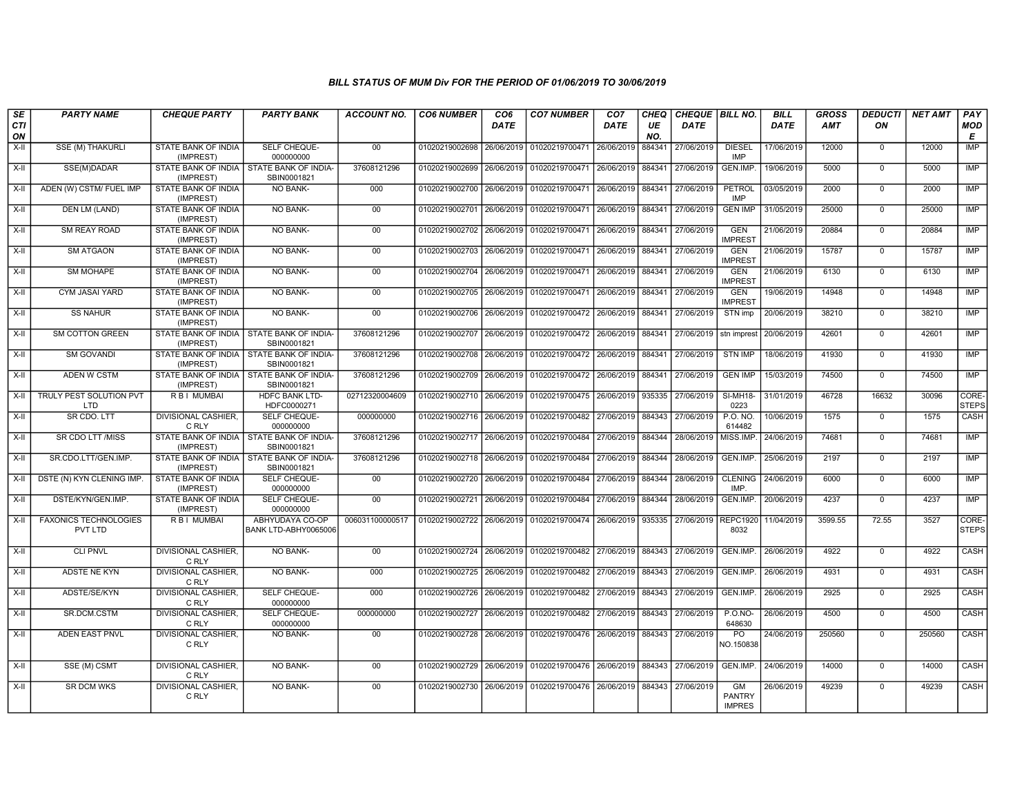### BILL STATUS OF MUM Div FOR THE PERIOD OF 01/06/2019 TO 30/06/2019

| SECTION | PARTY NAME | CHEQUE PARTY | PARTY BANK | ACCOUNT NO. | CO6 NUMBER | CO6 DATE | CO7 NUMBER | CO7 DATE | CHEQUE NO. | CHEQUE DATE | BILL NO. | BILL DATE | GROSS AMT | DEDUCTION | NET AMT | PAY MODE |
|---|---|---|---|---|---|---|---|---|---|---|---|---|---|---|---|---|
| X-II | SSE (M) THAKURLI | STATE BANK OF INDIA (IMPREST) | SELF CHEQUE-000000000 | 00 | 01020219002698 | 26/06/2019 | 01020219700471 | 26/06/2019 | 884341 | 27/06/2019 | DIESEL IMP | 17/06/2019 | 12000 | 0 | 12000 | IMP |
| X-II | SSE(M)DADAR | STATE BANK OF INDIA (IMPREST) | STATE BANK OF INDIA-SBIN0001821 | 37608121296 | 01020219002699 | 26/06/2019 | 01020219700471 | 26/06/2019 | 884341 | 27/06/2019 | GEN.IMP. | 19/06/2019 | 5000 | 0 | 5000 | IMP |
| X-II | ADEN (W) CSTM/ FUEL IMP | STATE BANK OF INDIA (IMPREST) | NO BANK- | 000 | 01020219002700 | 26/06/2019 | 01020219700471 | 26/06/2019 | 884341 | 27/06/2019 | PETROL IMP | 03/05/2019 | 2000 | 0 | 2000 | IMP |
| X-II | DEN LM (LAND) | STATE BANK OF INDIA (IMPREST) | NO BANK- | 00 | 01020219002701 | 26/06/2019 | 01020219700471 | 26/06/2019 | 884341 | 27/06/2019 | GEN IMP | 31/05/2019 | 25000 | 0 | 25000 | IMP |
| X-II | SM REAY ROAD | STATE BANK OF INDIA (IMPREST) | NO BANK- | 00 | 01020219002702 | 26/06/2019 | 01020219700471 | 26/06/2019 | 884341 | 27/06/2019 | GEN IMPREST | 21/06/2019 | 20884 | 0 | 20884 | IMP |
| X-II | SM ATGAON | STATE BANK OF INDIA (IMPREST) | NO BANK- | 00 | 01020219002703 | 26/06/2019 | 01020219700471 | 26/06/2019 | 884341 | 27/06/2019 | GEN IMPREST | 21/06/2019 | 15787 | 0 | 15787 | IMP |
| X-II | SM MOHAPE | STATE BANK OF INDIA (IMPREST) | NO BANK- | 00 | 01020219002704 | 26/06/2019 | 01020219700471 | 26/06/2019 | 884341 | 27/06/2019 | GEN IMPREST | 21/06/2019 | 6130 | 0 | 6130 | IMP |
| X-II | CYM JASAI YARD | STATE BANK OF INDIA (IMPREST) | NO BANK- | 00 | 01020219002705 | 26/06/2019 | 01020219700471 | 26/06/2019 | 884341 | 27/06/2019 | GEN IMPREST | 19/06/2019 | 14948 | 0 | 14948 | IMP |
| X-II | SS NAHUR | STATE BANK OF INDIA (IMPREST) | NO BANK- | 00 | 01020219002706 | 26/06/2019 | 01020219700472 | 26/06/2019 | 884341 | 27/06/2019 | STN imp | 20/06/2019 | 38210 | 0 | 38210 | IMP |
| X-II | SM COTTON GREEN | STATE BANK OF INDIA (IMPREST) | STATE BANK OF INDIA-SBIN0001821 | 37608121296 | 01020219002707 | 26/06/2019 | 01020219700472 | 26/06/2019 | 884341 | 27/06/2019 | stn imprest | 20/06/2019 | 42601 | 0 | 42601 | IMP |
| X-II | SM GOVANDI | STATE BANK OF INDIA (IMPREST) | STATE BANK OF INDIA-SBIN0001821 | 37608121296 | 01020219002708 | 26/06/2019 | 01020219700472 | 26/06/2019 | 884341 | 27/06/2019 | STN IMP | 18/06/2019 | 41930 | 0 | 41930 | IMP |
| X-II | ADEN W CSTM | STATE BANK OF INDIA (IMPREST) | STATE BANK OF INDIA-SBIN0001821 | 37608121296 | 01020219002709 | 26/06/2019 | 01020219700472 | 26/06/2019 | 884341 | 27/06/2019 | GEN IMP | 15/03/2019 | 74500 | 0 | 74500 | IMP |
| X-II | TRULY PEST SOLUTION PVT LTD | R B I MUMBAI | HDFC BANK LTD-HDFC0000271 | 02712320004609 | 01020219002710 | 26/06/2019 | 01020219700475 | 26/06/2019 | 935335 | 27/06/2019 | SI-MH18-0223 | 31/01/2019 | 46728 | 16632 | 30096 | CORE-STEPS |
| X-II | SR CDO. LTT | DIVISIONAL CASHIER, C RLY | SELF CHEQUE-000000000 | 000000000 | 01020219002716 | 26/06/2019 | 01020219700482 | 27/06/2019 | 884343 | 27/06/2019 | P.O. NO. 614482 | 10/06/2019 | 1575 | 0 | 1575 | CASH |
| X-II | SR CDO LTT /MISS | STATE BANK OF INDIA (IMPREST) | STATE BANK OF INDIA-SBIN0001821 | 37608121296 | 01020219002717 | 26/06/2019 | 01020219700484 | 27/06/2019 | 884344 | 28/06/2019 | MISS.IMP. | 24/06/2019 | 74681 | 0 | 74681 | IMP |
| X-II | SR.CDO.LTT/GEN.IMP. | STATE BANK OF INDIA (IMPREST) | STATE BANK OF INDIA-SBIN0001821 | 37608121296 | 01020219002718 | 26/06/2019 | 01020219700484 | 27/06/2019 | 884344 | 28/06/2019 | GEN.IMP. | 25/06/2019 | 2197 | 0 | 2197 | IMP |
| X-II | DSTE (N) KYN CLENING IMP. | STATE BANK OF INDIA (IMPREST) | SELF CHEQUE-000000000 | 00 | 01020219002720 | 26/06/2019 | 01020219700484 | 27/06/2019 | 884344 | 28/06/2019 | CLENING IMP. | 24/06/2019 | 6000 | 0 | 6000 | IMP |
| X-II | DSTE/KYN/GEN.IMP. | STATE BANK OF INDIA (IMPREST) | SELF CHEQUE-000000000 | 00 | 01020219002721 | 26/06/2019 | 01020219700484 | 27/06/2019 | 884344 | 28/06/2019 | GEN.IMP. | 20/06/2019 | 4237 | 0 | 4237 | IMP |
| X-II | FAXONICS TECHNOLOGIES PVT LTD | R B I MUMBAI | ABHYUDAYA CO-OP BANK LTD-ABHY0065006 | 006031100000517 | 01020219002722 | 26/06/2019 | 01020219700474 | 26/06/2019 | 935335 | 27/06/2019 | REPC19208032 | 11/04/2019 | 3599.55 | 72.55 | 3527 | CORE-STEPS |
| X-II | CLI PNVL | DIVISIONAL CASHIER, C RLY | NO BANK- | 00 | 01020219002724 | 26/06/2019 | 01020219700482 | 27/06/2019 | 884343 | 27/06/2019 | GEN.IMP. | 26/06/2019 | 4922 | 0 | 4922 | CASH |
| X-II | ADSTE NE KYN | DIVISIONAL CASHIER, C RLY | NO BANK- | 000 | 01020219002725 | 26/06/2019 | 01020219700482 | 27/06/2019 | 884343 | 27/06/2019 | GEN.IMP. | 26/06/2019 | 4931 | 0 | 4931 | CASH |
| X-II | ADSTE/SE/KYN | DIVISIONAL CASHIER, C RLY | SELF CHEQUE-000000000 | 000 | 01020219002726 | 26/06/2019 | 01020219700482 | 27/06/2019 | 884343 | 27/06/2019 | GEN.IMP. | 26/06/2019 | 2925 | 0 | 2925 | CASH |
| X-II | SR.DCM.CSTM | DIVISIONAL CASHIER, C RLY | SELF CHEQUE-000000000 | 000000000 | 01020219002727 | 26/06/2019 | 01020219700482 | 27/06/2019 | 884343 | 27/06/2019 | P.O.NO-648630 | 26/06/2019 | 4500 | 0 | 4500 | CASH |
| X-II | ADEN EAST PNVL | DIVISIONAL CASHIER, C RLY | NO BANK- | 00 | 01020219002728 | 26/06/2019 | 01020219700476 | 26/06/2019 | 884343 | 27/06/2019 | PO NO.150838 | 24/06/2019 | 250560 | 0 | 250560 | CASH |
| X-II | SSE (M) CSMT | DIVISIONAL CASHIER, C RLY | NO BANK- | 00 | 01020219002729 | 26/06/2019 | 01020219700476 | 26/06/2019 | 884343 | 27/06/2019 | GEN.IMP. | 24/06/2019 | 14000 | 0 | 14000 | CASH |
| X-II | SR DCM WKS | DIVISIONAL CASHIER, C RLY | NO BANK- | 00 | 01020219002730 | 26/06/2019 | 01020219700476 | 26/06/2019 | 884343 | 27/06/2019 | GM PANTRY IMPRES | 26/06/2019 | 49239 | 0 | 49239 | CASH |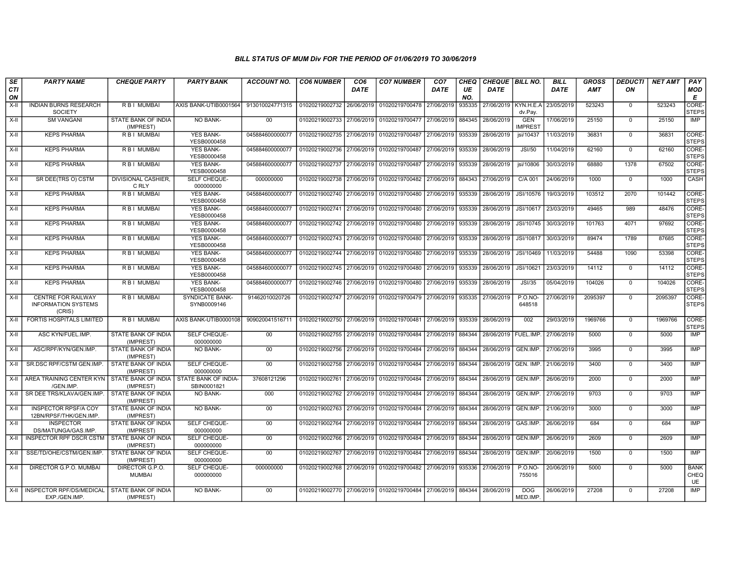### BILL STATUS OF MUM Div FOR THE PERIOD OF 01/06/2019 TO 30/06/2019

| SECTION | PARTY NAME | CHEQUE PARTY | PARTY BANK | ACCOUNT NO. | CO6 NUMBER | CO6 DATE | CO7 NUMBER | CO7 DATE | CHEQUE NO. | CHEQUE DATE | BILL NO. | BILL DATE | GROSS AMT | DEDUCTION | NET AMT | PAY MODE |
|---|---|---|---|---|---|---|---|---|---|---|---|---|---|---|---|---|
| X-II | INDIAN BURNS RESEARCH SOCIETY | R B I MUMBAI | AXIS BANK-UTIB0001564 | 913010024771315 | 01020219002732 | 26/06/2019 | 01020219700478 | 27/06/2019 | 935335 | 27/06/2019 | KYN.H.E.A dv.Pay. | 23/05/2019 | 523243 | 0 | 523243 | CORE-STEPS |
| X-II | SM VANGANI | STATE BANK OF INDIA (IMPREST) | NO BANK- | 00 | 01020219002733 | 27/06/2019 | 01020219700477 | 27/06/2019 | 884345 | 28/06/2019 | GEN IMPREST | 17/06/2019 | 25150 | 0 | 25150 | IMP |
| X-II | KEPS PHARMA | R B I MUMBAI | YES BANK-YESB0000458 | 045884600000077 | 01020219002735 | 27/06/2019 | 01020219700487 | 27/06/2019 | 935339 | 28/06/2019 | jsi/10437 | 11/03/2019 | 36831 | 0 | 36831 | CORE-STEPS |
| X-II | KEPS PHARMA | R B I MUMBAI | YES BANK-YESB0000458 | 045884600000077 | 01020219002736 | 27/06/2019 | 01020219700487 | 27/06/2019 | 935339 | 28/06/2019 | JSI/50 | 11/04/2019 | 62160 | 0 | 62160 | CORE-STEPS |
| X-II | KEPS PHARMA | R B I MUMBAI | YES BANK-YESB0000458 | 045884600000077 | 01020219002737 | 27/06/2019 | 01020219700487 | 27/06/2019 | 935339 | 28/06/2019 | jsi/10806 | 30/03/2019 | 68880 | 1378 | 67502 | CORE-STEPS |
| X-II | SR DEE(TRS O) CSTM | DIVISIONAL CASHIER, C RLY | SELF CHEQUE-000000000 | 000000000 | 01020219002738 | 27/06/2019 | 01020219700482 | 27/06/2019 | 884343 | 27/06/2019 | C/A 001 | 24/06/2019 | 1000 | 0 | 1000 | CASH |
| X-II | KEPS PHARMA | R B I MUMBAI | YES BANK-YESB0000458 | 045884600000077 | 01020219002740 | 27/06/2019 | 01020219700480 | 27/06/2019 | 935339 | 28/06/2019 | JSI/10576 | 19/03/2019 | 103512 | 2070 | 101442 | CORE-STEPS |
| X-II | KEPS PHARMA | R B I MUMBAI | YES BANK-YESB0000458 | 045884600000077 | 01020219002741 | 27/06/2019 | 01020219700480 | 27/06/2019 | 935339 | 28/06/2019 | JSI/10617 | 23/03/2019 | 49465 | 989 | 48476 | CORE-STEPS |
| X-II | KEPS PHARMA | R B I MUMBAI | YES BANK-YESB0000458 | 045884600000077 | 01020219002742 | 27/06/2019 | 01020219700480 | 27/06/2019 | 935339 | 28/06/2019 | JSI/10745 | 30/03/2019 | 101763 | 4071 | 97692 | CORE-STEPS |
| X-II | KEPS PHARMA | R B I MUMBAI | YES BANK-YESB0000458 | 045884600000077 | 01020219002743 | 27/06/2019 | 01020219700480 | 27/06/2019 | 935339 | 28/06/2019 | JSI/10817 | 30/03/2019 | 89474 | 1789 | 87685 | CORE-STEPS |
| X-II | KEPS PHARMA | R B I MUMBAI | YES BANK-YESB0000458 | 045884600000077 | 01020219002744 | 27/06/2019 | 01020219700480 | 27/06/2019 | 935339 | 28/06/2019 | JSI/10469 | 11/03/2019 | 54488 | 1090 | 53398 | CORE-STEPS |
| X-II | KEPS PHARMA | R B I MUMBAI | YES BANK-YESB0000458 | 045884600000077 | 01020219002745 | 27/06/2019 | 01020219700480 | 27/06/2019 | 935339 | 28/06/2019 | JSI/10621 | 23/03/2019 | 14112 | 0 | 14112 | CORE-STEPS |
| X-II | KEPS PHARMA | R B I MUMBAI | YES BANK-YESB0000458 | 045884600000077 | 01020219002746 | 27/06/2019 | 01020219700480 | 27/06/2019 | 935339 | 28/06/2019 | JSI/35 | 05/04/2019 | 104026 | 0 | 104026 | CORE-STEPS |
| X-II | CENTRE FOR RAILWAY INFORMATION SYSTEMS (CRIS) | R B I MUMBAI | SYNDICATE BANK-SYNB0009146 | 91462010020726 | 01020219002747 | 27/06/2019 | 01020219700479 | 27/06/2019 | 935335 | 27/06/2019 | P.O.NO-648518 | 27/06/2019 | 2095397 | 0 | 2095397 | CORE-STEPS |
| X-II | FORTIS HOSPITALS LIMITED | R B I MUMBAI | AXIS BANK-UTIB0000108 | 909020041516711 | 01020219002750 | 27/06/2019 | 01020219700481 | 27/06/2019 | 935339 | 28/06/2019 | 002 | 29/03/2019 | 1969766 | 0 | 1969766 | CORE-STEPS |
| X-II | ASC KYN/FUEL.IMP. | STATE BANK OF INDIA (IMPREST) | SELF CHEQUE-000000000 | 00 | 01020219002755 | 27/06/2019 | 01020219700484 | 27/06/2019 | 884344 | 28/06/2019 | FUEL.IMP. | 27/06/2019 | 5000 | 0 | 5000 | IMP |
| X-II | ASC/RPF/KYN/GEN.IMP. | STATE BANK OF INDIA (IMPREST) | NO BANK- | 00 | 01020219002756 | 27/06/2019 | 01020219700484 | 27/06/2019 | 884344 | 28/06/2019 | GEN.IMP. | 27/06/2019 | 3995 | 0 | 3995 | IMP |
| X-II | SR.DSC RPF/CSTM GEN.IMP. | STATE BANK OF INDIA (IMPREST) | SELF CHEQUE-000000000 | 00 | 01020219002758 | 27/06/2019 | 01020219700484 | 27/06/2019 | 884344 | 28/06/2019 | GEN. IMP. | 21/06/2019 | 3400 | 0 | 3400 | IMP |
| X-II | AREA TRAINING CENTER KYN /GEN.IMP. | STATE BANK OF INDIA (IMPREST) | STATE BANK OF INDIA-SBIN0001821 | 37608121296 | 01020219002761 | 27/06/2019 | 01020219700484 | 27/06/2019 | 884344 | 28/06/2019 | GEN.IMP. | 26/06/2019 | 2000 | 0 | 2000 | IMP |
| X-II | SR DEE TRS/KLAVA/GEN.IMP. | STATE BANK OF INDIA (IMPREST) | NO BANK- | 000 | 01020219002762 | 27/06/2019 | 01020219700484 | 27/06/2019 | 884344 | 28/06/2019 | GEN.IMP. | 27/06/2019 | 9703 | 0 | 9703 | IMP |
| X-II | INSPECTOR RPSF/A COY 12BN/RPSF/THK/GEN.IMP. | STATE BANK OF INDIA (IMPREST) | NO BANK- | 00 | 01020219002763 | 27/06/2019 | 01020219700484 | 27/06/2019 | 884344 | 28/06/2019 | GEN.IMP. | 21/06/2019 | 3000 | 0 | 3000 | IMP |
| X-II | INSPECTOR DS/MATUNGA/GAS.IMP. | STATE BANK OF INDIA (IMPREST) | SELF CHEQUE-000000000 | 00 | 01020219002764 | 27/06/2019 | 01020219700484 | 27/06/2019 | 884344 | 28/06/2019 | GAS.IMP. | 26/06/2019 | 684 | 0 | 684 | IMP |
| X-II | INSPECTOR RPF DSCR CSTM | STATE BANK OF INDIA (IMPREST) | SELF CHEQUE-000000000 | 00 | 01020219002766 | 27/06/2019 | 01020219700484 | 27/06/2019 | 884344 | 28/06/2019 | GEN.IMP. | 26/06/2019 | 2609 | 0 | 2609 | IMP |
| X-II | SSE/TD/OHE/CSTM/GEN.IMP. | STATE BANK OF INDIA (IMPREST) | SELF CHEQUE-000000000 | 00 | 01020219002767 | 27/06/2019 | 01020219700484 | 27/06/2019 | 884344 | 28/06/2019 | GEN.IMP. | 20/06/2019 | 1500 | 0 | 1500 | IMP |
| X-II | DIRECTOR G.P.O. MUMBAI | DIRECTOR G.P.O. MUMBAI | SELF CHEQUE-000000000 | 000000000 | 01020219002768 | 27/06/2019 | 01020219700482 | 27/06/2019 | 935336 | 27/06/2019 | P.O.NO-755016 | 20/06/2019 | 5000 | 0 | 5000 | BANK CHEQUE |
| X-II | INSPECTOR RPF/DS/MEDICAL EXP./GEN.IMP. | STATE BANK OF INDIA (IMPREST) | NO BANK- | 00 | 01020219002770 | 27/06/2019 | 01020219700484 | 27/06/2019 | 884344 | 28/06/2019 | DOG MED.IMP. | 26/06/2019 | 27208 | 0 | 27208 | IMP |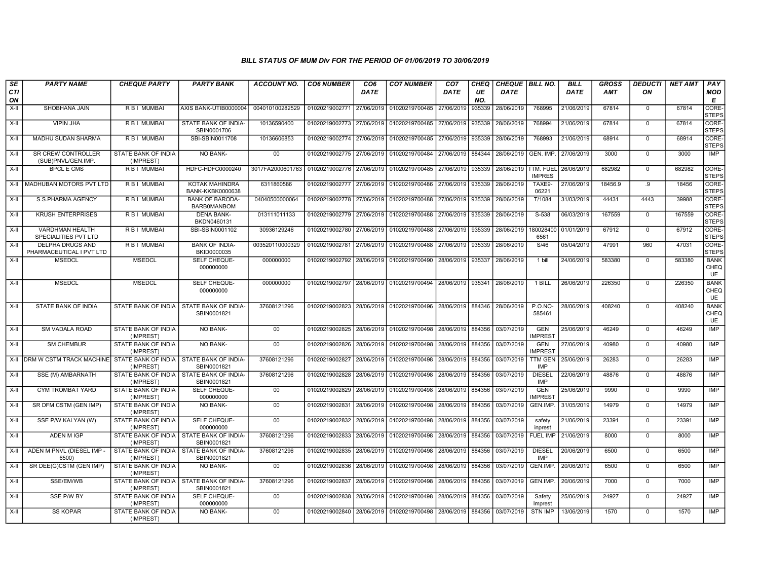### BILL STATUS OF MUM Div FOR THE PERIOD OF 01/06/2019 TO 30/06/2019

| SECTION | PARTY NAME | CHEQUE PARTY | PARTY BANK | ACCOUNT NO. | CO6 NUMBER | CO6 DATE | CO7 NUMBER | CO7 DATE | CHEQUE NO. | CHEQUE DATE | BILL NO. | BILL DATE | GROSS AMT | DEDUCTION | NET AMT | PAY MODE |
|---|---|---|---|---|---|---|---|---|---|---|---|---|---|---|---|---|
| X-II | SHOBHANA JAIN | R B I MUMBAI | AXIS BANK-UTIB0000004 | 004010100282529 | 01020219002771 | 27/06/2019 | 01020219700485 | 27/06/2019 | 935339 | 28/06/2019 | 768995 | 21/06/2019 | 67814 | 0 | 67814 | CORE-STEPS |
| X-II | VIPIN JHA | R B I MUMBAI | STATE BANK OF INDIA-SBIN0001706 | 10136590400 | 01020219002773 | 27/06/2019 | 01020219700485 | 27/06/2019 | 935339 | 28/06/2019 | 768994 | 21/06/2019 | 67814 | 0 | 67814 | CORE-STEPS |
| X-II | MADHU SUDAN SHARMA | R B I MUMBAI | SBI-SBIN0011708 | 10136606853 | 01020219002774 | 27/06/2019 | 01020219700485 | 27/06/2019 | 935339 | 28/06/2019 | 768993 | 21/06/2019 | 68914 | 0 | 68914 | CORE-STEPS |
| X-II | SR CREW CONTROLLER (SUB)PNVL/GEN.IMP. | STATE BANK OF INDIA (IMPREST) | NO BANK- | 00 | 01020219002775 | 27/06/2019 | 01020219700484 | 27/06/2019 | 884344 | 28/06/2019 | GEN. IMP. | 27/06/2019 | 3000 | 0 | 3000 | IMP |
| X-II | BPCL E CMS | R B I MUMBAI | HDFC-HDFC0000240 | 3017FA2000601763 | 01020219002776 | 27/06/2019 | 01020219700485 | 27/06/2019 | 935339 | 28/06/2019 | TTM. FUEL IMPRES | 26/06/2019 | 682982 | 0 | 682982 | CORE-STEPS |
| X-II | MADHUBAN MOTORS PVT LTD | R B I MUMBAI | KOTAK MAHINDRA BANK-KKBK0000638 | 6311860586 | 01020219002777 | 27/06/2019 | 01020219700486 | 27/06/2019 | 935339 | 28/06/2019 | TAXE9-06221 | 27/06/2019 | 18456.9 | .9 | 18456 | CORE-STEPS |
| X-II | S.S.PHARMA AGENCY | R B I MUMBAI | BANK OF BARODA-BARB0MANBOM | 04040500000064 | 01020219002778 | 27/06/2019 | 01020219700488 | 27/06/2019 | 935339 | 28/06/2019 | T/1084 | 31/03/2019 | 44431 | 4443 | 39988 | CORE-STEPS |
| X-II | KRUSH ENTERPRISES | R B I MUMBAI | DENA BANK-BKDN0460131 | 013111011133 | 01020219002779 | 27/06/2019 | 01020219700488 | 27/06/2019 | 935339 | 28/06/2019 | S-538 | 06/03/2019 | 167559 | 0 | 167559 | CORE-STEPS |
| X-II | VARDHMAN HEALTH SPECIALITIES PVT LTD | R B I MUMBAI | SBI-SBIN0001102 | 30936129246 | 01020219002780 | 27/06/2019 | 01020219700488 | 27/06/2019 | 935339 | 28/06/2019 | 1800284006561 | 01/01/2019 | 67912 | 0 | 67912 | CORE-STEPS |
| X-II | DELPHA DRUGS AND PHARMACEUTICAL I PVT LTD | R B I MUMBAI | BANK OF INDIA-BKID0000035 | 003520110000329 | 01020219002781 | 27/06/2019 | 01020219700488 | 27/06/2019 | 935339 | 28/06/2019 | S/46 | 05/04/2019 | 47991 | 960 | 47031 | CORE-STEPS |
| X-II | MSEDCL | MSEDCL | SELF CHEQUE-000000000 | 000000000 | 01020219002792 | 28/06/2019 | 01020219700490 | 28/06/2019 | 935337 | 28/06/2019 | 1 bill | 24/06/2019 | 583380 | 0 | 583380 | BANK CHEQUE |
| X-II | MSEDCL | MSEDCL | SELF CHEQUE-000000000 | 000000000 | 01020219002797 | 28/06/2019 | 01020219700494 | 28/06/2019 | 935341 | 28/06/2019 | 1 BILL | 26/06/2019 | 226350 | 0 | 226350 | BANK CHEQUE |
| X-II | STATE BANK OF INDIA | STATE BANK OF INDIA | STATE BANK OF INDIA-SBIN0001821 | 37608121296 | 01020219002823 | 28/06/2019 | 01020219700496 | 28/06/2019 | 884346 | 28/06/2019 | P.O.NO-585461 | 28/06/2019 | 408240 | 0 | 408240 | BANK CHEQUE |
| X-II | SM VADALA ROAD | STATE BANK OF INDIA (IMPREST) | NO BANK- | 00 | 01020219002825 | 28/06/2019 | 01020219700498 | 28/06/2019 | 884356 | 03/07/2019 | GEN IMPREST | 25/06/2019 | 46249 | 0 | 46249 | IMP |
| X-II | SM CHEMBUR | STATE BANK OF INDIA (IMPREST) | NO BANK- | 00 | 01020219002826 | 28/06/2019 | 01020219700498 | 28/06/2019 | 884356 | 03/07/2019 | GEN IMPREST | 27/06/2019 | 40980 | 0 | 40980 | IMP |
| X-II | DRM W CSTM TRACK MACHINE | STATE BANK OF INDIA (IMPREST) | STATE BANK OF INDIA-SBIN0001821 | 37608121296 | 01020219002827 | 28/06/2019 | 01020219700498 | 28/06/2019 | 884356 | 03/07/2019 | TTM GEN IMP | 25/06/2019 | 26283 | 0 | 26283 | IMP |
| X-II | SSE (M) AMBARNATH | STATE BANK OF INDIA (IMPREST) | STATE BANK OF INDIA-SBIN0001821 | 37608121296 | 01020219002828 | 28/06/2019 | 01020219700498 | 28/06/2019 | 884356 | 03/07/2019 | DIESEL IMP | 22/06/2019 | 48876 | 0 | 48876 | IMP |
| X-II | CYM TROMBAT YARD | STATE BANK OF INDIA (IMPREST) | SELF CHEQUE-000000000 | 00 | 01020219002829 | 28/06/2019 | 01020219700498 | 28/06/2019 | 884356 | 03/07/2019 | GEN IMPREST | 25/06/2019 | 9990 | 0 | 9990 | IMP |
| X-II | SR DFM CSTM (GEN IMP) | STATE BANK OF INDIA (IMPREST) | NO BANK- | 00 | 01020219002831 | 28/06/2019 | 01020219700498 | 28/06/2019 | 884356 | 03/07/2019 | GEN.IMP. | 31/05/2019 | 14979 | 0 | 14979 | IMP |
| X-II | SSE P/W KALYAN (W) | STATE BANK OF INDIA (IMPREST) | SELF CHEQUE-000000000 | 00 | 01020219002832 | 28/06/2019 | 01020219700498 | 28/06/2019 | 884356 | 03/07/2019 | safety inprest | 21/06/2019 | 23391 | 0 | 23391 | IMP |
| X-II | ADEN M IGP | STATE BANK OF INDIA (IMPREST) | STATE BANK OF INDIA-SBIN0001821 | 37608121296 | 01020219002833 | 28/06/2019 | 01020219700498 | 28/06/2019 | 884356 | 03/07/2019 | FUEL IMP | 21/06/2019 | 8000 | 0 | 8000 | IMP |
| X-II | ADEN M PNVL (DIESEL IMP - 6500) | STATE BANK OF INDIA (IMPREST) | STATE BANK OF INDIA-SBIN0001821 | 37608121296 | 01020219002835 | 28/06/2019 | 01020219700498 | 28/06/2019 | 884356 | 03/07/2019 | DIESEL IMP | 20/06/2019 | 6500 | 0 | 6500 | IMP |
| X-II | SR DEE(G)CSTM (GEN IMP) | STATE BANK OF INDIA (IMPREST) | NO BANK- | 00 | 01020219002836 | 28/06/2019 | 01020219700498 | 28/06/2019 | 884356 | 03/07/2019 | GEN.IMP. | 20/06/2019 | 6500 | 0 | 6500 | IMP |
| X-II | SSE/EM/WB | STATE BANK OF INDIA (IMPREST) | STATE BANK OF INDIA-SBIN0001821 | 37608121296 | 01020219002837 | 28/06/2019 | 01020219700498 | 28/06/2019 | 884356 | 03/07/2019 | GEN.IMP. | 20/06/2019 | 7000 | 0 | 7000 | IMP |
| X-II | SSE P/W BY | STATE BANK OF INDIA (IMPREST) | SELF CHEQUE-000000000 | 00 | 01020219002838 | 28/06/2019 | 01020219700498 | 28/06/2019 | 884356 | 03/07/2019 | Safety Imprest | 25/06/2019 | 24927 | 0 | 24927 | IMP |
| X-II | SS KOPAR | STATE BANK OF INDIA (IMPREST) | NO BANK- | 00 | 01020219002840 | 28/06/2019 | 01020219700498 | 28/06/2019 | 884356 | 03/07/2019 | STN IMP | 13/06/2019 | 1570 | 0 | 1570 | IMP |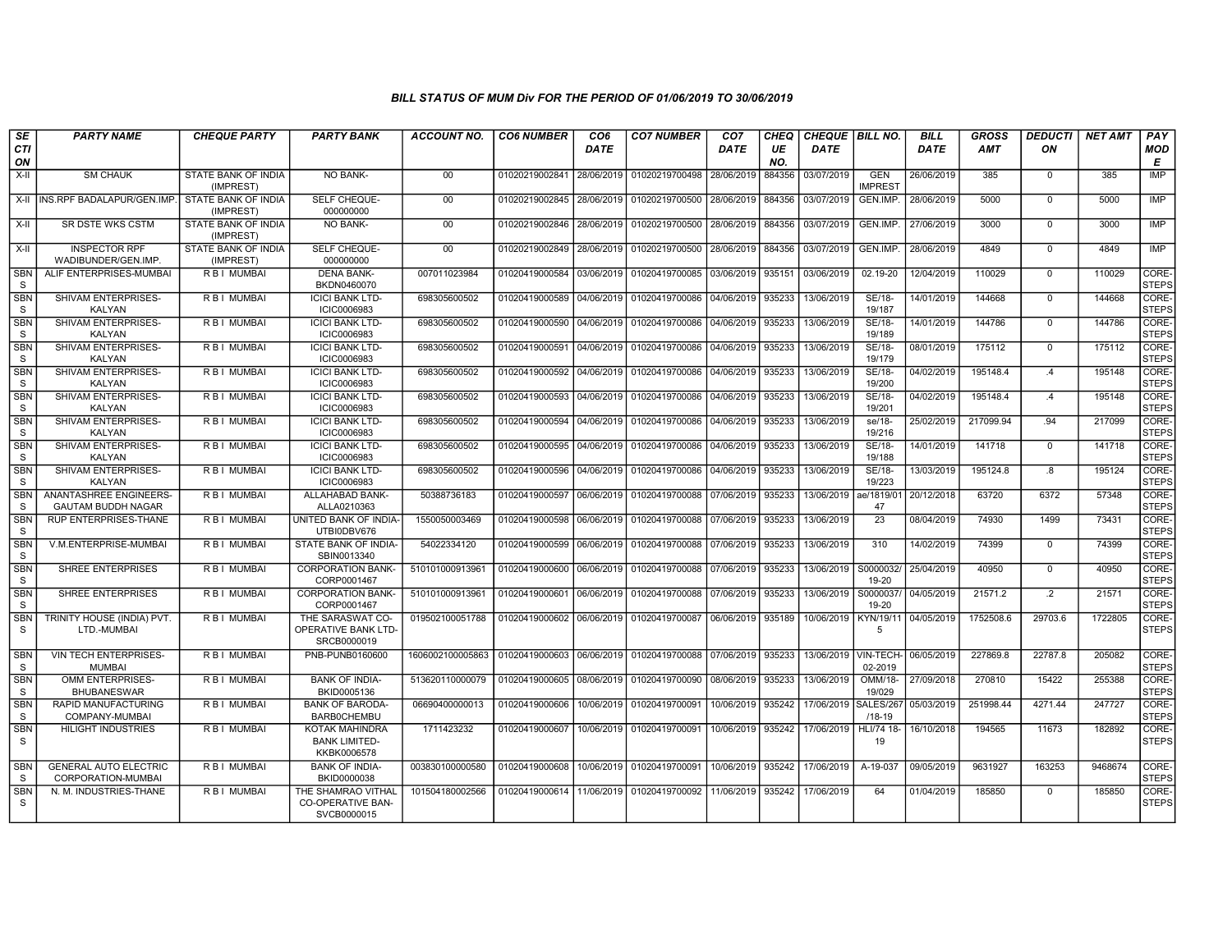### BILL STATUS OF MUM Div FOR THE PERIOD OF 01/06/2019 TO 30/06/2019

| SECTION | PARTY NAME | CHEQUE PARTY | PARTY BANK | ACCOUNT NO. | CO6 NUMBER | CO6 DATE | CO7 NUMBER | CO7 DATE | CHEQUE NO. | CHEQUE DATE | BILL NO. | BILL DATE | GROSS AMT | DEDUCTION | NET AMT | PAY MODE |
|---|---|---|---|---|---|---|---|---|---|---|---|---|---|---|---|---|
| X-II | SM CHAUK | STATE BANK OF INDIA (IMPREST) | NO BANK- | 00 | 01020219002841 | 28/06/2019 | 01020219700498 | 28/06/2019 | 884356 | 03/07/2019 | GEN IMPREST | 26/06/2019 | 385 | 0 | 385 | IMP |
| X-II | INS.RPF BADALAPUR/GEN.IMP. | STATE BANK OF INDIA (IMPREST) | SELF CHEQUE-000000000 | 00 | 01020219002845 | 28/06/2019 | 01020219700500 | 28/06/2019 | 884356 | 03/07/2019 | GEN.IMP. | 28/06/2019 | 5000 | 0 | 5000 | IMP |
| X-II | SR DSTE WKS CSTM | STATE BANK OF INDIA (IMPREST) | NO BANK- | 00 | 01020219002846 | 28/06/2019 | 01020219700500 | 28/06/2019 | 884356 | 03/07/2019 | GEN.IMP. | 27/06/2019 | 3000 | 0 | 3000 | IMP |
| X-II | INSPECTOR RPF WADIBUNDER/GEN.IMP. | STATE BANK OF INDIA (IMPREST) | SELF CHEQUE-000000000 | 00 | 01020219002849 | 28/06/2019 | 01020219700500 | 28/06/2019 | 884356 | 03/07/2019 | GEN.IMP. | 28/06/2019 | 4849 | 0 | 4849 | IMP |
| SBNS | ALIF ENTERPRISES-MUMBAI | R B I MUMBAI | DENA BANK-BKDN0460070 | 007011023984 | 01020419000584 | 03/06/2019 | 01020419700085 | 03/06/2019 | 935151 | 03/06/2019 | 02.19-20 | 12/04/2019 | 110029 | 0 | 110029 | CORE-STEPS |
| SBNS | SHIVAM ENTERPRISES-KALYAN | R B I MUMBAI | ICICI BANK LTD-ICIC0006983 | 698305600502 | 01020419000589 | 04/06/2019 | 01020419700086 | 04/06/2019 | 935233 | 13/06/2019 | SE/18-19/187 | 14/01/2019 | 144668 | 0 | 144668 | CORE-STEPS |
| SBNS | SHIVAM ENTERPRISES-KALYAN | R B I MUMBAI | ICICI BANK LTD-ICIC0006983 | 698305600502 | 01020419000590 | 04/06/2019 | 01020419700086 | 04/06/2019 | 935233 | 13/06/2019 | SE/18-19/189 | 14/01/2019 | 144786 | 0 | 144786 | CORE-STEPS |
| SBNS | SHIVAM ENTERPRISES-KALYAN | R B I MUMBAI | ICICI BANK LTD-ICIC0006983 | 698305600502 | 01020419000591 | 04/06/2019 | 01020419700086 | 04/06/2019 | 935233 | 13/06/2019 | SE/18-19/179 | 08/01/2019 | 175112 | 0 | 175112 | CORE-STEPS |
| SBNS | SHIVAM ENTERPRISES-KALYAN | R B I MUMBAI | ICICI BANK LTD-ICIC0006983 | 698305600502 | 01020419000592 | 04/06/2019 | 01020419700086 | 04/06/2019 | 935233 | 13/06/2019 | SE/18-19/200 | 04/02/2019 | 195148.4 | .4 | 195148 | CORE-STEPS |
| SBNS | SHIVAM ENTERPRISES-KALYAN | R B I MUMBAI | ICICI BANK LTD-ICIC0006983 | 698305600502 | 01020419000593 | 04/06/2019 | 01020419700086 | 04/06/2019 | 935233 | 13/06/2019 | SE/18-19/201 | 04/02/2019 | 195148.4 | .4 | 195148 | CORE-STEPS |
| SBNS | SHIVAM ENTERPRISES-KALYAN | R B I MUMBAI | ICICI BANK LTD-ICIC0006983 | 698305600502 | 01020419000594 | 04/06/2019 | 01020419700086 | 04/06/2019 | 935233 | 13/06/2019 | se/18-19/216 | 25/02/2019 | 217099.94 | .94 | 217099 | CORE-STEPS |
| SBNS | SHIVAM ENTERPRISES-KALYAN | R B I MUMBAI | ICICI BANK LTD-ICIC0006983 | 698305600502 | 01020419000595 | 04/06/2019 | 01020419700086 | 04/06/2019 | 935233 | 13/06/2019 | SE/18-19/188 | 14/01/2019 | 141718 | 0 | 141718 | CORE-STEPS |
| SBNS | SHIVAM ENTERPRISES-KALYAN | R B I MUMBAI | ICICI BANK LTD-ICIC0006983 | 698305600502 | 01020419000596 | 04/06/2019 | 01020419700086 | 04/06/2019 | 935233 | 13/06/2019 | SE/18-19/223 | 13/03/2019 | 195124.8 | .8 | 195124 | CORE-STEPS |
| SBNS | ANANTASHREE ENGINEERS-GAUTAM BUDDH NAGAR | R B I MUMBAI | ALLAHABAD BANK-ALLA0210363 | 50388736183 | 01020419000597 | 06/06/2019 | 01020419700088 | 07/06/2019 | 935233 | 13/06/2019 | ae/1819/0147 | 20/12/2018 | 63720 | 6372 | 57348 | CORE-STEPS |
| SBNS | RUP ENTERPRISES-THANE | R B I MUMBAI | UNITED BANK OF INDIA-UTBI0DBV676 | 1550050003469 | 01020419000598 | 06/06/2019 | 01020419700088 | 07/06/2019 | 935233 | 13/06/2019 | 23 | 08/04/2019 | 74930 | 1499 | 73431 | CORE-STEPS |
| SBNS | V.M.ENTERPRISE-MUMBAI | R B I MUMBAI | STATE BANK OF INDIA-SBIN0013340 | 54022334120 | 01020419000599 | 06/06/2019 | 01020419700088 | 07/06/2019 | 935233 | 13/06/2019 | 310 | 14/02/2019 | 74399 | 0 | 74399 | CORE-STEPS |
| SBNS | SHREE ENTERPRISES | R B I MUMBAI | CORPORATION BANK-CORP0001467 | 510101000913961 | 01020419000600 | 06/06/2019 | 01020419700088 | 07/06/2019 | 935233 | 13/06/2019 | S0000032/19-20 | 25/04/2019 | 40950 | 0 | 40950 | CORE-STEPS |
| SBNS | SHREE ENTERPRISES | R B I MUMBAI | CORPORATION BANK-CORP0001467 | 510101000913961 | 01020419000601 | 06/06/2019 | 01020419700088 | 07/06/2019 | 935233 | 13/06/2019 | S0000037/19-20 | 04/05/2019 | 21571.2 | .2 | 21571 | CORE-STEPS |
| SBNS | TRINITY HOUSE (INDIA) PVT. LTD.-MUMBAI | R B I MUMBAI | THE SARASWAT CO-OPERATIVE BANK LTD-SRCB0000019 | 019502100051788 | 01020419000602 | 06/06/2019 | 01020419700087 | 06/06/2019 | 935189 | 10/06/2019 | KYN/19/115 | 04/05/2019 | 1752508.6 | 29703.6 | 1722805 | CORE-STEPS |
| SBNS | VIN TECH ENTERPRISES-MUMBAI | R B I MUMBAI | PNB-PUNB0160600 | 1606002100005863 | 01020419000603 | 06/06/2019 | 01020419700088 | 07/06/2019 | 935233 | 13/06/2019 | VIN-TECH-02-2019 | 06/05/2019 | 227869.8 | 22787.8 | 205082 | CORE-STEPS |
| SBNS | OMM ENTERPRISES-BHUBANESWAR | R B I MUMBAI | BANK OF INDIA-BKID0005136 | 513620110000079 | 01020419000605 | 08/06/2019 | 01020419700090 | 08/06/2019 | 935233 | 13/06/2019 | OMM/18-19/029 | 27/09/2018 | 270810 | 15422 | 255388 | CORE-STEPS |
| SBNS | RAPID MANUFACTURING COMPANY-MUMBAI | R B I MUMBAI | BANK OF BARODA-BARB0CHEMBU | 06690400000013 | 01020419000606 | 10/06/2019 | 01020419700091 | 10/06/2019 | 935242 | 17/06/2019 | SALES/267/18-19 | 05/03/2019 | 251998.44 | 4271.44 | 247727 | CORE-STEPS |
| SBNS | HILIGHT INDUSTRIES | R B I MUMBAI | KOTAK MAHINDRA BANK LIMITED-KKBK0006578 | 1711423232 | 01020419000607 | 10/06/2019 | 01020419700091 | 10/06/2019 | 935242 | 17/06/2019 | HLI/74 18-19 | 16/10/2018 | 194565 | 11673 | 182892 | CORE-STEPS |
| SBNS | GENERAL AUTO ELECTRIC CORPORATION-MUMBAI | R B I MUMBAI | BANK OF INDIA-BKID0000038 | 003830100000580 | 01020419000608 | 10/06/2019 | 01020419700091 | 10/06/2019 | 935242 | 17/06/2019 | A-19-037 | 09/05/2019 | 9631927 | 163253 | 9468674 | CORE-STEPS |
| SBNS | N. M. INDUSTRIES-THANE | R B I MUMBAI | THE SHAMRAO VITHAL CO-OPERATIVE BAN-SVCB0000015 | 101504180002566 | 01020419000614 | 11/06/2019 | 01020419700092 | 11/06/2019 | 935242 | 17/06/2019 | 64 | 01/04/2019 | 185850 | 0 | 185850 | CORE-STEPS |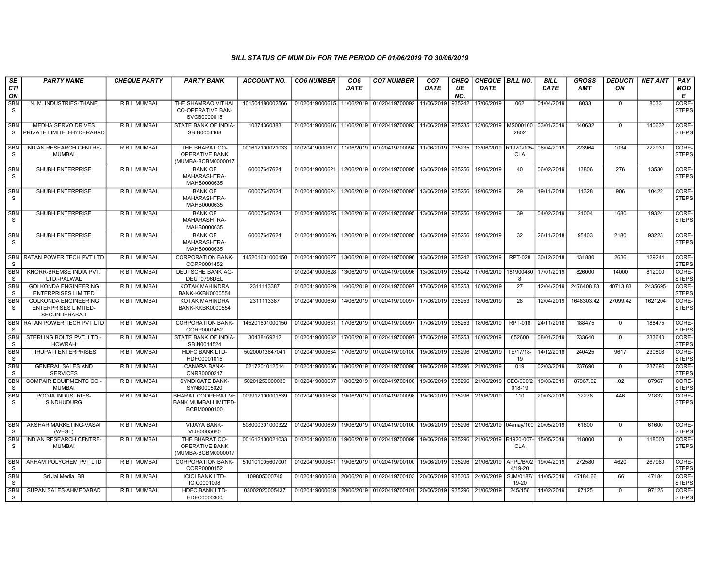# BILL STATUS OF MUM Div FOR THE PERIOD OF 01/06/2019 TO 30/06/2019

| SECTION | PARTY NAME | CHEQUE PARTY | PARTY BANK | ACCOUNT NO. | CO6 NUMBER | CO6 DATE | CO7 NUMBER | CO7 DATE | CHEQUE NO. | CHEQUE DATE | BILL NO. | BILL DATE | GROSS AMT | DEDUCTION | NET AMT | PAY MODE |
|---|---|---|---|---|---|---|---|---|---|---|---|---|---|---|---|---|
| SBNS | N. M. INDUSTRIES-THANE | R B I MUMBAI | THE SHAMRAO VITHAL CO-OPERATIVE BAN-SVCB0000015 | 101504180002566 | 01020419000615 | 11/06/2019 | 01020419700092 | 11/06/2019 | 935242 | 17/06/2019 | 062 | 01/04/2019 | 8033 | 0 | 8033 | CORE-STEPS |
| SBNS | MEDHA SERVO DRIVES PRIVATE LIMITED-HYDERABAD | R B I MUMBAI | STATE BANK OF INDIA-SBIN0004168 | 10374360383 | 01020419000616 | 11/06/2019 | 01020419700093 | 11/06/2019 | 935235 | 13/06/2019 | MS0001002802 | 03/01/2019 | 140632 | 0 | 140632 | CORE-STEPS |
| SBNS | INDIAN RESEARCH CENTRE-MUMBAI | R B I MUMBAI | THE BHARAT CO-OPERATIVE BANK (MUMBA-BCBM0000017 | 001612100021033 | 01020419000617 | 11/06/2019 | 01020419700094 | 11/06/2019 | 935235 | 13/06/2019 | R1920-005-CLA | 06/04/2019 | 223964 | 1034 | 222930 | CORE-STEPS |
| SBNS | SHUBH ENTERPRISE | R B I MUMBAI | BANK OF MAHARASHTRA-MAHB0000635 | 60007647624 | 01020419000621 | 12/06/2019 | 01020419700095 | 13/06/2019 | 935256 | 19/06/2019 | 40 | 06/02/2019 | 13806 | 276 | 13530 | CORE-STEPS |
| SBNS | SHUBH ENTERPRISE | R B I MUMBAI | BANK OF MAHARASHTRA-MAHB0000635 | 60007647624 | 01020419000624 | 12/06/2019 | 01020419700095 | 13/06/2019 | 935256 | 19/06/2019 | 29 | 19/11/2018 | 11328 | 906 | 10422 | CORE-STEPS |
| SBNS | SHUBH ENTERPRISE | R B I MUMBAI | BANK OF MAHARASHTRA-MAHB0000635 | 60007647624 | 01020419000625 | 12/06/2019 | 01020419700095 | 13/06/2019 | 935256 | 19/06/2019 | 39 | 04/02/2019 | 21004 | 1680 | 19324 | CORE-STEPS |
| SBNS | SHUBH ENTERPRISE | R B I MUMBAI | BANK OF MAHARASHTRA-MAHB0000635 | 60007647624 | 01020419000626 | 12/06/2019 | 01020419700095 | 13/06/2019 | 935256 | 19/06/2019 | 32 | 26/11/2018 | 95403 | 2180 | 93223 | CORE-STEPS |
| SBNS | RATAN POWER TECH PVT LTD | R B I MUMBAI | CORPORATION BANK-CORP0001452 | 145201601000150 | 01020419000627 | 13/06/2019 | 01020419700096 | 13/06/2019 | 935242 | 17/06/2019 | RPT-028 | 30/12/2018 | 131880 | 2636 | 129244 | CORE-STEPS |
| SBNS | KNORR-BREMSE INDIA PVT. LTD.-PALWAL | R B I MUMBAI | DEUTSCHE BANK AG-DEUT0796DEL | | 01020419000628 | 13/06/2019 | 01020419700096 | 13/06/2019 | 935242 | 17/06/2019 | 1819004808 | 17/01/2019 | 826000 | 14000 | 812000 | CORE-STEPS |
| SBNS | GOLKONDA ENGINEERING ENTERPRISES LIMITED | R B I MUMBAI | KOTAK MAHINDRA BANK-KKBK0000554 | 2311113387 | 01020419000629 | 14/06/2019 | 01020419700097 | 17/06/2019 | 935253 | 18/06/2019 | 27 | 12/04/2019 | 2476408.83 | 40713.83 | 2435695 | CORE-STEPS |
| SBNS | GOLKONDA ENGINEERING ENTERPRISES LIMITED-SECUNDERABAD | R B I MUMBAI | KOTAK MAHINDRA BANK-KKBK0000554 | 2311113387 | 01020419000630 | 14/06/2019 | 01020419700097 | 17/06/2019 | 935253 | 18/06/2019 | 28 | 12/04/2019 | 1648303.42 | 27099.42 | 1621204 | CORE-STEPS |
| SBNS | RATAN POWER TECH PVT LTD | R B I MUMBAI | CORPORATION BANK-CORP0001452 | 145201601000150 | 01020419000631 | 17/06/2019 | 01020419700097 | 17/06/2019 | 935253 | 18/06/2019 | RPT-018 | 24/11/2018 | 188475 | 0 | 188475 | CORE-STEPS |
| SBNS | STERLING BOLTS PVT. LTD.-HOWRAH | R B I MUMBAI | STATE BANK OF INDIA-SBIN0014524 | 30438469212 | 01020419000632 | 17/06/2019 | 01020419700097 | 17/06/2019 | 935253 | 18/06/2019 | 652600 | 08/01/2019 | 233640 | 0 | 233640 | CORE-STEPS |
| SBNS | TIRUPATI ENTERPRISES | R B I MUMBAI | HDFC BANK LTD-HDFC0001015 | 50200013647041 | 01020419000634 | 17/06/2019 | 01020419700100 | 19/06/2019 | 935296 | 21/06/2019 | TE/17/18-19 | 14/12/2018 | 240425 | 9617 | 230808 | CORE-STEPS |
| SBNS | GENERAL SALES AND SERVICES | R B I MUMBAI | CANARA BANK-CNRB0000217 | 0217201012514 | 01020419000636 | 18/06/2019 | 01020419700098 | 19/06/2019 | 935296 | 21/06/2019 | 019 | 02/03/2019 | 237690 | 0 | 237690 | CORE-STEPS |
| SBNS | COMPAIR EQUIPMENTS CO.-MUMBAI | R B I MUMBAI | SYNDICATE BANK-SYNB0005020 | 50201250000030 | 01020419000637 | 18/06/2019 | 01020419700100 | 19/06/2019 | 935296 | 21/06/2019 | CEC/090/2018-19 | 19/03/2019 | 87967.02 | .02 | 87967 | CORE-STEPS |
| SBNS | POOJA INDUSTRIES-SINDHUDURG | R B I MUMBAI | BHARAT COOPERATIVE BANK MUMBAI LIMITED-BCBM0000100 | 009912100001539 | 01020419000638 | 19/06/2019 | 01020419700098 | 19/06/2019 | 935296 | 21/06/2019 | 110 | 20/03/2019 | 22278 | 446 | 21832 | CORE-STEPS |
| SBNS | AKSHAR MARKETING-VASAI (WEST) | R B I MUMBAI | VIJAYA BANK-VIJB0005080 | 508000301000322 | 01020419000639 | 19/06/2019 | 01020419700100 | 19/06/2019 | 935296 | 21/06/2019 | 04/may/100 | 20/05/2019 | 61600 | 0 | 61600 | CORE-STEPS |
| SBNS | INDIAN RESEARCH CENTRE-MUMBAI | R B I MUMBAI | THE BHARAT CO-OPERATIVE BANK (MUMBA-BCBM0000017 | 001612100021033 | 01020419000640 | 19/06/2019 | 01020419700099 | 19/06/2019 | 935296 | 21/06/2019 | R1920-007-CLA | 15/05/2019 | 118000 | 0 | 118000 | CORE-STEPS |
| SBNS | ARHAM POLYCHEM PVT LTD | R B I MUMBAI | CORPORATION BANK-CORP0000152 | 510101005607001 | 01020419000641 | 19/06/2019 | 01020419700100 | 19/06/2019 | 935296 | 21/06/2019 | APPL/B/024/19-20 | 19/04/2019 | 272580 | 4620 | 267960 | CORE-STEPS |
| SBNS | Sri Jai Media, BB | R B I MUMBAI | ICICI BANK LTD-ICIC0001098 | 109805000745 | 01020419000648 | 20/06/2019 | 01020419700103 | 20/06/2019 | 935305 | 24/06/2019 | SJM/0187/19-20 | 11/05/2019 | 47184.66 | .66 | 47184 | CORE-STEPS |
| SBNS | SUPAN SALES-AHMEDABAD | R B I MUMBAI | HDFC BANK LTD-HDFC0000300 | 03002020005437 | 01020419000649 | 20/06/2019 | 01020419700101 | 20/06/2019 | 935296 | 21/06/2019 | 245/156 | 11/02/2019 | 97125 | 0 | 97125 | CORE-STEPS |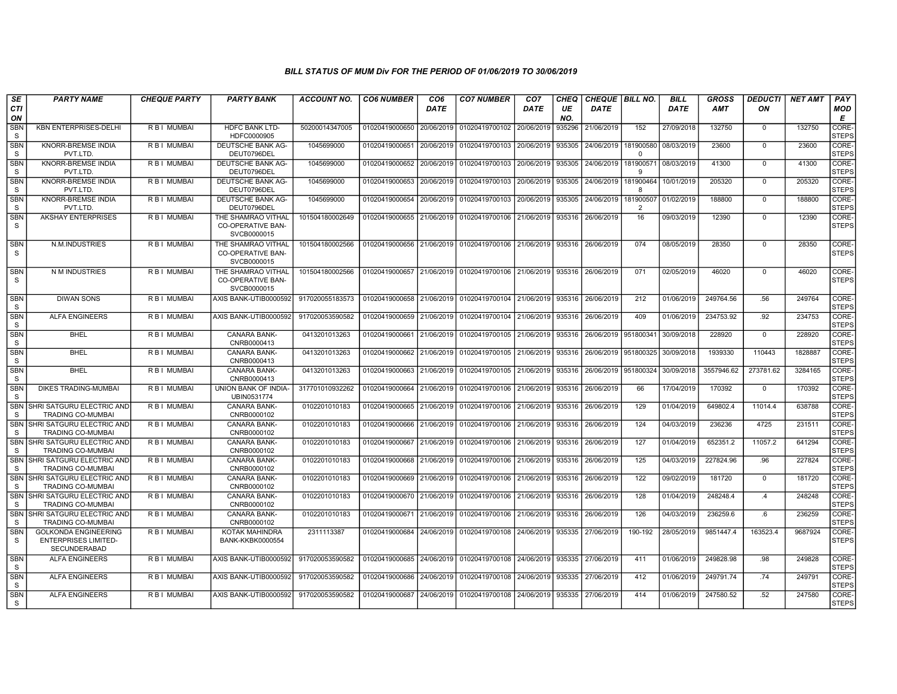## BILL STATUS OF MUM Div FOR THE PERIOD OF 01/06/2019 TO 30/06/2019

| SECTION | PARTY NAME | CHEQUE PARTY | PARTY BANK | ACCOUNT NO. | CO6 NUMBER | CO6 DATE | CO7 NUMBER | CO7 DATE | CHEQUE NO. | CHEQUE DATE | BILL NO. | BILL DATE | GROSS AMT | DEDUCTION | NET AMT | PAY MODE |
|---|---|---|---|---|---|---|---|---|---|---|---|---|---|---|---|---|
| SBNS | KBN ENTERPRISES-DELHI | R B I MUMBAI | HDFC BANK LTD-HDFC0000905 | 50200014347005 | 01020419000650 | 20/06/2019 | 01020419700102 | 20/06/2019 | 935296 | 21/06/2019 | 152 | 27/09/2018 | 132750 | 0 | 132750 | CORE-STEPS |
| SBNS | KNORR-BREMSE INDIA PVT.LTD. | R B I MUMBAI | DEUTSCHE BANK AG-DEUT0796DEL | 1045699000 | 01020419000651 | 20/06/2019 | 01020419700103 | 20/06/2019 | 935305 | 24/06/2019 | 1819005800 | 08/03/2019 | 23600 | 0 | 23600 | CORE-STEPS |
| SBNS | KNORR-BREMSE INDIA PVT.LTD. | R B I MUMBAI | DEUTSCHE BANK AG-DEUT0796DEL | 1045699000 | 01020419000652 | 20/06/2019 | 01020419700103 | 20/06/2019 | 935305 | 24/06/2019 | 1819005719 | 08/03/2019 | 41300 | 0 | 41300 | CORE-STEPS |
| SBNS | KNORR-BREMSE INDIA PVT.LTD. | R B I MUMBAI | DEUTSCHE BANK AG-DEUT0796DEL | 1045699000 | 01020419000653 | 20/06/2019 | 01020419700103 | 20/06/2019 | 935305 | 24/06/2019 | 1819004648 | 10/01/2019 | 205320 | 0 | 205320 | CORE-STEPS |
| SBNS | KNORR-BREMSE INDIA PVT.LTD. | R B I MUMBAI | DEUTSCHE BANK AG-DEUT0796DEL | 1045699000 | 01020419000654 | 20/06/2019 | 01020419700103 | 20/06/2019 | 935305 | 24/06/2019 | 1819005072 | 01/02/2019 | 188800 | 0 | 188800 | CORE-STEPS |
| SBNS | AKSHAY ENTERPRISES | R B I MUMBAI | THE SHAMRAO VITHAL CO-OPERATIVE BAN-SVCB0000015 | 101504180002649 | 01020419000655 | 21/06/2019 | 01020419700106 | 21/06/2019 | 935316 | 26/06/2019 | 16 | 09/03/2019 | 12390 | 0 | 12390 | CORE-STEPS |
| SBNS | N.M.INDUSTRIES | R B I MUMBAI | THE SHAMRAO VITHAL CO-OPERATIVE BAN-SVCB0000015 | 101504180002566 | 01020419000656 | 21/06/2019 | 01020419700106 | 21/06/2019 | 935316 | 26/06/2019 | 074 | 08/05/2019 | 28350 | 0 | 28350 | CORE-STEPS |
| SBNS | N M INDUSTRIES | R B I MUMBAI | THE SHAMRAO VITHAL CO-OPERATIVE BAN-SVCB0000015 | 101504180002566 | 01020419000657 | 21/06/2019 | 01020419700106 | 21/06/2019 | 935316 | 26/06/2019 | 071 | 02/05/2019 | 46020 | 0 | 46020 | CORE-STEPS |
| SBNS | DIWAN SONS | R B I MUMBAI | AXIS BANK-UTIB0000592 | 917020055183573 | 01020419000658 | 21/06/2019 | 01020419700104 | 21/06/2019 | 935316 | 26/06/2019 | 212 | 01/06/2019 | 249764.56 | .56 | 249764 | CORE-STEPS |
| SBNS | ALFA ENGINEERS | R B I MUMBAI | AXIS BANK-UTIB0000592 | 917020053590582 | 01020419000659 | 21/06/2019 | 01020419700104 | 21/06/2019 | 935316 | 26/06/2019 | 409 | 01/06/2019 | 234753.92 | .92 | 234753 | CORE-STEPS |
| SBNS | BHEL | R B I MUMBAI | CANARA BANK-CNRB0000413 | 0413201013263 | 01020419000661 | 21/06/2019 | 01020419700105 | 21/06/2019 | 935316 | 26/06/2019 | 951800341 | 30/09/2018 | 228920 | 0 | 228920 | CORE-STEPS |
| SBNS | BHEL | R B I MUMBAI | CANARA BANK-CNRB0000413 | 0413201013263 | 01020419000662 | 21/06/2019 | 01020419700105 | 21/06/2019 | 935316 | 26/06/2019 | 951800325 | 30/09/2018 | 1939330 | 110443 | 1828887 | CORE-STEPS |
| SBNS | BHEL | R B I MUMBAI | CANARA BANK-CNRB0000413 | 0413201013263 | 01020419000663 | 21/06/2019 | 01020419700105 | 21/06/2019 | 935316 | 26/06/2019 | 951800324 | 30/09/2018 | 3557946.62 | 273781.62 | 3284165 | CORE-STEPS |
| SBNS | DIKES TRADING-MUMBAI | R B I MUMBAI | UNION BANK OF INDIA-UBIN0531774 | 317701010932262 | 01020419000664 | 21/06/2019 | 01020419700106 | 21/06/2019 | 935316 | 26/06/2019 | 66 | 17/04/2019 | 170392 | 0 | 170392 | CORE-STEPS |
| SBNS | SHRI SATGURU ELECTRIC AND TRADING CO-MUMBAI | R B I MUMBAI | CANARA BANK-CNRB0000102 | 0102201010183 | 01020419000665 | 21/06/2019 | 01020419700106 | 21/06/2019 | 935316 | 26/06/2019 | 129 | 01/04/2019 | 649802.4 | 11014.4 | 638788 | CORE-STEPS |
| SBNS | SHRI SATGURU ELECTRIC AND TRADING CO-MUMBAI | R B I MUMBAI | CANARA BANK-CNRB0000102 | 0102201010183 | 01020419000666 | 21/06/2019 | 01020419700106 | 21/06/2019 | 935316 | 26/06/2019 | 124 | 04/03/2019 | 236236 | 4725 | 231511 | CORE-STEPS |
| SBNS | SHRI SATGURU ELECTRIC AND TRADING CO-MUMBAI | R B I MUMBAI | CANARA BANK-CNRB0000102 | 0102201010183 | 01020419000667 | 21/06/2019 | 01020419700106 | 21/06/2019 | 935316 | 26/06/2019 | 127 | 01/04/2019 | 652351.2 | 11057.2 | 641294 | CORE-STEPS |
| SBNS | SHRI SATGURU ELECTRIC AND TRADING CO-MUMBAI | R B I MUMBAI | CANARA BANK-CNRB0000102 | 0102201010183 | 01020419000668 | 21/06/2019 | 01020419700106 | 21/06/2019 | 935316 | 26/06/2019 | 125 | 04/03/2019 | 227824.96 | .96 | 227824 | CORE-STEPS |
| SBNS | SHRI SATGURU ELECTRIC AND TRADING CO-MUMBAI | R B I MUMBAI | CANARA BANK-CNRB0000102 | 0102201010183 | 01020419000669 | 21/06/2019 | 01020419700106 | 21/06/2019 | 935316 | 26/06/2019 | 122 | 09/02/2019 | 181720 | 0 | 181720 | CORE-STEPS |
| SBNS | SHRI SATGURU ELECTRIC AND TRADING CO-MUMBAI | R B I MUMBAI | CANARA BANK-CNRB0000102 | 0102201010183 | 01020419000670 | 21/06/2019 | 01020419700106 | 21/06/2019 | 935316 | 26/06/2019 | 128 | 01/04/2019 | 248248.4 | .4 | 248248 | CORE-STEPS |
| SBNS | SHRI SATGURU ELECTRIC AND TRADING CO-MUMBAI | R B I MUMBAI | CANARA BANK-CNRB0000102 | 0102201010183 | 01020419000671 | 21/06/2019 | 01020419700106 | 21/06/2019 | 935316 | 26/06/2019 | 126 | 04/03/2019 | 236259.6 | .6 | 236259 | CORE-STEPS |
| SBNS | GOLKONDA ENGINEERING ENTERPRISES LIMITED-SECUNDERABAD | R B I MUMBAI | KOTAK MAHINDRA BANK-KKBK0000554 | 2311113387 | 01020419000684 | 24/06/2019 | 01020419700108 | 24/06/2019 | 935335 | 27/06/2019 | 190-192 | 28/05/2019 | 9851447.4 | 163523.4 | 9687924 | CORE-STEPS |
| SBNS | ALFA ENGINEERS | R B I MUMBAI | AXIS BANK-UTIB0000592 | 917020053590582 | 01020419000685 | 24/06/2019 | 01020419700108 | 24/06/2019 | 935335 | 27/06/2019 | 411 | 01/06/2019 | 249828.98 | .98 | 249828 | CORE-STEPS |
| SBNS | ALFA ENGINEERS | R B I MUMBAI | AXIS BANK-UTIB0000592 | 917020053590582 | 01020419000686 | 24/06/2019 | 01020419700108 | 24/06/2019 | 935335 | 27/06/2019 | 412 | 01/06/2019 | 249791.74 | .74 | 249791 | CORE-STEPS |
| SBNS | ALFA ENGINEERS | R B I MUMBAI | AXIS BANK-UTIB0000592 | 917020053590582 | 01020419000687 | 24/06/2019 | 01020419700108 | 24/06/2019 | 935335 | 27/06/2019 | 414 | 01/06/2019 | 247580.52 | .52 | 247580 | CORE-STEPS |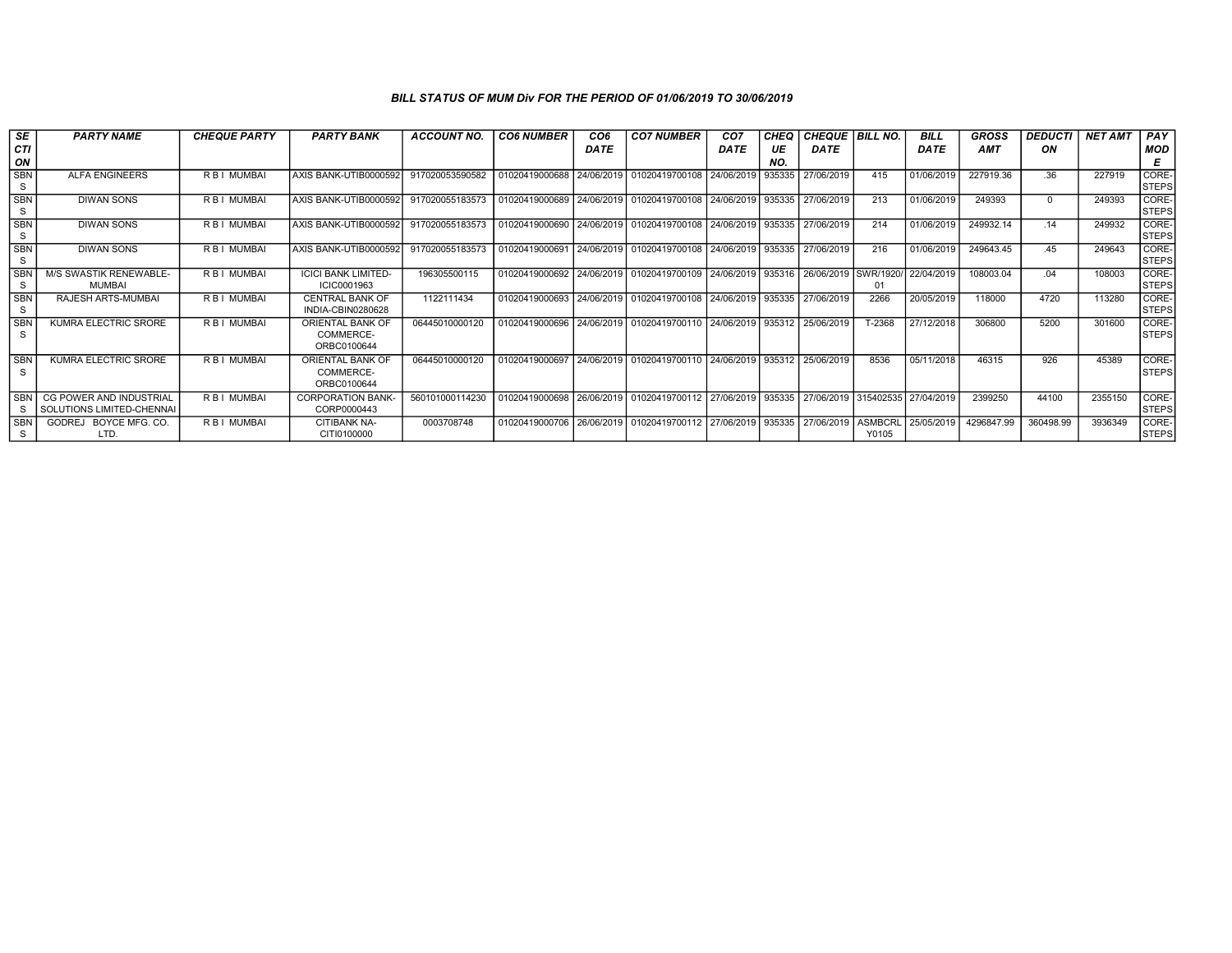*BILL STATUS OF MUM Div FOR THE PERIOD OF 01/06/2019 TO 30/06/2019*

| SECTION | PARTY NAME | CHEQUE PARTY | PARTY BANK | ACCOUNT NO. | CO6 NUMBER | CO6 DATE | CO7 NUMBER | CO7 DATE | CHEQUE NO. | CHEQUE DATE | BILL NO. | BILL DATE | GROSS AMT | DEDUCTION | NET AMT | PAY MODE |
|---|---|---|---|---|---|---|---|---|---|---|---|---|---|---|---|---|
| SBNS | ALFA ENGINEERS | R B I MUMBAI | AXIS BANK-UTIB0000592 | 917020053590582 | 01020419000688 | 24/06/2019 | 01020419700108 | 24/06/2019 | 935335 | 27/06/2019 | 415 | 01/06/2019 | 227919.36 | .36 | 227919 | CORE-STEPS |
| SBNS | DIWAN SONS | R B I MUMBAI | AXIS BANK-UTIB0000592 | 917020055183573 | 01020419000689 | 24/06/2019 | 01020419700108 | 24/06/2019 | 935335 | 27/06/2019 | 213 | 01/06/2019 | 249393 | 0 | 249393 | CORE-STEPS |
| SBNS | DIWAN SONS | R B I MUMBAI | AXIS BANK-UTIB0000592 | 917020055183573 | 01020419000690 | 24/06/2019 | 01020419700108 | 24/06/2019 | 935335 | 27/06/2019 | 214 | 01/06/2019 | 249932.14 | .14 | 249932 | CORE-STEPS |
| SBNS | DIWAN SONS | R B I MUMBAI | AXIS BANK-UTIB0000592 | 917020055183573 | 01020419000691 | 24/06/2019 | 01020419700108 | 24/06/2019 | 935335 | 27/06/2019 | 216 | 01/06/2019 | 249643.45 | .45 | 249643 | CORE-STEPS |
| SBNS | M/S SWASTIK RENEWABLE-MUMBAI | R B I MUMBAI | ICICI BANK LIMITED-ICIC0001963 | 196305500115 | 01020419000692 | 24/06/2019 | 01020419700109 | 24/06/2019 | 935316 | 26/06/2019 | SWR/1920/01 | 22/04/2019 | 108003.04 | .04 | 108003 | CORE-STEPS |
| SBNS | RAJESH ARTS-MUMBAI | R B I MUMBAI | CENTRAL BANK OF INDIA-CBIN0280628 | 1122111434 | 01020419000693 | 24/06/2019 | 01020419700108 | 24/06/2019 | 935335 | 27/06/2019 | 2266 | 20/05/2019 | 118000 | 4720 | 113280 | CORE-STEPS |
| SBNS | KUMRA ELECTRIC SRORE | R B I MUMBAI | ORIENTAL BANK OF COMMERCE-ORBC0100644 | 06445010000120 | 01020419000696 | 24/06/2019 | 01020419700110 | 24/06/2019 | 935312 | 25/06/2019 | T-2368 | 27/12/2018 | 306800 | 5200 | 301600 | CORE-STEPS |
| SBNS | KUMRA ELECTRIC SRORE | R B I MUMBAI | ORIENTAL BANK OF COMMERCE-ORBC0100644 | 06445010000120 | 01020419000697 | 24/06/2019 | 01020419700110 | 24/06/2019 | 935312 | 25/06/2019 | 8536 | 05/11/2018 | 46315 | 926 | 45389 | CORE-STEPS |
| SBNS | CG POWER AND INDUSTRIAL SOLUTIONS LIMITED-CHENNAI | R B I MUMBAI | CORPORATION BANK-CORP0000443 | 560101000114230 | 01020419000698 | 26/06/2019 | 01020419700112 | 27/06/2019 | 935335 | 27/06/2019 | 315402535 | 27/04/2019 | 2399250 | 44100 | 2355150 | CORE-STEPS |
| SBNS | GODREJ BOYCE MFG. CO. LTD. | R B I MUMBAI | CITIBANK NA-CITI0100000 | 0003708748 | 01020419000706 | 26/06/2019 | 01020419700112 | 27/06/2019 | 935335 | 27/06/2019 | ASMBCRLY0105 | 25/05/2019 | 4296847.99 | 360498.99 | 3936349 | CORE-STEPS |